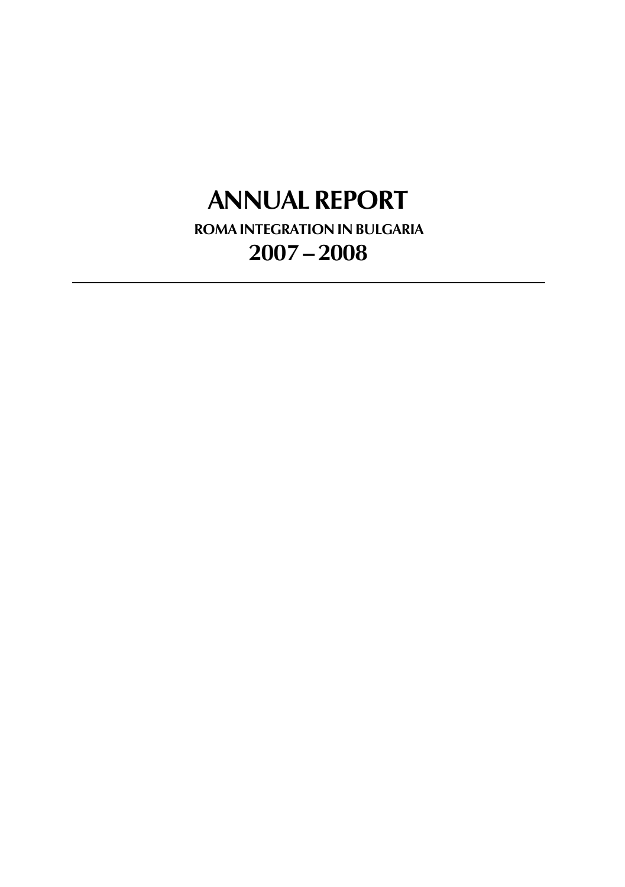# ANNUAL REPORT

## ROMA INTEGRATION IN BULGARIA

## 2007 – 2008

---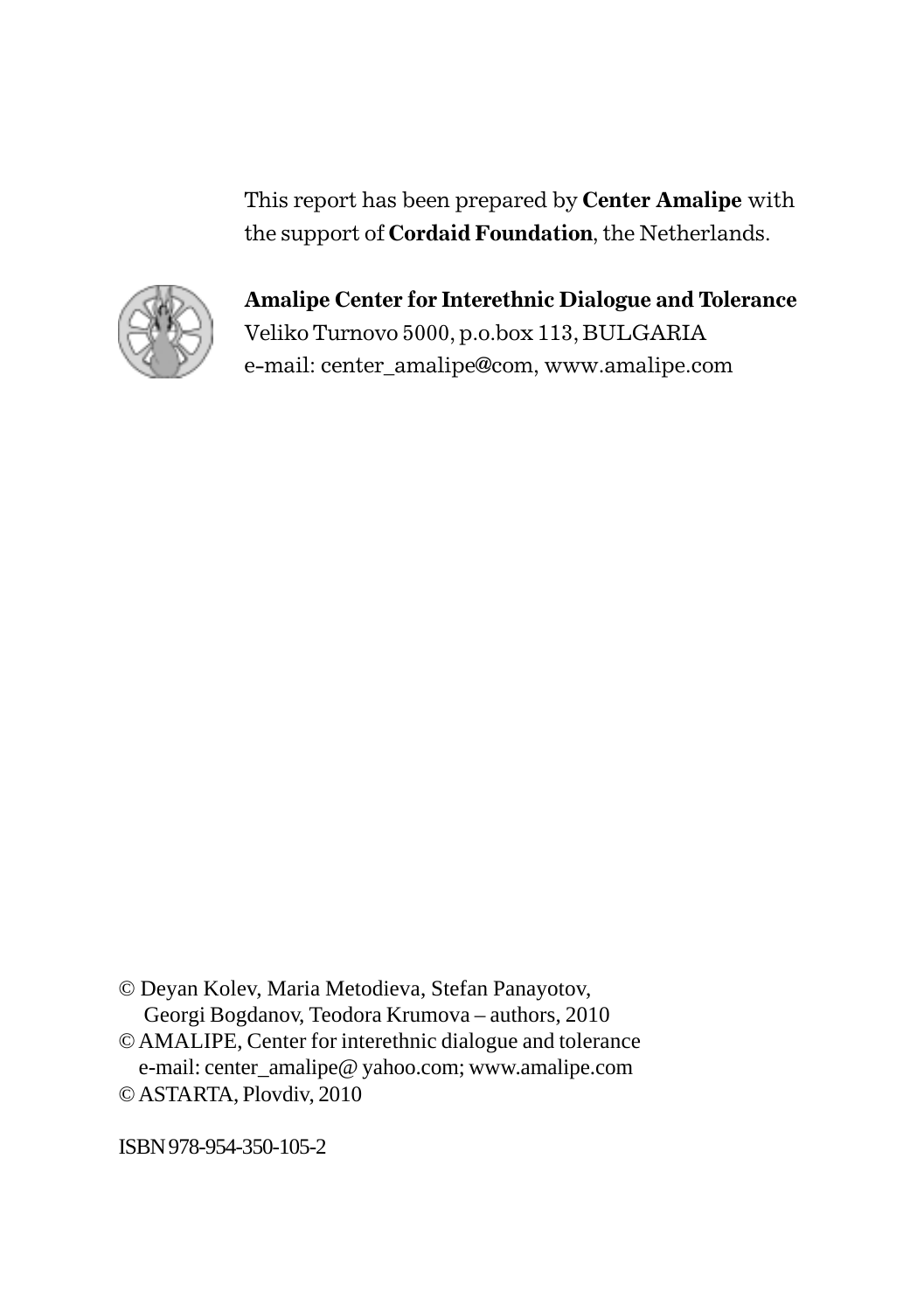This report has been prepared by **Center Amalipe** with the support of **Cordaid Foundation**, the Netherlands.

**Amalipe Center for Interethnic Dialogue and Tolerance**
Veliko Turnovo 5000, p.o.box 113, BULGARIA
e-mail: center_amalipe@com, www.amalipe.com

© Deyan Kolev, Maria Metodieva, Stefan Panayotov,
Georgi Bogdanov, Teodora Krumova – authors, 2010
© AMALIPE, Center for interethnic dialogue and tolerance
e-mail: center_amalipe@ yahoo.com; www.amalipe.com
© ASTARTA, Plovdiv, 2010

ISBN 978-954-350-105-2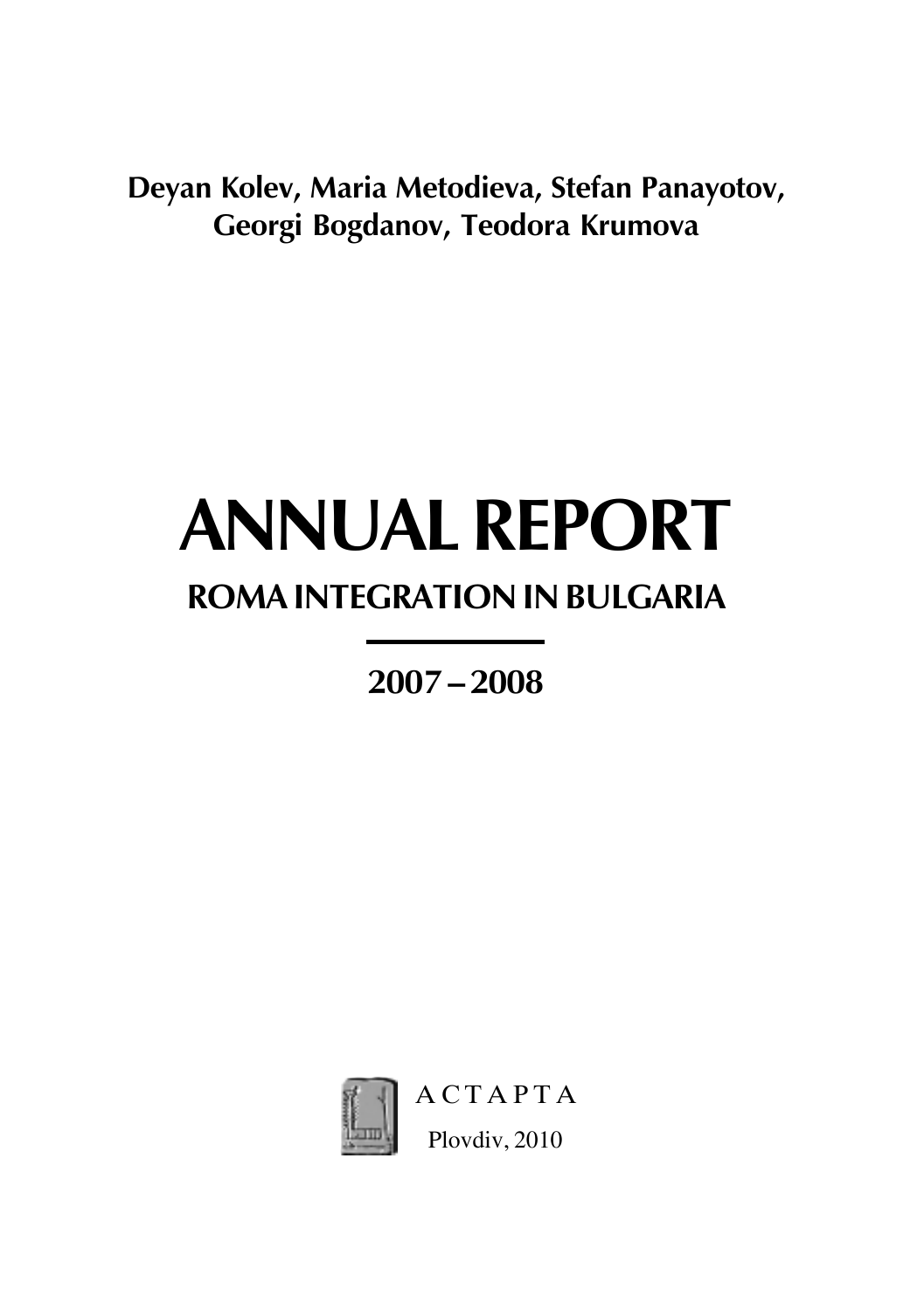**Deyan Kolev, Maria Metodieva, Stefan Panayotov, Georgi Bogdanov, Teodora Krumova**

# ANNUAL REPORT

## ROMA INTEGRATION IN BULGARIA

---

## 2007 – 2008

АСТАРТА

Plovdiv, 2010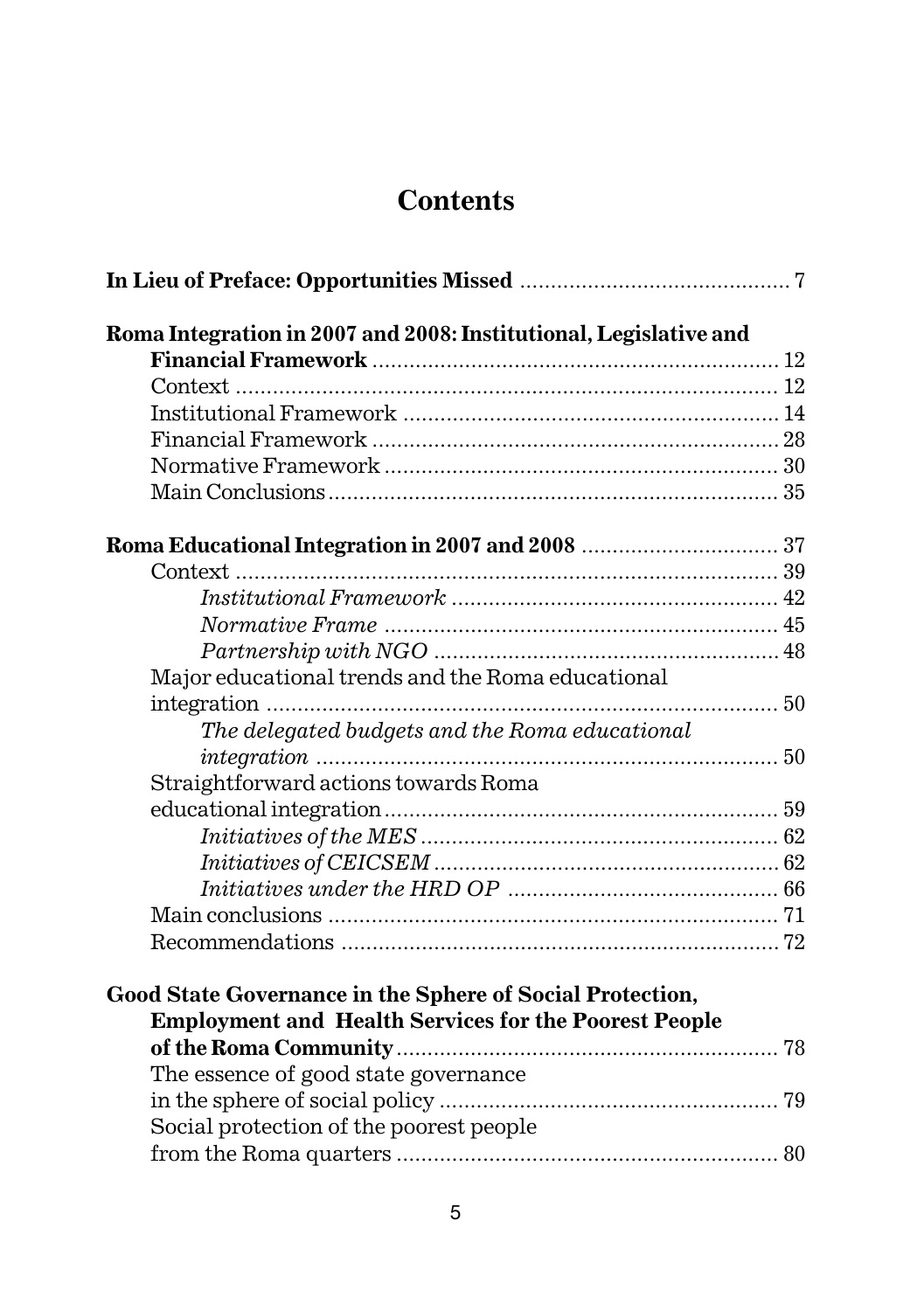# Contents

**In Lieu of Preface: Opportunities Missed** .......... 7

**Roma Integration in 2007 and 2008: Institutional, Legislative and Financial Framework** .......... 12

- Context .......... 12
- Institutional Framework .......... 14
- Financial Framework .......... 28
- Normative Framework .......... 30
- Main Conclusions .......... 35

**Roma Educational Integration in 2007 and 2008** .......... 37

- Context .......... 39
  - *Institutional Framework* .......... 42
  - *Normative Frame* .......... 45
  - *Partnership with NGO* .......... 48
- Major educational trends and the Roma educational integration .......... 50
  - *The delegated budgets and the Roma educational integration* .......... 50
- Straightforward actions towards Roma educational integration .......... 59
  - *Initiatives of the MES* .......... 62
  - *Initiatives of CEICSEM* .......... 62
  - *Initiatives under the HRD OP* .......... 66
- Main conclusions .......... 71
- Recommendations .......... 72

**Good State Governance in the Sphere of Social Protection, Employment and Health Services for the Poorest People of the Roma Community** .......... 78

- The essence of good state governance in the sphere of social policy .......... 79
- Social protection of the poorest people from the Roma quarters .......... 80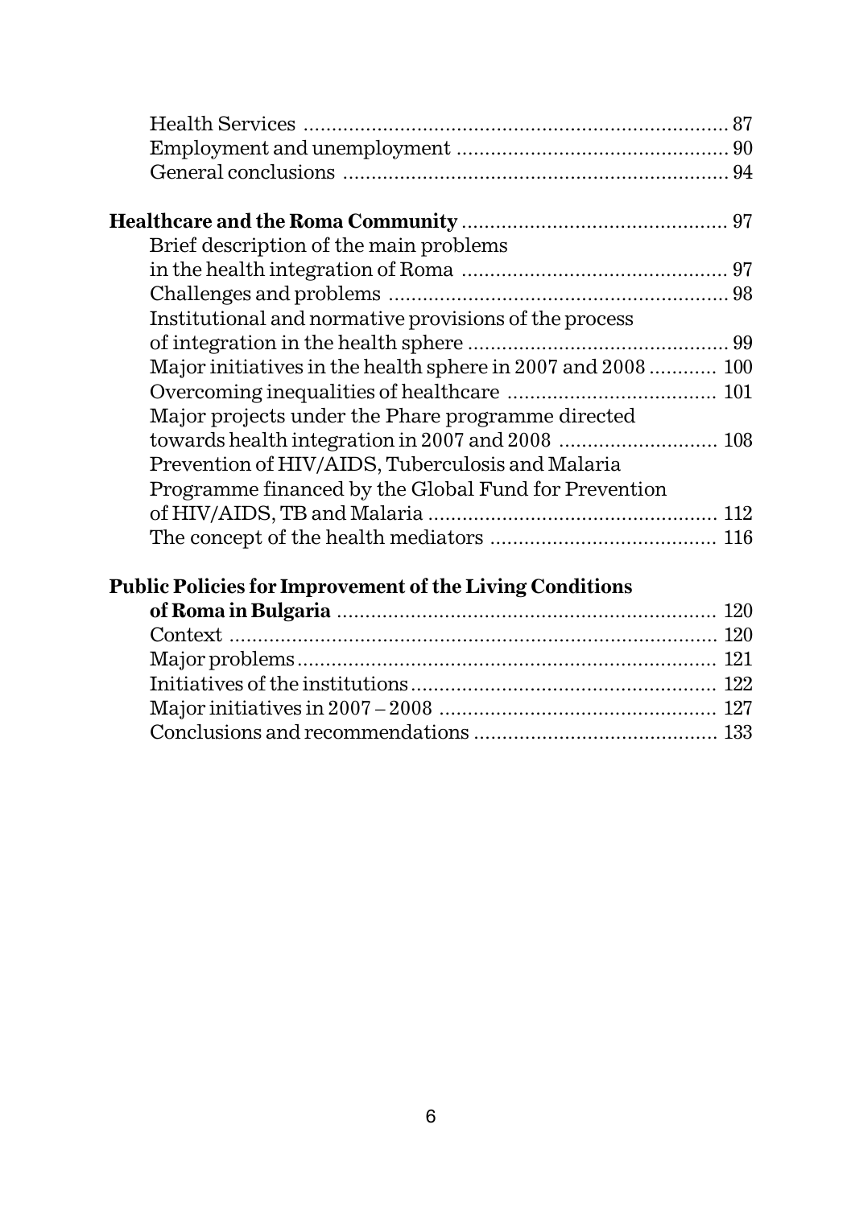Health Services ........................................................................ 87
Employment and unemployment .............................................. 90
General conclusions .................................................................. 94

**Healthcare and the Roma Community** .............................................. 97
Brief description of the main problems in the health integration of Roma ............................................ 97
Challenges and problems .......................................................... 98
Institutional and normative provisions of the process of integration in the health sphere ............................................ 99
Major initiatives in the health sphere in 2007 and 2008 ........... 100
Overcoming inequalities of healthcare .................................... 101
Major projects under the Phare programme directed towards health integration in 2007 and 2008 ........................... 108
Prevention of HIV/AIDS, Tuberculosis and Malaria Programme financed by the Global Fund for Prevention of HIV/AIDS, TB and Malaria .................................................. 112
The concept of the health mediators ....................................... 116

**Public Policies for Improvement of the Living Conditions of Roma in Bulgaria** ................................................................. 120
Context .................................................................................... 120
Major problems ........................................................................ 121
Initiatives of the institutions ..................................................... 122
Major initiatives in 2007 – 2008 ................................................ 127
Conclusions and recommendations .......................................... 133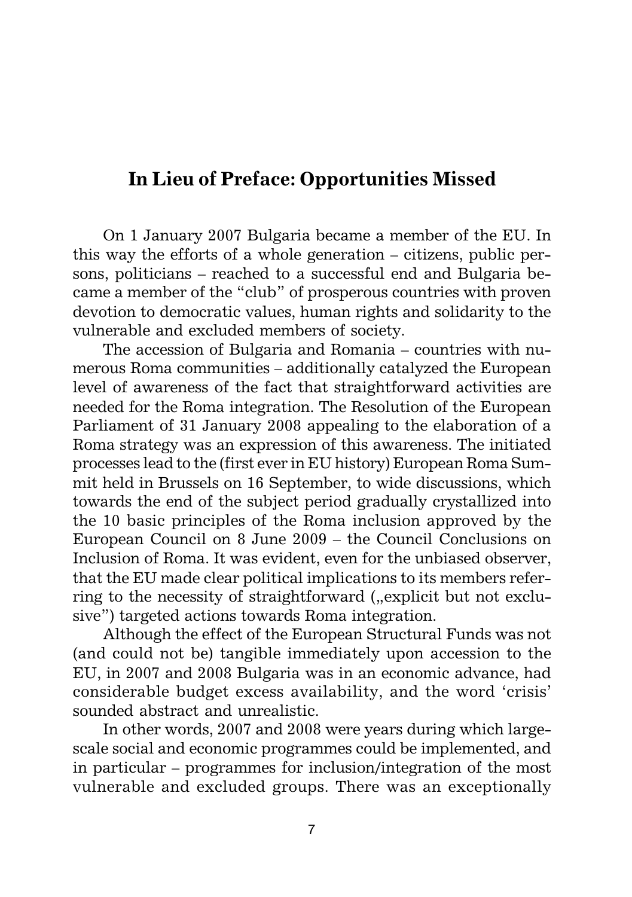## In Lieu of Preface: Opportunities Missed

On 1 January 2007 Bulgaria became a member of the EU. In this way the efforts of a whole generation – citizens, public persons, politicians – reached to a successful end and Bulgaria became a member of the "club" of prosperous countries with proven devotion to democratic values, human rights and solidarity to the vulnerable and excluded members of society.

The accession of Bulgaria and Romania – countries with numerous Roma communities – additionally catalyzed the European level of awareness of the fact that straightforward activities are needed for the Roma integration. The Resolution of the European Parliament of 31 January 2008 appealing to the elaboration of a Roma strategy was an expression of this awareness. The initiated processes lead to the (first ever in EU history) European Roma Summit held in Brussels on 16 September, to wide discussions, which towards the end of the subject period gradually crystallized into the 10 basic principles of the Roma inclusion approved by the European Council on 8 June 2009 – the Council Conclusions on Inclusion of Roma. It was evident, even for the unbiased observer, that the EU made clear political implications to its members referring to the necessity of straightforward („explicit but not exclusive") targeted actions towards Roma integration.

Although the effect of the European Structural Funds was not (and could not be) tangible immediately upon accession to the EU, in 2007 and 2008 Bulgaria was in an economic advance, had considerable budget excess availability, and the word 'crisis' sounded abstract and unrealistic.

In other words, 2007 and 2008 were years during which large-scale social and economic programmes could be implemented, and in particular – programmes for inclusion/integration of the most vulnerable and excluded groups. There was an exceptionally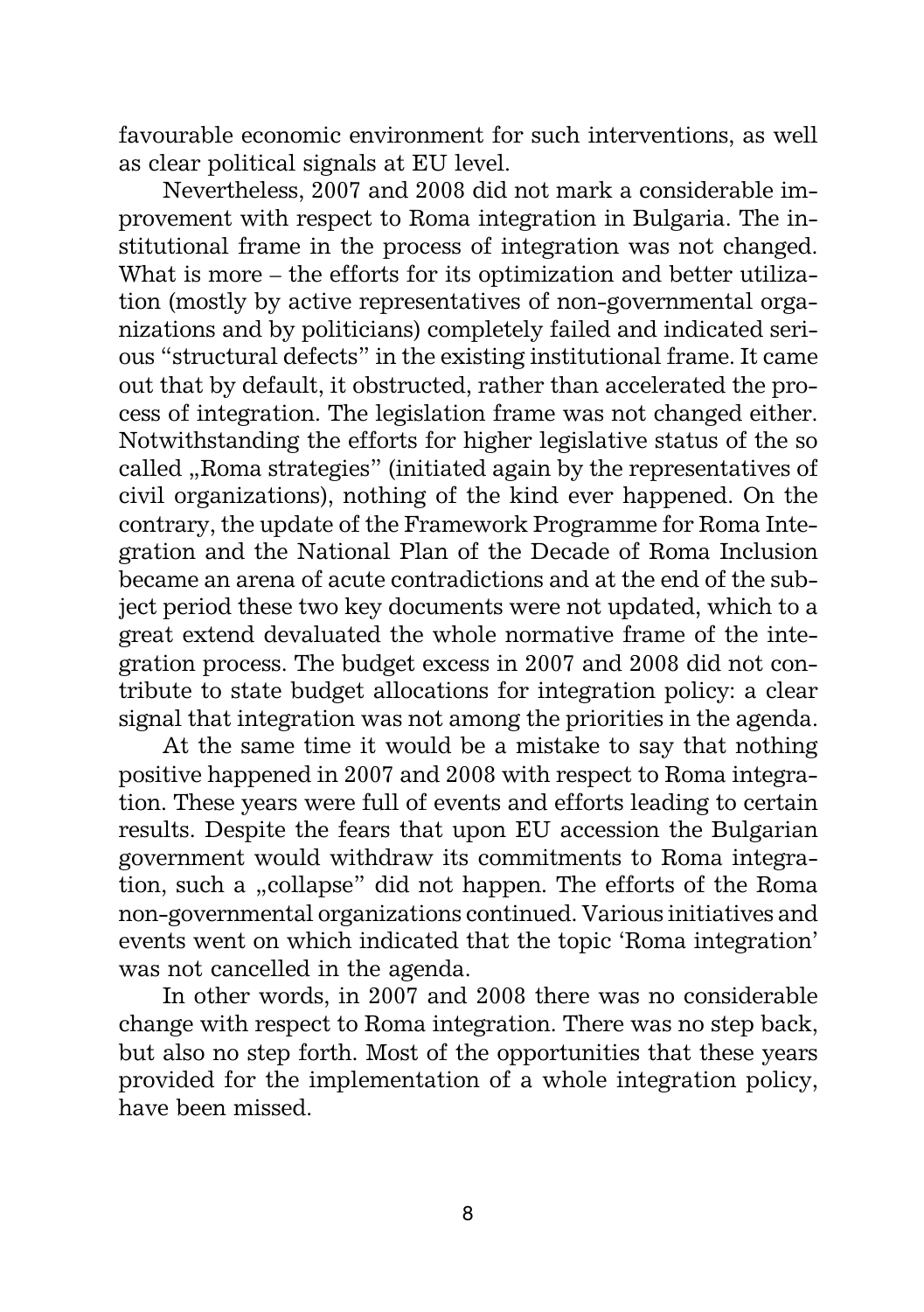favourable economic environment for such interventions, as well as clear political signals at EU level.

Nevertheless, 2007 and 2008 did not mark a considerable improvement with respect to Roma integration in Bulgaria. The institutional frame in the process of integration was not changed. What is more – the efforts for its optimization and better utilization (mostly by active representatives of non-governmental organizations and by politicians) completely failed and indicated serious "structural defects" in the existing institutional frame. It came out that by default, it obstructed, rather than accelerated the process of integration. The legislation frame was not changed either. Notwithstanding the efforts for higher legislative status of the so called „Roma strategies" (initiated again by the representatives of civil organizations), nothing of the kind ever happened. On the contrary, the update of the Framework Programme for Roma Integration and the National Plan of the Decade of Roma Inclusion became an arena of acute contradictions and at the end of the subject period these two key documents were not updated, which to a great extend devaluated the whole normative frame of the integration process. The budget excess in 2007 and 2008 did not contribute to state budget allocations for integration policy: a clear signal that integration was not among the priorities in the agenda.

At the same time it would be a mistake to say that nothing positive happened in 2007 and 2008 with respect to Roma integration. These years were full of events and efforts leading to certain results. Despite the fears that upon EU accession the Bulgarian government would withdraw its commitments to Roma integration, such a „collapse" did not happen. The efforts of the Roma non-governmental organizations continued. Various initiatives and events went on which indicated that the topic 'Roma integration' was not cancelled in the agenda.

In other words, in 2007 and 2008 there was no considerable change with respect to Roma integration. There was no step back, but also no step forth. Most of the opportunities that these years provided for the implementation of a whole integration policy, have been missed.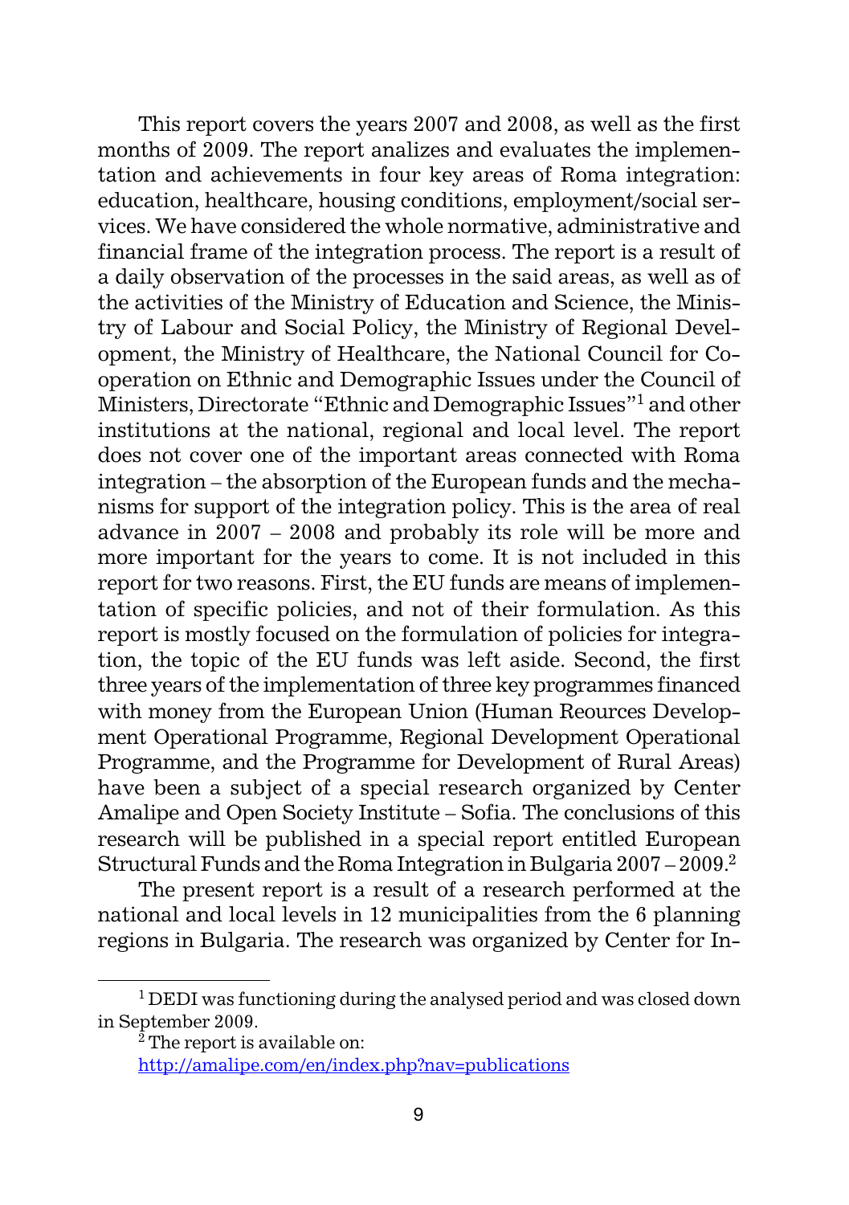This report covers the years 2007 and 2008, as well as the first months of 2009. The report analizes and evaluates the implementation and achievements in four key areas of Roma integration: education, healthcare, housing conditions, employment/social services. We have considered the whole normative, administrative and financial frame of the integration process. The report is a result of a daily observation of the processes in the said areas, as well as of the activities of the Ministry of Education and Science, the Ministry of Labour and Social Policy, the Ministry of Regional Development, the Ministry of Healthcare, the National Council for Cooperation on Ethnic and Demographic Issues under the Council of Ministers, Directorate "Ethnic and Demographic Issues"[1] and other institutions at the national, regional and local level. The report does not cover one of the important areas connected with Roma integration – the absorption of the European funds and the mechanisms for support of the integration policy. This is the area of real advance in 2007 – 2008 and probably its role will be more and more important for the years to come. It is not included in this report for two reasons. First, the EU funds are means of implementation of specific policies, and not of their formulation. As this report is mostly focused on the formulation of policies for integration, the topic of the EU funds was left aside. Second, the first three years of the implementation of three key programmes financed with money from the European Union (Human Reources Development Operational Programme, Regional Development Operational Programme, and the Programme for Development of Rural Areas) have been a subject of a special research organized by Center Amalipe and Open Society Institute – Sofia. The conclusions of this research will be published in a special report entitled European Structural Funds and the Roma Integration in Bulgaria 2007 – 2009.[2]

The present report is a result of a research performed at the national and local levels in 12 municipalities from the 6 planning regions in Bulgaria. The research was organized by Center for In-

---

[1] DEDI was functioning during the analysed period and was closed down in September 2009.

[2] The report is available on: http://amalipe.com/en/index.php?nav=publications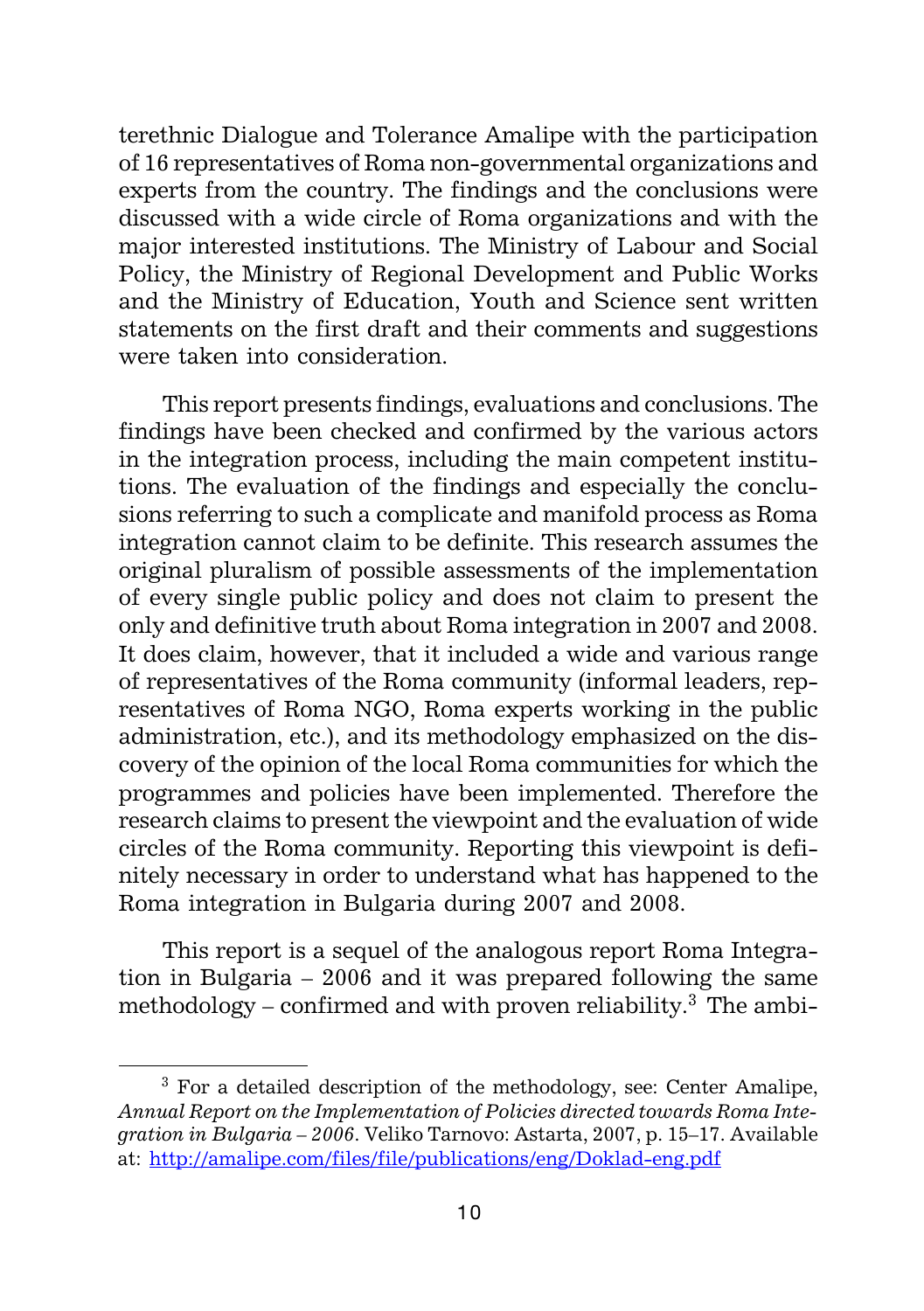terethnic Dialogue and Tolerance Amalipe with the participation of 16 representatives of Roma non-governmental organizations and experts from the country. The findings and the conclusions were discussed with a wide circle of Roma organizations and with the major interested institutions. The Ministry of Labour and Social Policy, the Ministry of Regional Development and Public Works and the Ministry of Education, Youth and Science sent written statements on the first draft and their comments and suggestions were taken into consideration.

This report presents findings, evaluations and conclusions. The findings have been checked and confirmed by the various actors in the integration process, including the main competent institutions. The evaluation of the findings and especially the conclusions referring to such a complicate and manifold process as Roma integration cannot claim to be definite. This research assumes the original pluralism of possible assessments of the implementation of every single public policy and does not claim to present the only and definitive truth about Roma integration in 2007 and 2008. It does claim, however, that it included a wide and various range of representatives of the Roma community (informal leaders, representatives of Roma NGO, Roma experts working in the public administration, etc.), and its methodology emphasized on the discovery of the opinion of the local Roma communities for which the programmes and policies have been implemented. Therefore the research claims to present the viewpoint and the evaluation of wide circles of the Roma community. Reporting this viewpoint is definitely necessary in order to understand what has happened to the Roma integration in Bulgaria during 2007 and 2008.

This report is a sequel of the analogous report Roma Integration in Bulgaria – 2006 and it was prepared following the same methodology – confirmed and with proven reliability.[3] The ambi-

---

[3] For a detailed description of the methodology, see: Center Amalipe, *Annual Report on the Implementation of Policies directed towards Roma Integration in Bulgaria – 2006*. Veliko Tarnovo: Astarta, 2007, p. 15–17. Available at: http://amalipe.com/files/file/publications/eng/Doklad-eng.pdf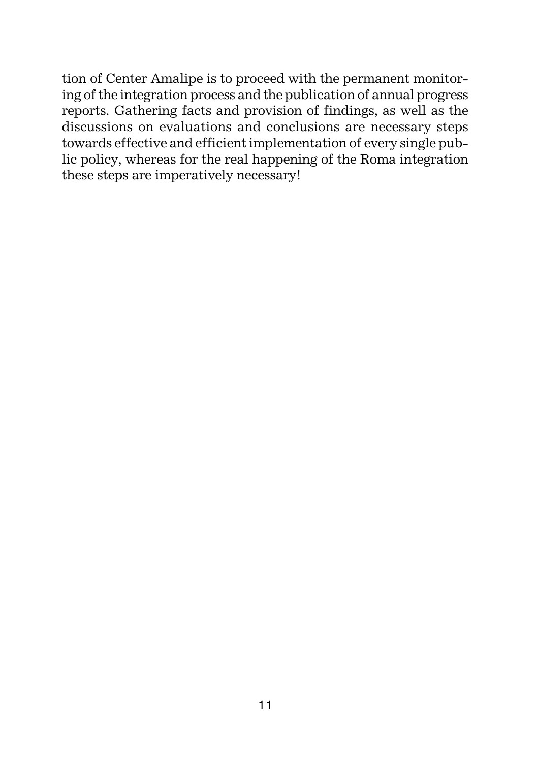tion of Center Amalipe is to proceed with the permanent monitoring of the integration process and the publication of annual progress reports. Gathering facts and provision of findings, as well as the discussions on evaluations and conclusions are necessary steps towards effective and efficient implementation of every single public policy, whereas for the real happening of the Roma integration these steps are imperatively necessary!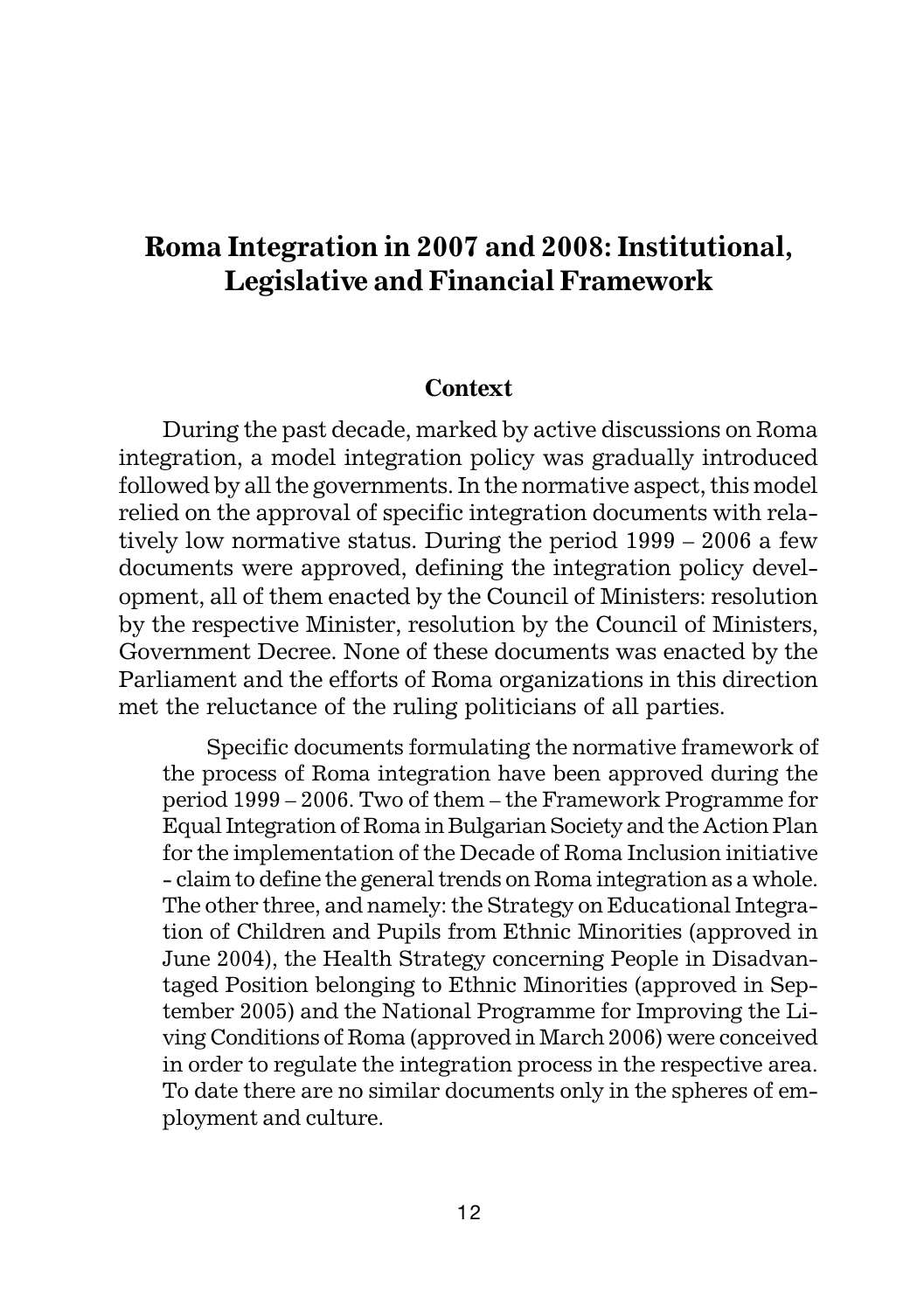# Roma Integration in 2007 and 2008: Institutional, Legislative and Financial Framework

## Context

During the past decade, marked by active discussions on Roma integration, a model integration policy was gradually introduced followed by all the governments. In the normative aspect, this model relied on the approval of specific integration documents with relatively low normative status. During the period 1999 – 2006 a few documents were approved, defining the integration policy development, all of them enacted by the Council of Ministers: resolution by the respective Minister, resolution by the Council of Ministers, Government Decree. None of these documents was enacted by the Parliament and the efforts of Roma organizations in this direction met the reluctance of the ruling politicians of all parties.

> Specific documents formulating the normative framework of the process of Roma integration have been approved during the period 1999 – 2006. Two of them – the Framework Programme for Equal Integration of Roma in Bulgarian Society and the Action Plan for the implementation of the Decade of Roma Inclusion initiative - claim to define the general trends on Roma integration as a whole. The other three, and namely: the Strategy on Educational Integration of Children and Pupils from Ethnic Minorities (approved in June 2004), the Health Strategy concerning People in Disadvantaged Position belonging to Ethnic Minorities (approved in September 2005) and the National Programme for Improving the Living Conditions of Roma (approved in March 2006) were conceived in order to regulate the integration process in the respective area. To date there are no similar documents only in the spheres of employment and culture.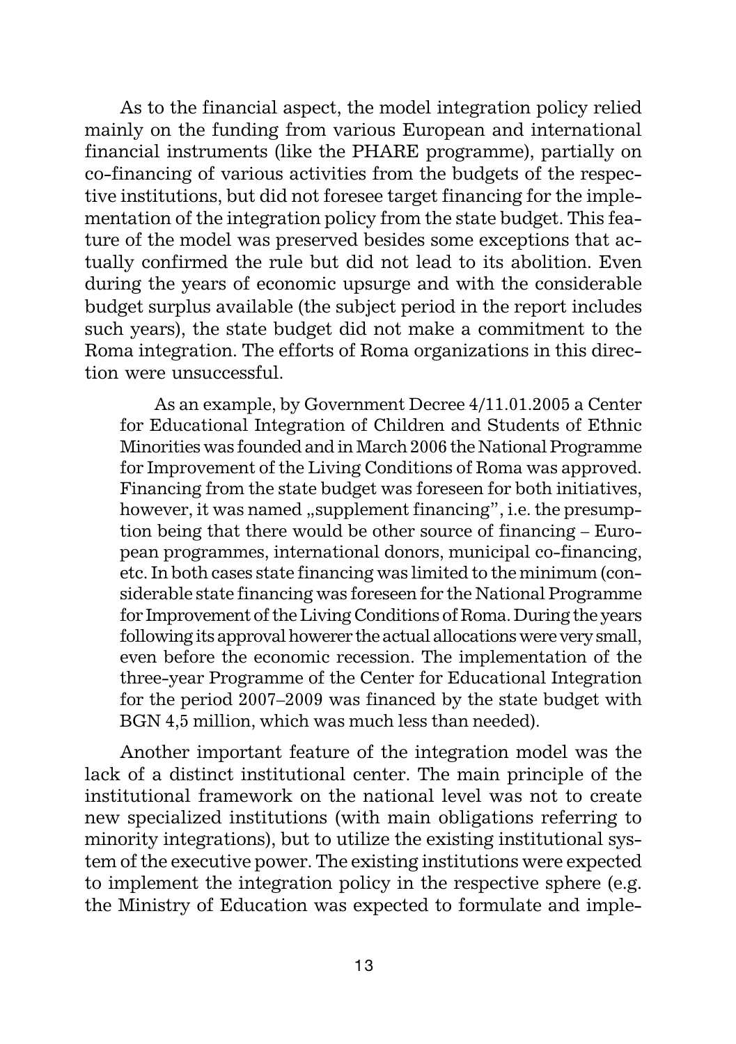As to the financial aspect, the model integration policy relied mainly on the funding from various European and international financial instruments (like the PHARE programme), partially on co-financing of various activities from the budgets of the respective institutions, but did not foresee target financing for the implementation of the integration policy from the state budget. This feature of the model was preserved besides some exceptions that actually confirmed the rule but did not lead to its abolition. Even during the years of economic upsurge and with the considerable budget surplus available (the subject period in the report includes such years), the state budget did not make a commitment to the Roma integration. The efforts of Roma organizations in this direction were unsuccessful.

> As an example, by Government Decree 4/11.01.2005 a Center for Educational Integration of Children and Students of Ethnic Minorities was founded and in March 2006 the National Programme for Improvement of the Living Conditions of Roma was approved. Financing from the state budget was foreseen for both initiatives, however, it was named „supplement financing", i.e. the presumption being that there would be other source of financing – European programmes, international donors, municipal co-financing, etc. In both cases state financing was limited to the minimum (considerable state financing was foreseen for the National Programme for Improvement of the Living Conditions of Roma. During the years following its approval howerer the actual allocations were very small, even before the economic recession. The implementation of the three-year Programme of the Center for Educational Integration for the period 2007–2009 was financed by the state budget with BGN 4,5 million, which was much less than needed).

Another important feature of the integration model was the lack of a distinct institutional center. The main principle of the institutional framework on the national level was not to create new specialized institutions (with main obligations referring to minority integrations), but to utilize the existing institutional system of the executive power. The existing institutions were expected to implement the integration policy in the respective sphere (e.g. the Ministry of Education was expected to formulate and imple-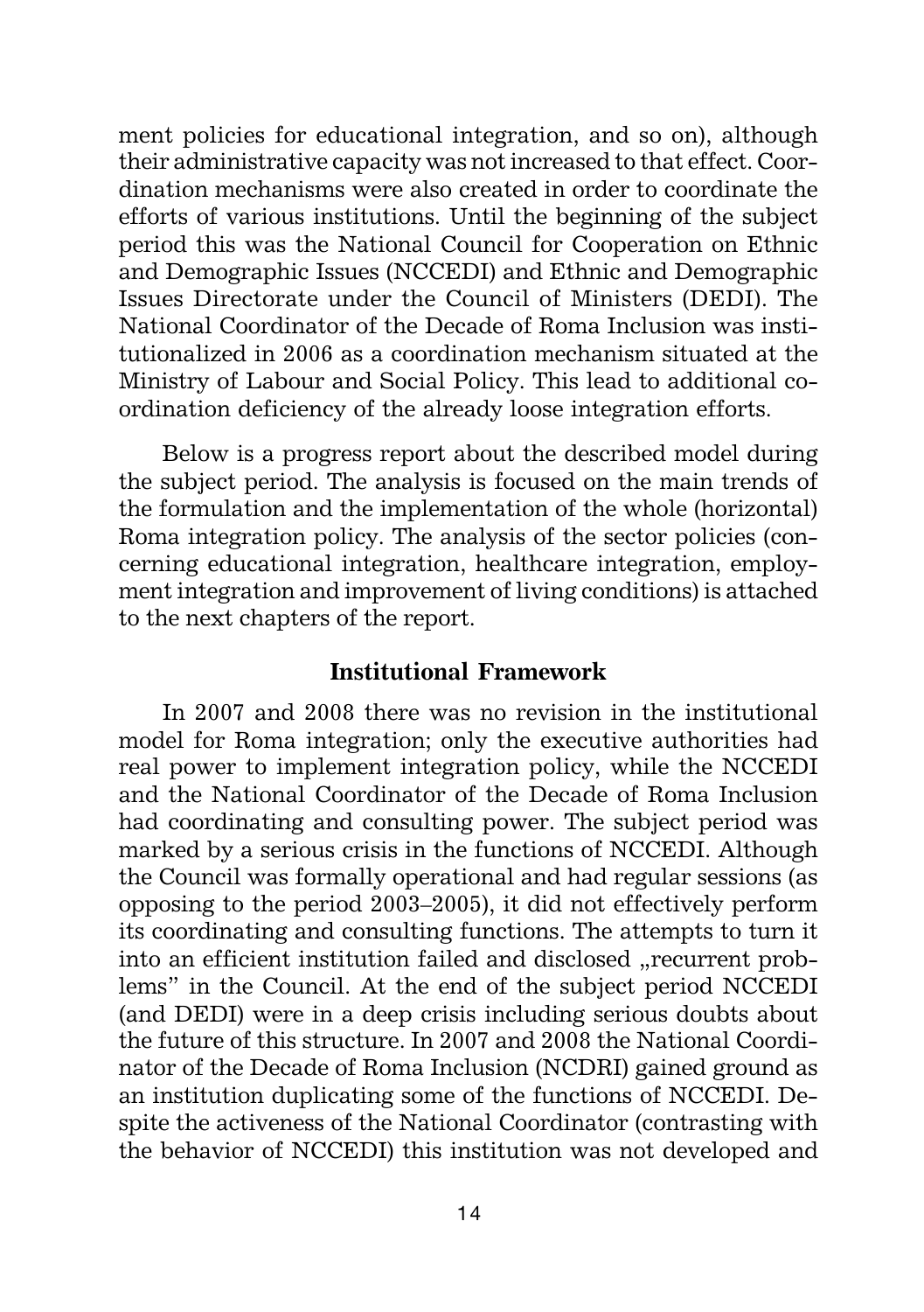ment policies for educational integration, and so on), although their administrative capacity was not increased to that effect. Coordination mechanisms were also created in order to coordinate the efforts of various institutions. Until the beginning of the subject period this was the National Council for Cooperation on Ethnic and Demographic Issues (NCCEDI) and Ethnic and Demographic Issues Directorate under the Council of Ministers (DEDI). The National Coordinator of the Decade of Roma Inclusion was institutionalized in 2006 as a coordination mechanism situated at the Ministry of Labour and Social Policy. This lead to additional coordination deficiency of the already loose integration efforts.

Below is a progress report about the described model during the subject period. The analysis is focused on the main trends of the formulation and the implementation of the whole (horizontal) Roma integration policy. The analysis of the sector policies (concerning educational integration, healthcare integration, employment integration and improvement of living conditions) is attached to the next chapters of the report.

## Institutional Framework

In 2007 and 2008 there was no revision in the institutional model for Roma integration; only the executive authorities had real power to implement integration policy, while the NCCEDI and the National Coordinator of the Decade of Roma Inclusion had coordinating and consulting power. The subject period was marked by a serious crisis in the functions of NCCEDI. Although the Council was formally operational and had regular sessions (as opposing to the period 2003–2005), it did not effectively perform its coordinating and consulting functions. The attempts to turn it into an efficient institution failed and disclosed „recurrent problems" in the Council. At the end of the subject period NCCEDI (and DEDI) were in a deep crisis including serious doubts about the future of this structure. In 2007 and 2008 the National Coordinator of the Decade of Roma Inclusion (NCDRI) gained ground as an institution duplicating some of the functions of NCCEDI. Despite the activeness of the National Coordinator (contrasting with the behavior of NCCEDI) this institution was not developed and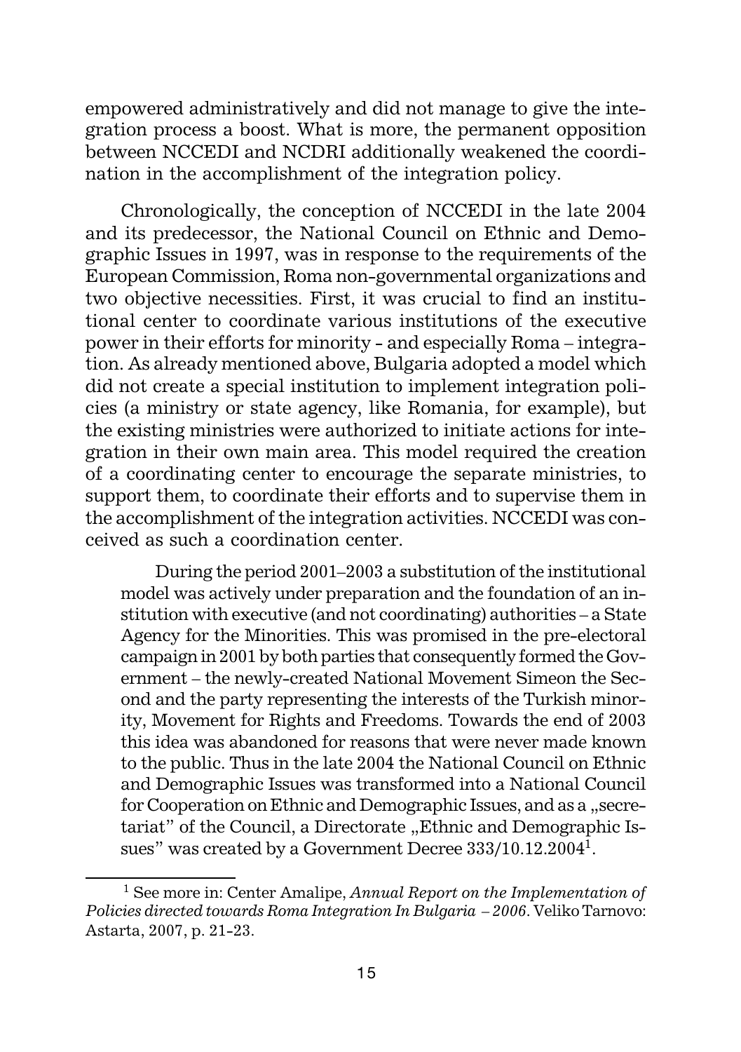empowered administratively and did not manage to give the integration process a boost. What is more, the permanent opposition between NCCEDI and NCDRI additionally weakened the coordination in the accomplishment of the integration policy.

Chronologically, the conception of NCCEDI in the late 2004 and its predecessor, the National Council on Ethnic and Demographic Issues in 1997, was in response to the requirements of the European Commission, Roma non-governmental organizations and two objective necessities. First, it was crucial to find an institutional center to coordinate various institutions of the executive power in their efforts for minority - and especially Roma – integration. As already mentioned above, Bulgaria adopted a model which did not create a special institution to implement integration policies (a ministry or state agency, like Romania, for example), but the existing ministries were authorized to initiate actions for integration in their own main area. This model required the creation of a coordinating center to encourage the separate ministries, to support them, to coordinate their efforts and to supervise them in the accomplishment of the integration activities. NCCEDI was conceived as such a coordination center.

During the period 2001–2003 a substitution of the institutional model was actively under preparation and the foundation of an institution with executive (and not coordinating) authorities – a State Agency for the Minorities. This was promised in the pre-electoral campaign in 2001 by both parties that consequently formed the Government – the newly-created National Movement Simeon the Second and the party representing the interests of the Turkish minority, Movement for Rights and Freedoms. Towards the end of 2003 this idea was abandoned for reasons that were never made known to the public. Thus in the late 2004 the National Council on Ethnic and Demographic Issues was transformed into a National Council for Cooperation on Ethnic and Demographic Issues, and as a „secretariat" of the Council, a Directorate „Ethnic and Demographic Issues" was created by a Government Decree 333/10.12.2004[1].

[1] See more in: Center Amalipe, *Annual Report on the Implementation of Policies directed towards Roma Integration In Bulgaria – 2006*. Veliko Tarnovo: Astarta, 2007, p. 21-23.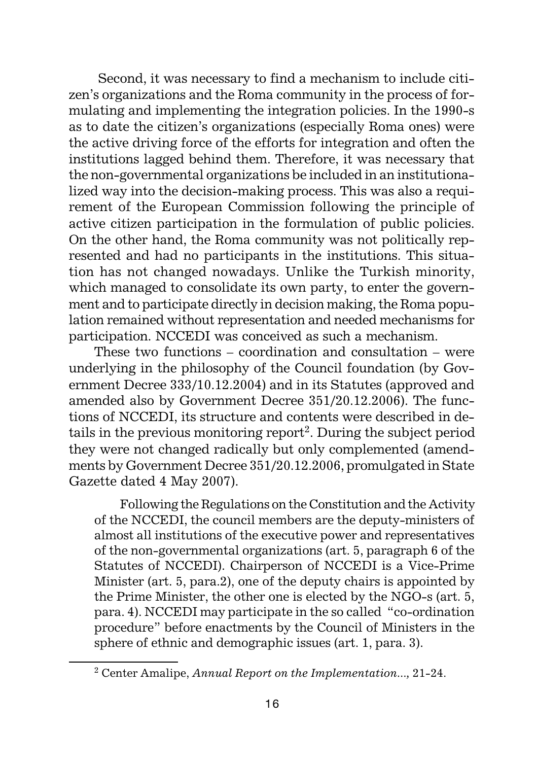Second, it was necessary to find a mechanism to include citizen's organizations and the Roma community in the process of formulating and implementing the integration policies. In the 1990-s as to date the citizen's organizations (especially Roma ones) were the active driving force of the efforts for integration and often the institutions lagged behind them. Therefore, it was necessary that the non-governmental organizations be included in an institutionalized way into the decision-making process. This was also a requirement of the European Commission following the principle of active citizen participation in the formulation of public policies. On the other hand, the Roma community was not politically represented and had no participants in the institutions. This situation has not changed nowadays. Unlike the Turkish minority, which managed to consolidate its own party, to enter the government and to participate directly in decision making, the Roma population remained without representation and needed mechanisms for participation. NCCEDI was conceived as such a mechanism.

These two functions – coordination and consultation – were underlying in the philosophy of the Council foundation (by Government Decree 333/10.12.2004) and in its Statutes (approved and amended also by Government Decree 351/20.12.2006). The functions of NCCEDI, its structure and contents were described in details in the previous monitoring report[2]. During the subject period they were not changed radically but only complemented (amendments by Government Decree 351/20.12.2006, promulgated in State Gazette dated 4 May 2007).

> Following the Regulations on the Constitution and the Activity of the NCCEDI, the council members are the deputy-ministers of almost all institutions of the executive power and representatives of the non-governmental organizations (art. 5, paragraph 6 of the Statutes of NCCEDI). Chairperson of NCCEDI is a Vice-Prime Minister (art. 5, para.2), one of the deputy chairs is appointed by the Prime Minister, the other one is elected by the NGO-s (art. 5, para. 4). NCCEDI may participate in the so called "co-ordination procedure" before enactments by the Council of Ministers in the sphere of ethnic and demographic issues (art. 1, para. 3).

[2] Center Amalipe, *Annual Report on the Implementation...,* 21-24.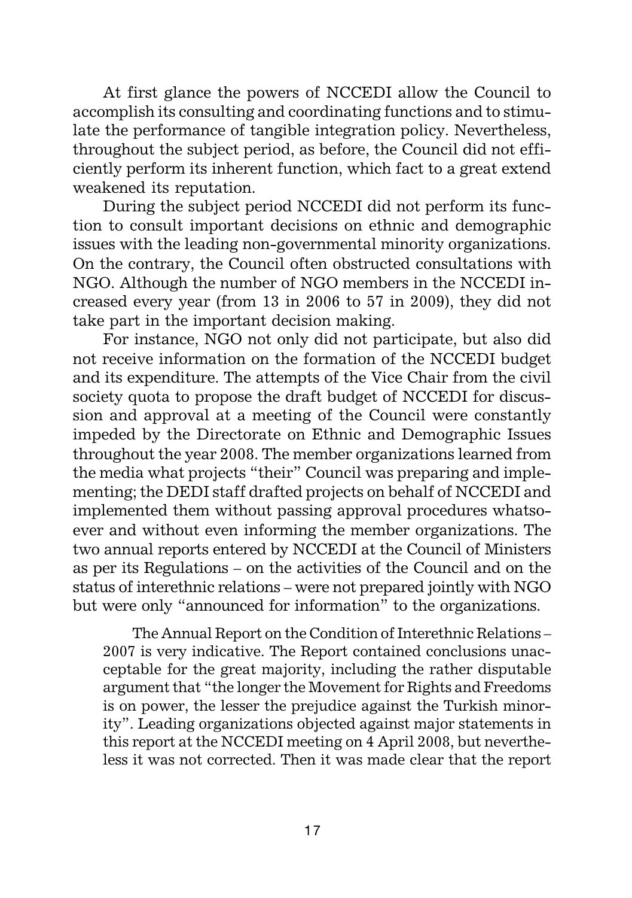At first glance the powers of NCCEDI allow the Council to accomplish its consulting and coordinating functions and to stimulate the performance of tangible integration policy. Nevertheless, throughout the subject period, as before, the Council did not efficiently perform its inherent function, which fact to a great extend weakened its reputation.

During the subject period NCCEDI did not perform its function to consult important decisions on ethnic and demographic issues with the leading non-governmental minority organizations. On the contrary, the Council often obstructed consultations with NGO. Although the number of NGO members in the NCCEDI increased every year (from 13 in 2006 to 57 in 2009), they did not take part in the important decision making.

For instance, NGO not only did not participate, but also did not receive information on the formation of the NCCEDI budget and its expenditure. The attempts of the Vice Chair from the civil society quota to propose the draft budget of NCCEDI for discussion and approval at a meeting of the Council were constantly impeded by the Directorate on Ethnic and Demographic Issues throughout the year 2008. The member organizations learned from the media what projects "their" Council was preparing and implementing; the DEDI staff drafted projects on behalf of NCCEDI and implemented them without passing approval procedures whatsoever and without even informing the member organizations. The two annual reports entered by NCCEDI at the Council of Ministers as per its Regulations – on the activities of the Council and on the status of interethnic relations – were not prepared jointly with NGO but were only "announced for information" to the organizations.

> The Annual Report on the Condition of Interethnic Relations – 2007 is very indicative. The Report contained conclusions unacceptable for the great majority, including the rather disputable argument that "the longer the Movement for Rights and Freedoms is on power, the lesser the prejudice against the Turkish minority". Leading organizations objected against major statements in this report at the NCCEDI meeting on 4 April 2008, but nevertheless it was not corrected. Then it was made clear that the report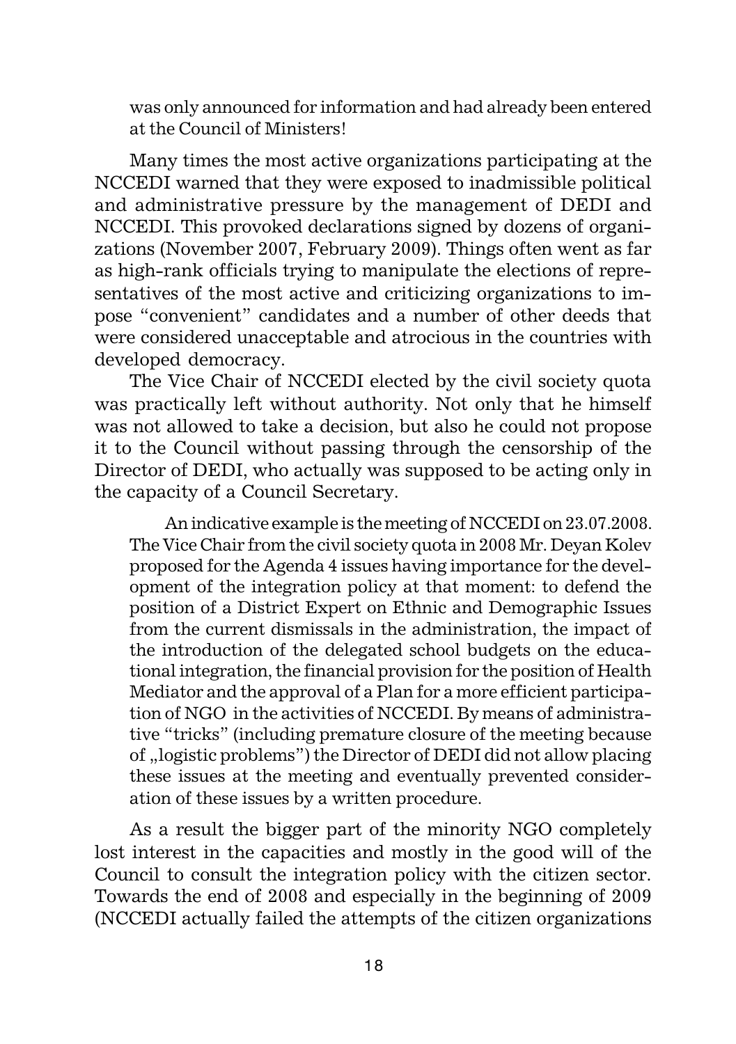was only announced for information and had already been entered at the Council of Ministers!

Many times the most active organizations participating at the NCCEDI warned that they were exposed to inadmissible political and administrative pressure by the management of DEDI and NCCEDI. This provoked declarations signed by dozens of organizations (November 2007, February 2009). Things often went as far as high-rank officials trying to manipulate the elections of representatives of the most active and criticizing organizations to impose "convenient" candidates and a number of other deeds that were considered unacceptable and atrocious in the countries with developed democracy.

The Vice Chair of NCCEDI elected by the civil society quota was practically left without authority. Not only that he himself was not allowed to take a decision, but also he could not propose it to the Council without passing through the censorship of the Director of DEDI, who actually was supposed to be acting only in the capacity of a Council Secretary.

An indicative example is the meeting of NCCEDI on 23.07.2008. The Vice Chair from the civil society quota in 2008 Mr. Deyan Kolev proposed for the Agenda 4 issues having importance for the development of the integration policy at that moment: to defend the position of a District Expert on Ethnic and Demographic Issues from the current dismissals in the administration, the impact of the introduction of the delegated school budgets on the educational integration, the financial provision for the position of Health Mediator and the approval of a Plan for a more efficient participation of NGO in the activities of NCCEDI. By means of administrative "tricks" (including premature closure of the meeting because of „logistic problems") the Director of DEDI did not allow placing these issues at the meeting and eventually prevented consideration of these issues by a written procedure.

As a result the bigger part of the minority NGO completely lost interest in the capacities and mostly in the good will of the Council to consult the integration policy with the citizen sector. Towards the end of 2008 and especially in the beginning of 2009 (NCCEDI actually failed the attempts of the citizen organizations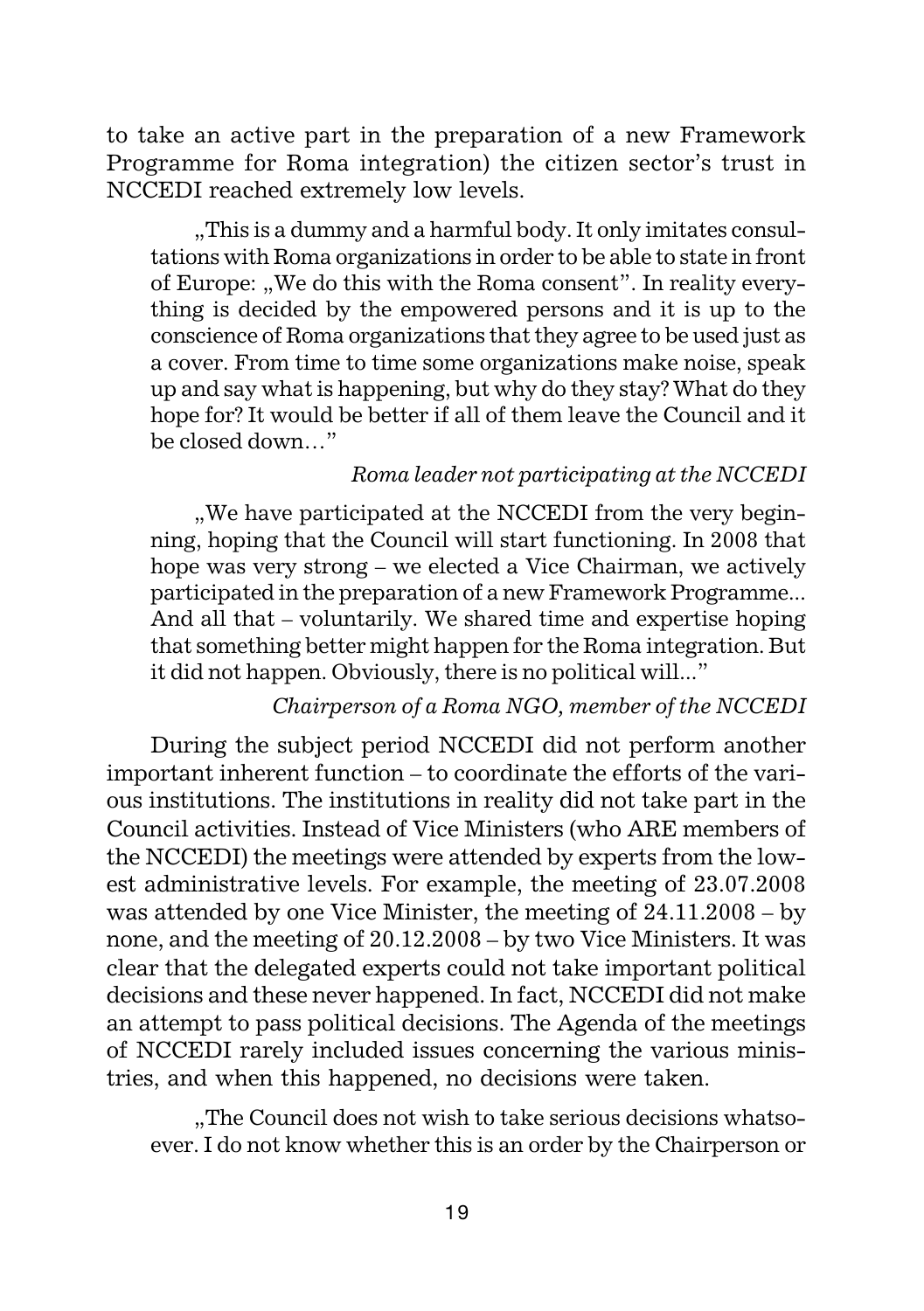to take an active part in the preparation of a new Framework Programme for Roma integration) the citizen sector's trust in NCCEDI reached extremely low levels.

> „This is a dummy and a harmful body. It only imitates consultations with Roma organizations in order to be able to state in front of Europe: „We do this with the Roma consent". In reality everything is decided by the empowered persons and it is up to the conscience of Roma organizations that they agree to be used just as a cover. From time to time some organizations make noise, speak up and say what is happening, but why do they stay? What do they hope for? It would be better if all of them leave the Council and it be closed down…"
>
> *Roma leader not participating at the NCCEDI*

> „We have participated at the NCCEDI from the very beginning, hoping that the Council will start functioning. In 2008 that hope was very strong – we elected a Vice Chairman, we actively participated in the preparation of a new Framework Programme... And all that – voluntarily. We shared time and expertise hoping that something better might happen for the Roma integration. But it did not happen. Obviously, there is no political will..."
>
> *Chairperson of a Roma NGO, member of the NCCEDI*

During the subject period NCCEDI did not perform another important inherent function – to coordinate the efforts of the various institutions. The institutions in reality did not take part in the Council activities. Instead of Vice Ministers (who ARE members of the NCCEDI) the meetings were attended by experts from the lowest administrative levels. For example, the meeting of 23.07.2008 was attended by one Vice Minister, the meeting of 24.11.2008 – by none, and the meeting of 20.12.2008 – by two Vice Ministers. It was clear that the delegated experts could not take important political decisions and these never happened. In fact, NCCEDI did not make an attempt to pass political decisions. The Agenda of the meetings of NCCEDI rarely included issues concerning the various ministries, and when this happened, no decisions were taken.

> „The Council does not wish to take serious decisions whatsoever. I do not know whether this is an order by the Chairperson or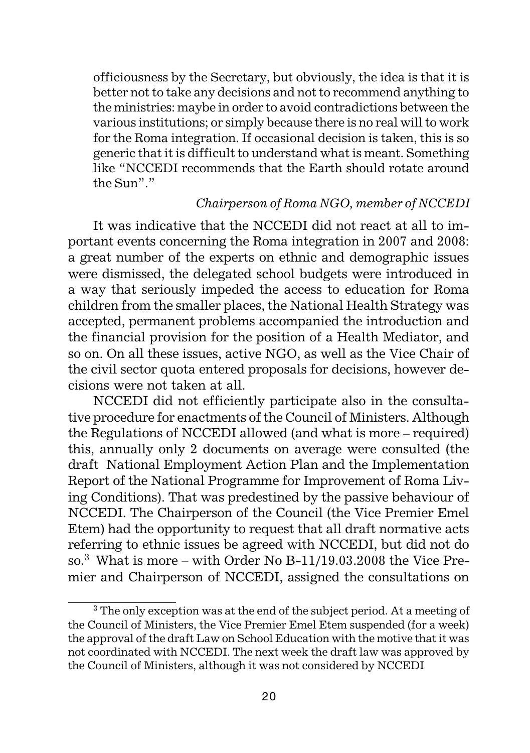officiousness by the Secretary, but obviously, the idea is that it is better not to take any decisions and not to recommend anything to the ministries: maybe in order to avoid contradictions between the various institutions; or simply because there is no real will to work for the Roma integration. If occasional decision is taken, this is so generic that it is difficult to understand what is meant. Something like "NCCEDI recommends that the Earth should rotate around the Sun"."

*Chairperson of Roma NGO, member of NCCEDI*

It was indicative that the NCCEDI did not react at all to important events concerning the Roma integration in 2007 and 2008: a great number of the experts on ethnic and demographic issues were dismissed, the delegated school budgets were introduced in a way that seriously impeded the access to education for Roma children from the smaller places, the National Health Strategy was accepted, permanent problems accompanied the introduction and the financial provision for the position of a Health Mediator, and so on. On all these issues, active NGO, as well as the Vice Chair of the civil sector quota entered proposals for decisions, however decisions were not taken at all.

NCCEDI did not efficiently participate also in the consultative procedure for enactments of the Council of Ministers. Although the Regulations of NCCEDI allowed (and what is more – required) this, annually only 2 documents on average were consulted (the draft National Employment Action Plan and the Implementation Report of the National Programme for Improvement of Roma Living Conditions). That was predestined by the passive behaviour of NCCEDI. The Chairperson of the Council (the Vice Premier Emel Etem) had the opportunity to request that all draft normative acts referring to ethnic issues be agreed with NCCEDI, but did not do so.[3] What is more – with Order No B-11/19.03.2008 the Vice Premier and Chairperson of NCCEDI, assigned the consultations on

[3] The only exception was at the end of the subject period. At a meeting of the Council of Ministers, the Vice Premier Emel Etem suspended (for a week) the approval of the draft Law on School Education with the motive that it was not coordinated with NCCEDI. The next week the draft law was approved by the Council of Ministers, although it was not considered by NCCEDI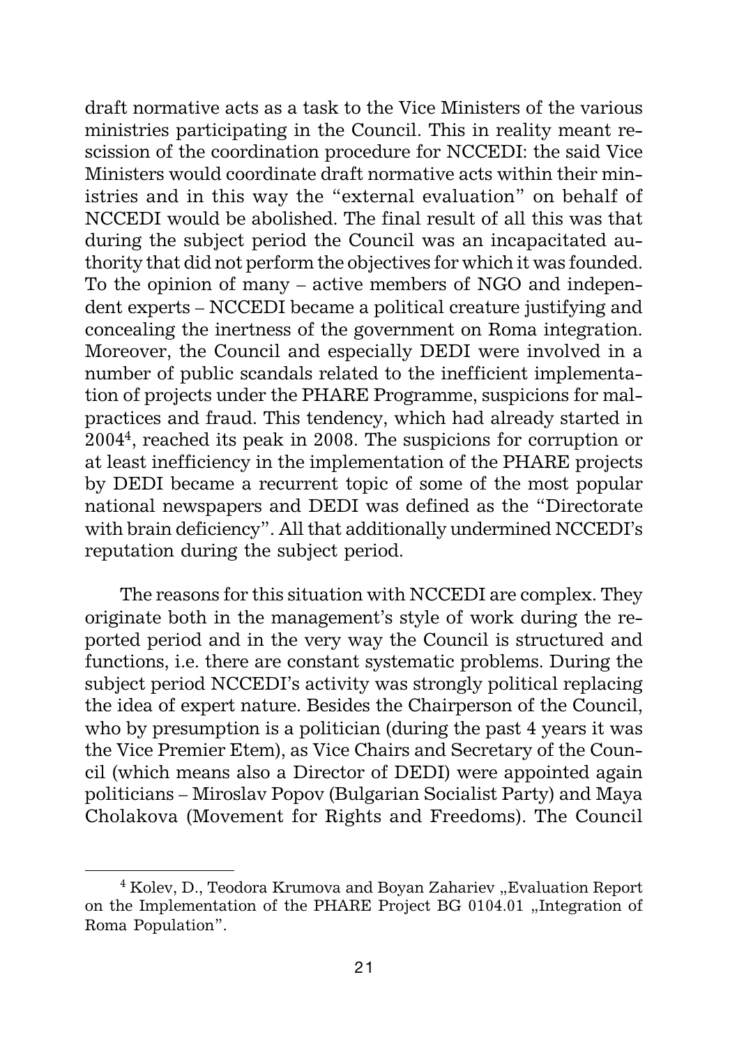draft normative acts as a task to the Vice Ministers of the various ministries participating in the Council. This in reality meant rescission of the coordination procedure for NCCEDI: the said Vice Ministers would coordinate draft normative acts within their ministries and in this way the "external evaluation" on behalf of NCCEDI would be abolished. The final result of all this was that during the subject period the Council was an incapacitated authority that did not perform the objectives for which it was founded. To the opinion of many – active members of NGO and independent experts – NCCEDI became a political creature justifying and concealing the inertness of the government on Roma integration. Moreover, the Council and especially DEDI were involved in a number of public scandals related to the inefficient implementation of projects under the PHARE Programme, suspicions for malpractices and fraud. This tendency, which had already started in 2004[4], reached its peak in 2008. The suspicions for corruption or at least inefficiency in the implementation of the PHARE projects by DEDI became a recurrent topic of some of the most popular national newspapers and DEDI was defined as the "Directorate with brain deficiency". All that additionally undermined NCCEDI's reputation during the subject period.

The reasons for this situation with NCCEDI are complex. They originate both in the management's style of work during the reported period and in the very way the Council is structured and functions, i.e. there are constant systematic problems. During the subject period NCCEDI's activity was strongly political replacing the idea of expert nature. Besides the Chairperson of the Council, who by presumption is a politician (during the past 4 years it was the Vice Premier Etem), as Vice Chairs and Secretary of the Council (which means also a Director of DEDI) were appointed again politicians – Miroslav Popov (Bulgarian Socialist Party) and Maya Cholakova (Movement for Rights and Freedoms). The Council

[4] Kolev, D., Teodora Krumova and Boyan Zahariev „Evaluation Report on the Implementation of the PHARE Project BG 0104.01 „Integration of Roma Population".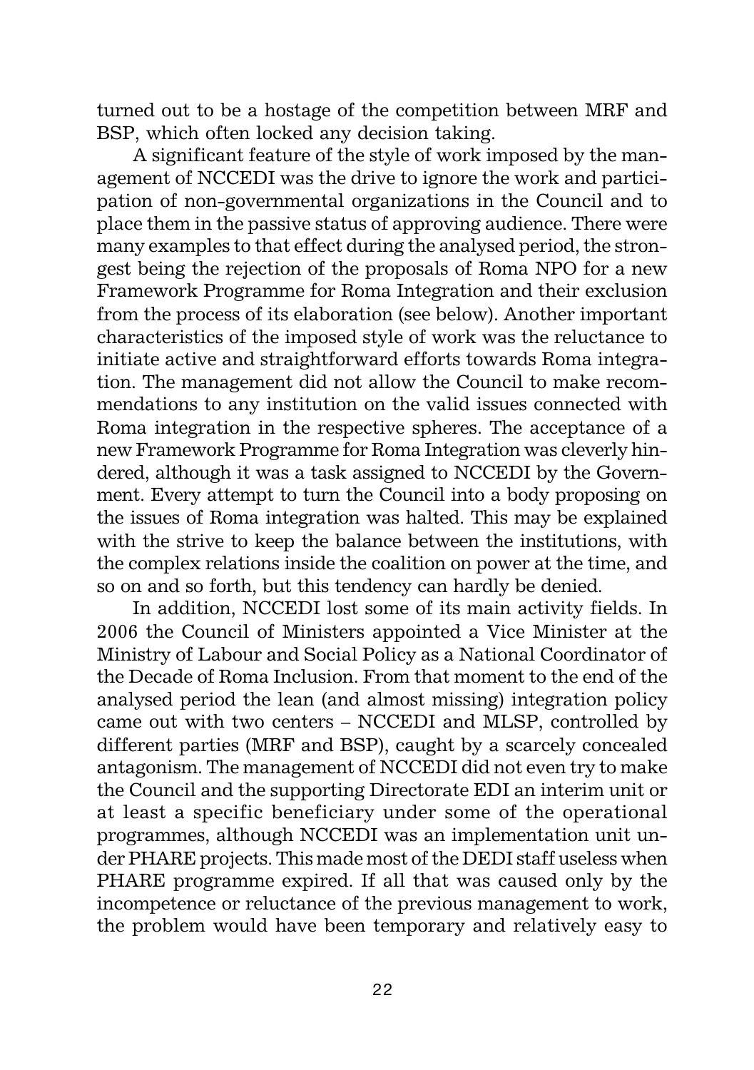turned out to be a hostage of the competition between MRF and BSP, which often locked any decision taking.

A significant feature of the style of work imposed by the management of NCCEDI was the drive to ignore the work and participation of non-governmental organizations in the Council and to place them in the passive status of approving audience. There were many examples to that effect during the analysed period, the strongest being the rejection of the proposals of Roma NPO for a new Framework Programme for Roma Integration and their exclusion from the process of its elaboration (see below). Another important characteristics of the imposed style of work was the reluctance to initiate active and straightforward efforts towards Roma integration. The management did not allow the Council to make recommendations to any institution on the valid issues connected with Roma integration in the respective spheres. The acceptance of a new Framework Programme for Roma Integration was cleverly hindered, although it was a task assigned to NCCEDI by the Government. Every attempt to turn the Council into a body proposing on the issues of Roma integration was halted. This may be explained with the strive to keep the balance between the institutions, with the complex relations inside the coalition on power at the time, and so on and so forth, but this tendency can hardly be denied.

In addition, NCCEDI lost some of its main activity fields. In 2006 the Council of Ministers appointed a Vice Minister at the Ministry of Labour and Social Policy as a National Coordinator of the Decade of Roma Inclusion. From that moment to the end of the analysed period the lean (and almost missing) integration policy came out with two centers – NCCEDI and MLSP, controlled by different parties (MRF and BSP), caught by a scarcely concealed antagonism. The management of NCCEDI did not even try to make the Council and the supporting Directorate EDI an interim unit or at least a specific beneficiary under some of the operational programmes, although NCCEDI was an implementation unit under PHARE projects. This made most of the DEDI staff useless when PHARE programme expired. If all that was caused only by the incompetence or reluctance of the previous management to work, the problem would have been temporary and relatively easy to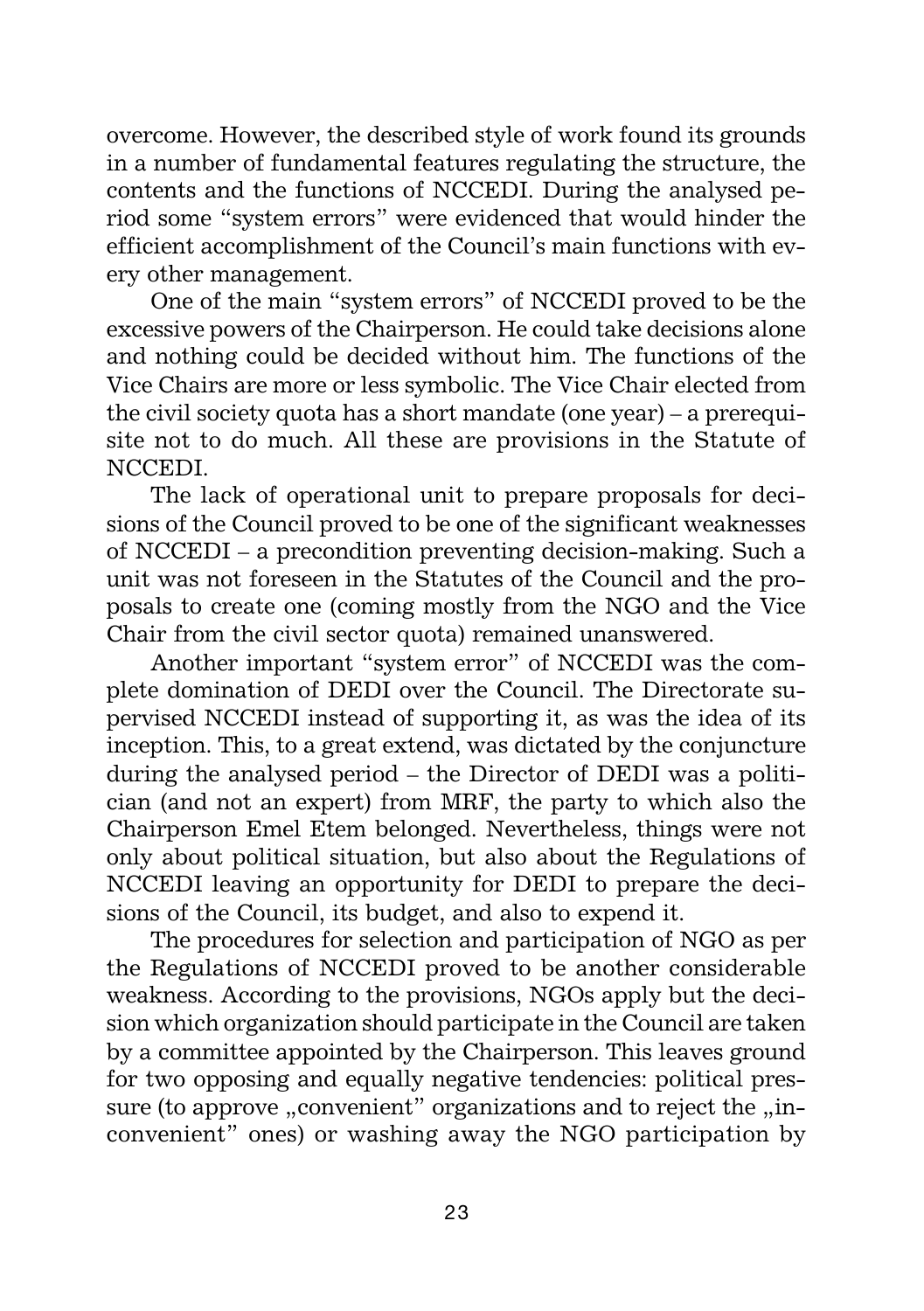overcome. However, the described style of work found its grounds in a number of fundamental features regulating the structure, the contents and the functions of NCCEDI. During the analysed period some "system errors" were evidenced that would hinder the efficient accomplishment of the Council's main functions with every other management.

One of the main "system errors" of NCCEDI proved to be the excessive powers of the Chairperson. He could take decisions alone and nothing could be decided without him. The functions of the Vice Chairs are more or less symbolic. The Vice Chair elected from the civil society quota has a short mandate (one year) – a prerequisite not to do much. All these are provisions in the Statute of NCCEDI.

The lack of operational unit to prepare proposals for decisions of the Council proved to be one of the significant weaknesses of NCCEDI – a precondition preventing decision-making. Such a unit was not foreseen in the Statutes of the Council and the proposals to create one (coming mostly from the NGO and the Vice Chair from the civil sector quota) remained unanswered.

Another important "system error" of NCCEDI was the complete domination of DEDI over the Council. The Directorate supervised NCCEDI instead of supporting it, as was the idea of its inception. This, to a great extend, was dictated by the conjuncture during the analysed period – the Director of DEDI was a politician (and not an expert) from MRF, the party to which also the Chairperson Emel Etem belonged. Nevertheless, things were not only about political situation, but also about the Regulations of NCCEDI leaving an opportunity for DEDI to prepare the decisions of the Council, its budget, and also to expend it.

The procedures for selection and participation of NGO as per the Regulations of NCCEDI proved to be another considerable weakness. According to the provisions, NGOs apply but the decision which organization should participate in the Council are taken by a committee appointed by the Chairperson. This leaves ground for two opposing and equally negative tendencies: political pressure (to approve „convenient" organizations and to reject the „inconvenient" ones) or washing away the NGO participation by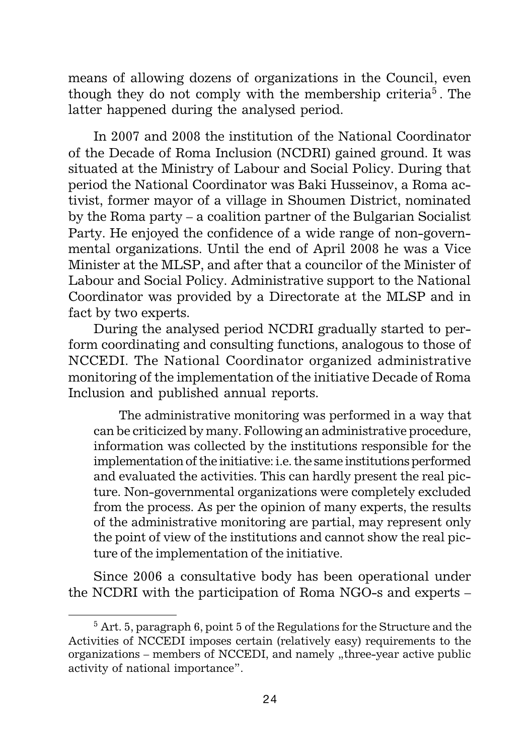means of allowing dozens of organizations in the Council, even though they do not comply with the membership criteria[5]. The latter happened during the analysed period.

In 2007 and 2008 the institution of the National Coordinator of the Decade of Roma Inclusion (NCDRI) gained ground. It was situated at the Ministry of Labour and Social Policy. During that period the National Coordinator was Baki Husseinov, a Roma activist, former mayor of a village in Shoumen District, nominated by the Roma party – a coalition partner of the Bulgarian Socialist Party. He enjoyed the confidence of a wide range of non-governmental organizations. Until the end of April 2008 he was a Vice Minister at the MLSP, and after that a councilor of the Minister of Labour and Social Policy. Administrative support to the National Coordinator was provided by a Directorate at the MLSP and in fact by two experts.

During the analysed period NCDRI gradually started to perform coordinating and consulting functions, analogous to those of NCCEDI. The National Coordinator organized administrative monitoring of the implementation of the initiative Decade of Roma Inclusion and published annual reports.

> The administrative monitoring was performed in a way that can be criticized by many. Following an administrative procedure, information was collected by the institutions responsible for the implementation of the initiative: i.e. the same institutions performed and evaluated the activities. This can hardly present the real picture. Non-governmental organizations were completely excluded from the process. As per the opinion of many experts, the results of the administrative monitoring are partial, may represent only the point of view of the institutions and cannot show the real picture of the implementation of the initiative.

Since 2006 a consultative body has been operational under the NCDRI with the participation of Roma NGO-s and experts –

---

[5] Art. 5, paragraph 6, point 5 of the Regulations for the Structure and the Activities of NCCEDI imposes certain (relatively easy) requirements to the organizations – members of NCCEDI, and namely „three-year active public activity of national importance".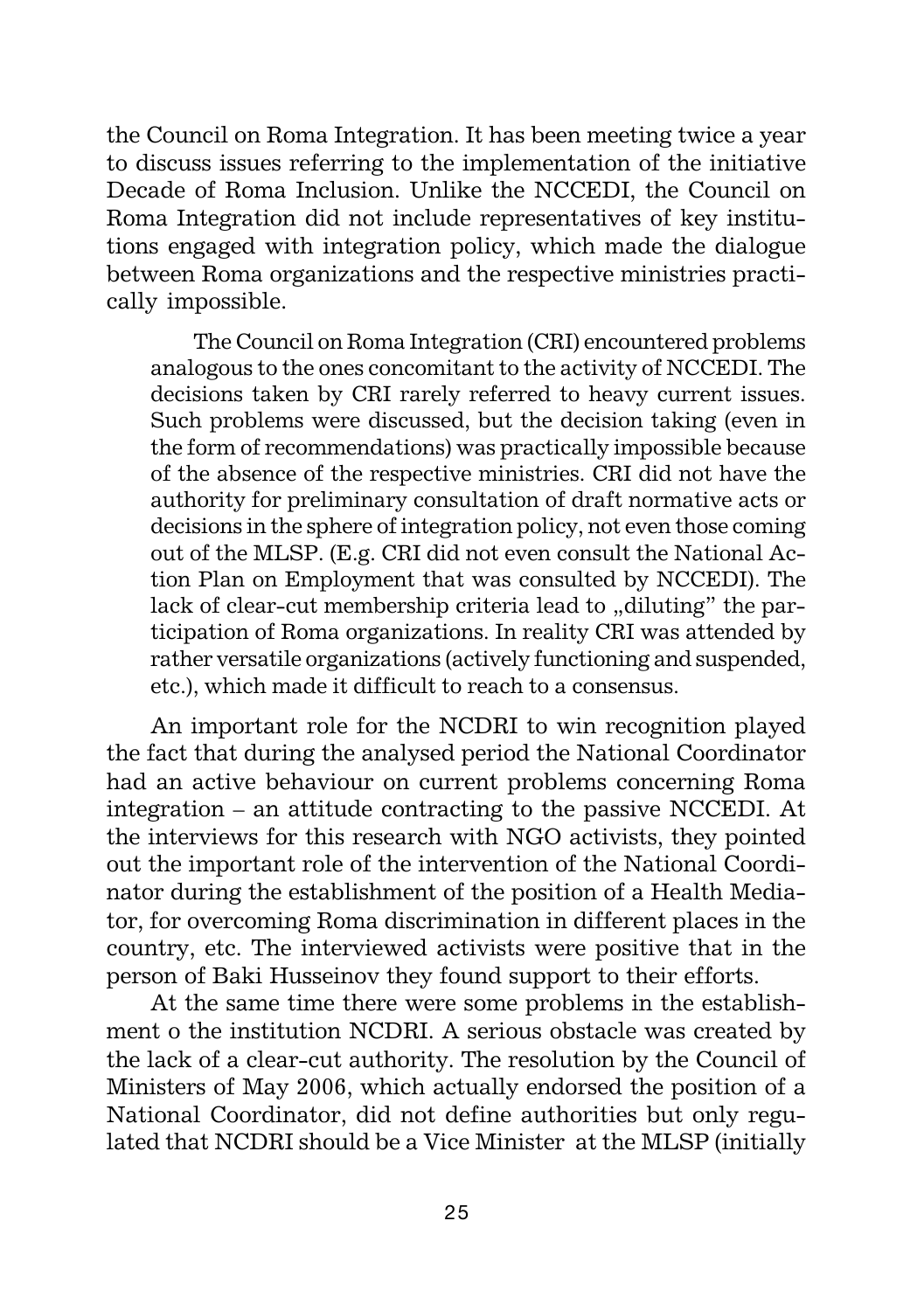the Council on Roma Integration. It has been meeting twice a year to discuss issues referring to the implementation of the initiative Decade of Roma Inclusion. Unlike the NCCEDI, the Council on Roma Integration did not include representatives of key institutions engaged with integration policy, which made the dialogue between Roma organizations and the respective ministries practically impossible.

> The Council on Roma Integration (CRI) encountered problems analogous to the ones concomitant to the activity of NCCEDI. The decisions taken by CRI rarely referred to heavy current issues. Such problems were discussed, but the decision taking (even in the form of recommendations) was practically impossible because of the absence of the respective ministries. CRI did not have the authority for preliminary consultation of draft normative acts or decisions in the sphere of integration policy, not even those coming out of the MLSP. (E.g. CRI did not even consult the National Action Plan on Employment that was consulted by NCCEDI). The lack of clear-cut membership criteria lead to „diluting" the participation of Roma organizations. In reality CRI was attended by rather versatile organizations (actively functioning and suspended, etc.), which made it difficult to reach to a consensus.

An important role for the NCDRI to win recognition played the fact that during the analysed period the National Coordinator had an active behaviour on current problems concerning Roma integration – an attitude contracting to the passive NCCEDI. At the interviews for this research with NGO activists, they pointed out the important role of the intervention of the National Coordinator during the establishment of the position of a Health Mediator, for overcoming Roma discrimination in different places in the country, etc. The interviewed activists were positive that in the person of Baki Husseinov they found support to their efforts.

At the same time there were some problems in the establishment o the institution NCDRI. A serious obstacle was created by the lack of a clear-cut authority. The resolution by the Council of Ministers of May 2006, which actually endorsed the position of a National Coordinator, did not define authorities but only regulated that NCDRI should be a Vice Minister at the MLSP (initially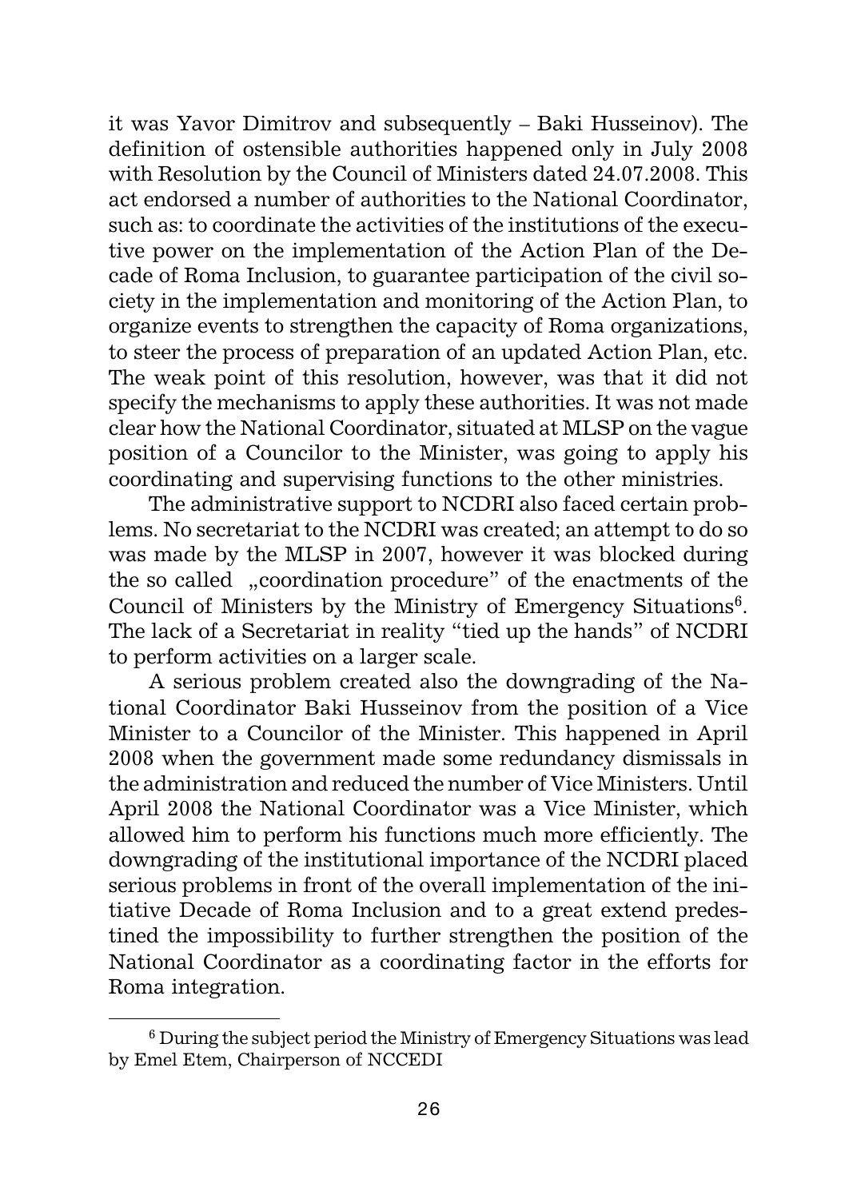it was Yavor Dimitrov and subsequently – Baki Husseinov). The definition of ostensible authorities happened only in July 2008 with Resolution by the Council of Ministers dated 24.07.2008. This act endorsed a number of authorities to the National Coordinator, such as: to coordinate the activities of the institutions of the executive power on the implementation of the Action Plan of the Decade of Roma Inclusion, to guarantee participation of the civil society in the implementation and monitoring of the Action Plan, to organize events to strengthen the capacity of Roma organizations, to steer the process of preparation of an updated Action Plan, etc. The weak point of this resolution, however, was that it did not specify the mechanisms to apply these authorities. It was not made clear how the National Coordinator, situated at MLSP on the vague position of a Councilor to the Minister, was going to apply his coordinating and supervising functions to the other ministries.

The administrative support to NCDRI also faced certain problems. No secretariat to the NCDRI was created; an attempt to do so was made by the MLSP in 2007, however it was blocked during the so called „coordination procedure" of the enactments of the Council of Ministers by the Ministry of Emergency Situations[6]. The lack of a Secretariat in reality "tied up the hands" of NCDRI to perform activities on a larger scale.

A serious problem created also the downgrading of the National Coordinator Baki Husseinov from the position of a Vice Minister to a Councilor of the Minister. This happened in April 2008 when the government made some redundancy dismissals in the administration and reduced the number of Vice Ministers. Until April 2008 the National Coordinator was a Vice Minister, which allowed him to perform his functions much more efficiently. The downgrading of the institutional importance of the NCDRI placed serious problems in front of the overall implementation of the initiative Decade of Roma Inclusion and to a great extend predestined the impossibility to further strengthen the position of the National Coordinator as a coordinating factor in the efforts for Roma integration.

---

[6] During the subject period the Ministry of Emergency Situations was lead by Emel Etem, Chairperson of NCCEDI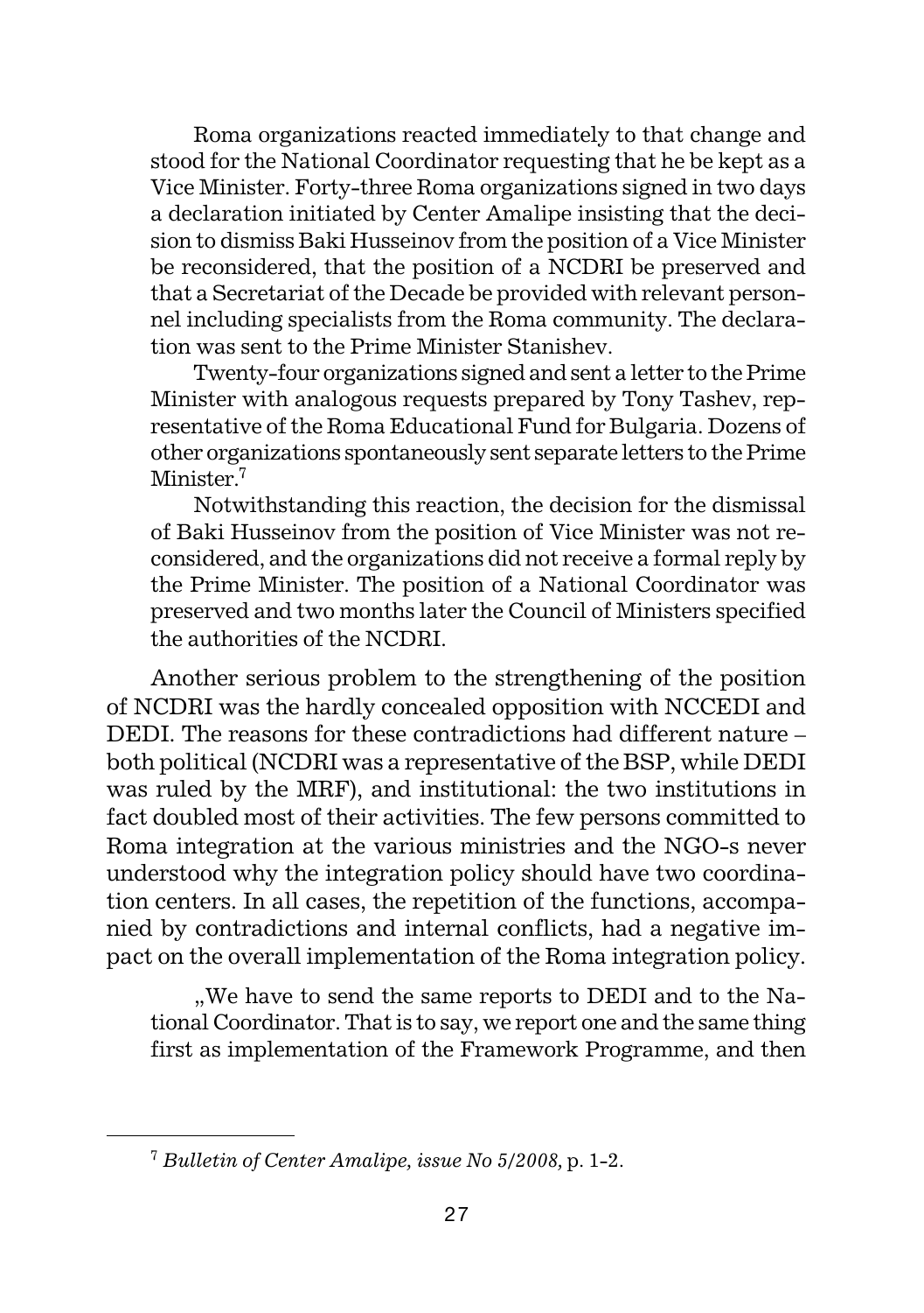Roma organizations reacted immediately to that change and stood for the National Coordinator requesting that he be kept as a Vice Minister. Forty-three Roma organizations signed in two days a declaration initiated by Center Amalipe insisting that the decision to dismiss Baki Husseinov from the position of a Vice Minister be reconsidered, that the position of a NCDRI be preserved and that a Secretariat of the Decade be provided with relevant personnel including specialists from the Roma community. The declaration was sent to the Prime Minister Stanishev.

Twenty-four organizations signed and sent a letter to the Prime Minister with analogous requests prepared by Tony Tashev, representative of the Roma Educational Fund for Bulgaria. Dozens of other organizations spontaneously sent separate letters to the Prime Minister.[7]

Notwithstanding this reaction, the decision for the dismissal of Baki Husseinov from the position of Vice Minister was not reconsidered, and the organizations did not receive a formal reply by the Prime Minister. The position of a National Coordinator was preserved and two months later the Council of Ministers specified the authorities of the NCDRI.

Another serious problem to the strengthening of the position of NCDRI was the hardly concealed opposition with NCCEDI and DEDI. The reasons for these contradictions had different nature – both political (NCDRI was a representative of the BSP, while DEDI was ruled by the MRF), and institutional: the two institutions in fact doubled most of their activities. The few persons committed to Roma integration at the various ministries and the NGO-s never understood why the integration policy should have two coordination centers. In all cases, the repetition of the functions, accompanied by contradictions and internal conflicts, had a negative impact on the overall implementation of the Roma integration policy.

„We have to send the same reports to DEDI and to the National Coordinator. That is to say, we report one and the same thing first as implementation of the Framework Programme, and then

---

[7] *Bulletin of Center Amalipe, issue No 5/2008,* p. 1-2.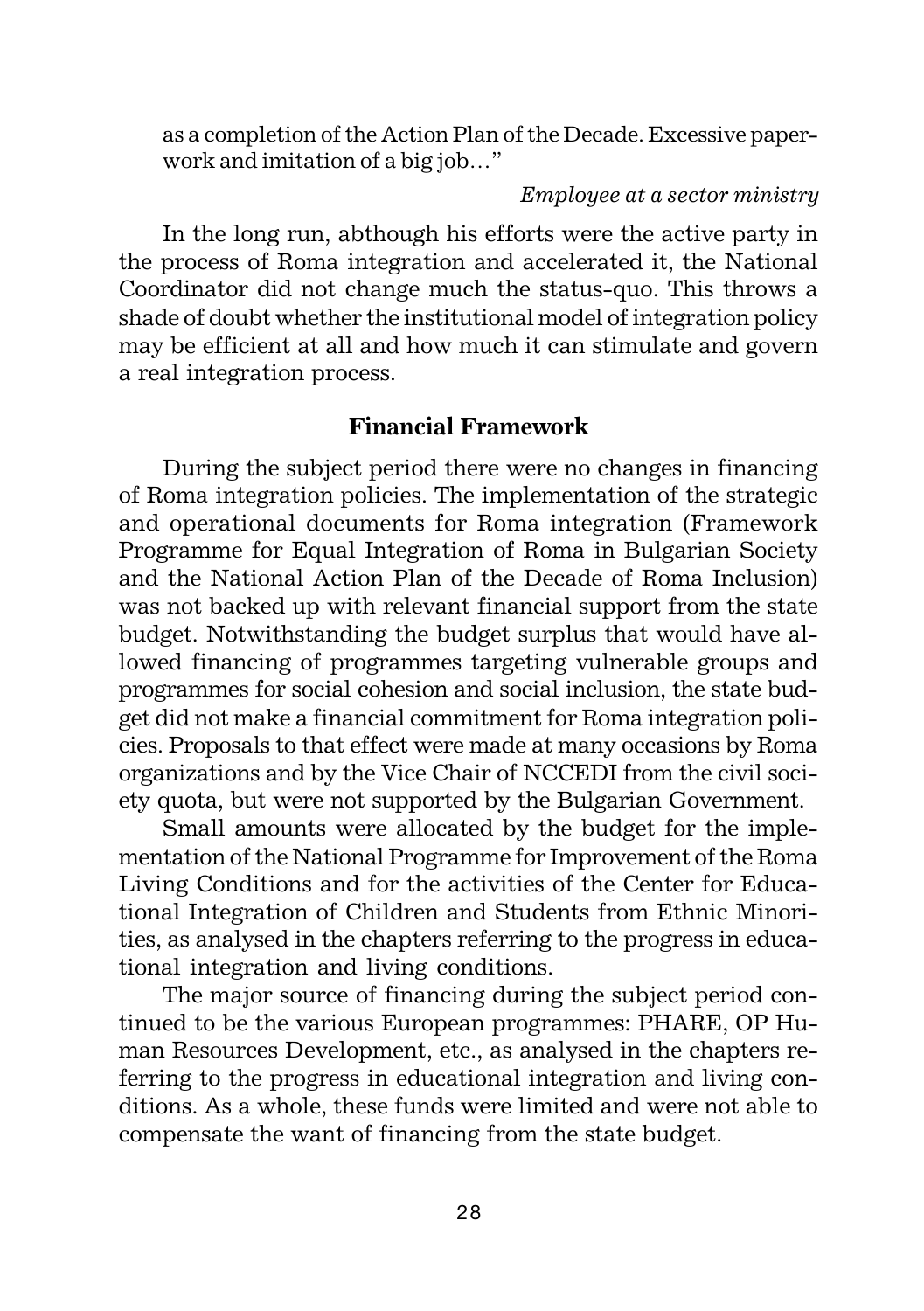as a completion of the Action Plan of the Decade. Excessive paperwork and imitation of a big job…"

*Employee at a sector ministry*

In the long run, abthough his efforts were the active party in the process of Roma integration and accelerated it, the National Coordinator did not change much the status-quo. This throws a shade of doubt whether the institutional model of integration policy may be efficient at all and how much it can stimulate and govern a real integration process.

## Financial Framework

During the subject period there were no changes in financing of Roma integration policies. The implementation of the strategic and operational documents for Roma integration (Framework Programme for Equal Integration of Roma in Bulgarian Society and the National Action Plan of the Decade of Roma Inclusion) was not backed up with relevant financial support from the state budget. Notwithstanding the budget surplus that would have allowed financing of programmes targeting vulnerable groups and programmes for social cohesion and social inclusion, the state budget did not make a financial commitment for Roma integration policies. Proposals to that effect were made at many occasions by Roma organizations and by the Vice Chair of NCCEDI from the civil society quota, but were not supported by the Bulgarian Government.

Small amounts were allocated by the budget for the implementation of the National Programme for Improvement of the Roma Living Conditions and for the activities of the Center for Educational Integration of Children and Students from Ethnic Minorities, as analysed in the chapters referring to the progress in educational integration and living conditions.

The major source of financing during the subject period continued to be the various European programmes: PHARE, OP Human Resources Development, etc., as analysed in the chapters referring to the progress in educational integration and living conditions. As a whole, these funds were limited and were not able to compensate the want of financing from the state budget.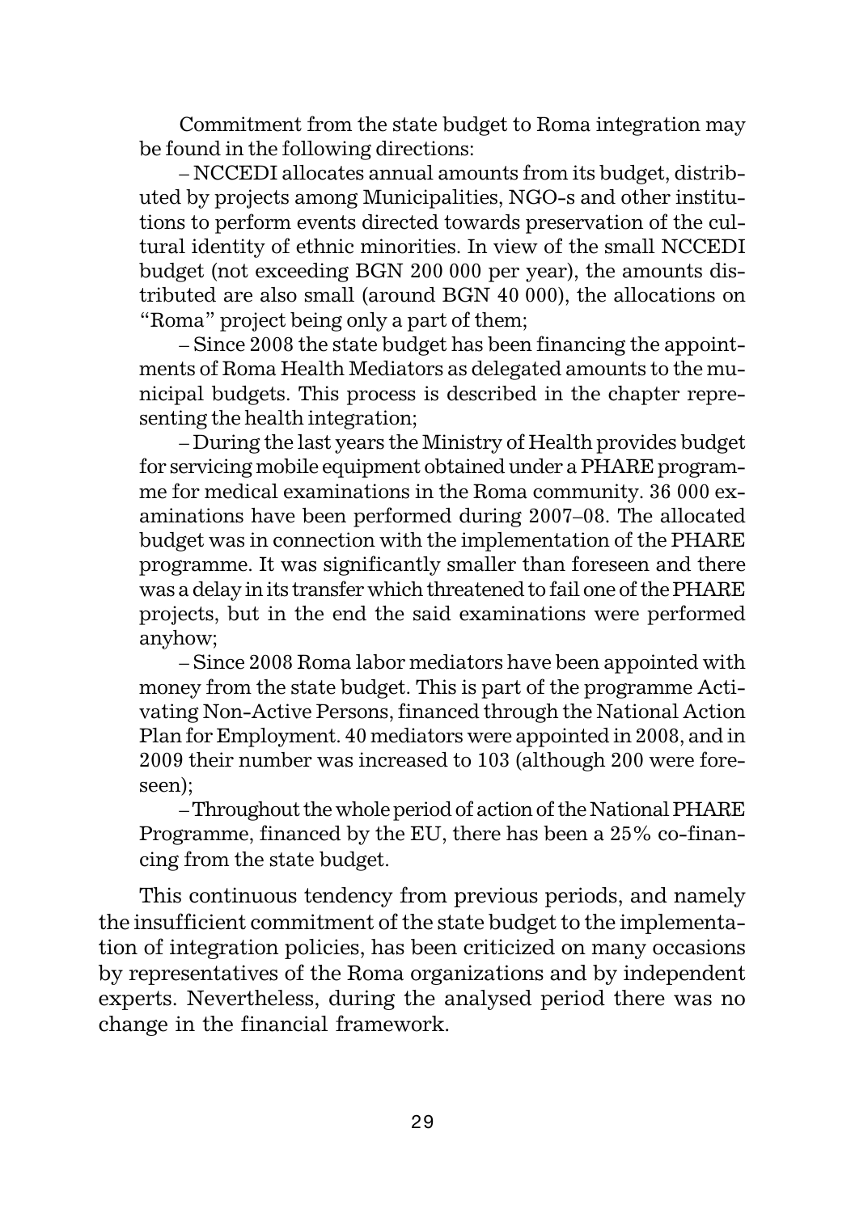Commitment from the state budget to Roma integration may be found in the following directions:

– NCCEDI allocates annual amounts from its budget, distributed by projects among Municipalities, NGO-s and other institutions to perform events directed towards preservation of the cultural identity of ethnic minorities. In view of the small NCCEDI budget (not exceeding BGN 200 000 per year), the amounts distributed are also small (around BGN 40 000), the allocations on "Roma" project being only a part of them;

– Since 2008 the state budget has been financing the appointments of Roma Health Mediators as delegated amounts to the municipal budgets. This process is described in the chapter representing the health integration;

– During the last years the Ministry of Health provides budget for servicing mobile equipment obtained under a PHARE programme for medical examinations in the Roma community. 36 000 examinations have been performed during 2007–08. The allocated budget was in connection with the implementation of the PHARE programme. It was significantly smaller than foreseen and there was a delay in its transfer which threatened to fail one of the PHARE projects, but in the end the said examinations were performed anyhow;

– Since 2008 Roma labor mediators have been appointed with money from the state budget. This is part of the programme Activating Non-Active Persons, financed through the National Action Plan for Employment. 40 mediators were appointed in 2008, and in 2009 their number was increased to 103 (although 200 were foreseen);

– Throughout the whole period of action of the National PHARE Programme, financed by the EU, there has been a 25% co-financing from the state budget.

This continuous tendency from previous periods, and namely the insufficient commitment of the state budget to the implementation of integration policies, has been criticized on many occasions by representatives of the Roma organizations and by independent experts. Nevertheless, during the analysed period there was no change in the financial framework.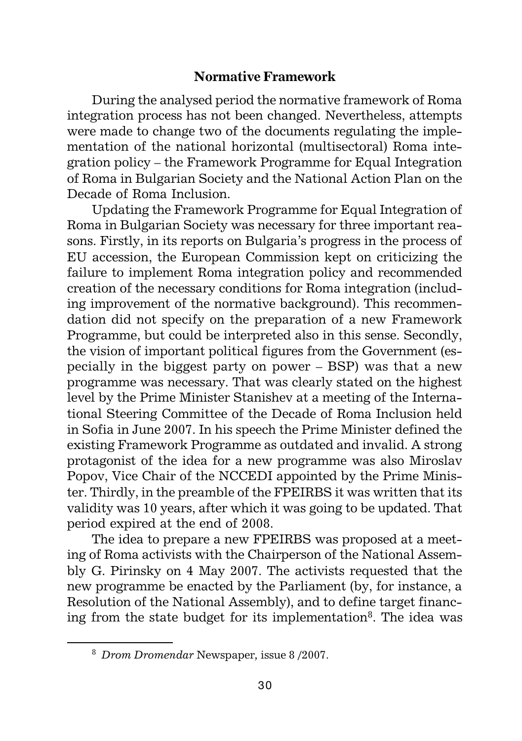## Normative Framework

During the analysed period the normative framework of Roma integration process has not been changed. Nevertheless, attempts were made to change two of the documents regulating the implementation of the national horizontal (multisectoral) Roma integration policy – the Framework Programme for Equal Integration of Roma in Bulgarian Society and the National Action Plan on the Decade of Roma Inclusion.

Updating the Framework Programme for Equal Integration of Roma in Bulgarian Society was necessary for three important reasons. Firstly, in its reports on Bulgaria's progress in the process of EU accession, the European Commission kept on criticizing the failure to implement Roma integration policy and recommended creation of the necessary conditions for Roma integration (including improvement of the normative background). This recommendation did not specify on the preparation of a new Framework Programme, but could be interpreted also in this sense. Secondly, the vision of important political figures from the Government (especially in the biggest party on power – BSP) was that a new programme was necessary. That was clearly stated on the highest level by the Prime Minister Stanishev at a meeting of the International Steering Committee of the Decade of Roma Inclusion held in Sofia in June 2007. In his speech the Prime Minister defined the existing Framework Programme as outdated and invalid. A strong protagonist of the idea for a new programme was also Miroslav Popov, Vice Chair of the NCCEDI appointed by the Prime Minister. Thirdly, in the preamble of the FPEIRBS it was written that its validity was 10 years, after which it was going to be updated. That period expired at the end of 2008.

The idea to prepare a new FPEIRBS was proposed at a meeting of Roma activists with the Chairperson of the National Assembly G. Pirinsky on 4 May 2007. The activists requested that the new programme be enacted by the Parliament (by, for instance, a Resolution of the National Assembly), and to define target financing from the state budget for its implementation[8]. The idea was

[8] *Drom Dromendar* Newspaper, issue 8 /2007.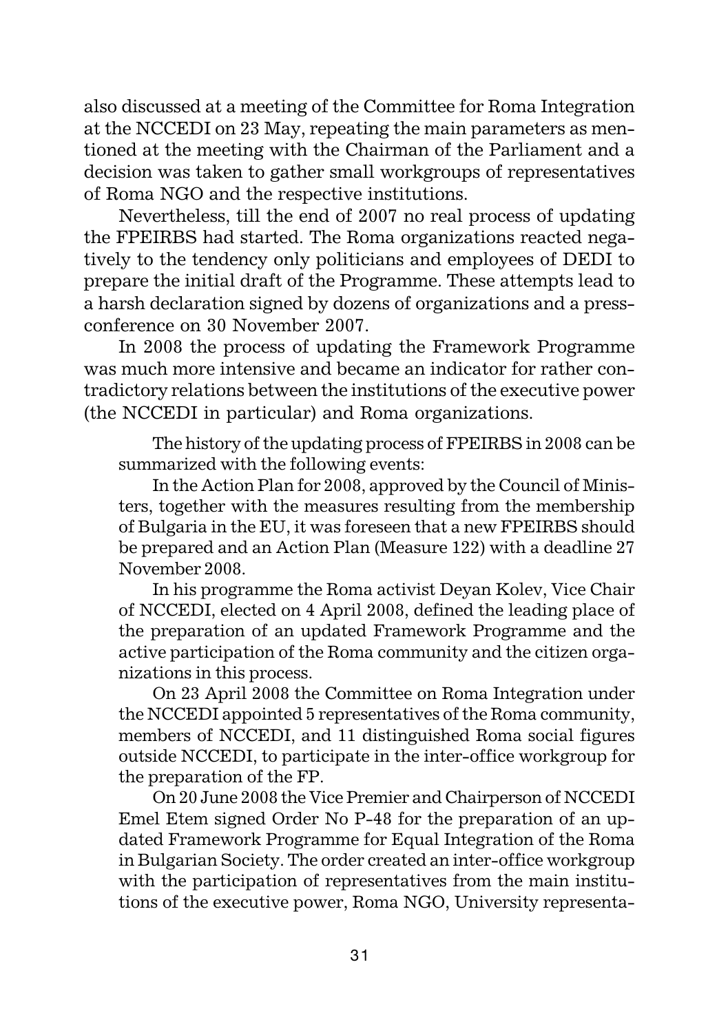also discussed at a meeting of the Committee for Roma Integration at the NCCEDI on 23 May, repeating the main parameters as mentioned at the meeting with the Chairman of the Parliament and a decision was taken to gather small workgroups of representatives of Roma NGO and the respective institutions.

Nevertheless, till the end of 2007 no real process of updating the FPEIRBS had started. The Roma organizations reacted negatively to the tendency only politicians and employees of DEDI to prepare the initial draft of the Programme. These attempts lead to a harsh declaration signed by dozens of organizations and a press-conference on 30 November 2007.

In 2008 the process of updating the Framework Programme was much more intensive and became an indicator for rather contradictory relations between the institutions of the executive power (the NCCEDI in particular) and Roma organizations.

> The history of the updating process of FPEIRBS in 2008 can be summarized with the following events:
>
> In the Action Plan for 2008, approved by the Council of Ministers, together with the measures resulting from the membership of Bulgaria in the EU, it was foreseen that a new FPEIRBS should be prepared and an Action Plan (Measure 122) with a deadline 27 November 2008.
>
> In his programme the Roma activist Deyan Kolev, Vice Chair of NCCEDI, elected on 4 April 2008, defined the leading place of the preparation of an updated Framework Programme and the active participation of the Roma community and the citizen organizations in this process.
>
> On 23 April 2008 the Committee on Roma Integration under the NCCEDI appointed 5 representatives of the Roma community, members of NCCEDI, and 11 distinguished Roma social figures outside NCCEDI, to participate in the inter-office workgroup for the preparation of the FP.
>
> On 20 June 2008 the Vice Premier and Chairperson of NCCEDI Emel Etem signed Order No P-48 for the preparation of an updated Framework Programme for Equal Integration of the Roma in Bulgarian Society. The order created an inter-office workgroup with the participation of representatives from the main institutions of the executive power, Roma NGO, University representa-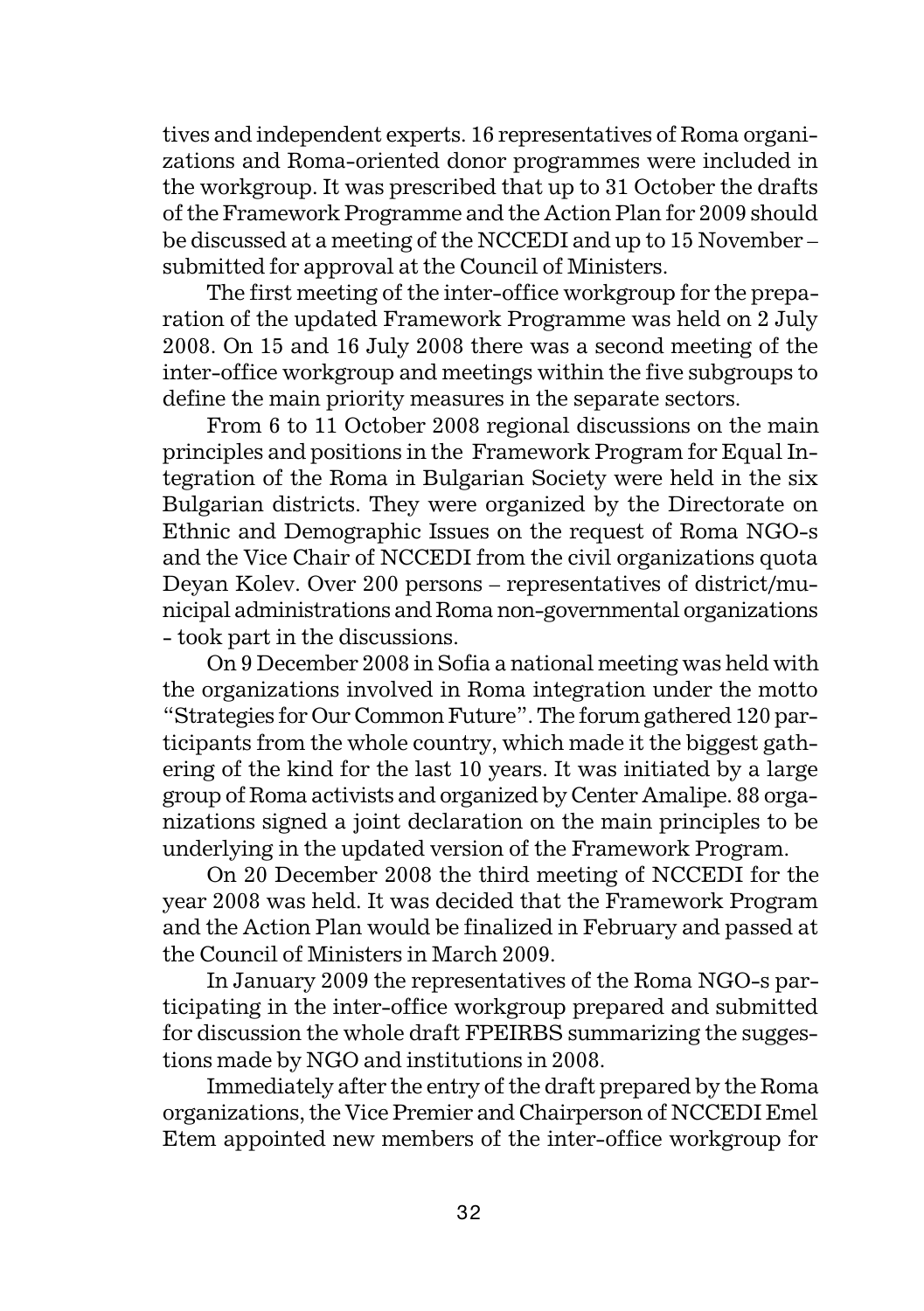tives and independent experts. 16 representatives of Roma organizations and Roma-oriented donor programmes were included in the workgroup. It was prescribed that up to 31 October the drafts of the Framework Programme and the Action Plan for 2009 should be discussed at a meeting of the NCCEDI and up to 15 November – submitted for approval at the Council of Ministers.

The first meeting of the inter-office workgroup for the preparation of the updated Framework Programme was held on 2 July 2008. On 15 and 16 July 2008 there was a second meeting of the inter-office workgroup and meetings within the five subgroups to define the main priority measures in the separate sectors.

From 6 to 11 October 2008 regional discussions on the main principles and positions in the Framework Program for Equal Integration of the Roma in Bulgarian Society were held in the six Bulgarian districts. They were organized by the Directorate on Ethnic and Demographic Issues on the request of Roma NGO-s and the Vice Chair of NCCEDI from the civil organizations quota Deyan Kolev. Over 200 persons – representatives of district/municipal administrations and Roma non-governmental organizations - took part in the discussions.

On 9 December 2008 in Sofia a national meeting was held with the organizations involved in Roma integration under the motto "Strategies for Our Common Future". The forum gathered 120 participants from the whole country, which made it the biggest gathering of the kind for the last 10 years. It was initiated by a large group of Roma activists and organized by Center Amalipe. 88 organizations signed a joint declaration on the main principles to be underlying in the updated version of the Framework Program.

On 20 December 2008 the third meeting of NCCEDI for the year 2008 was held. It was decided that the Framework Program and the Action Plan would be finalized in February and passed at the Council of Ministers in March 2009.

In January 2009 the representatives of the Roma NGO-s participating in the inter-office workgroup prepared and submitted for discussion the whole draft FPEIRBS summarizing the suggestions made by NGO and institutions in 2008.

Immediately after the entry of the draft prepared by the Roma organizations, the Vice Premier and Chairperson of NCCEDI Emel Etem appointed new members of the inter-office workgroup for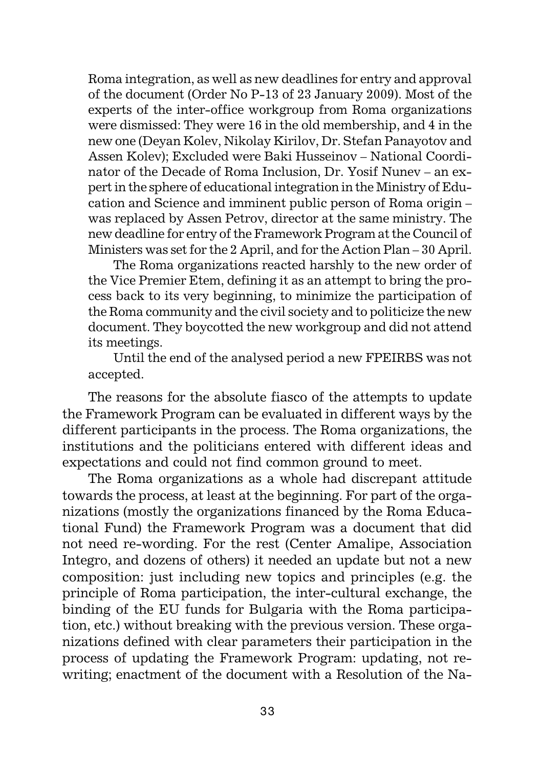Roma integration, as well as new deadlines for entry and approval of the document (Order No P-13 of 23 January 2009). Most of the experts of the inter-office workgroup from Roma organizations were dismissed: They were 16 in the old membership, and 4 in the new one (Deyan Kolev, Nikolay Kirilov, Dr. Stefan Panayotov and Assen Kolev); Excluded were Baki Husseinov – National Coordinator of the Decade of Roma Inclusion, Dr. Yosif Nunev – an expert in the sphere of educational integration in the Ministry of Education and Science and imminent public person of Roma origin – was replaced by Assen Petrov, director at the same ministry. The new deadline for entry of the Framework Program at the Council of Ministers was set for the 2 April, and for the Action Plan – 30 April.

The Roma organizations reacted harshly to the new order of the Vice Premier Etem, defining it as an attempt to bring the process back to its very beginning, to minimize the participation of the Roma community and the civil society and to politicize the new document. They boycotted the new workgroup and did not attend its meetings.

Until the end of the analysed period a new FPEIRBS was not accepted.

The reasons for the absolute fiasco of the attempts to update the Framework Program can be evaluated in different ways by the different participants in the process. The Roma organizations, the institutions and the politicians entered with different ideas and expectations and could not find common ground to meet.

The Roma organizations as a whole had discrepant attitude towards the process, at least at the beginning. For part of the organizations (mostly the organizations financed by the Roma Educational Fund) the Framework Program was a document that did not need re-wording. For the rest (Center Amalipe, Association Integro, and dozens of others) it needed an update but not a new composition: just including new topics and principles (e.g. the principle of Roma participation, the inter-cultural exchange, the binding of the EU funds for Bulgaria with the Roma participation, etc.) without breaking with the previous version. These organizations defined with clear parameters their participation in the process of updating the Framework Program: updating, not re-writing; enactment of the document with a Resolution of the Na-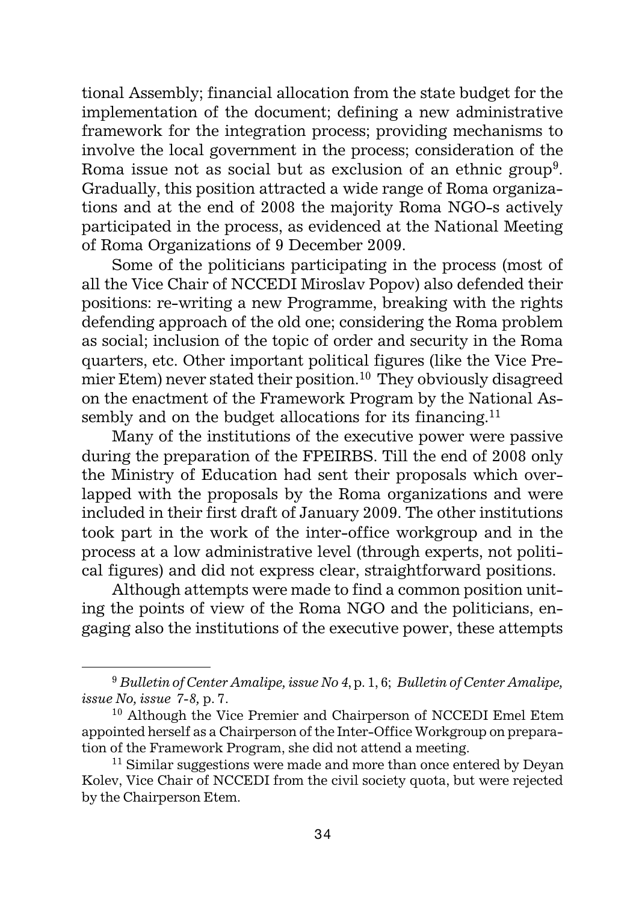tional Assembly; financial allocation from the state budget for the implementation of the document; defining a new administrative framework for the integration process; providing mechanisms to involve the local government in the process; consideration of the Roma issue not as social but as exclusion of an ethnic group[9]. Gradually, this position attracted a wide range of Roma organizations and at the end of 2008 the majority Roma NGO-s actively participated in the process, as evidenced at the National Meeting of Roma Organizations of 9 December 2009.

Some of the politicians participating in the process (most of all the Vice Chair of NCCEDI Miroslav Popov) also defended their positions: re-writing a new Programme, breaking with the rights defending approach of the old one; considering the Roma problem as social; inclusion of the topic of order and security in the Roma quarters, etc. Other important political figures (like the Vice Premier Etem) never stated their position.[10] They obviously disagreed on the enactment of the Framework Program by the National Assembly and on the budget allocations for its financing.[11]

Many of the institutions of the executive power were passive during the preparation of the FPEIRBS. Till the end of 2008 only the Ministry of Education had sent their proposals which overlapped with the proposals by the Roma organizations and were included in their first draft of January 2009. The other institutions took part in the work of the inter-office workgroup and in the process at a low administrative level (through experts, not political figures) and did not express clear, straightforward positions.

Although attempts were made to find a common position uniting the points of view of the Roma NGO and the politicians, engaging also the institutions of the executive power, these attempts

---

[9] *Bulletin of Center Amalipe, issue No 4*, p. 1, 6; *Bulletin of Center Amalipe, issue No, issue 7-8,* p. 7.

[10] Although the Vice Premier and Chairperson of NCCEDI Emel Etem appointed herself as a Chairperson of the Inter-Office Workgroup on preparation of the Framework Program, she did not attend a meeting.

[11] Similar suggestions were made and more than once entered by Deyan Kolev, Vice Chair of NCCEDI from the civil society quota, but were rejected by the Chairperson Etem.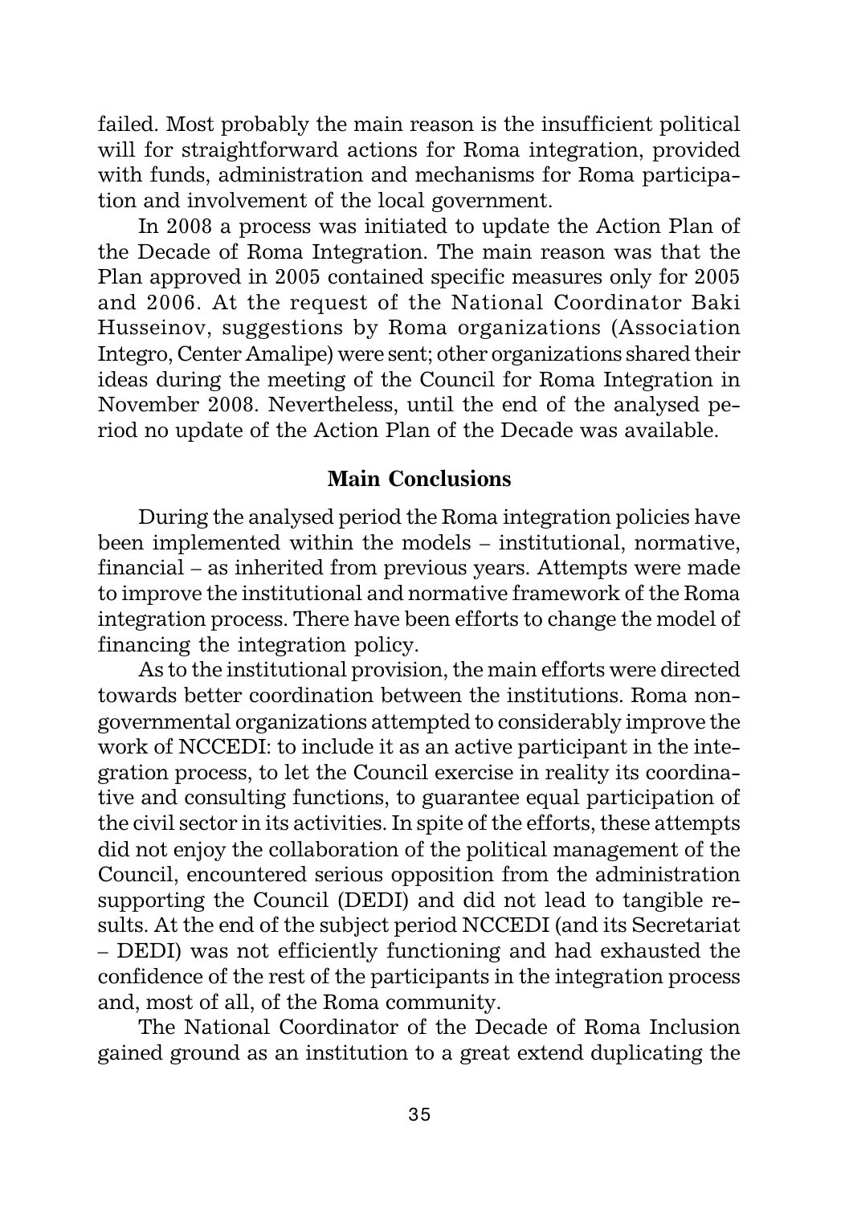failed. Most probably the main reason is the insufficient political will for straightforward actions for Roma integration, provided with funds, administration and mechanisms for Roma participation and involvement of the local government.

In 2008 a process was initiated to update the Action Plan of the Decade of Roma Integration. The main reason was that the Plan approved in 2005 contained specific measures only for 2005 and 2006. At the request of the National Coordinator Baki Husseinov, suggestions by Roma organizations (Association Integro, Center Amalipe) were sent; other organizations shared their ideas during the meeting of the Council for Roma Integration in November 2008. Nevertheless, until the end of the analysed period no update of the Action Plan of the Decade was available.

## Main Conclusions

During the analysed period the Roma integration policies have been implemented within the models – institutional, normative, financial – as inherited from previous years. Attempts were made to improve the institutional and normative framework of the Roma integration process. There have been efforts to change the model of financing the integration policy.

As to the institutional provision, the main efforts were directed towards better coordination between the institutions. Roma non-governmental organizations attempted to considerably improve the work of NCCEDI: to include it as an active participant in the integration process, to let the Council exercise in reality its coordinative and consulting functions, to guarantee equal participation of the civil sector in its activities. In spite of the efforts, these attempts did not enjoy the collaboration of the political management of the Council, encountered serious opposition from the administration supporting the Council (DEDI) and did not lead to tangible results. At the end of the subject period NCCEDI (and its Secretariat – DEDI) was not efficiently functioning and had exhausted the confidence of the rest of the participants in the integration process and, most of all, of the Roma community.

The National Coordinator of the Decade of Roma Inclusion gained ground as an institution to a great extend duplicating the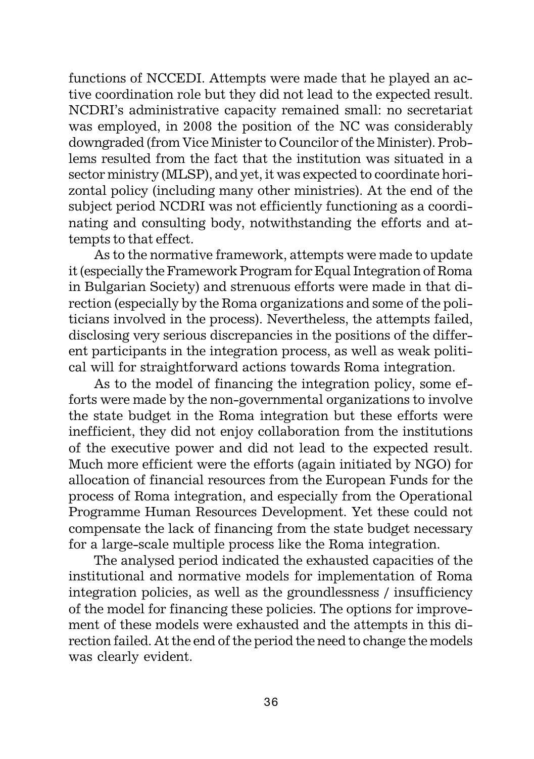functions of NCCEDI. Attempts were made that he played an active coordination role but they did not lead to the expected result. NCDRI's administrative capacity remained small: no secretariat was employed, in 2008 the position of the NC was considerably downgraded (from Vice Minister to Councilor of the Minister). Problems resulted from the fact that the institution was situated in a sector ministry (MLSP), and yet, it was expected to coordinate horizontal policy (including many other ministries). At the end of the subject period NCDRI was not efficiently functioning as a coordinating and consulting body, notwithstanding the efforts and attempts to that effect.

As to the normative framework, attempts were made to update it (especially the Framework Program for Equal Integration of Roma in Bulgarian Society) and strenuous efforts were made in that direction (especially by the Roma organizations and some of the politicians involved in the process). Nevertheless, the attempts failed, disclosing very serious discrepancies in the positions of the different participants in the integration process, as well as weak political will for straightforward actions towards Roma integration.

As to the model of financing the integration policy, some efforts were made by the non-governmental organizations to involve the state budget in the Roma integration but these efforts were inefficient, they did not enjoy collaboration from the institutions of the executive power and did not lead to the expected result. Much more efficient were the efforts (again initiated by NGO) for allocation of financial resources from the European Funds for the process of Roma integration, and especially from the Operational Programme Human Resources Development. Yet these could not compensate the lack of financing from the state budget necessary for a large-scale multiple process like the Roma integration.

The analysed period indicated the exhausted capacities of the institutional and normative models for implementation of Roma integration policies, as well as the groundlessness / insufficiency of the model for financing these policies. The options for improvement of these models were exhausted and the attempts in this direction failed. At the end of the period the need to change the models was clearly evident.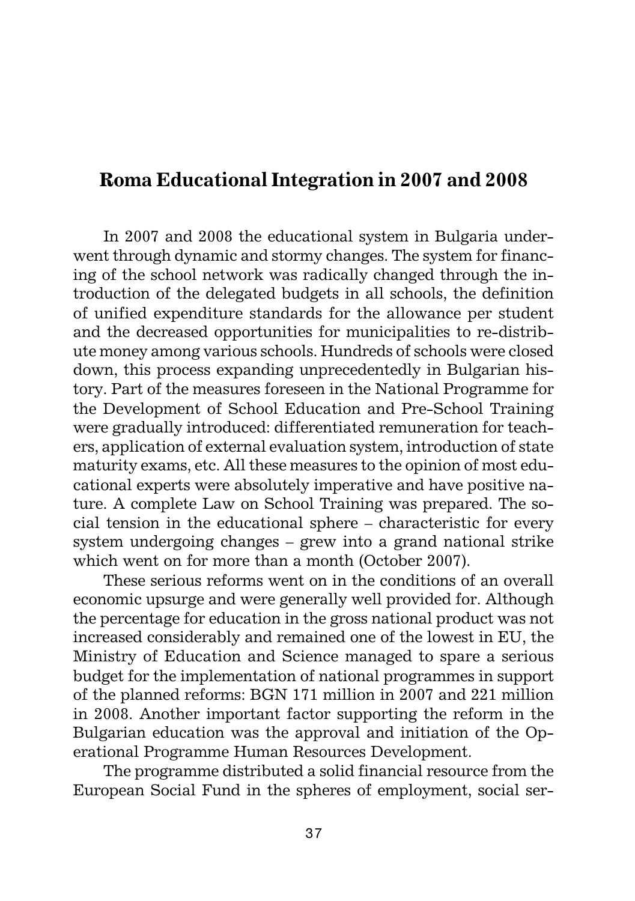## Roma Educational Integration in 2007 and 2008

In 2007 and 2008 the educational system in Bulgaria underwent through dynamic and stormy changes. The system for financing of the school network was radically changed through the introduction of the delegated budgets in all schools, the definition of unified expenditure standards for the allowance per student and the decreased opportunities for municipalities to re-distribute money among various schools. Hundreds of schools were closed down, this process expanding unprecedentedly in Bulgarian history. Part of the measures foreseen in the National Programme for the Development of School Education and Pre-School Training were gradually introduced: differentiated remuneration for teachers, application of external evaluation system, introduction of state maturity exams, etc. All these measures to the opinion of most educational experts were absolutely imperative and have positive nature. A complete Law on School Training was prepared. The social tension in the educational sphere – characteristic for every system undergoing changes – grew into a grand national strike which went on for more than a month (October 2007).

These serious reforms went on in the conditions of an overall economic upsurge and were generally well provided for. Although the percentage for education in the gross national product was not increased considerably and remained one of the lowest in EU, the Ministry of Education and Science managed to spare a serious budget for the implementation of national programmes in support of the planned reforms: BGN 171 million in 2007 and 221 million in 2008. Another important factor supporting the reform in the Bulgarian education was the approval and initiation of the Operational Programme Human Resources Development.

The programme distributed a solid financial resource from the European Social Fund in the spheres of employment, social ser-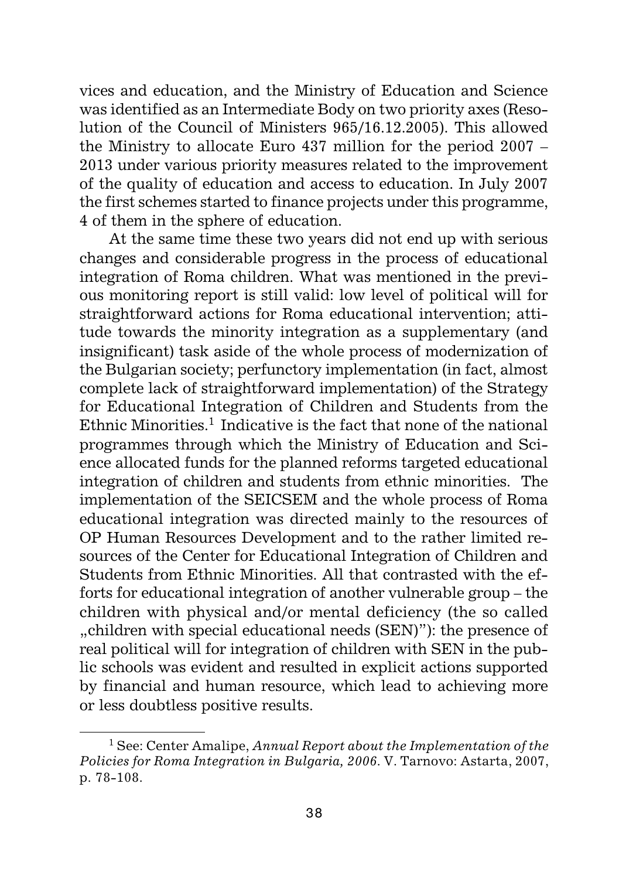vices and education, and the Ministry of Education and Science was identified as an Intermediate Body on two priority axes (Resolution of the Council of Ministers 965/16.12.2005). This allowed the Ministry to allocate Euro 437 million for the period 2007 – 2013 under various priority measures related to the improvement of the quality of education and access to education. In July 2007 the first schemes started to finance projects under this programme, 4 of them in the sphere of education.

At the same time these two years did not end up with serious changes and considerable progress in the process of educational integration of Roma children. What was mentioned in the previous monitoring report is still valid: low level of political will for straightforward actions for Roma educational intervention; attitude towards the minority integration as a supplementary (and insignificant) task aside of the whole process of modernization of the Bulgarian society; perfunctory implementation (in fact, almost complete lack of straightforward implementation) of the Strategy for Educational Integration of Children and Students from the Ethnic Minorities.[1] Indicative is the fact that none of the national programmes through which the Ministry of Education and Science allocated funds for the planned reforms targeted educational integration of children and students from ethnic minorities. The implementation of the SEICSEM and the whole process of Roma educational integration was directed mainly to the resources of OP Human Resources Development and to the rather limited resources of the Center for Educational Integration of Children and Students from Ethnic Minorities. All that contrasted with the efforts for educational integration of another vulnerable group – the children with physical and/or mental deficiency (the so called „children with special educational needs (SEN)"): the presence of real political will for integration of children with SEN in the public schools was evident and resulted in explicit actions supported by financial and human resource, which lead to achieving more or less doubtless positive results.

[1] See: Center Amalipe, *Annual Report about the Implementation of the Policies for Roma Integration in Bulgaria, 2006*. V. Tarnovo: Astarta, 2007, p. 78-108.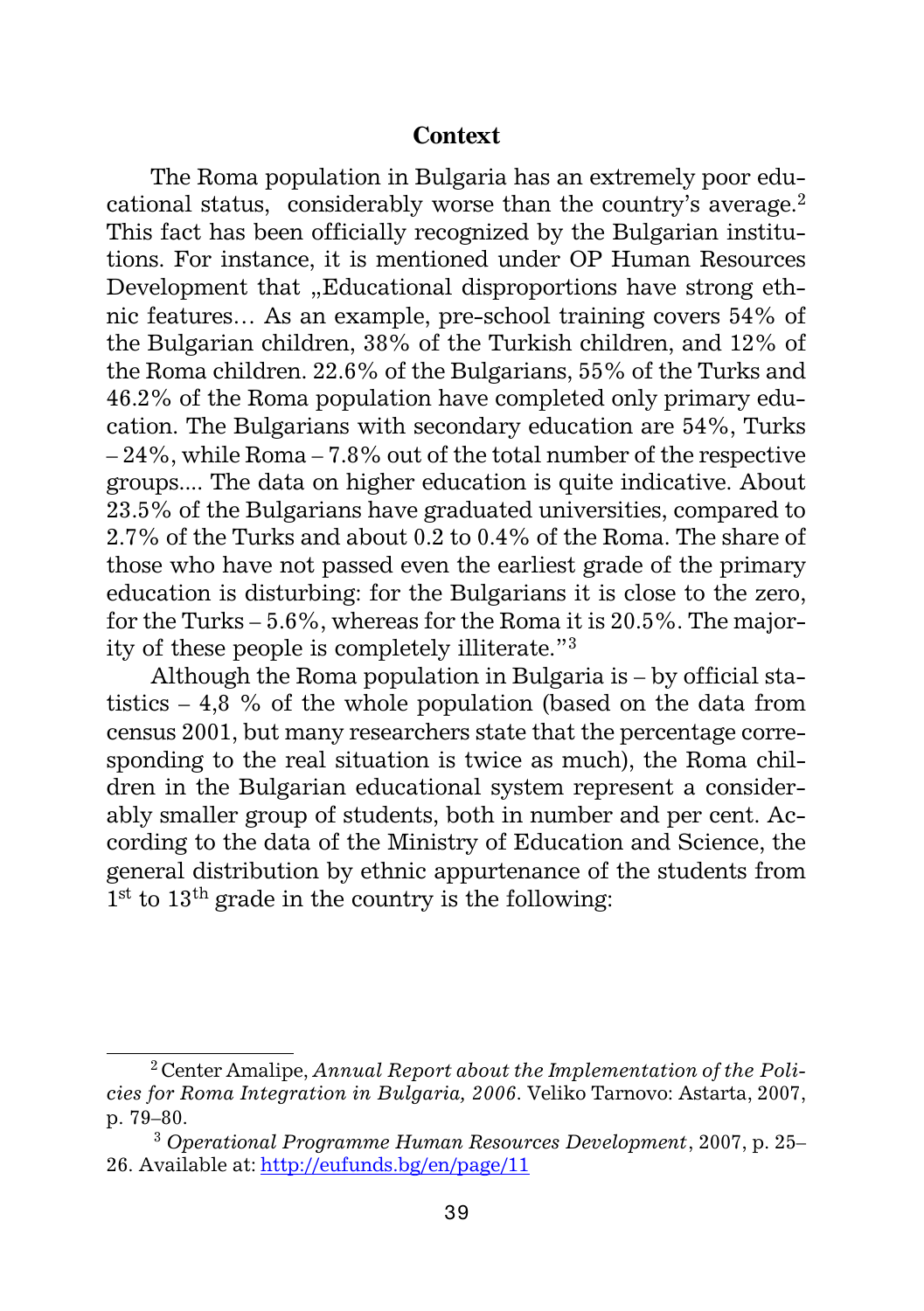## Context

The Roma population in Bulgaria has an extremely poor educational status, considerably worse than the country's average.[2] This fact has been officially recognized by the Bulgarian institutions. For instance, it is mentioned under OP Human Resources Development that „Educational disproportions have strong ethnic features… As an example, pre-school training covers 54% of the Bulgarian children, 38% of the Turkish children, and 12% of the Roma children. 22.6% of the Bulgarians, 55% of the Turks and 46.2% of the Roma population have completed only primary education. The Bulgarians with secondary education are 54%, Turks – 24%, while Roma – 7.8% out of the total number of the respective groups.... The data on higher education is quite indicative. About 23.5% of the Bulgarians have graduated universities, compared to 2.7% of the Turks and about 0.2 to 0.4% of the Roma. The share of those who have not passed even the earliest grade of the primary education is disturbing: for the Bulgarians it is close to the zero, for the Turks – 5.6%, whereas for the Roma it is 20.5%. The majority of these people is completely illiterate."[3]

Although the Roma population in Bulgaria is – by official statistics – 4,8 % of the whole population (based on the data from census 2001, but many researchers state that the percentage corresponding to the real situation is twice as much), the Roma children in the Bulgarian educational system represent a considerably smaller group of students, both in number and per cent. According to the data of the Ministry of Education and Science, the general distribution by ethnic appurtenance of the students from 1st to 13th grade in the country is the following:

---

[2] Center Amalipe, *Annual Report about the Implementation of the Policies for Roma Integration in Bulgaria, 2006*. Veliko Tarnovo: Astarta, 2007, p. 79–80.

[3] *Operational Programme Human Resources Development*, 2007, p. 25–26. Available at: http://eufunds.bg/en/page/11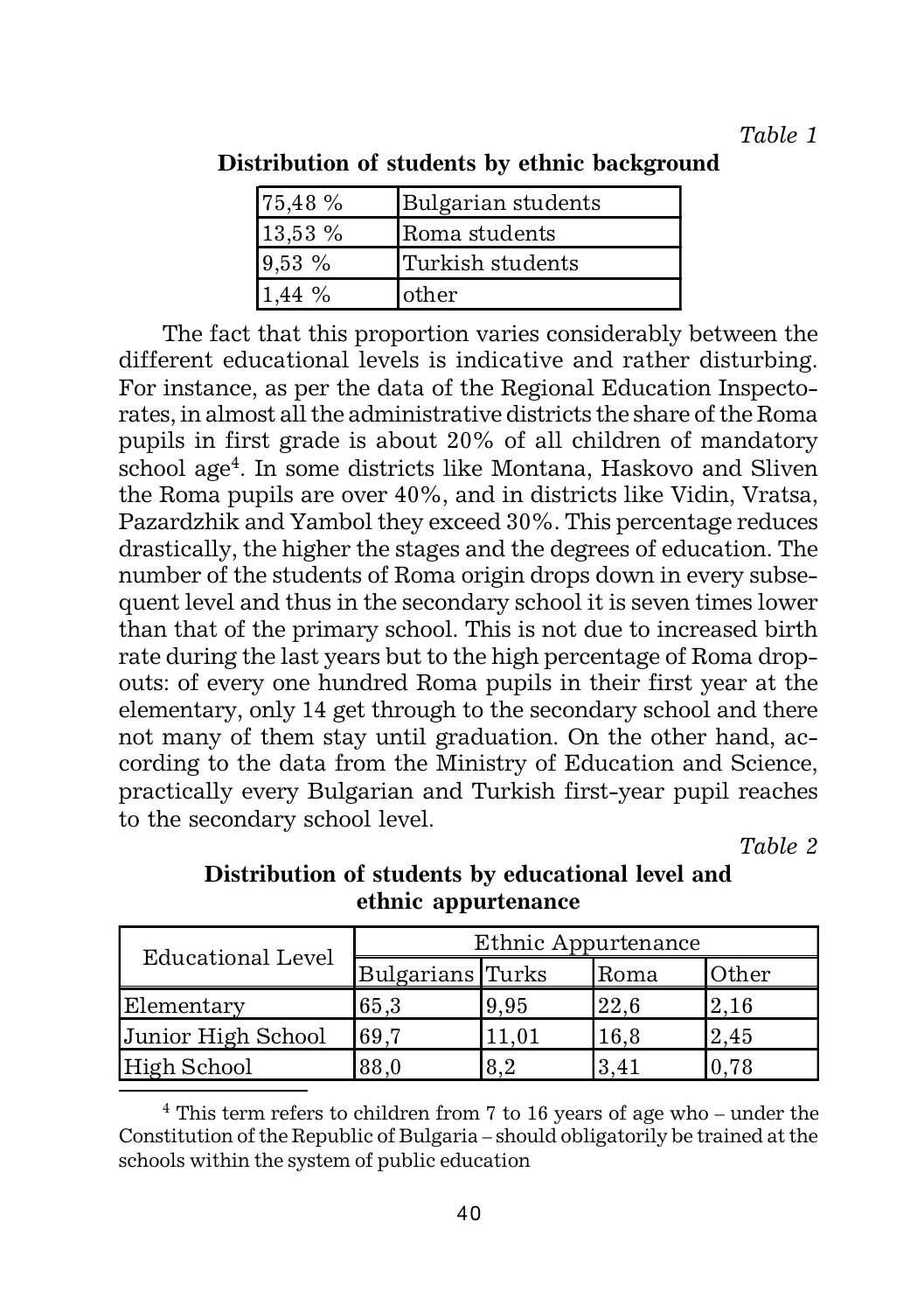*Table 1*

**Distribution of students by ethnic background**

| | |
|---|---|
| 75,48 % | Bulgarian students |
| 13,53 % | Roma students |
| 9,53 % | Turkish students |
| 1,44 % | other |

The fact that this proportion varies considerably between the different educational levels is indicative and rather disturbing. For instance, as per the data of the Regional Education Inspectorates, in almost all the administrative districts the share of the Roma pupils in first grade is about 20% of all children of mandatory school age[4]. In some districts like Montana, Haskovo and Sliven the Roma pupils are over 40%, and in districts like Vidin, Vratsa, Pazardzhik and Yambol they exceed 30%. This percentage reduces drastically, the higher the stages and the degrees of education. The number of the students of Roma origin drops down in every subsequent level and thus in the secondary school it is seven times lower than that of the primary school. This is not due to increased birth rate during the last years but to the high percentage of Roma dropouts: of every one hundred Roma pupils in their first year at the elementary, only 14 get through to the secondary school and there not many of them stay until graduation. On the other hand, according to the data from the Ministry of Education and Science, practically every Bulgarian and Turkish first-year pupil reaches to the secondary school level.

*Table 2*

**Distribution of students by educational level and ethnic appurtenance**

| Educational Level | Ethnic Appurtenance | | | |
|---|---|---|---|---|
| | Bulgarians | Turks | Roma | Other |
| Elementary | 65,3 | 9,95 | 22,6 | 2,16 |
| Junior High School | 69,7 | 11,01 | 16,8 | 2,45 |
| High School | 88,0 | 8,2 | 3,41 | 0,78 |

[4] This term refers to children from 7 to 16 years of age who – under the Constitution of the Republic of Bulgaria – should obligatorily be trained at the schools within the system of public education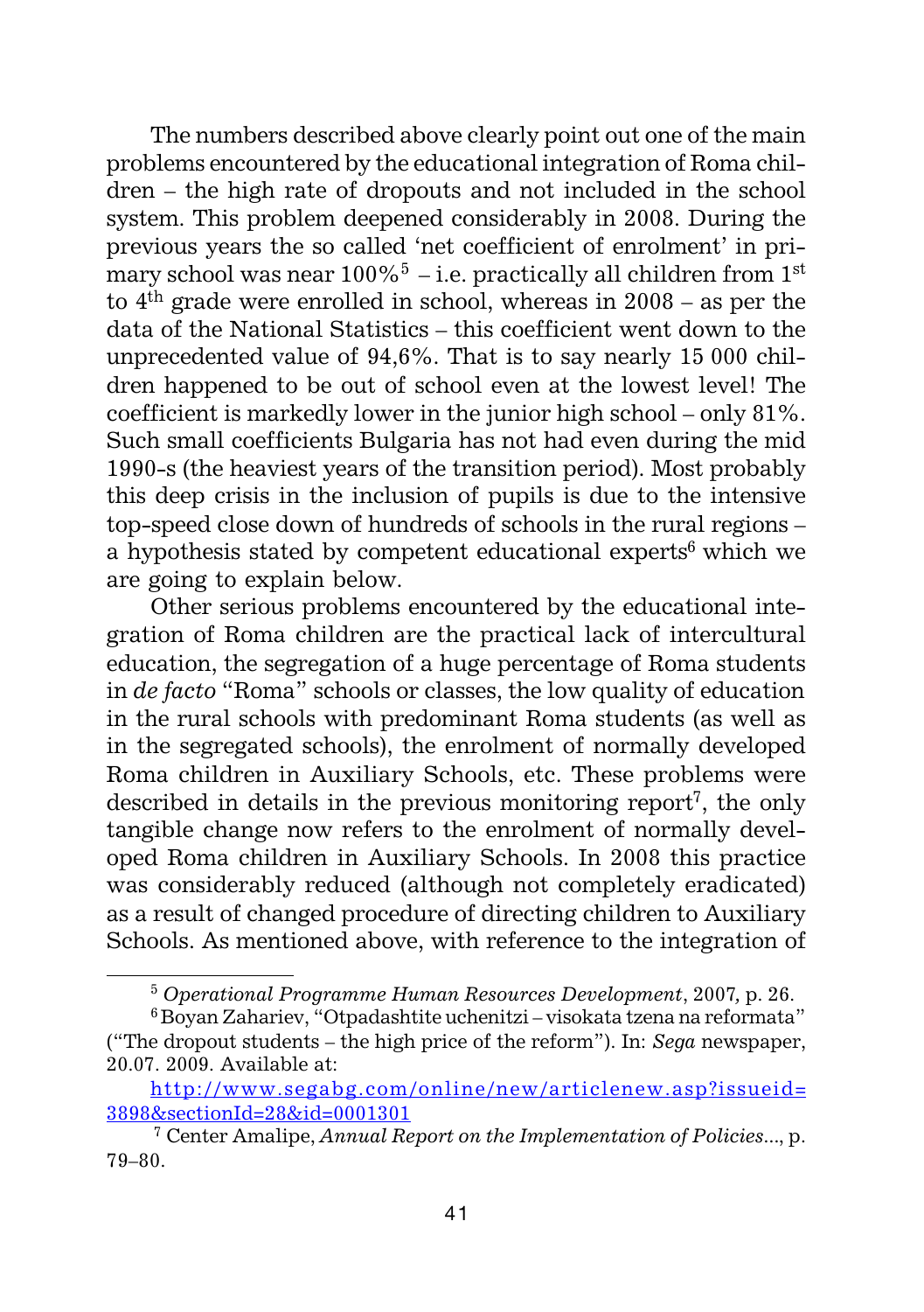The numbers described above clearly point out one of the main problems encountered by the educational integration of Roma children – the high rate of dropouts and not included in the school system. This problem deepened considerably in 2008. During the previous years the so called 'net coefficient of enrolment' in primary school was near 100%[5] – i.e. practically all children from 1st to 4th grade were enrolled in school, whereas in 2008 – as per the data of the National Statistics – this coefficient went down to the unprecedented value of 94,6%. That is to say nearly 15 000 children happened to be out of school even at the lowest level! The coefficient is markedly lower in the junior high school – only 81%. Such small coefficients Bulgaria has not had even during the mid 1990-s (the heaviest years of the transition period). Most probably this deep crisis in the inclusion of pupils is due to the intensive top-speed close down of hundreds of schools in the rural regions – a hypothesis stated by competent educational experts[6] which we are going to explain below.

Other serious problems encountered by the educational integration of Roma children are the practical lack of intercultural education, the segregation of a huge percentage of Roma students in *de facto* "Roma" schools or classes, the low quality of education in the rural schools with predominant Roma students (as well as in the segregated schools), the enrolment of normally developed Roma children in Auxiliary Schools, etc. These problems were described in details in the previous monitoring report[7], the only tangible change now refers to the enrolment of normally developed Roma children in Auxiliary Schools. In 2008 this practice was considerably reduced (although not completely eradicated) as a result of changed procedure of directing children to Auxiliary Schools. As mentioned above, with reference to the integration of

---

[5] *Operational Programme Human Resources Development*, 2007, p. 26.

[6] Boyan Zahariev, "Otpadashtite uchenitzi – visokata tzena na reformata" ("The dropout students – the high price of the reform"). In: *Sega* newspaper, 20.07. 2009. Available at: http://www.segabg.com/online/new/articlenew.asp?issueid=3898&sectionId=28&id=0001301

[7] Center Amalipe, *Annual Report on the Implementation of Policies...*, p. 79–80.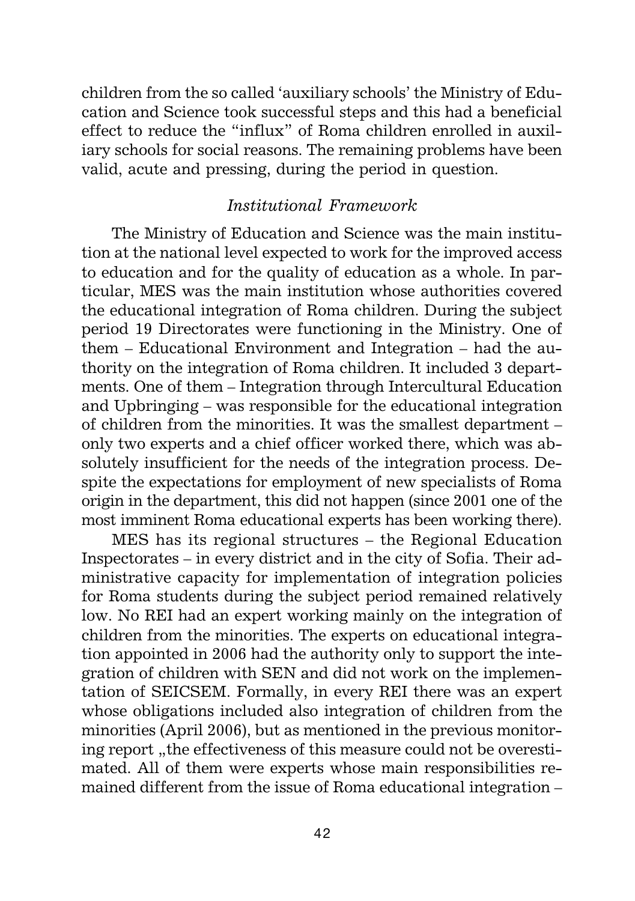children from the so called 'auxiliary schools' the Ministry of Education and Science took successful steps and this had a beneficial effect to reduce the "influx" of Roma children enrolled in auxiliary schools for social reasons. The remaining problems have been valid, acute and pressing, during the period in question.

*Institutional Framework*

The Ministry of Education and Science was the main institution at the national level expected to work for the improved access to education and for the quality of education as a whole. In particular, MES was the main institution whose authorities covered the educational integration of Roma children. During the subject period 19 Directorates were functioning in the Ministry. One of them – Educational Environment and Integration – had the authority on the integration of Roma children. It included 3 departments. One of them – Integration through Intercultural Education and Upbringing – was responsible for the educational integration of children from the minorities. It was the smallest department – only two experts and a chief officer worked there, which was absolutely insufficient for the needs of the integration process. Despite the expectations for employment of new specialists of Roma origin in the department, this did not happen (since 2001 one of the most imminent Roma educational experts has been working there).

MES has its regional structures – the Regional Education Inspectorates – in every district and in the city of Sofia. Their administrative capacity for implementation of integration policies for Roma students during the subject period remained relatively low. No REI had an expert working mainly on the integration of children from the minorities. The experts on educational integration appointed in 2006 had the authority only to support the integration of children with SEN and did not work on the implementation of SEICSEM. Formally, in every REI there was an expert whose obligations included also integration of children from the minorities (April 2006), but as mentioned in the previous monitoring report „the effectiveness of this measure could not be overestimated. All of them were experts whose main responsibilities remained different from the issue of Roma educational integration –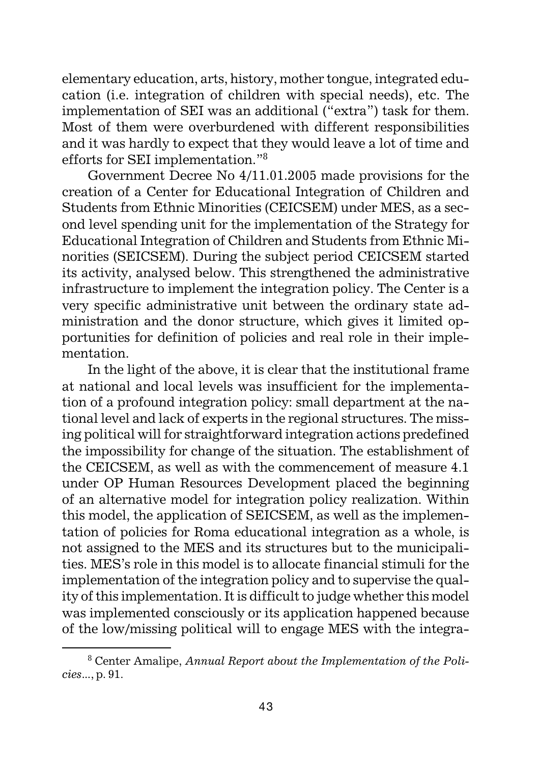elementary education, arts, history, mother tongue, integrated education (i.e. integration of children with special needs), etc. The implementation of SEI was an additional ("extra") task for them. Most of them were overburdened with different responsibilities and it was hardly to expect that they would leave a lot of time and efforts for SEI implementation."[8]

Government Decree No 4/11.01.2005 made provisions for the creation of a Center for Educational Integration of Children and Students from Ethnic Minorities (CEICSEM) under MES, as a second level spending unit for the implementation of the Strategy for Educational Integration of Children and Students from Ethnic Minorities (SEICSEM). During the subject period CEICSEM started its activity, analysed below. This strengthened the administrative infrastructure to implement the integration policy. The Center is a very specific administrative unit between the ordinary state administration and the donor structure, which gives it limited opportunities for definition of policies and real role in their implementation.

In the light of the above, it is clear that the institutional frame at national and local levels was insufficient for the implementation of a profound integration policy: small department at the national level and lack of experts in the regional structures. The missing political will for straightforward integration actions predefined the impossibility for change of the situation. The establishment of the CEICSEM, as well as with the commencement of measure 4.1 under OP Human Resources Development placed the beginning of an alternative model for integration policy realization. Within this model, the application of SEICSEM, as well as the implementation of policies for Roma educational integration as a whole, is not assigned to the MES and its structures but to the municipalities. MES's role in this model is to allocate financial stimuli for the implementation of the integration policy and to supervise the quality of this implementation. It is difficult to judge whether this model was implemented consciously or its application happened because of the low/missing political will to engage MES with the integra-

---

[8] Center Amalipe, *Annual Report about the Implementation of the Policies...*, p. 91.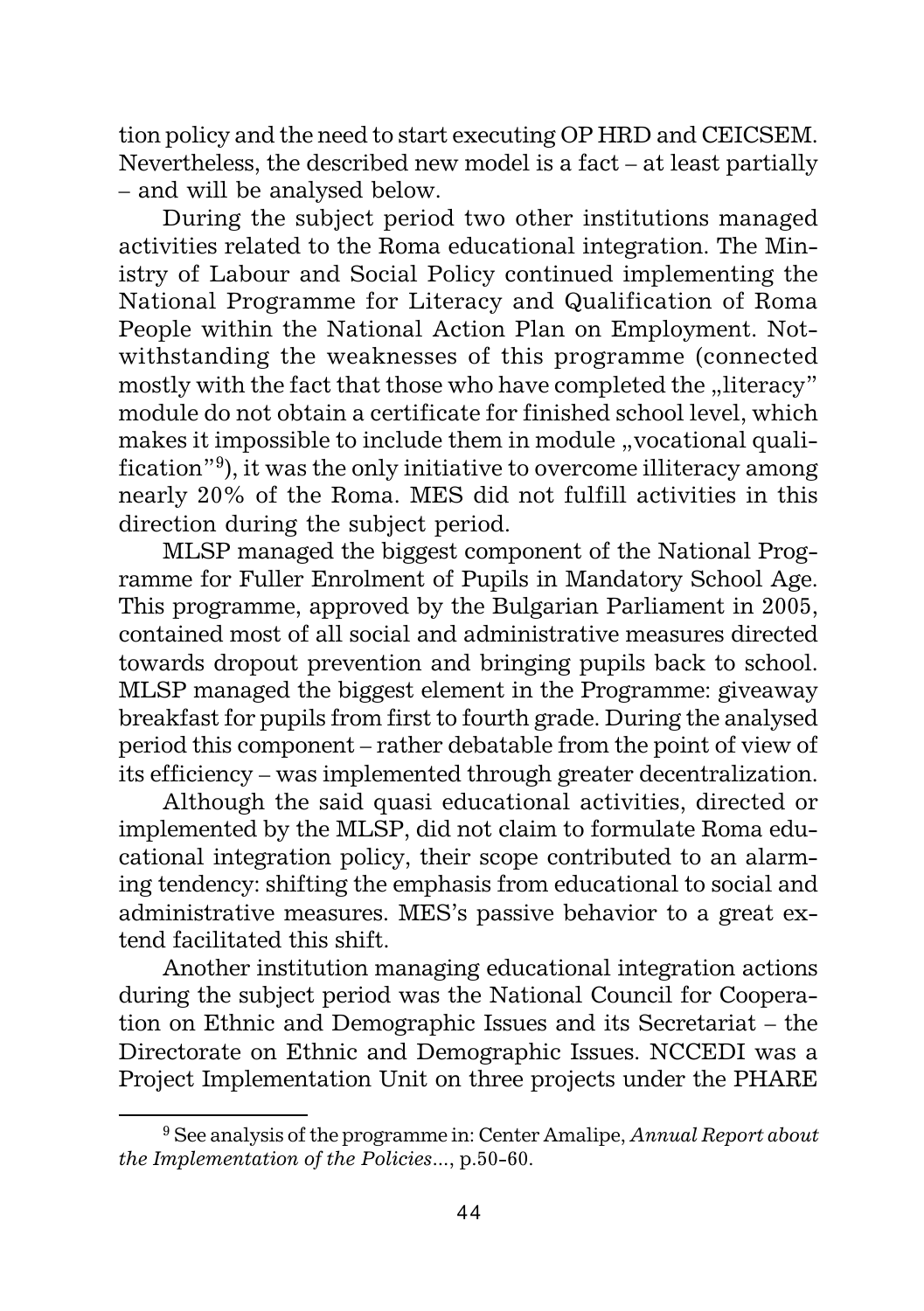tion policy and the need to start executing OP HRD and CEICSEM. Nevertheless, the described new model is a fact – at least partially – and will be analysed below.

During the subject period two other institutions managed activities related to the Roma educational integration. The Ministry of Labour and Social Policy continued implementing the National Programme for Literacy and Qualification of Roma People within the National Action Plan on Employment. Notwithstanding the weaknesses of this programme (connected mostly with the fact that those who have completed the „literacy" module do not obtain a certificate for finished school level, which makes it impossible to include them in module „vocational qualification"[9]), it was the only initiative to overcome illiteracy among nearly 20% of the Roma. MES did not fulfill activities in this direction during the subject period.

MLSP managed the biggest component of the National Programme for Fuller Enrolment of Pupils in Mandatory School Age. This programme, approved by the Bulgarian Parliament in 2005, contained most of all social and administrative measures directed towards dropout prevention and bringing pupils back to school. MLSP managed the biggest element in the Programme: giveaway breakfast for pupils from first to fourth grade. During the analysed period this component – rather debatable from the point of view of its efficiency – was implemented through greater decentralization.

Although the said quasi educational activities, directed or implemented by the MLSP, did not claim to formulate Roma educational integration policy, their scope contributed to an alarming tendency: shifting the emphasis from educational to social and administrative measures. MES's passive behavior to a great extend facilitated this shift.

Another institution managing educational integration actions during the subject period was the National Council for Cooperation on Ethnic and Demographic Issues and its Secretariat – the Directorate on Ethnic and Demographic Issues. NCCEDI was a Project Implementation Unit on three projects under the PHARE

---

[9] See analysis of the programme in: Center Amalipe, *Annual Report about the Implementation of the Policies...*, p.50-60.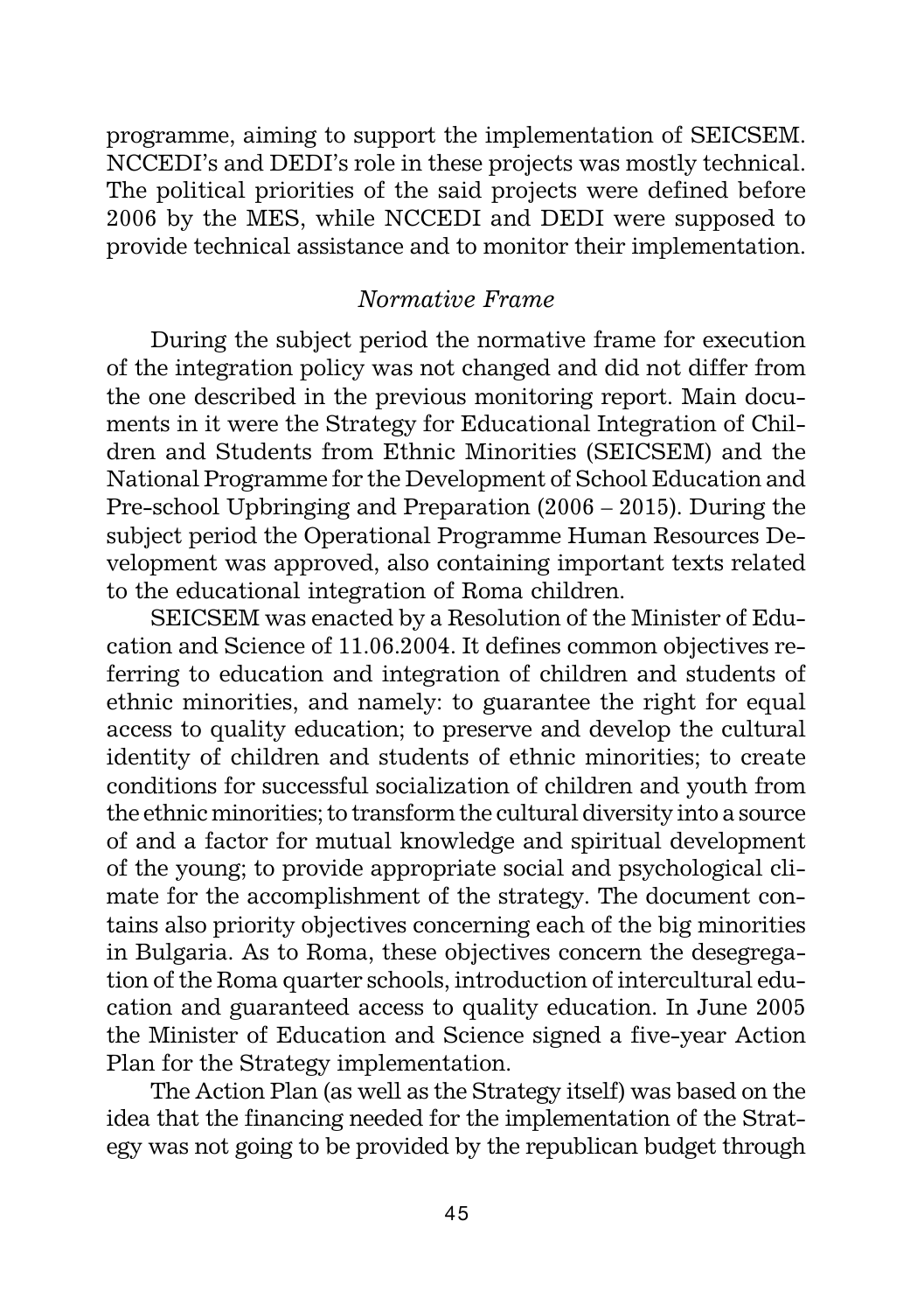programme, aiming to support the implementation of SEICSEM. NCCEDI's and DEDI's role in these projects was mostly technical. The political priorities of the said projects were defined before 2006 by the MES, while NCCEDI and DEDI were supposed to provide technical assistance and to monitor their implementation.

### *Normative Frame*

During the subject period the normative frame for execution of the integration policy was not changed and did not differ from the one described in the previous monitoring report. Main documents in it were the Strategy for Educational Integration of Children and Students from Ethnic Minorities (SEICSEM) and the National Programme for the Development of School Education and Pre-school Upbringing and Preparation (2006 – 2015). During the subject period the Operational Programme Human Resources Development was approved, also containing important texts related to the educational integration of Roma children.

SEICSEM was enacted by a Resolution of the Minister of Education and Science of 11.06.2004. It defines common objectives referring to education and integration of children and students of ethnic minorities, and namely: to guarantee the right for equal access to quality education; to preserve and develop the cultural identity of children and students of ethnic minorities; to create conditions for successful socialization of children and youth from the ethnic minorities; to transform the cultural diversity into a source of and a factor for mutual knowledge and spiritual development of the young; to provide appropriate social and psychological climate for the accomplishment of the strategy. The document contains also priority objectives concerning each of the big minorities in Bulgaria. As to Roma, these objectives concern the desegregation of the Roma quarter schools, introduction of intercultural education and guaranteed access to quality education. In June 2005 the Minister of Education and Science signed a five-year Action Plan for the Strategy implementation.

The Action Plan (as well as the Strategy itself) was based on the idea that the financing needed for the implementation of the Strategy was not going to be provided by the republican budget through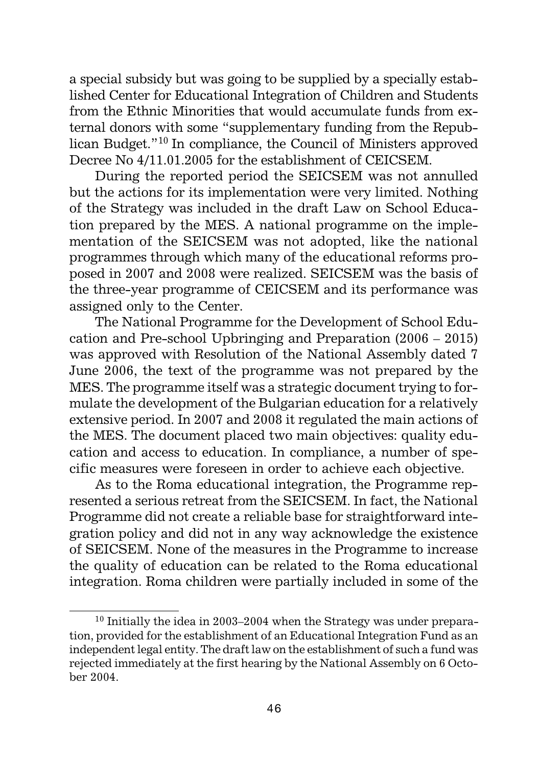a special subsidy but was going to be supplied by a specially established Center for Educational Integration of Children and Students from the Ethnic Minorities that would accumulate funds from external donors with some "supplementary funding from the Republican Budget."[10] In compliance, the Council of Ministers approved Decree No 4/11.01.2005 for the establishment of CEICSEM.

During the reported period the SEICSEM was not annulled but the actions for its implementation were very limited. Nothing of the Strategy was included in the draft Law on School Education prepared by the MES. A national programme on the implementation of the SEICSEM was not adopted, like the national programmes through which many of the educational reforms proposed in 2007 and 2008 were realized. SEICSEM was the basis of the three-year programme of CEICSEM and its performance was assigned only to the Center.

The National Programme for the Development of School Education and Pre-school Upbringing and Preparation (2006 – 2015) was approved with Resolution of the National Assembly dated 7 June 2006, the text of the programme was not prepared by the MES. The programme itself was a strategic document trying to formulate the development of the Bulgarian education for a relatively extensive period. In 2007 and 2008 it regulated the main actions of the MES. The document placed two main objectives: quality education and access to education. In compliance, a number of specific measures were foreseen in order to achieve each objective.

As to the Roma educational integration, the Programme represented a serious retreat from the SEICSEM. In fact, the National Programme did not create a reliable base for straightforward integration policy and did not in any way acknowledge the existence of SEICSEM. None of the measures in the Programme to increase the quality of education can be related to the Roma educational integration. Roma children were partially included in some of the

[10] Initially the idea in 2003–2004 when the Strategy was under preparation, provided for the establishment of an Educational Integration Fund as an independent legal entity. The draft law on the establishment of such a fund was rejected immediately at the first hearing by the National Assembly on 6 October 2004.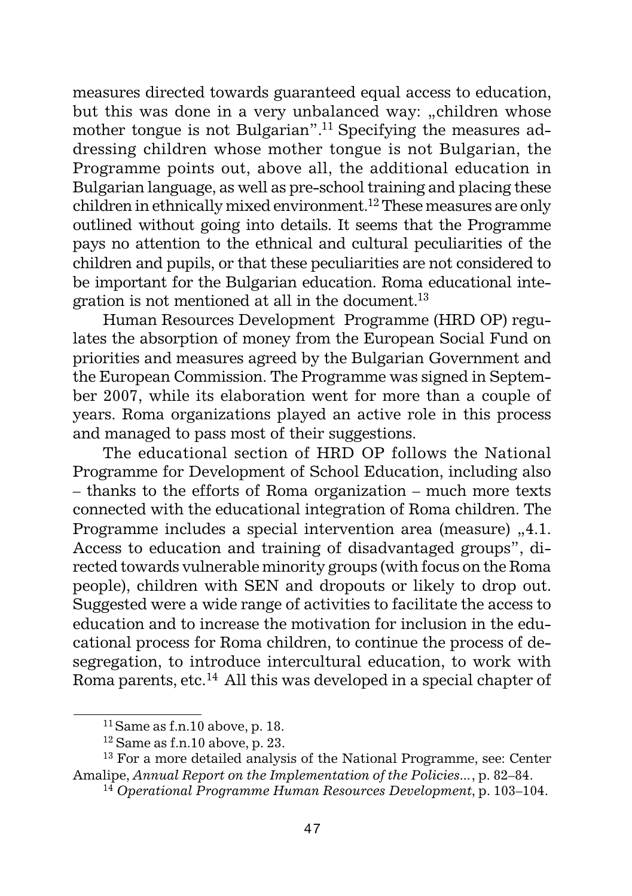measures directed towards guaranteed equal access to education, but this was done in a very unbalanced way: „children whose mother tongue is not Bulgarian".[11] Specifying the measures addressing children whose mother tongue is not Bulgarian, the Programme points out, above all, the additional education in Bulgarian language, as well as pre-school training and placing these children in ethnically mixed environment.[12] These measures are only outlined without going into details. It seems that the Programme pays no attention to the ethnical and cultural peculiarities of the children and pupils, or that these peculiarities are not considered to be important for the Bulgarian education. Roma educational integration is not mentioned at all in the document.[13]

Human Resources Development Programme (HRD OP) regulates the absorption of money from the European Social Fund on priorities and measures agreed by the Bulgarian Government and the European Commission. The Programme was signed in September 2007, while its elaboration went for more than a couple of years. Roma organizations played an active role in this process and managed to pass most of their suggestions.

The educational section of HRD OP follows the National Programme for Development of School Education, including also – thanks to the efforts of Roma organization – much more texts connected with the educational integration of Roma children. The Programme includes a special intervention area (measure) „4.1. Access to education and training of disadvantaged groups", directed towards vulnerable minority groups (with focus on the Roma people), children with SEN and dropouts or likely to drop out. Suggested were a wide range of activities to facilitate the access to education and to increase the motivation for inclusion in the educational process for Roma children, to continue the process of desegregation, to introduce intercultural education, to work with Roma parents, etc.[14] All this was developed in a special chapter of

---

[11] Same as f.n.10 above, p. 18.

[12] Same as f.n.10 above, p. 23.

[13] For a more detailed analysis of the National Programme, see: Center Amalipe, *Annual Report on the Implementation of the Policies...*, p. 82–84.

[14] *Operational Programme Human Resources Development*, p. 103–104.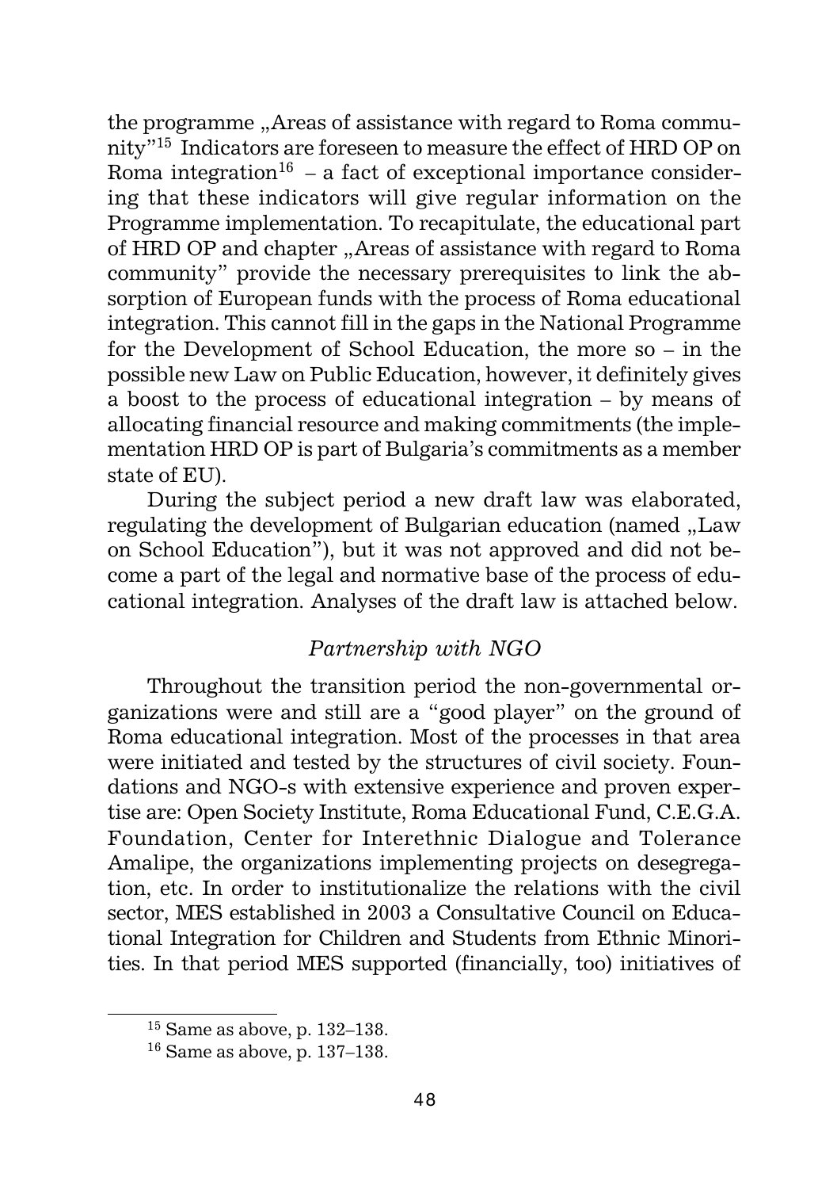the programme „Areas of assistance with regard to Roma community"[15] Indicators are foreseen to measure the effect of HRD OP on Roma integration[16] – a fact of exceptional importance considering that these indicators will give regular information on the Programme implementation. To recapitulate, the educational part of HRD OP and chapter „Areas of assistance with regard to Roma community" provide the necessary prerequisites to link the absorption of European funds with the process of Roma educational integration. This cannot fill in the gaps in the National Programme for the Development of School Education, the more so – in the possible new Law on Public Education, however, it definitely gives a boost to the process of educational integration – by means of allocating financial resource and making commitments (the implementation HRD OP is part of Bulgaria's commitments as a member state of EU).

During the subject period a new draft law was elaborated, regulating the development of Bulgarian education (named „Law on School Education"), but it was not approved and did not become a part of the legal and normative base of the process of educational integration. Analyses of the draft law is attached below.

### *Partnership with NGO*

Throughout the transition period the non-governmental organizations were and still are a "good player" on the ground of Roma educational integration. Most of the processes in that area were initiated and tested by the structures of civil society. Foundations and NGO-s with extensive experience and proven expertise are: Open Society Institute, Roma Educational Fund, C.E.G.A. Foundation, Center for Interethnic Dialogue and Tolerance Amalipe, the organizations implementing projects on desegregation, etc. In order to institutionalize the relations with the civil sector, MES established in 2003 a Consultative Council on Educational Integration for Children and Students from Ethnic Minorities. In that period MES supported (financially, too) initiatives of

[15] Same as above, p. 132–138.

[16] Same as above, p. 137–138.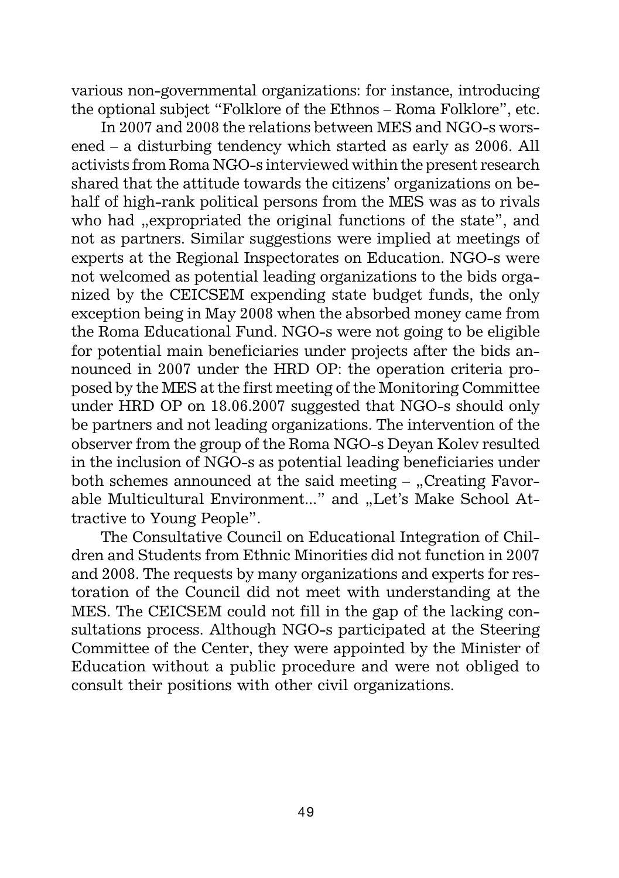various non-governmental organizations: for instance, introducing the optional subject "Folklore of the Ethnos – Roma Folklore", etc.

In 2007 and 2008 the relations between MES and NGO-s worsened – a disturbing tendency which started as early as 2006. All activists from Roma NGO-s interviewed within the present research shared that the attitude towards the citizens' organizations on behalf of high-rank political persons from the MES was as to rivals who had „expropriated the original functions of the state", and not as partners. Similar suggestions were implied at meetings of experts at the Regional Inspectorates on Education. NGO-s were not welcomed as potential leading organizations to the bids organized by the CEICSEM expending state budget funds, the only exception being in May 2008 when the absorbed money came from the Roma Educational Fund. NGO-s were not going to be eligible for potential main beneficiaries under projects after the bids announced in 2007 under the HRD OP: the operation criteria proposed by the MES at the first meeting of the Monitoring Committee under HRD OP on 18.06.2007 suggested that NGO-s should only be partners and not leading organizations. The intervention of the observer from the group of the Roma NGO-s Deyan Kolev resulted in the inclusion of NGO-s as potential leading beneficiaries under both schemes announced at the said meeting – „Creating Favorable Multicultural Environment..." and „Let's Make School Attractive to Young People".

The Consultative Council on Educational Integration of Children and Students from Ethnic Minorities did not function in 2007 and 2008. The requests by many organizations and experts for restoration of the Council did not meet with understanding at the MES. The CEICSEM could not fill in the gap of the lacking consultations process. Although NGO-s participated at the Steering Committee of the Center, they were appointed by the Minister of Education without a public procedure and were not obliged to consult their positions with other civil organizations.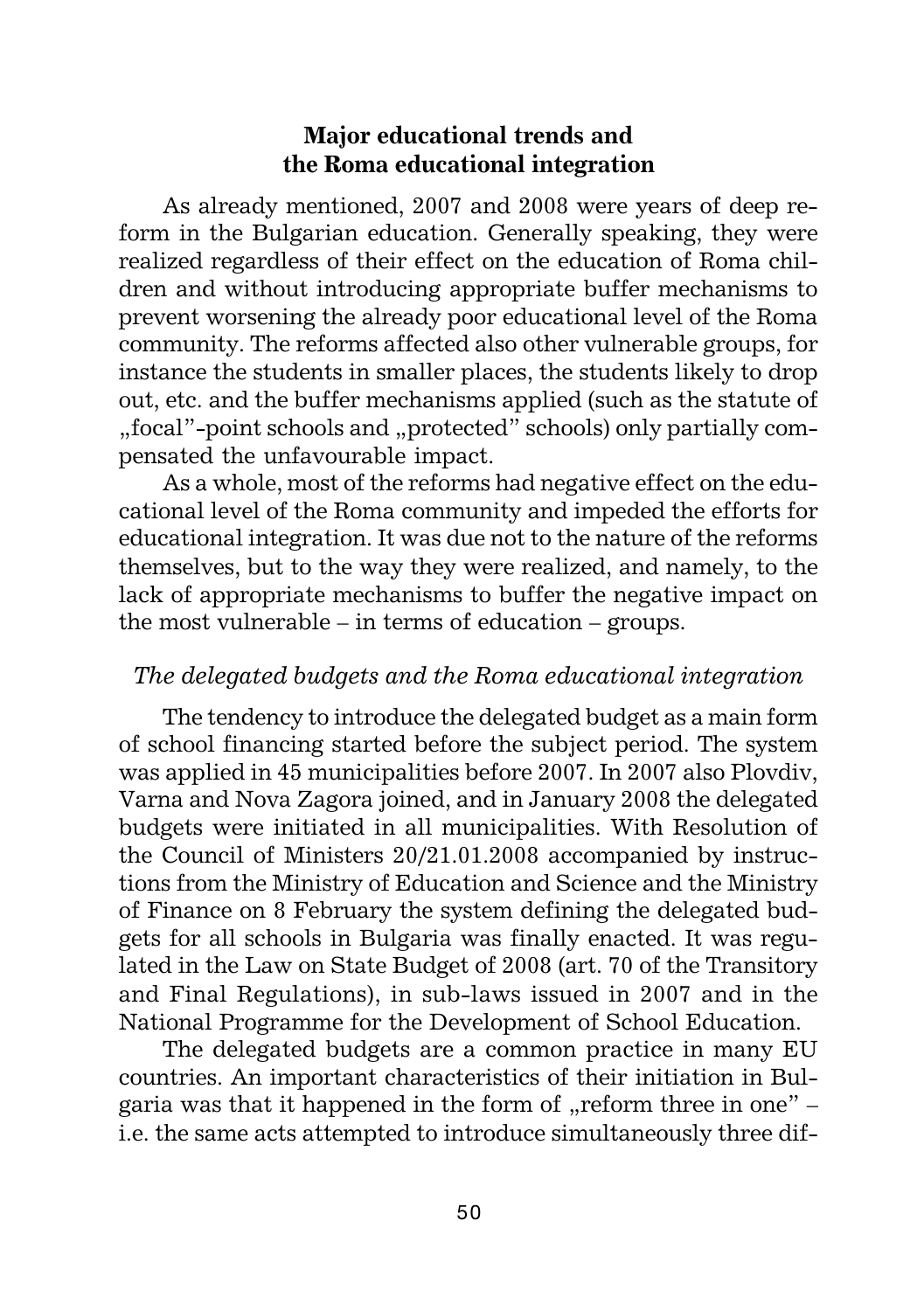## Major educational trends and the Roma educational integration

As already mentioned, 2007 and 2008 were years of deep reform in the Bulgarian education. Generally speaking, they were realized regardless of their effect on the education of Roma children and without introducing appropriate buffer mechanisms to prevent worsening the already poor educational level of the Roma community. The reforms affected also other vulnerable groups, for instance the students in smaller places, the students likely to drop out, etc. and the buffer mechanisms applied (such as the statute of „focal"-point schools and „protected" schools) only partially compensated the unfavourable impact.

As a whole, most of the reforms had negative effect on the educational level of the Roma community and impeded the efforts for educational integration. It was due not to the nature of the reforms themselves, but to the way they were realized, and namely, to the lack of appropriate mechanisms to buffer the negative impact on the most vulnerable – in terms of education – groups.

### *The delegated budgets and the Roma educational integration*

The tendency to introduce the delegated budget as a main form of school financing started before the subject period. The system was applied in 45 municipalities before 2007. In 2007 also Plovdiv, Varna and Nova Zagora joined, and in January 2008 the delegated budgets were initiated in all municipalities. With Resolution of the Council of Ministers 20/21.01.2008 accompanied by instructions from the Ministry of Education and Science and the Ministry of Finance on 8 February the system defining the delegated budgets for all schools in Bulgaria was finally enacted. It was regulated in the Law on State Budget of 2008 (art. 70 of the Transitory and Final Regulations), in sub-laws issued in 2007 and in the National Programme for the Development of School Education.

The delegated budgets are a common practice in many EU countries. An important characteristics of their initiation in Bulgaria was that it happened in the form of „reform three in one" – i.e. the same acts attempted to introduce simultaneously three dif-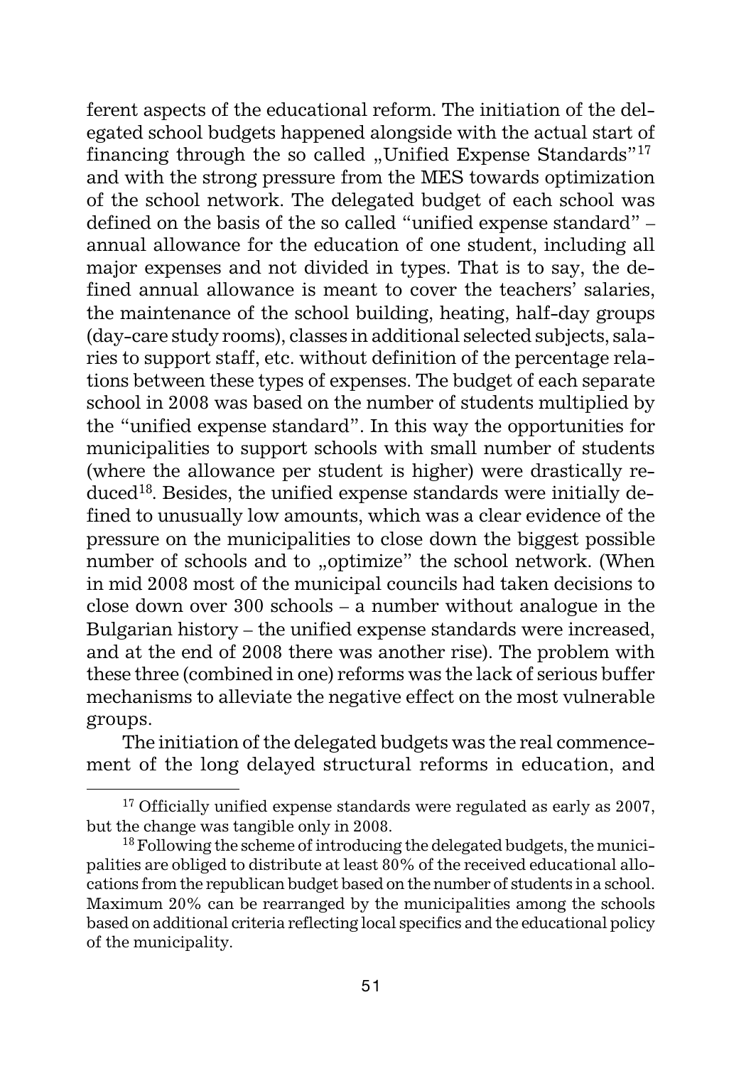ferent aspects of the educational reform. The initiation of the delegated school budgets happened alongside with the actual start of financing through the so called „Unified Expense Standards"[17] and with the strong pressure from the MES towards optimization of the school network. The delegated budget of each school was defined on the basis of the so called "unified expense standard" – annual allowance for the education of one student, including all major expenses and not divided in types. That is to say, the defined annual allowance is meant to cover the teachers' salaries, the maintenance of the school building, heating, half-day groups (day-care study rooms), classes in additional selected subjects, salaries to support staff, etc. without definition of the percentage relations between these types of expenses. The budget of each separate school in 2008 was based on the number of students multiplied by the "unified expense standard". In this way the opportunities for municipalities to support schools with small number of students (where the allowance per student is higher) were drastically reduced[18]. Besides, the unified expense standards were initially defined to unusually low amounts, which was a clear evidence of the pressure on the municipalities to close down the biggest possible number of schools and to „optimize" the school network. (When in mid 2008 most of the municipal councils had taken decisions to close down over 300 schools – a number without analogue in the Bulgarian history – the unified expense standards were increased, and at the end of 2008 there was another rise). The problem with these three (combined in one) reforms was the lack of serious buffer mechanisms to alleviate the negative effect on the most vulnerable groups.

The initiation of the delegated budgets was the real commencement of the long delayed structural reforms in education, and

---

[17] Officially unified expense standards were regulated as early as 2007, but the change was tangible only in 2008.

[18] Following the scheme of introducing the delegated budgets, the municipalities are obliged to distribute at least 80% of the received educational allocations from the republican budget based on the number of students in a school. Maximum 20% can be rearranged by the municipalities among the schools based on additional criteria reflecting local specifics and the educational policy of the municipality.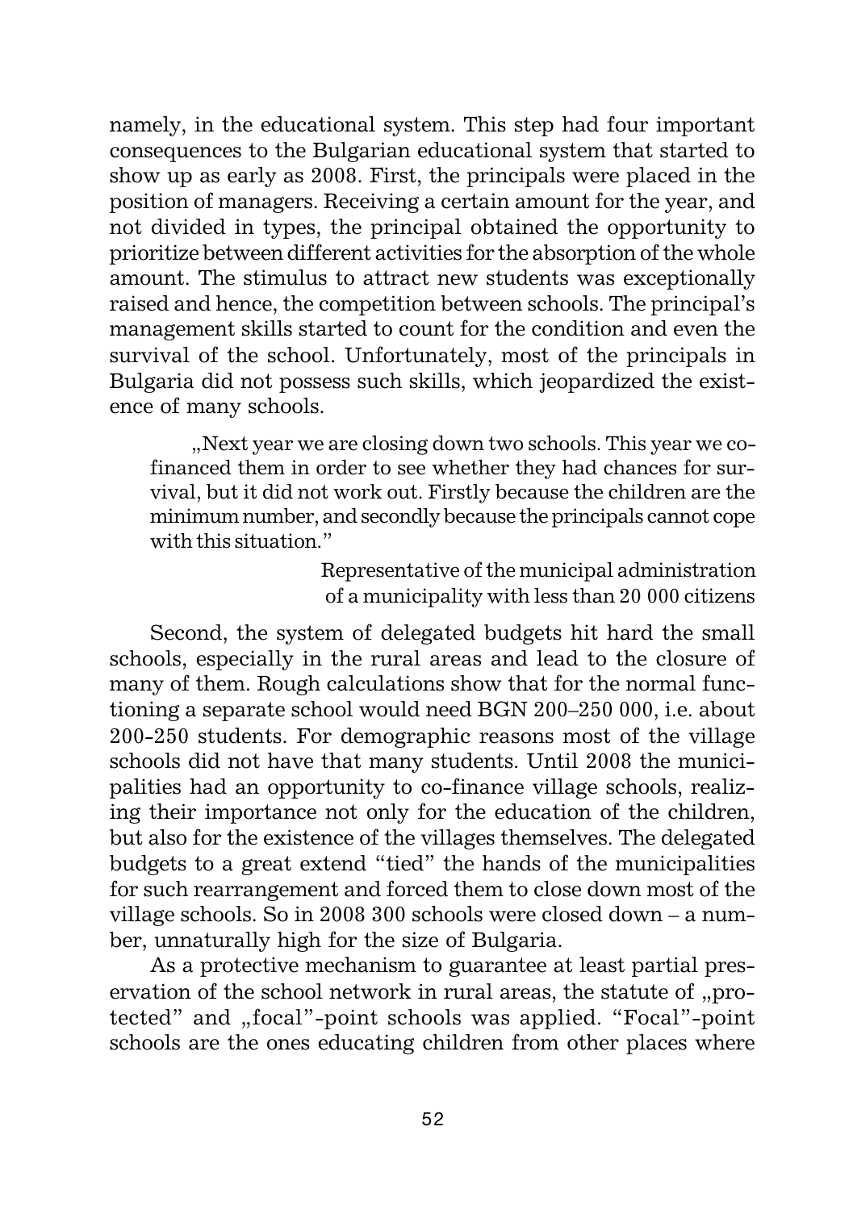namely, in the educational system. This step had four important consequences to the Bulgarian educational system that started to show up as early as 2008. First, the principals were placed in the position of managers. Receiving a certain amount for the year, and not divided in types, the principal obtained the opportunity to prioritize between different activities for the absorption of the whole amount. The stimulus to attract new students was exceptionally raised and hence, the competition between schools. The principal's management skills started to count for the condition and even the survival of the school. Unfortunately, most of the principals in Bulgaria did not possess such skills, which jeopardized the existence of many schools.

> „Next year we are closing down two schools. This year we co-financed them in order to see whether they had chances for survival, but it did not work out. Firstly because the children are the minimum number, and secondly because the principals cannot cope with this situation."
>
> Representative of the municipal administration of a municipality with less than 20 000 citizens

Second, the system of delegated budgets hit hard the small schools, especially in the rural areas and lead to the closure of many of them. Rough calculations show that for the normal functioning a separate school would need BGN 200–250 000, i.e. about 200-250 students. For demographic reasons most of the village schools did not have that many students. Until 2008 the municipalities had an opportunity to co-finance village schools, realizing their importance not only for the education of the children, but also for the existence of the villages themselves. The delegated budgets to a great extend "tied" the hands of the municipalities for such rearrangement and forced them to close down most of the village schools. So in 2008 300 schools were closed down – a number, unnaturally high for the size of Bulgaria.

As a protective mechanism to guarantee at least partial preservation of the school network in rural areas, the statute of „protected" and „focal"-point schools was applied. "Focal"-point schools are the ones educating children from other places where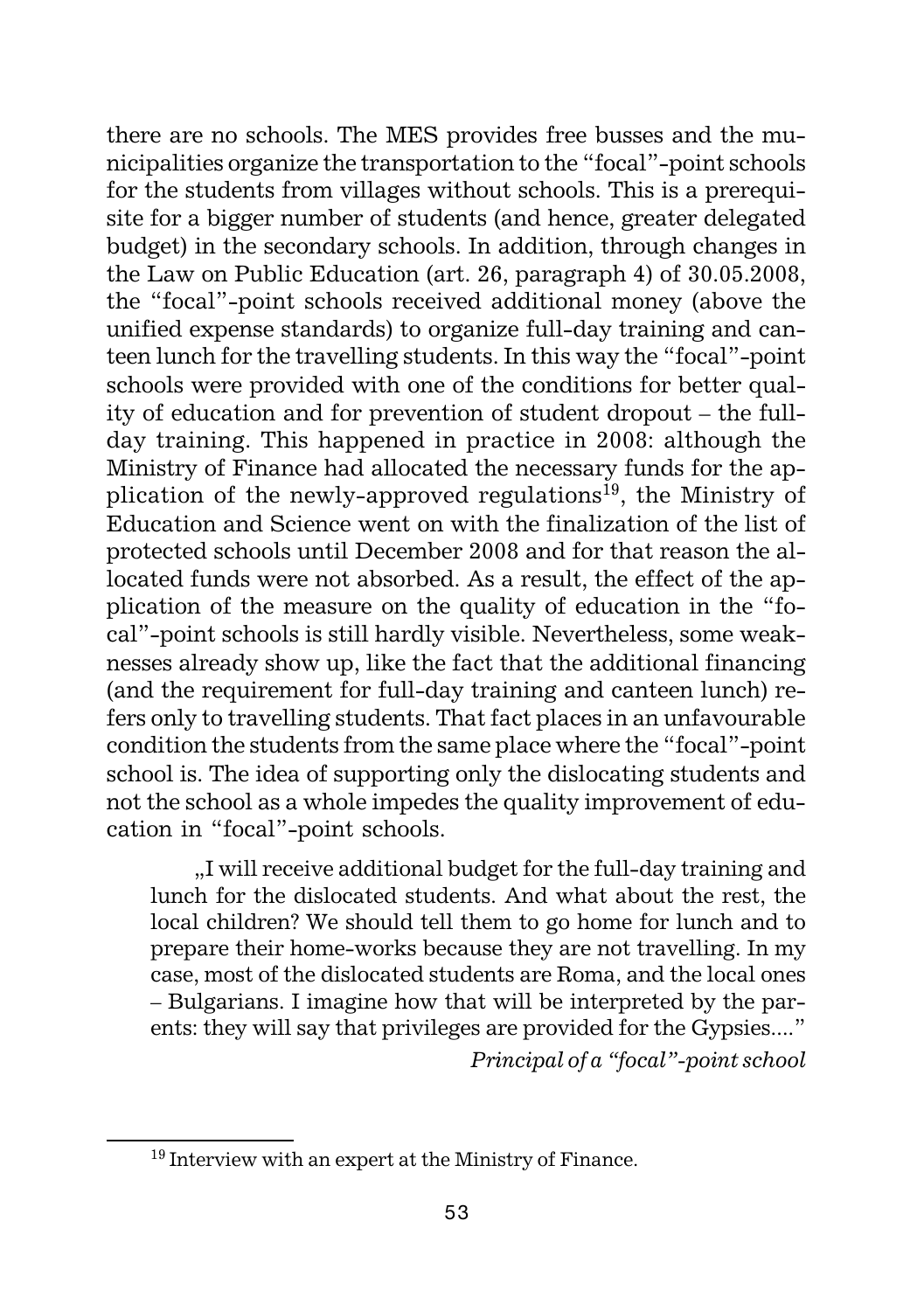there are no schools. The MES provides free busses and the municipalities organize the transportation to the "focal"-point schools for the students from villages without schools. This is a prerequisite for a bigger number of students (and hence, greater delegated budget) in the secondary schools. In addition, through changes in the Law on Public Education (art. 26, paragraph 4) of 30.05.2008, the "focal"-point schools received additional money (above the unified expense standards) to organize full-day training and canteen lunch for the travelling students. In this way the "focal"-point schools were provided with one of the conditions for better quality of education and for prevention of student dropout – the full-day training. This happened in practice in 2008: although the Ministry of Finance had allocated the necessary funds for the application of the newly-approved regulations[19], the Ministry of Education and Science went on with the finalization of the list of protected schools until December 2008 and for that reason the allocated funds were not absorbed. As a result, the effect of the application of the measure on the quality of education in the "focal"-point schools is still hardly visible. Nevertheless, some weaknesses already show up, like the fact that the additional financing (and the requirement for full-day training and canteen lunch) refers only to travelling students. That fact places in an unfavourable condition the students from the same place where the "focal"-point school is. The idea of supporting only the dislocating students and not the school as a whole impedes the quality improvement of education in "focal"-point schools.

> „I will receive additional budget for the full-day training and lunch for the dislocated students. And what about the rest, the local children? We should tell them to go home for lunch and to prepare their home-works because they are not travelling. In my case, most of the dislocated students are Roma, and the local ones – Bulgarians. I imagine how that will be interpreted by the parents: they will say that privileges are provided for the Gypsies...."
>
> *Principal of a "focal"-point school*

[19] Interview with an expert at the Ministry of Finance.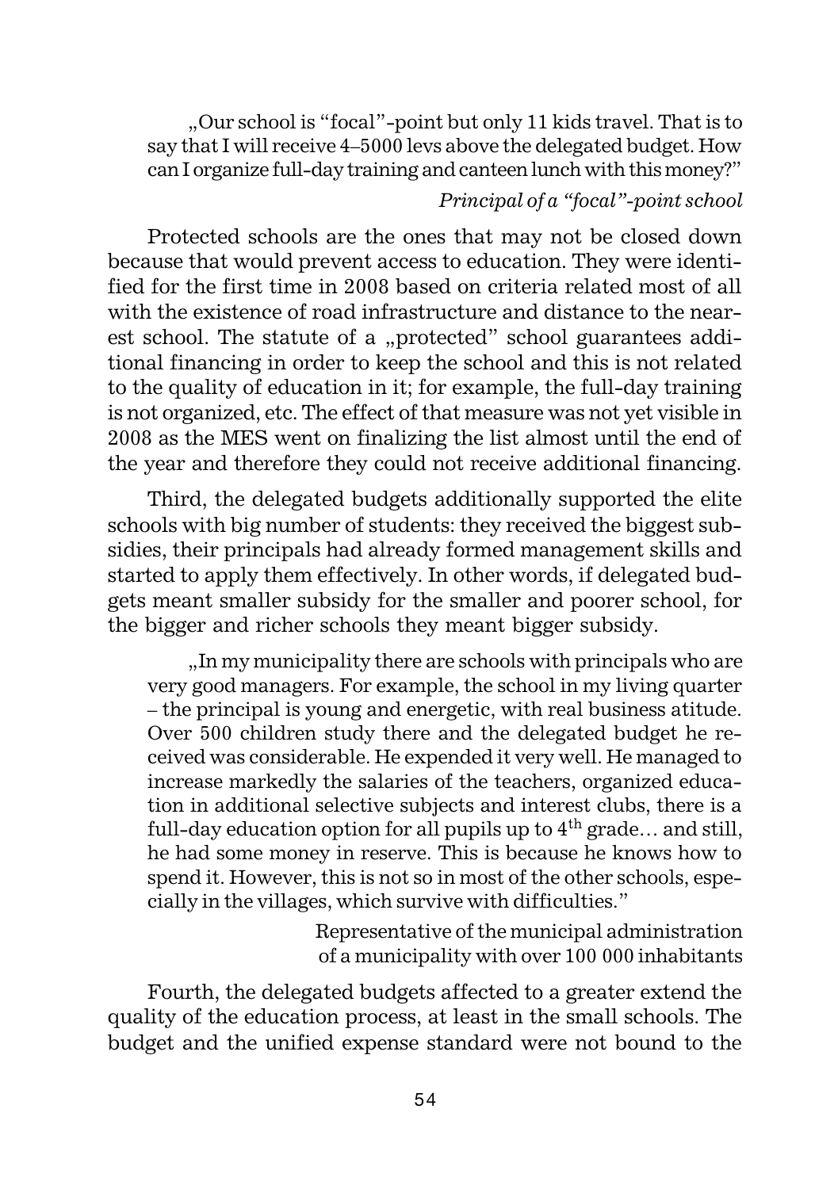„Our school is "focal"-point but only 11 kids travel. That is to say that I will receive 4–5000 levs above the delegated budget. How can I organize full-day training and canteen lunch with this money?"

*Principal of a "focal"-point school*

Protected schools are the ones that may not be closed down because that would prevent access to education. They were identified for the first time in 2008 based on criteria related most of all with the existence of road infrastructure and distance to the nearest school. The statute of a „protected" school guarantees additional financing in order to keep the school and this is not related to the quality of education in it; for example, the full-day training is not organized, etc. The effect of that measure was not yet visible in 2008 as the MES went on finalizing the list almost until the end of the year and therefore they could not receive additional financing.

Third, the delegated budgets additionally supported the elite schools with big number of students: they received the biggest subsidies, their principals had already formed management skills and started to apply them effectively. In other words, if delegated budgets meant smaller subsidy for the smaller and poorer school, for the bigger and richer schools they meant bigger subsidy.

„In my municipality there are schools with principals who are very good managers. For example, the school in my living quarter – the principal is young and energetic, with real business atitude. Over 500 children study there and the delegated budget he received was considerable. He expended it very well. He managed to increase markedly the salaries of the teachers, organized education in additional selective subjects and interest clubs, there is a full-day education option for all pupils up to 4th grade… and still, he had some money in reserve. This is because he knows how to spend it. However, this is not so in most of the other schools, especially in the villages, which survive with difficulties."

Representative of the municipal administration of a municipality with over 100 000 inhabitants

Fourth, the delegated budgets affected to a greater extend the quality of the education process, at least in the small schools. The budget and the unified expense standard were not bound to the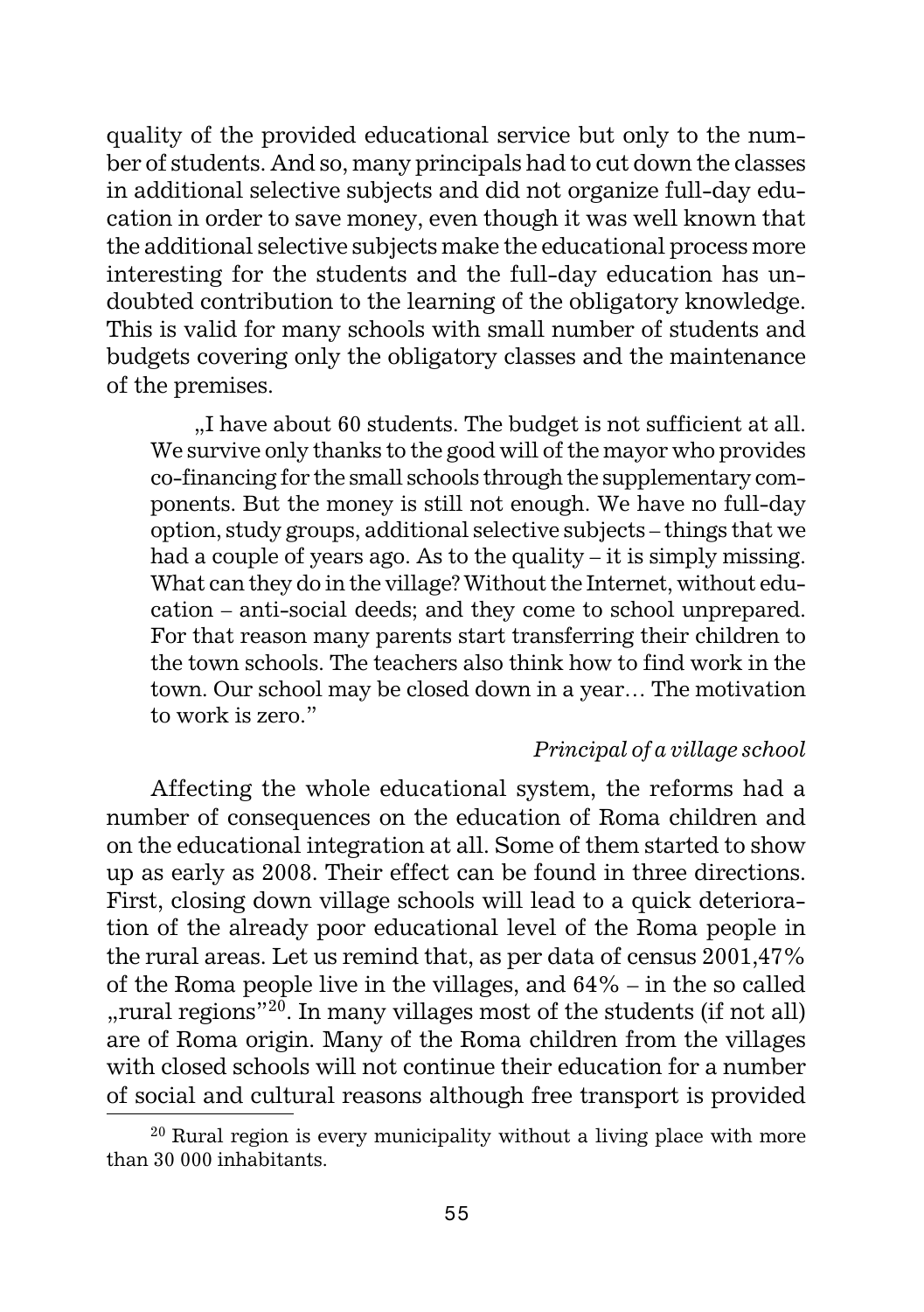quality of the provided educational service but only to the number of students. And so, many principals had to cut down the classes in additional selective subjects and did not organize full-day education in order to save money, even though it was well known that the additional selective subjects make the educational process more interesting for the students and the full-day education has undoubted contribution to the learning of the obligatory knowledge. This is valid for many schools with small number of students and budgets covering only the obligatory classes and the maintenance of the premises.

> „I have about 60 students. The budget is not sufficient at all. We survive only thanks to the good will of the mayor who provides co-financing for the small schools through the supplementary components. But the money is still not enough. We have no full-day option, study groups, additional selective subjects – things that we had a couple of years ago. As to the quality – it is simply missing. What can they do in the village? Without the Internet, without education – anti-social deeds; and they come to school unprepared. For that reason many parents start transferring their children to the town schools. The teachers also think how to find work in the town. Our school may be closed down in a year… The motivation to work is zero."
>
> *Principal of a village school*

Affecting the whole educational system, the reforms had a number of consequences on the education of Roma children and on the educational integration at all. Some of them started to show up as early as 2008. Their effect can be found in three directions. First, closing down village schools will lead to a quick deterioration of the already poor educational level of the Roma people in the rural areas. Let us remind that, as per data of census 2001,47% of the Roma people live in the villages, and 64% – in the so called „rural regions"[20]. In many villages most of the students (if not all) are of Roma origin. Many of the Roma children from the villages with closed schools will not continue their education for a number of social and cultural reasons although free transport is provided

[20] Rural region is every municipality without a living place with more than 30 000 inhabitants.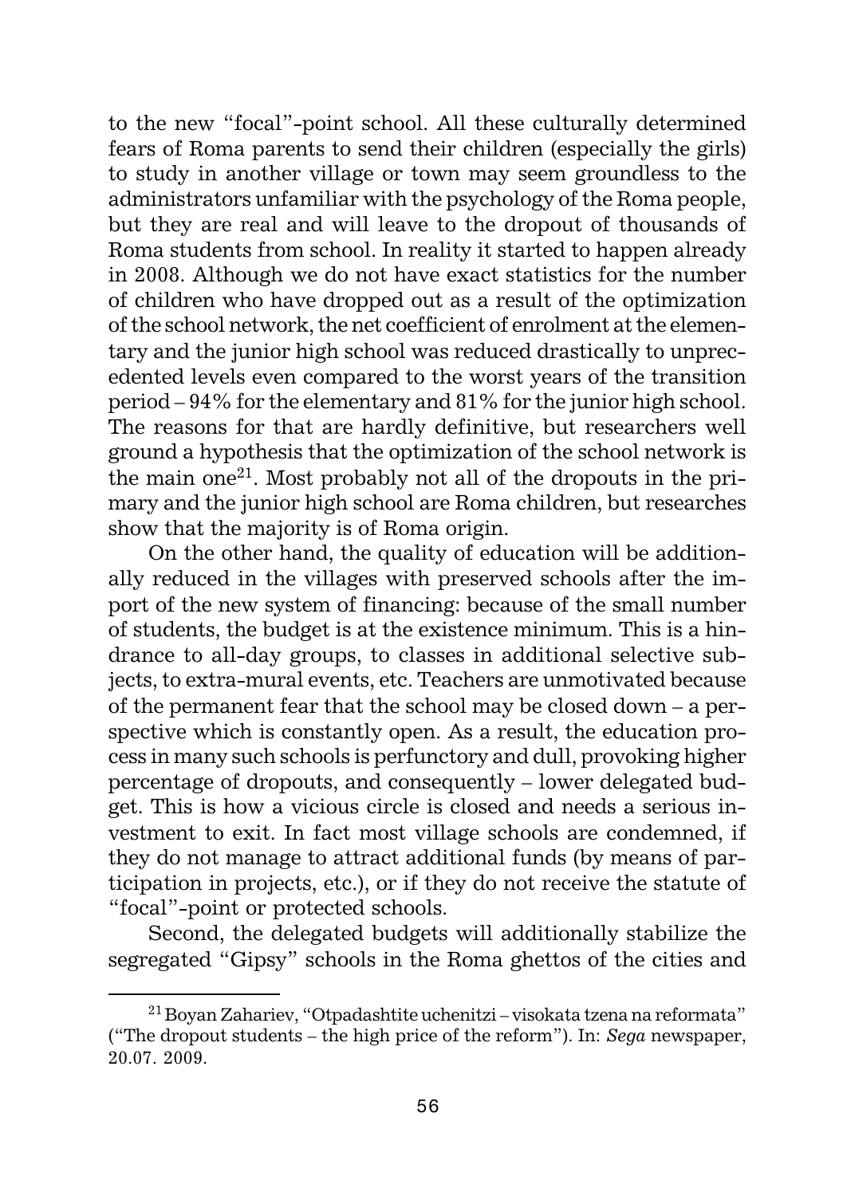to the new "focal"-point school. All these culturally determined fears of Roma parents to send their children (especially the girls) to study in another village or town may seem groundless to the administrators unfamiliar with the psychology of the Roma people, but they are real and will leave to the dropout of thousands of Roma students from school. In reality it started to happen already in 2008. Although we do not have exact statistics for the number of children who have dropped out as a result of the optimization of the school network, the net coefficient of enrolment at the elementary and the junior high school was reduced drastically to unprecedented levels even compared to the worst years of the transition period – 94% for the elementary and 81% for the junior high school. The reasons for that are hardly definitive, but researchers well ground a hypothesis that the optimization of the school network is the main one[21]. Most probably not all of the dropouts in the primary and the junior high school are Roma children, but researches show that the majority is of Roma origin.

On the other hand, the quality of education will be additionally reduced in the villages with preserved schools after the import of the new system of financing: because of the small number of students, the budget is at the existence minimum. This is a hindrance to all-day groups, to classes in additional selective subjects, to extra-mural events, etc. Teachers are unmotivated because of the permanent fear that the school may be closed down – a perspective which is constantly open. As a result, the education process in many such schools is perfunctory and dull, provoking higher percentage of dropouts, and consequently – lower delegated budget. This is how a vicious circle is closed and needs a serious investment to exit. In fact most village schools are condemned, if they do not manage to attract additional funds (by means of participation in projects, etc.), or if they do not receive the statute of "focal"-point or protected schools.

Second, the delegated budgets will additionally stabilize the segregated "Gipsy" schools in the Roma ghettos of the cities and

---

[21] Boyan Zahariev, "Otpadashtite uchenitzi – visokata tzena na reformata" ("The dropout students – the high price of the reform"). In: *Sega* newspaper, 20.07. 2009.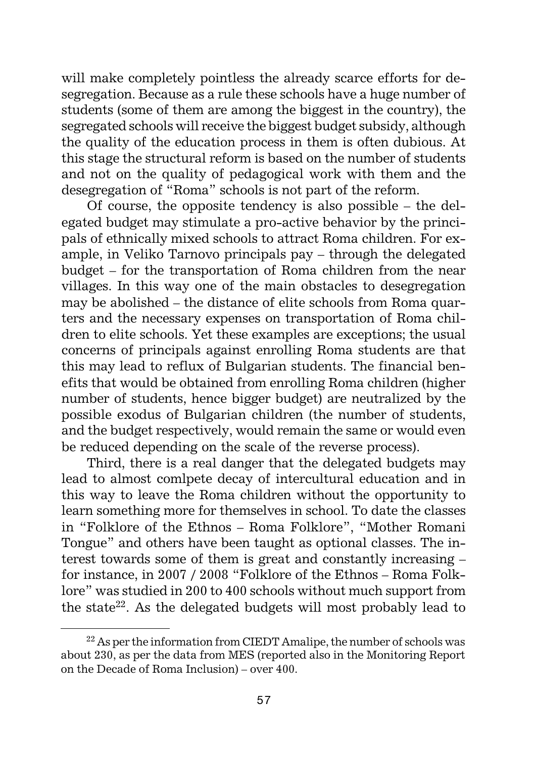will make completely pointless the already scarce efforts for desegregation. Because as a rule these schools have a huge number of students (some of them are among the biggest in the country), the segregated schools will receive the biggest budget subsidy, although the quality of the education process in them is often dubious. At this stage the structural reform is based on the number of students and not on the quality of pedagogical work with them and the desegregation of "Roma" schools is not part of the reform.

Of course, the opposite tendency is also possible – the delegated budget may stimulate a pro-active behavior by the principals of ethnically mixed schools to attract Roma children. For example, in Veliko Tarnovo principals pay – through the delegated budget – for the transportation of Roma children from the near villages. In this way one of the main obstacles to desegregation may be abolished – the distance of elite schools from Roma quarters and the necessary expenses on transportation of Roma children to elite schools. Yet these examples are exceptions; the usual concerns of principals against enrolling Roma students are that this may lead to reflux of Bulgarian students. The financial benefits that would be obtained from enrolling Roma children (higher number of students, hence bigger budget) are neutralized by the possible exodus of Bulgarian children (the number of students, and the budget respectively, would remain the same or would even be reduced depending on the scale of the reverse process).

Third, there is a real danger that the delegated budgets may lead to almost comlpete decay of intercultural education and in this way to leave the Roma children without the opportunity to learn something more for themselves in school. To date the classes in "Folklore of the Ethnos – Roma Folklore", "Mother Romani Tongue" and others have been taught as optional classes. The interest towards some of them is great and constantly increasing – for instance, in 2007 / 2008 "Folklore of the Ethnos – Roma Folklore" was studied in 200 to 400 schools without much support from the state[22]. As the delegated budgets will most probably lead to

[22] As per the information from CIEDT Amalipe, the number of schools was about 230, as per the data from MES (reported also in the Monitoring Report on the Decade of Roma Inclusion) – over 400.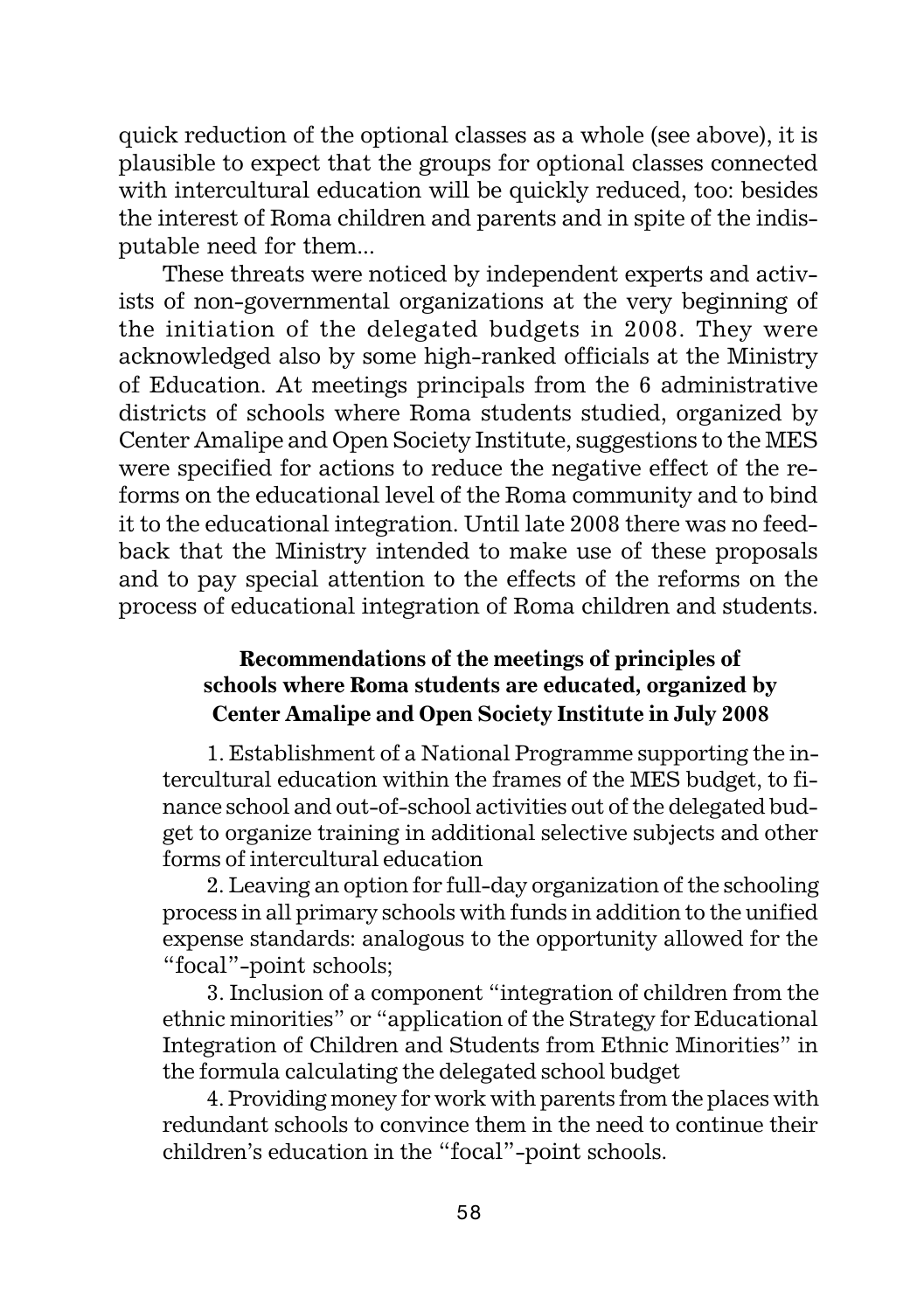quick reduction of the optional classes as a whole (see above), it is plausible to expect that the groups for optional classes connected with intercultural education will be quickly reduced, too: besides the interest of Roma children and parents and in spite of the indisputable need for them...

These threats were noticed by independent experts and activists of non-governmental organizations at the very beginning of the initiation of the delegated budgets in 2008. They were acknowledged also by some high-ranked officials at the Ministry of Education. At meetings principals from the 6 administrative districts of schools where Roma students studied, organized by Center Amalipe and Open Society Institute, suggestions to the MES were specified for actions to reduce the negative effect of the reforms on the educational level of the Roma community and to bind it to the educational integration. Until late 2008 there was no feedback that the Ministry intended to make use of these proposals and to pay special attention to the effects of the reforms on the process of educational integration of Roma children and students.

### Recommendations of the meetings of principles of schools where Roma students are educated, organized by Center Amalipe and Open Society Institute in July 2008

1. Establishment of a National Programme supporting the intercultural education within the frames of the MES budget, to finance school and out-of-school activities out of the delegated budget to organize training in additional selective subjects and other forms of intercultural education
2. Leaving an option for full-day organization of the schooling process in all primary schools with funds in addition to the unified expense standards: analogous to the opportunity allowed for the "focal"-point schools;
3. Inclusion of a component "integration of children from the ethnic minorities" or "application of the Strategy for Educational Integration of Children and Students from Ethnic Minorities" in the formula calculating the delegated school budget
4. Providing money for work with parents from the places with redundant schools to convince them in the need to continue their children's education in the "focal"-point schools.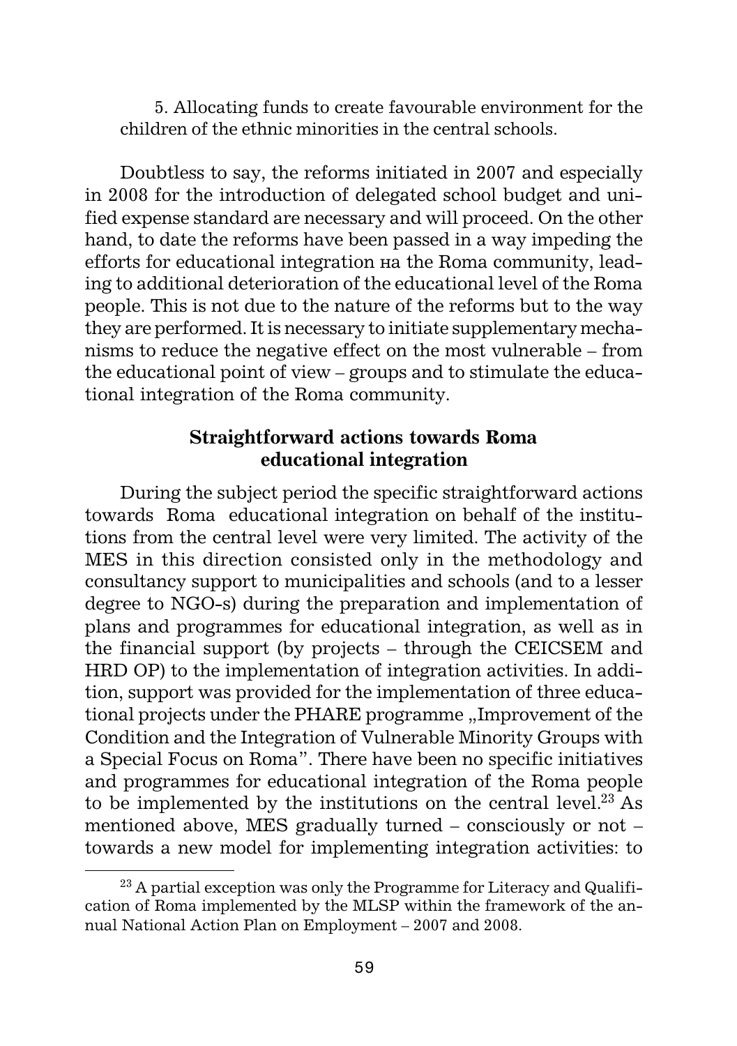5. Allocating funds to create favourable environment for the children of the ethnic minorities in the central schools.

Doubtless to say, the reforms initiated in 2007 and especially in 2008 for the introduction of delegated school budget and unified expense standard are necessary and will proceed. On the other hand, to date the reforms have been passed in a way impeding the efforts for educational integration на the Roma community, leading to additional deterioration of the educational level of the Roma people. This is not due to the nature of the reforms but to the way they are performed. It is necessary to initiate supplementary mechanisms to reduce the negative effect on the most vulnerable – from the educational point of view – groups and to stimulate the educational integration of the Roma community.

### Straightforward actions towards Roma educational integration

During the subject period the specific straightforward actions towards Roma educational integration on behalf of the institutions from the central level were very limited. The activity of the MES in this direction consisted only in the methodology and consultancy support to municipalities and schools (and to a lesser degree to NGO-s) during the preparation and implementation of plans and programmes for educational integration, as well as in the financial support (by projects – through the CEICSEM and HRD OP) to the implementation of integration activities. In addition, support was provided for the implementation of three educational projects under the PHARE programme „Improvement of the Condition and the Integration of Vulnerable Minority Groups with a Special Focus on Roma". There have been no specific initiatives and programmes for educational integration of the Roma people to be implemented by the institutions on the central level.[23] As mentioned above, MES gradually turned – consciously or not – towards a new model for implementing integration activities: to

[23] A partial exception was only the Programme for Literacy and Qualification of Roma implemented by the MLSP within the framework of the annual National Action Plan on Employment – 2007 and 2008.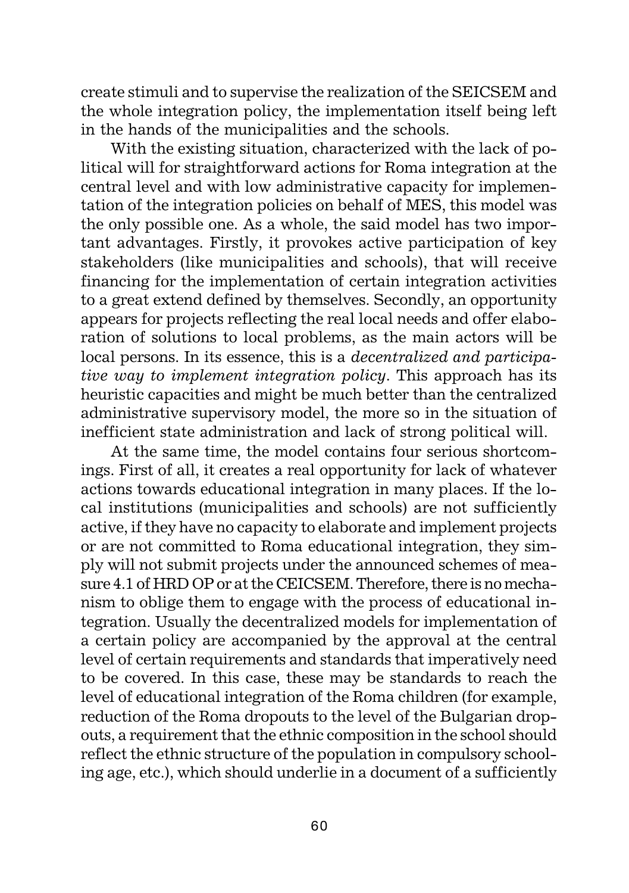create stimuli and to supervise the realization of the SEICSEM and the whole integration policy, the implementation itself being left in the hands of the municipalities and the schools.

With the existing situation, characterized with the lack of political will for straightforward actions for Roma integration at the central level and with low administrative capacity for implementation of the integration policies on behalf of MES, this model was the only possible one. As a whole, the said model has two important advantages. Firstly, it provokes active participation of key stakeholders (like municipalities and schools), that will receive financing for the implementation of certain integration activities to a great extend defined by themselves. Secondly, an opportunity appears for projects reflecting the real local needs and offer elaboration of solutions to local problems, as the main actors will be local persons. In its essence, this is a *decentralized and participative way to implement integration policy*. This approach has its heuristic capacities and might be much better than the centralized administrative supervisory model, the more so in the situation of inefficient state administration and lack of strong political will.

At the same time, the model contains four serious shortcomings. First of all, it creates a real opportunity for lack of whatever actions towards educational integration in many places. If the local institutions (municipalities and schools) are not sufficiently active, if they have no capacity to elaborate and implement projects or are not committed to Roma educational integration, they simply will not submit projects under the announced schemes of measure 4.1 of HRD OP or at the CEICSEM. Therefore, there is no mechanism to oblige them to engage with the process of educational integration. Usually the decentralized models for implementation of a certain policy are accompanied by the approval at the central level of certain requirements and standards that imperatively need to be covered. In this case, these may be standards to reach the level of educational integration of the Roma children (for example, reduction of the Roma dropouts to the level of the Bulgarian dropouts, a requirement that the ethnic composition in the school should reflect the ethnic structure of the population in compulsory schooling age, etc.), which should underlie in a document of a sufficiently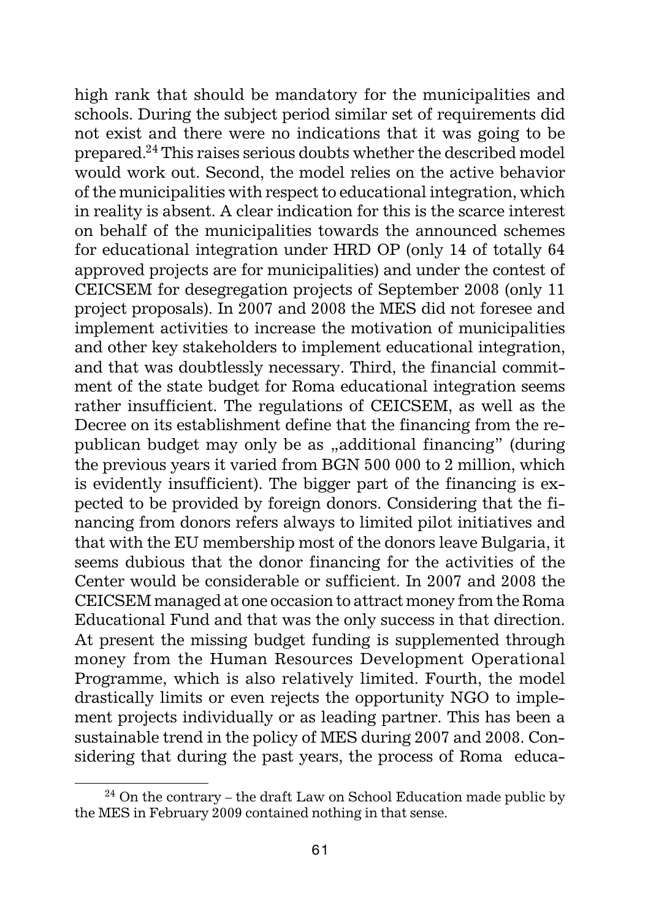high rank that should be mandatory for the municipalities and schools. During the subject period similar set of requirements did not exist and there were no indications that it was going to be prepared.[24] This raises serious doubts whether the described model would work out. Second, the model relies on the active behavior of the municipalities with respect to educational integration, which in reality is absent. A clear indication for this is the scarce interest on behalf of the municipalities towards the announced schemes for educational integration under HRD OP (only 14 of totally 64 approved projects are for municipalities) and under the contest of CEICSEM for desegregation projects of September 2008 (only 11 project proposals). In 2007 and 2008 the MES did not foresee and implement activities to increase the motivation of municipalities and other key stakeholders to implement educational integration, and that was doubtlessly necessary. Third, the financial commitment of the state budget for Roma educational integration seems rather insufficient. The regulations of CEICSEM, as well as the Decree on its establishment define that the financing from the republican budget may only be as „additional financing" (during the previous years it varied from BGN 500 000 to 2 million, which is evidently insufficient). The bigger part of the financing is expected to be provided by foreign donors. Considering that the financing from donors refers always to limited pilot initiatives and that with the EU membership most of the donors leave Bulgaria, it seems dubious that the donor financing for the activities of the Center would be considerable or sufficient. In 2007 and 2008 the CEICSEM managed at one occasion to attract money from the Roma Educational Fund and that was the only success in that direction. At present the missing budget funding is supplemented through money from the Human Resources Development Operational Programme, which is also relatively limited. Fourth, the model drastically limits or even rejects the opportunity NGO to implement projects individually or as leading partner. This has been a sustainable trend in the policy of MES during 2007 and 2008. Considering that during the past years, the process of Roma educa-

[24] On the contrary – the draft Law on School Education made public by the MES in February 2009 contained nothing in that sense.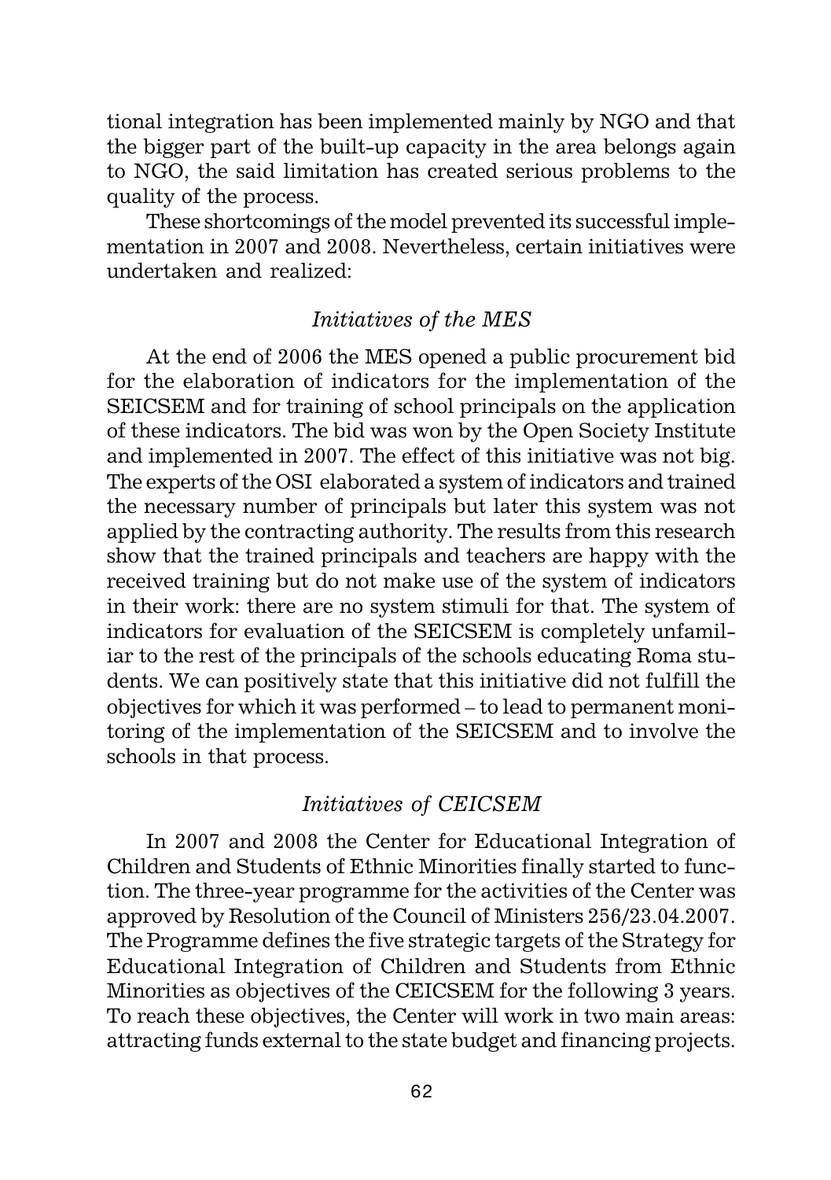tional integration has been implemented mainly by NGO and that the bigger part of the built-up capacity in the area belongs again to NGO, the said limitation has created serious problems to the quality of the process.

These shortcomings of the model prevented its successful implementation in 2007 and 2008. Nevertheless, certain initiatives were undertaken and realized:

### *Initiatives of the MES*

At the end of 2006 the MES opened a public procurement bid for the elaboration of indicators for the implementation of the SEICSEM and for training of school principals on the application of these indicators. The bid was won by the Open Society Institute and implemented in 2007. The effect of this initiative was not big. The experts of the OSI elaborated a system of indicators and trained the necessary number of principals but later this system was not applied by the contracting authority. The results from this research show that the trained principals and teachers are happy with the received training but do not make use of the system of indicators in their work: there are no system stimuli for that. The system of indicators for evaluation of the SEICSEM is completely unfamiliar to the rest of the principals of the schools educating Roma students. We can positively state that this initiative did not fulfill the objectives for which it was performed – to lead to permanent monitoring of the implementation of the SEICSEM and to involve the schools in that process.

### *Initiatives of CEICSEM*

In 2007 and 2008 the Center for Educational Integration of Children and Students of Ethnic Minorities finally started to function. The three-year programme for the activities of the Center was approved by Resolution of the Council of Ministers 256/23.04.2007. The Programme defines the five strategic targets of the Strategy for Educational Integration of Children and Students from Ethnic Minorities as objectives of the CEICSEM for the following 3 years. To reach these objectives, the Center will work in two main areas: attracting funds external to the state budget and financing projects.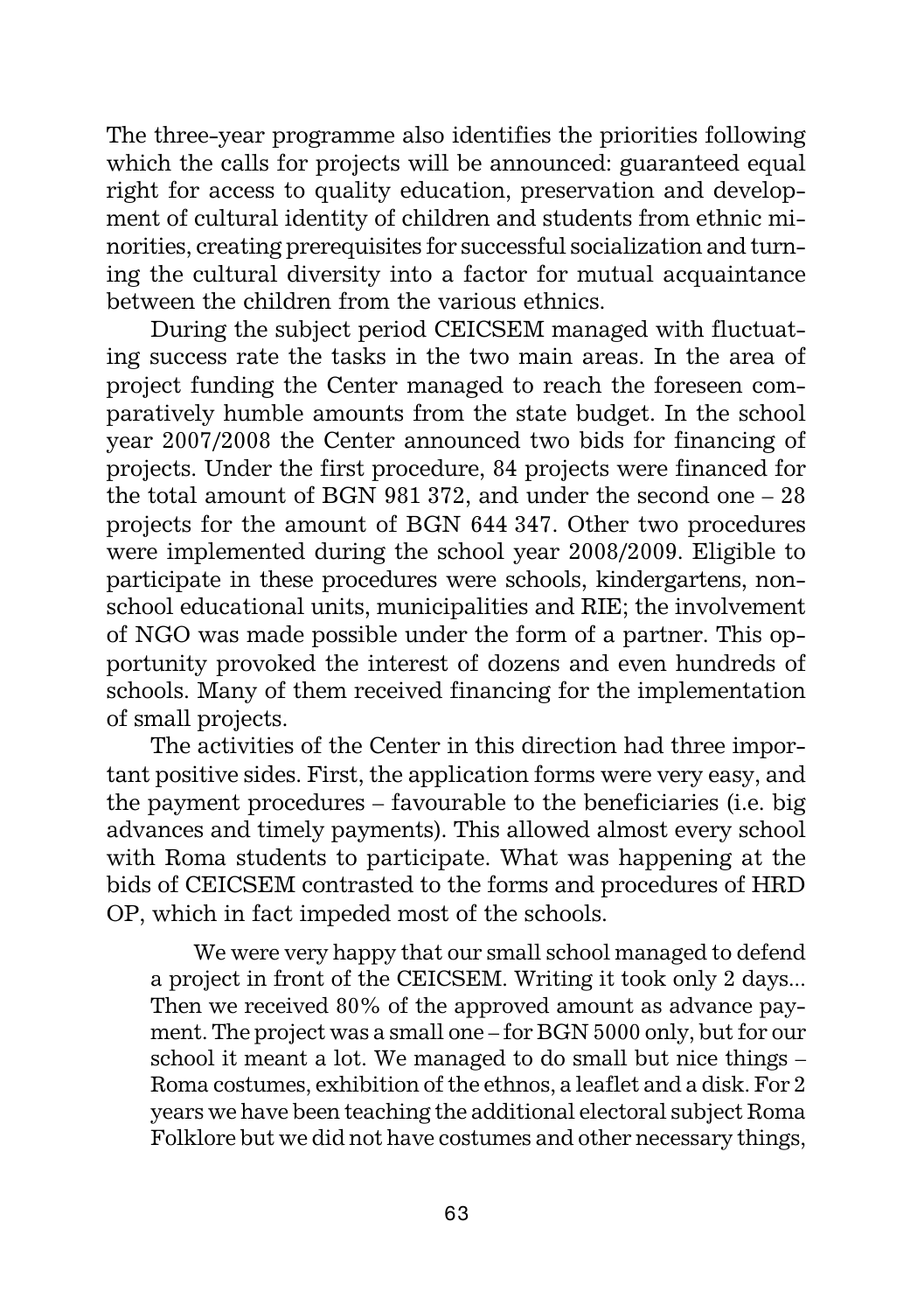The three-year programme also identifies the priorities following which the calls for projects will be announced: guaranteed equal right for access to quality education, preservation and development of cultural identity of children and students from ethnic minorities, creating prerequisites for successful socialization and turning the cultural diversity into a factor for mutual acquaintance between the children from the various ethnics.

During the subject period CEICSEM managed with fluctuating success rate the tasks in the two main areas. In the area of project funding the Center managed to reach the foreseen comparatively humble amounts from the state budget. In the school year 2007/2008 the Center announced two bids for financing of projects. Under the first procedure, 84 projects were financed for the total amount of BGN 981 372, and under the second one – 28 projects for the amount of BGN 644 347. Other two procedures were implemented during the school year 2008/2009. Eligible to participate in these procedures were schools, kindergartens, non-school educational units, municipalities and RIE; the involvement of NGO was made possible under the form of a partner. This opportunity provoked the interest of dozens and even hundreds of schools. Many of them received financing for the implementation of small projects.

The activities of the Center in this direction had three important positive sides. First, the application forms were very easy, and the payment procedures – favourable to the beneficiaries (i.e. big advances and timely payments). This allowed almost every school with Roma students to participate. What was happening at the bids of CEICSEM contrasted to the forms and procedures of HRD OP, which in fact impeded most of the schools.

> We were very happy that our small school managed to defend a project in front of the CEICSEM. Writing it took only 2 days... Then we received 80% of the approved amount as advance payment. The project was a small one – for BGN 5000 only, but for our school it meant a lot. We managed to do small but nice things – Roma costumes, exhibition of the ethnos, a leaflet and a disk. For 2 years we have been teaching the additional electoral subject Roma Folklore but we did not have costumes and other necessary things,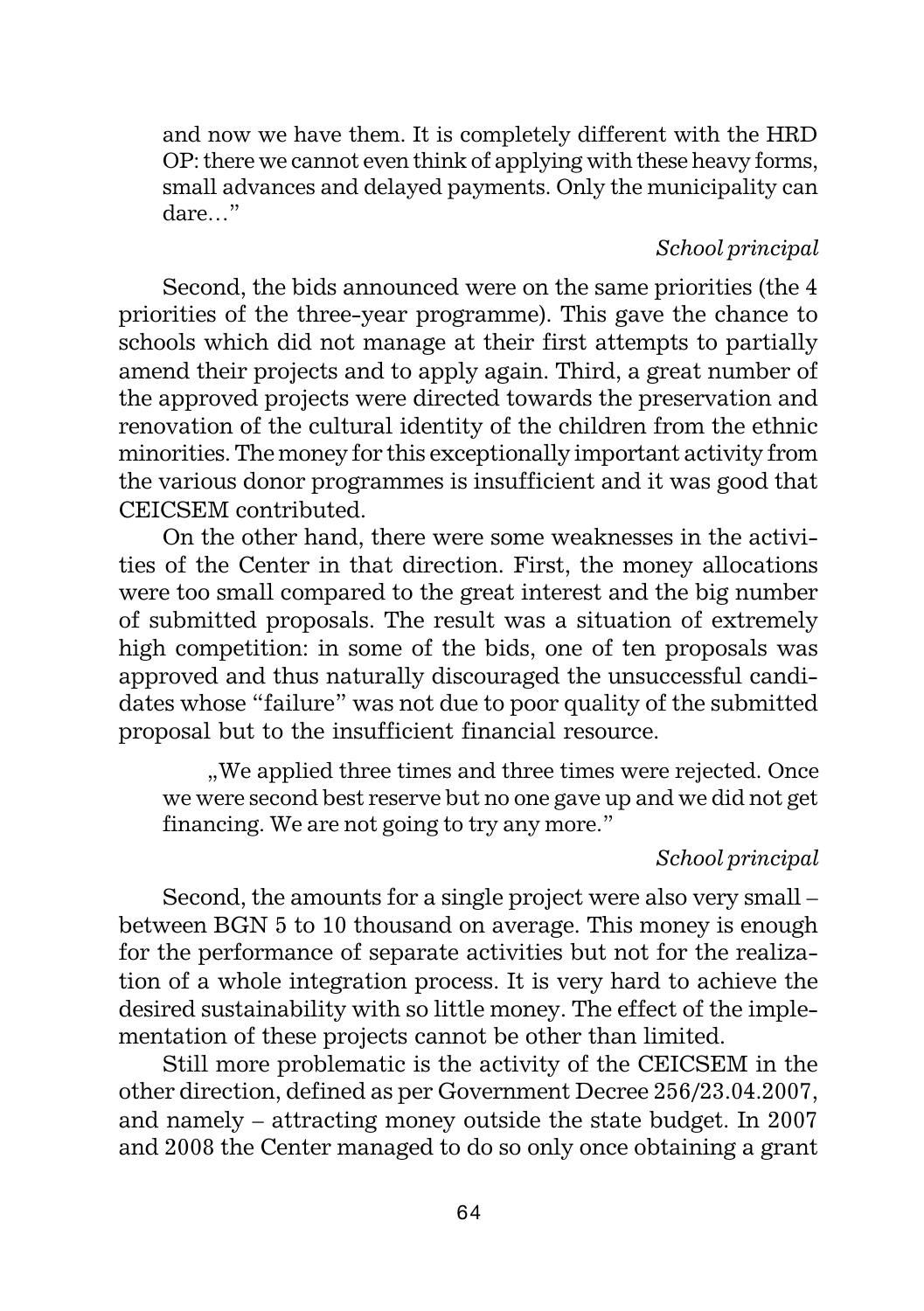and now we have them. It is completely different with the HRD OP: there we cannot even think of applying with these heavy forms, small advances and delayed payments. Only the municipality can dare…"

*School principal*

Second, the bids announced were on the same priorities (the 4 priorities of the three-year programme). This gave the chance to schools which did not manage at their first attempts to partially amend their projects and to apply again. Third, a great number of the approved projects were directed towards the preservation and renovation of the cultural identity of the children from the ethnic minorities. The money for this exceptionally important activity from the various donor programmes is insufficient and it was good that CEICSEM contributed.

On the other hand, there were some weaknesses in the activities of the Center in that direction. First, the money allocations were too small compared to the great interest and the big number of submitted proposals. The result was a situation of extremely high competition: in some of the bids, one of ten proposals was approved and thus naturally discouraged the unsuccessful candidates whose "failure" was not due to poor quality of the submitted proposal but to the insufficient financial resource.

„We applied three times and three times were rejected. Once we were second best reserve but no one gave up and we did not get financing. We are not going to try any more."

*School principal*

Second, the amounts for a single project were also very small – between BGN 5 to 10 thousand on average. This money is enough for the performance of separate activities but not for the realization of a whole integration process. It is very hard to achieve the desired sustainability with so little money. The effect of the implementation of these projects cannot be other than limited.

Still more problematic is the activity of the CEICSEM in the other direction, defined as per Government Decree 256/23.04.2007, and namely – attracting money outside the state budget. In 2007 and 2008 the Center managed to do so only once obtaining a grant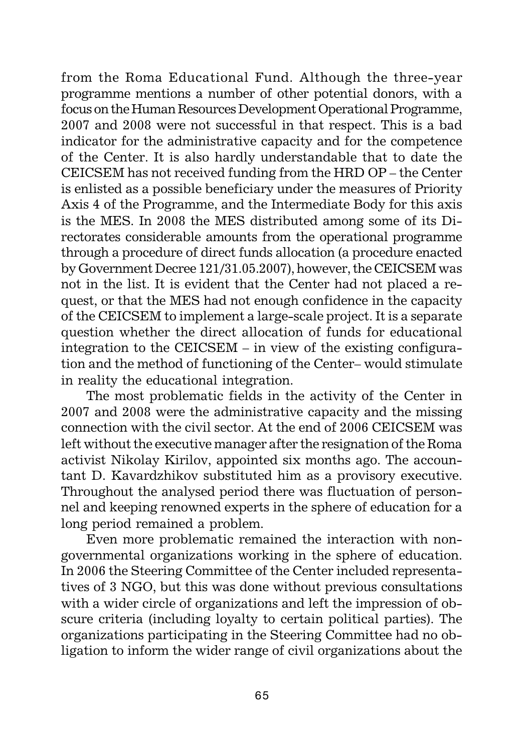from the Roma Educational Fund. Although the three-year programme mentions a number of other potential donors, with a focus on the Human Resources Development Operational Programme, 2007 and 2008 were not successful in that respect. This is a bad indicator for the administrative capacity and for the competence of the Center. It is also hardly understandable that to date the CEICSEM has not received funding from the HRD OP – the Center is enlisted as a possible beneficiary under the measures of Priority Axis 4 of the Programme, and the Intermediate Body for this axis is the MES. In 2008 the MES distributed among some of its Directorates considerable amounts from the operational programme through a procedure of direct funds allocation (a procedure enacted by Government Decree 121/31.05.2007), however, the CEICSEM was not in the list. It is evident that the Center had not placed a request, or that the MES had not enough confidence in the capacity of the CEICSEM to implement a large-scale project. It is a separate question whether the direct allocation of funds for educational integration to the CEICSEM – in view of the existing configuration and the method of functioning of the Center– would stimulate in reality the educational integration.

The most problematic fields in the activity of the Center in 2007 and 2008 were the administrative capacity and the missing connection with the civil sector. At the end of 2006 CEICSEM was left without the executive manager after the resignation of the Roma activist Nikolay Kirilov, appointed six months ago. The accountant D. Kavardzhikov substituted him as a provisory executive. Throughout the analysed period there was fluctuation of personnel and keeping renowned experts in the sphere of education for a long period remained a problem.

Even more problematic remained the interaction with non-governmental organizations working in the sphere of education. In 2006 the Steering Committee of the Center included representatives of 3 NGO, but this was done without previous consultations with a wider circle of organizations and left the impression of obscure criteria (including loyalty to certain political parties). The organizations participating in the Steering Committee had no obligation to inform the wider range of civil organizations about the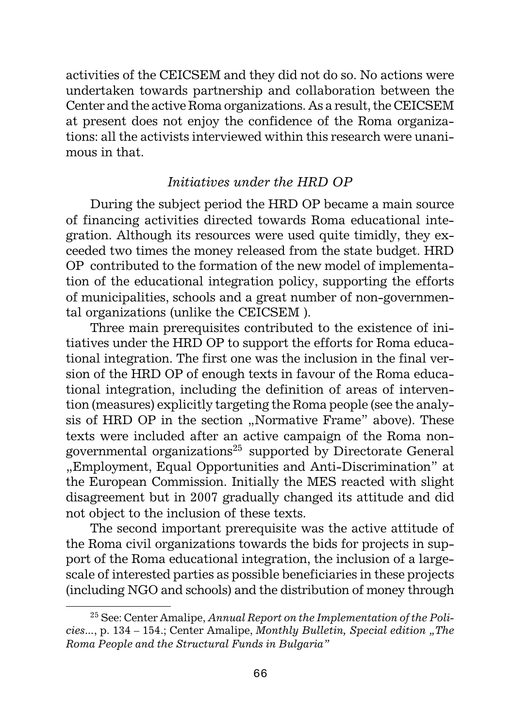activities of the CEICSEM and they did not do so. No actions were undertaken towards partnership and collaboration between the Center and the active Roma organizations. As a result, the CEICSEM at present does not enjoy the confidence of the Roma organizations: all the activists interviewed within this research were unanimous in that.

### *Initiatives under the HRD OP*

During the subject period the HRD OP became a main source of financing activities directed towards Roma educational integration. Although its resources were used quite timidly, they exceeded two times the money released from the state budget. HRD OP contributed to the formation of the new model of implementation of the educational integration policy, supporting the efforts of municipalities, schools and a great number of non-governmental organizations (unlike the CEICSEM ).

Three main prerequisites contributed to the existence of initiatives under the HRD OP to support the efforts for Roma educational integration. The first one was the inclusion in the final version of the HRD OP of enough texts in favour of the Roma educational integration, including the definition of areas of intervention (measures) explicitly targeting the Roma people (see the analysis of HRD OP in the section „Normative Frame" above). These texts were included after an active campaign of the Roma non-governmental organizations[25] supported by Directorate General „Employment, Equal Opportunities and Anti-Discrimination" at the European Commission. Initially the MES reacted with slight disagreement but in 2007 gradually changed its attitude and did not object to the inclusion of these texts.

The second important prerequisite was the active attitude of the Roma civil organizations towards the bids for projects in support of the Roma educational integration, the inclusion of a large-scale of interested parties as possible beneficiaries in these projects (including NGO and schools) and the distribution of money through

---

[25] See: Center Amalipe, *Annual Report on the Implementation of the Policies...*, p. 134 – 154.; Center Amalipe, *Monthly Bulletin, Special edition „The Roma People and the Structural Funds in Bulgaria"*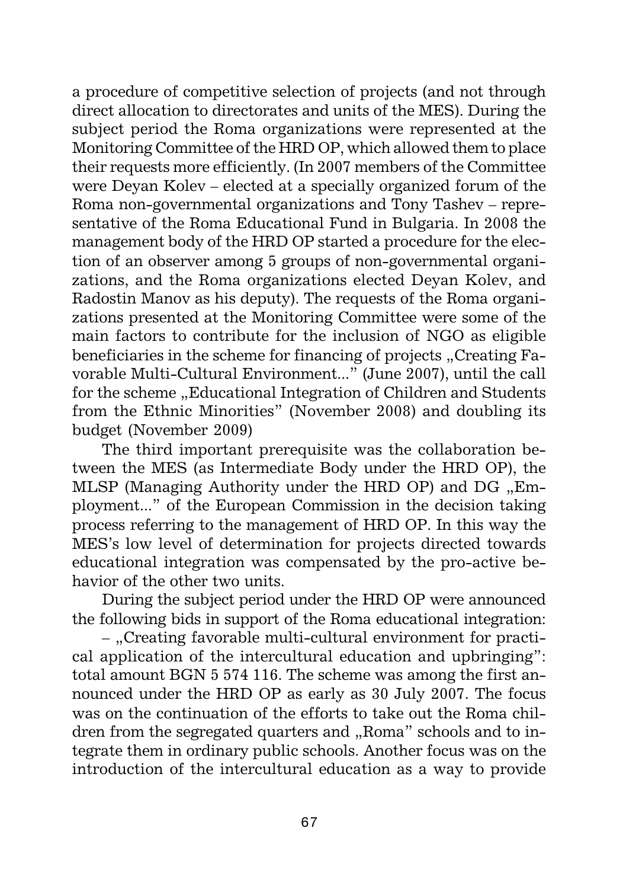a procedure of competitive selection of projects (and not through direct allocation to directorates and units of the MES). During the subject period the Roma organizations were represented at the Monitoring Committee of the HRD OP, which allowed them to place their requests more efficiently. (In 2007 members of the Committee were Deyan Kolev – elected at a specially organized forum of the Roma non-governmental organizations and Tony Tashev – representative of the Roma Educational Fund in Bulgaria. In 2008 the management body of the HRD OP started a procedure for the election of an observer among 5 groups of non-governmental organizations, and the Roma organizations elected Deyan Kolev, and Radostin Manov as his deputy). The requests of the Roma organizations presented at the Monitoring Committee were some of the main factors to contribute for the inclusion of NGO as eligible beneficiaries in the scheme for financing of projects „Creating Favorable Multi-Cultural Environment..." (June 2007), until the call for the scheme „Educational Integration of Children and Students from the Ethnic Minorities" (November 2008) and doubling its budget (November 2009)

The third important prerequisite was the collaboration between the MES (as Intermediate Body under the HRD OP), the MLSP (Managing Authority under the HRD OP) and DG „Employment..." of the European Commission in the decision taking process referring to the management of HRD OP. In this way the MES's low level of determination for projects directed towards educational integration was compensated by the pro-active behavior of the other two units.

During the subject period under the HRD OP were announced the following bids in support of the Roma educational integration:

– „Creating favorable multi-cultural environment for practical application of the intercultural education and upbringing": total amount BGN 5 574 116. The scheme was among the first announced under the HRD OP as early as 30 July 2007. The focus was on the continuation of the efforts to take out the Roma children from the segregated quarters and „Roma" schools and to integrate them in ordinary public schools. Another focus was on the introduction of the intercultural education as a way to provide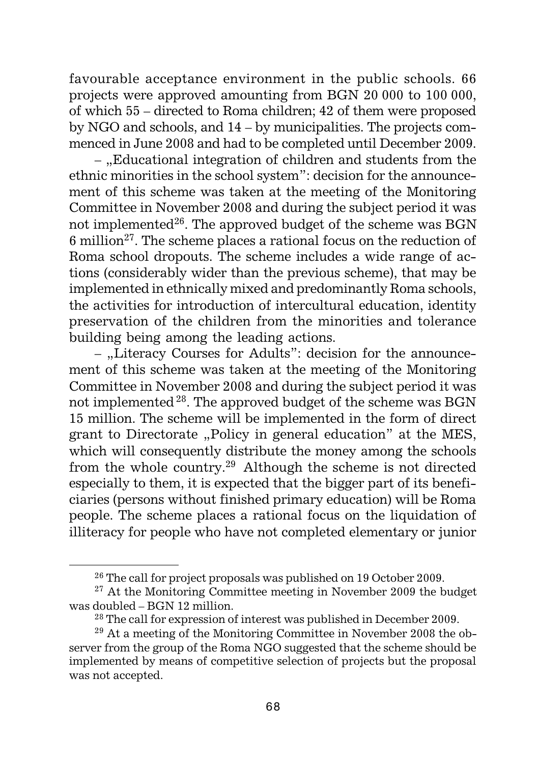favourable acceptance environment in the public schools. 66 projects were approved amounting from BGN 20 000 to 100 000, of which 55 – directed to Roma children; 42 of them were proposed by NGO and schools, and 14 – by municipalities. The projects commenced in June 2008 and had to be completed until December 2009.

– „Educational integration of children and students from the ethnic minorities in the school system": decision for the announcement of this scheme was taken at the meeting of the Monitoring Committee in November 2008 and during the subject period it was not implemented[26]. The approved budget of the scheme was BGN 6 million[27]. The scheme places a rational focus on the reduction of Roma school dropouts. The scheme includes a wide range of actions (considerably wider than the previous scheme), that may be implemented in ethnically mixed and predominantly Roma schools, the activities for introduction of intercultural education, identity preservation of the children from the minorities and tolerance building being among the leading actions.

– „Literacy Courses for Adults": decision for the announcement of this scheme was taken at the meeting of the Monitoring Committee in November 2008 and during the subject period it was not implemented[28]. The approved budget of the scheme was BGN 15 million. The scheme will be implemented in the form of direct grant to Directorate „Policy in general education" at the MES, which will consequently distribute the money among the schools from the whole country.[29] Although the scheme is not directed especially to them, it is expected that the bigger part of its beneficiaries (persons without finished primary education) will be Roma people. The scheme places a rational focus on the liquidation of illiteracy for people who have not completed elementary or junior

---

[26] The call for project proposals was published on 19 October 2009.

[27] At the Monitoring Committee meeting in November 2009 the budget was doubled – BGN 12 million.

[28] The call for expression of interest was published in December 2009.

[29] At a meeting of the Monitoring Committee in November 2008 the observer from the group of the Roma NGO suggested that the scheme should be implemented by means of competitive selection of projects but the proposal was not accepted.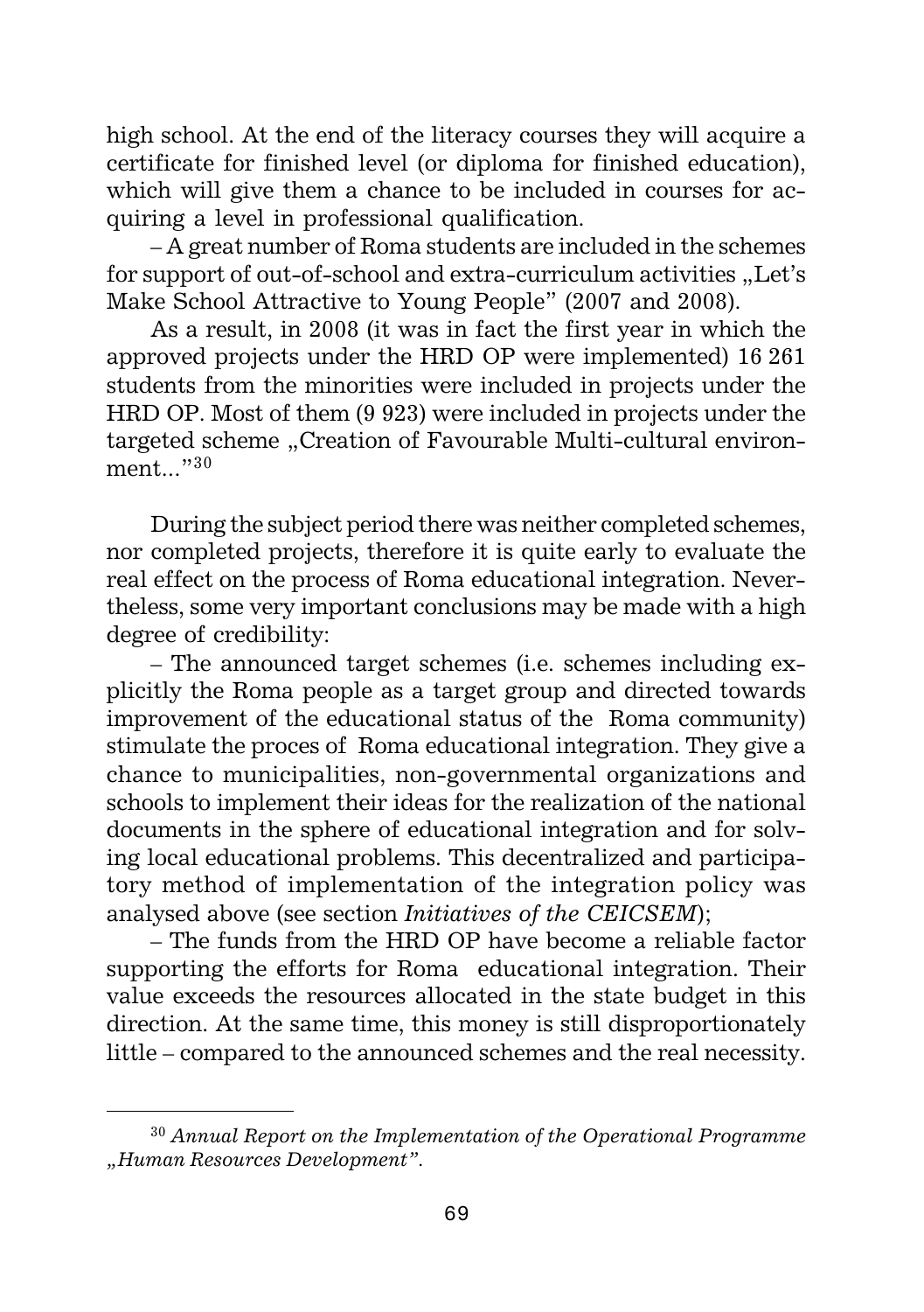high school. At the end of the literacy courses they will acquire a certificate for finished level (or diploma for finished education), which will give them a chance to be included in courses for acquiring a level in professional qualification.

– A great number of Roma students are included in the schemes for support of out-of-school and extra-curriculum activities „Let's Make School Attractive to Young People" (2007 and 2008).

As a result, in 2008 (it was in fact the first year in which the approved projects under the HRD OP were implemented) 16 261 students from the minorities were included in projects under the HRD OP. Most of them (9 923) were included in projects under the targeted scheme „Creation of Favourable Multi-cultural environment..."[30]

During the subject period there was neither completed schemes, nor completed projects, therefore it is quite early to evaluate the real effect on the process of Roma educational integration. Nevertheless, some very important conclusions may be made with a high degree of credibility:

– The announced target schemes (i.e. schemes including explicitly the Roma people as a target group and directed towards improvement of the educational status of the Roma community) stimulate the proces of Roma educational integration. They give a chance to municipalities, non-governmental organizations and schools to implement their ideas for the realization of the national documents in the sphere of educational integration and for solving local educational problems. This decentralized and participatory method of implementation of the integration policy was analysed above (see section *Initiatives of the CEICSEM*);

– The funds from the HRD OP have become a reliable factor supporting the efforts for Roma educational integration. Their value exceeds the resources allocated in the state budget in this direction. At the same time, this money is still disproportionately little – compared to the announced schemes and the real necessity.

---

[30] *Annual Report on the Implementation of the Operational Programme „Human Resources Development"*.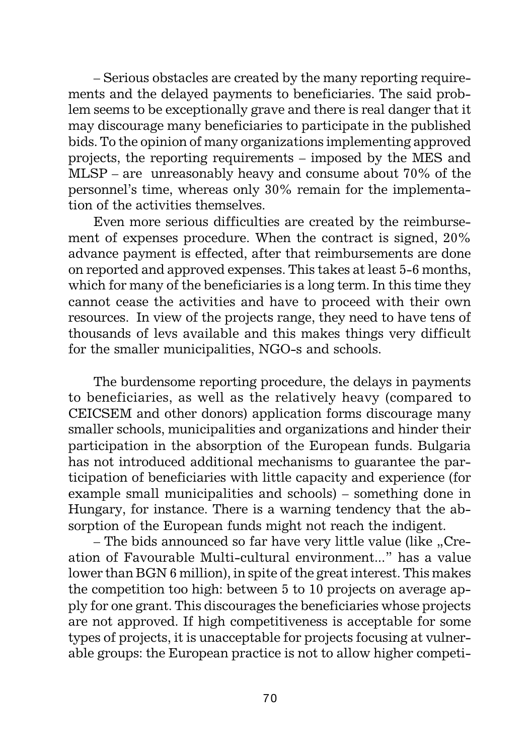– Serious obstacles are created by the many reporting requirements and the delayed payments to beneficiaries. The said problem seems to be exceptionally grave and there is real danger that it may discourage many beneficiaries to participate in the published bids. To the opinion of many organizations implementing approved projects, the reporting requirements – imposed by the MES and MLSP – are unreasonably heavy and consume about 70% of the personnel's time, whereas only 30% remain for the implementation of the activities themselves.

Even more serious difficulties are created by the reimbursement of expenses procedure. When the contract is signed, 20% advance payment is effected, after that reimbursements are done on reported and approved expenses. This takes at least 5-6 months, which for many of the beneficiaries is a long term. In this time they cannot cease the activities and have to proceed with their own resources. In view of the projects range, they need to have tens of thousands of levs available and this makes things very difficult for the smaller municipalities, NGO-s and schools.

The burdensome reporting procedure, the delays in payments to beneficiaries, as well as the relatively heavy (compared to CEICSEM and other donors) application forms discourage many smaller schools, municipalities and organizations and hinder their participation in the absorption of the European funds. Bulgaria has not introduced additional mechanisms to guarantee the participation of beneficiaries with little capacity and experience (for example small municipalities and schools) – something done in Hungary, for instance. There is a warning tendency that the absorption of the European funds might not reach the indigent.

– The bids announced so far have very little value (like „Creation of Favourable Multi-cultural environment..." has a value lower than BGN 6 million), in spite of the great interest. This makes the competition too high: between 5 to 10 projects on average apply for one grant. This discourages the beneficiaries whose projects are not approved. If high competitiveness is acceptable for some types of projects, it is unacceptable for projects focusing at vulnerable groups: the European practice is not to allow higher competi-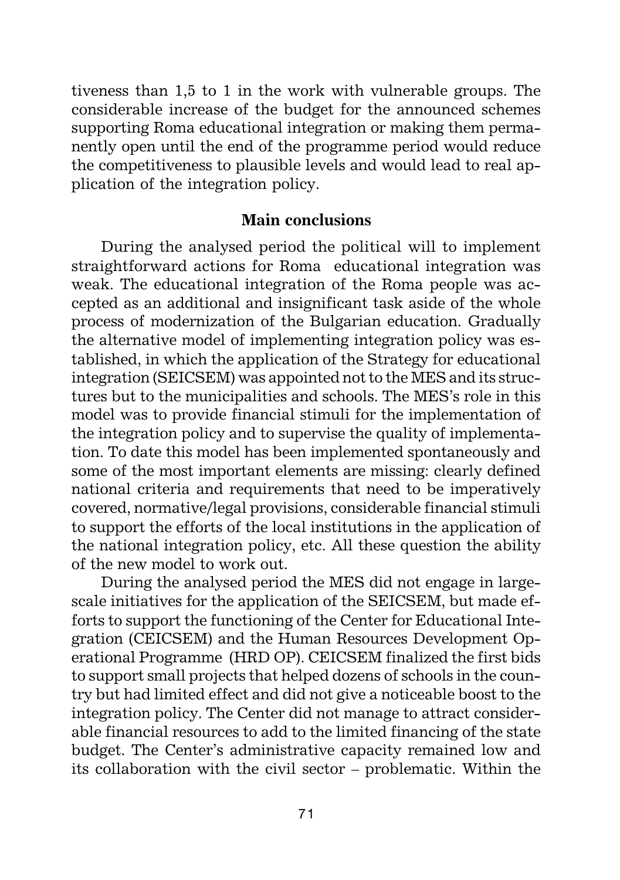tiveness than 1,5 to 1 in the work with vulnerable groups. The considerable increase of the budget for the announced schemes supporting Roma educational integration or making them permanently open until the end of the programme period would reduce the competitiveness to plausible levels and would lead to real application of the integration policy.

## Main conclusions

During the analysed period the political will to implement straightforward actions for Roma educational integration was weak. The educational integration of the Roma people was accepted as an additional and insignificant task aside of the whole process of modernization of the Bulgarian education. Gradually the alternative model of implementing integration policy was established, in which the application of the Strategy for educational integration (SEICSEM) was appointed not to the MES and its structures but to the municipalities and schools. The MES's role in this model was to provide financial stimuli for the implementation of the integration policy and to supervise the quality of implementation. To date this model has been implemented spontaneously and some of the most important elements are missing: clearly defined national criteria and requirements that need to be imperatively covered, normative/legal provisions, considerable financial stimuli to support the efforts of the local institutions in the application of the national integration policy, etc. All these question the ability of the new model to work out.

During the analysed period the MES did not engage in large-scale initiatives for the application of the SEICSEM, but made efforts to support the functioning of the Center for Educational Integration (CEICSEM) and the Human Resources Development Operational Programme (HRD OP). CEICSEM finalized the first bids to support small projects that helped dozens of schools in the country but had limited effect and did not give a noticeable boost to the integration policy. The Center did not manage to attract considerable financial resources to add to the limited financing of the state budget. The Center's administrative capacity remained low and its collaboration with the civil sector – problematic. Within the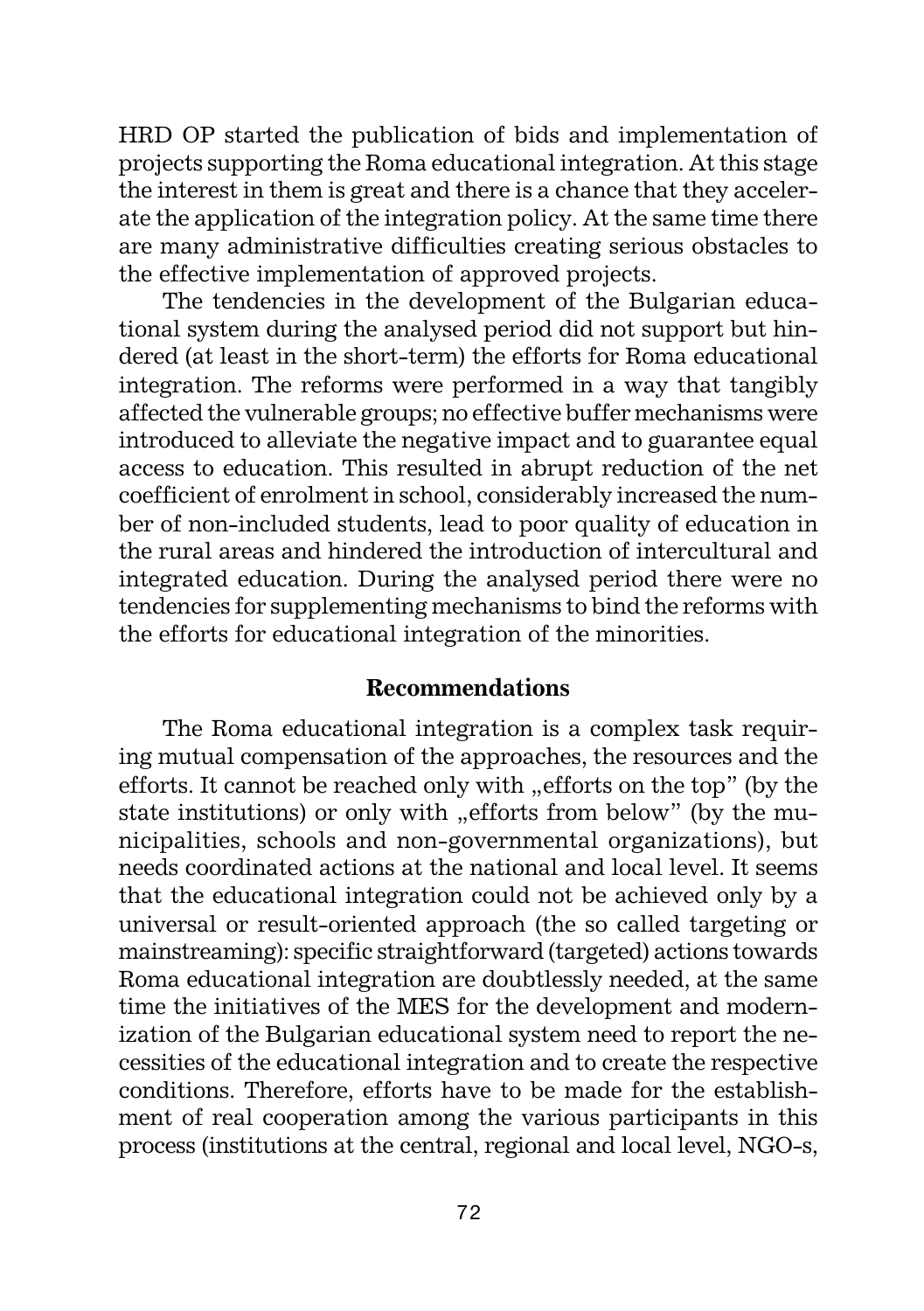HRD OP started the publication of bids and implementation of projects supporting the Roma educational integration. At this stage the interest in them is great and there is a chance that they accelerate the application of the integration policy. At the same time there are many administrative difficulties creating serious obstacles to the effective implementation of approved projects.

The tendencies in the development of the Bulgarian educational system during the analysed period did not support but hindered (at least in the short-term) the efforts for Roma educational integration. The reforms were performed in a way that tangibly affected the vulnerable groups; no effective buffer mechanisms were introduced to alleviate the negative impact and to guarantee equal access to education. This resulted in abrupt reduction of the net coefficient of enrolment in school, considerably increased the number of non-included students, lead to poor quality of education in the rural areas and hindered the introduction of intercultural and integrated education. During the analysed period there were no tendencies for supplementing mechanisms to bind the reforms with the efforts for educational integration of the minorities.

## Recommendations

The Roma educational integration is a complex task requiring mutual compensation of the approaches, the resources and the efforts. It cannot be reached only with „efforts on the top" (by the state institutions) or only with „efforts from below" (by the municipalities, schools and non-governmental organizations), but needs coordinated actions at the national and local level. It seems that the educational integration could not be achieved only by a universal or result-oriented approach (the so called targeting or mainstreaming): specific straightforward (targeted) actions towards Roma educational integration are doubtlessly needed, at the same time the initiatives of the MES for the development and modernization of the Bulgarian educational system need to report the necessities of the educational integration and to create the respective conditions. Therefore, efforts have to be made for the establishment of real cooperation among the various participants in this process (institutions at the central, regional and local level, NGO-s,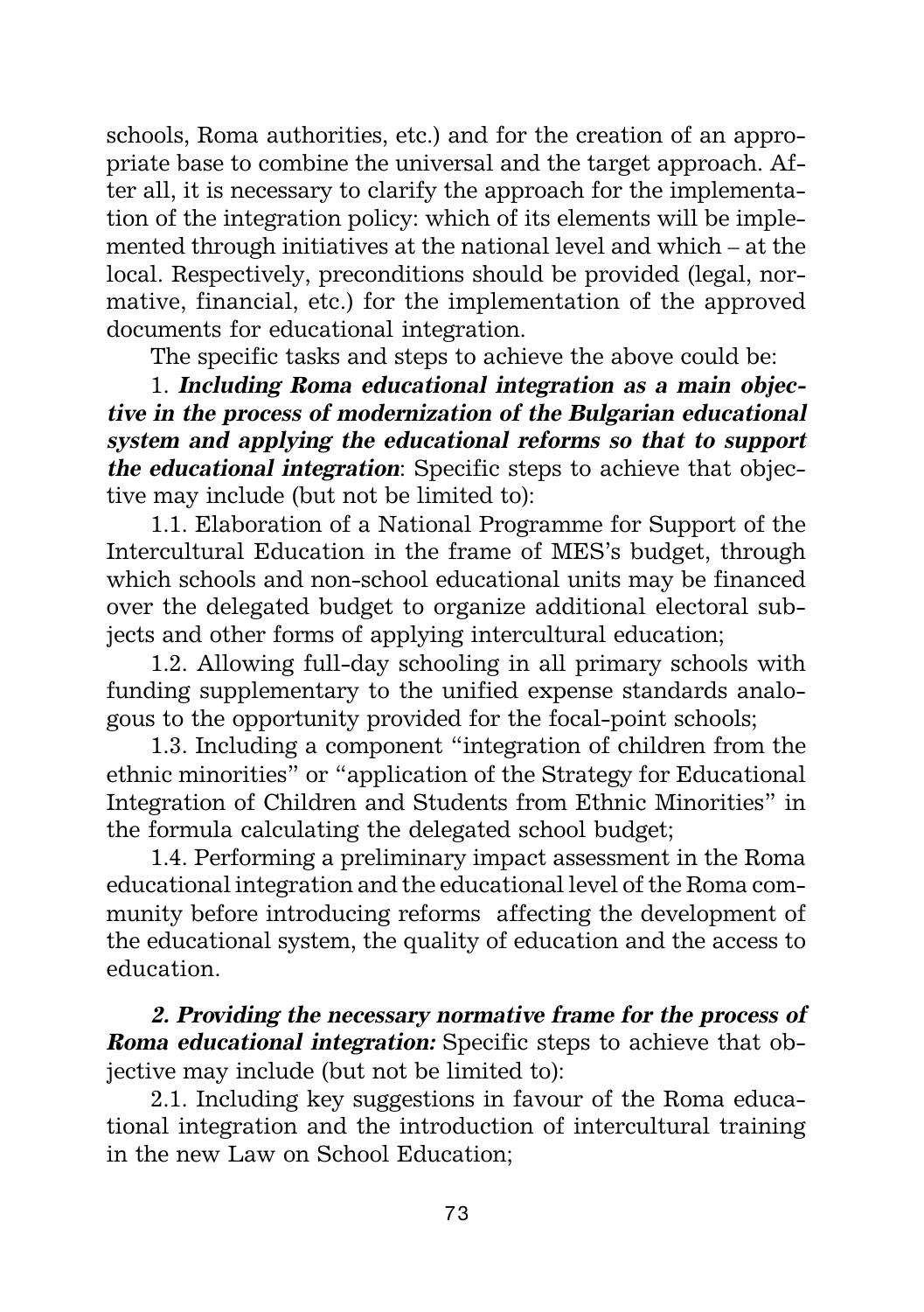schools, Roma authorities, etc.) and for the creation of an appropriate base to combine the universal and the target approach. After all, it is necessary to clarify the approach for the implementation of the integration policy: which of its elements will be implemented through initiatives at the national level and which – at the local. Respectively, preconditions should be provided (legal, normative, financial, etc.) for the implementation of the approved documents for educational integration.

The specific tasks and steps to achieve the above could be:

1. ***Including Roma educational integration as a main objective in the process of modernization of the Bulgarian educational system and applying the educational reforms so that to support the educational integration***: Specific steps to achieve that objective may include (but not be limited to):

1.1. Elaboration of a National Programme for Support of the Intercultural Education in the frame of MES's budget, through which schools and non-school educational units may be financed over the delegated budget to organize additional electoral subjects and other forms of applying intercultural education;

1.2. Allowing full-day schooling in all primary schools with funding supplementary to the unified expense standards analogous to the opportunity provided for the focal-point schools;

1.3. Including a component "integration of children from the ethnic minorities" or "application of the Strategy for Educational Integration of Children and Students from Ethnic Minorities" in the formula calculating the delegated school budget;

1.4. Performing a preliminary impact assessment in the Roma educational integration and the educational level of the Roma community before introducing reforms affecting the development of the educational system, the quality of education and the access to education.

***2. Providing the necessary normative frame for the process of Roma educational integration:*** Specific steps to achieve that objective may include (but not be limited to):

2.1. Including key suggestions in favour of the Roma educational integration and the introduction of intercultural training in the new Law on School Education;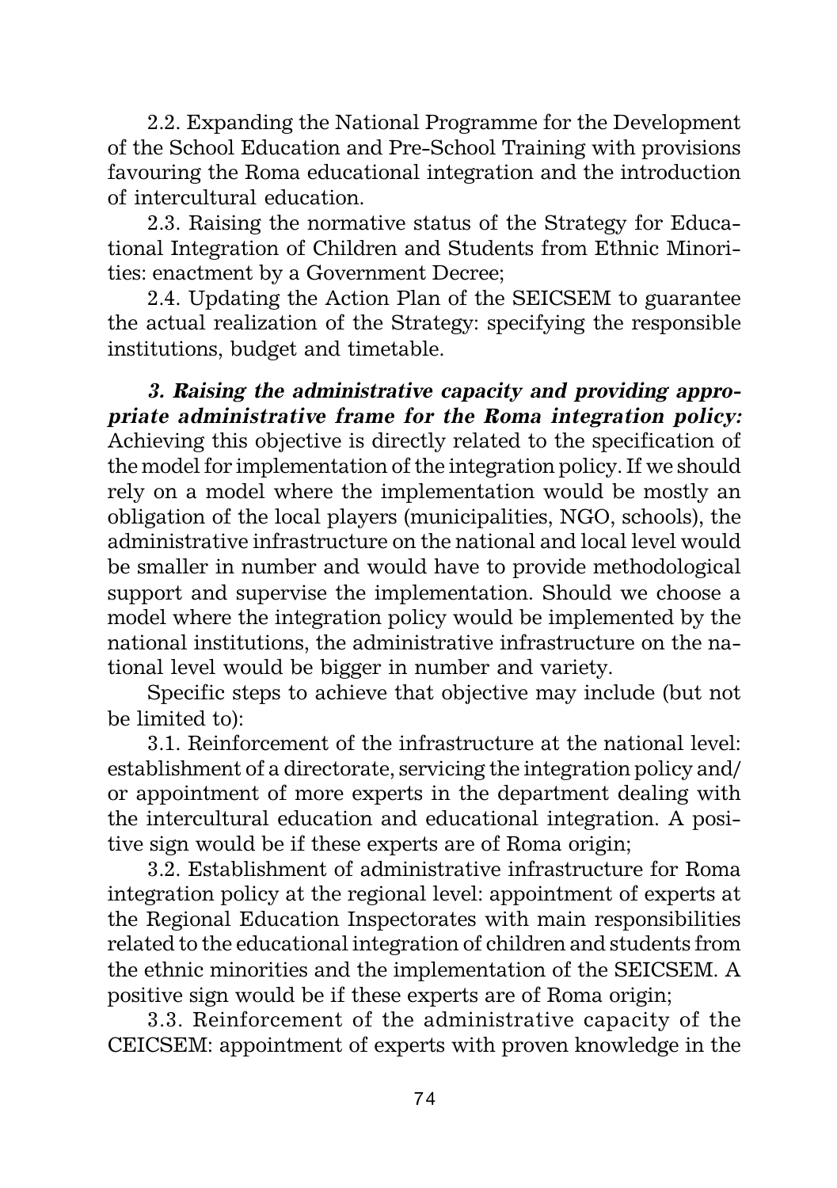2.2. Expanding the National Programme for the Development of the School Education and Pre-School Training with provisions favouring the Roma educational integration and the introduction of intercultural education.

2.3. Raising the normative status of the Strategy for Educational Integration of Children and Students from Ethnic Minorities: enactment by a Government Decree;

2.4. Updating the Action Plan of the SEICSEM to guarantee the actual realization of the Strategy: specifying the responsible institutions, budget and timetable.

***3. Raising the administrative capacity and providing appropriate administrative frame for the Roma integration policy:*** Achieving this objective is directly related to the specification of the model for implementation of the integration policy. If we should rely on a model where the implementation would be mostly an obligation of the local players (municipalities, NGO, schools), the administrative infrastructure on the national and local level would be smaller in number and would have to provide methodological support and supervise the implementation. Should we choose a model where the integration policy would be implemented by the national institutions, the administrative infrastructure on the national level would be bigger in number and variety.

Specific steps to achieve that objective may include (but not be limited to):

3.1. Reinforcement of the infrastructure at the national level: establishment of a directorate, servicing the integration policy and/or appointment of more experts in the department dealing with the intercultural education and educational integration. A positive sign would be if these experts are of Roma origin;

3.2. Establishment of administrative infrastructure for Roma integration policy at the regional level: appointment of experts at the Regional Education Inspectorates with main responsibilities related to the educational integration of children and students from the ethnic minorities and the implementation of the SEICSEM. A positive sign would be if these experts are of Roma origin;

3.3. Reinforcement of the administrative capacity of the CEICSEM: appointment of experts with proven knowledge in the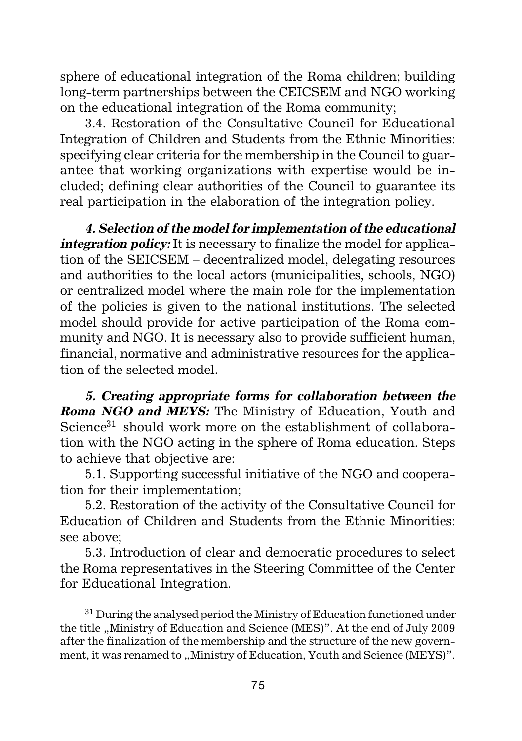sphere of educational integration of the Roma children; building long-term partnerships between the CEICSEM and NGO working on the educational integration of the Roma community;

3.4. Restoration of the Consultative Council for Educational Integration of Children and Students from the Ethnic Minorities: specifying clear criteria for the membership in the Council to guarantee that working organizations with expertise would be included; defining clear authorities of the Council to guarantee its real participation in the elaboration of the integration policy.

***4. Selection of the model for implementation of the educational integration policy:*** It is necessary to finalize the model for application of the SEICSEM – decentralized model, delegating resources and authorities to the local actors (municipalities, schools, NGO) or centralized model where the main role for the implementation of the policies is given to the national institutions. The selected model should provide for active participation of the Roma community and NGO. It is necessary also to provide sufficient human, financial, normative and administrative resources for the application of the selected model.

***5. Creating appropriate forms for collaboration between the Roma NGO and MEYS:*** The Ministry of Education, Youth and Science[31] should work more on the establishment of collaboration with the NGO acting in the sphere of Roma education. Steps to achieve that objective are:

5.1. Supporting successful initiative of the NGO and cooperation for their implementation;

5.2. Restoration of the activity of the Consultative Council for Education of Children and Students from the Ethnic Minorities: see above;

5.3. Introduction of clear and democratic procedures to select the Roma representatives in the Steering Committee of the Center for Educational Integration.

---

[31] During the analysed period the Ministry of Education functioned under the title „Ministry of Education and Science (MES)". At the end of July 2009 after the finalization of the membership and the structure of the new government, it was renamed to „Ministry of Education, Youth and Science (MEYS)".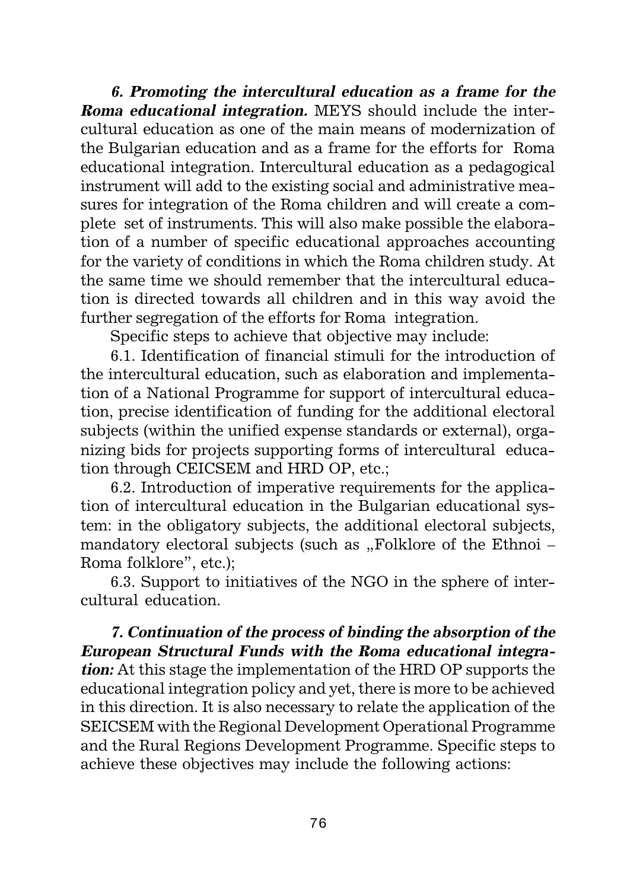***6. Promoting the intercultural education as a frame for the Roma educational integration.*** MEYS should include the intercultural education as one of the main means of modernization of the Bulgarian education and as a frame for the efforts for Roma educational integration. Intercultural education as a pedagogical instrument will add to the existing social and administrative measures for integration of the Roma children and will create a complete set of instruments. This will also make possible the elaboration of a number of specific educational approaches accounting for the variety of conditions in which the Roma children study. At the same time we should remember that the intercultural education is directed towards all children and in this way avoid the further segregation of the efforts for Roma integration.

Specific steps to achieve that objective may include:

6.1. Identification of financial stimuli for the introduction of the intercultural education, such as elaboration and implementation of a National Programme for support of intercultural education, precise identification of funding for the additional electoral subjects (within the unified expense standards or external), organizing bids for projects supporting forms of intercultural education through CEICSEM and HRD OP, etc.;

6.2. Introduction of imperative requirements for the application of intercultural education in the Bulgarian educational system: in the obligatory subjects, the additional electoral subjects, mandatory electoral subjects (such as „Folklore of the Ethnoi – Roma folklore", etc.);

6.3. Support to initiatives of the NGO in the sphere of intercultural education.

***7. Continuation of the process of binding the absorption of the European Structural Funds with the Roma educational integration:*** At this stage the implementation of the HRD OP supports the educational integration policy and yet, there is more to be achieved in this direction. It is also necessary to relate the application of the SEICSEM with the Regional Development Operational Programme and the Rural Regions Development Programme. Specific steps to achieve these objectives may include the following actions: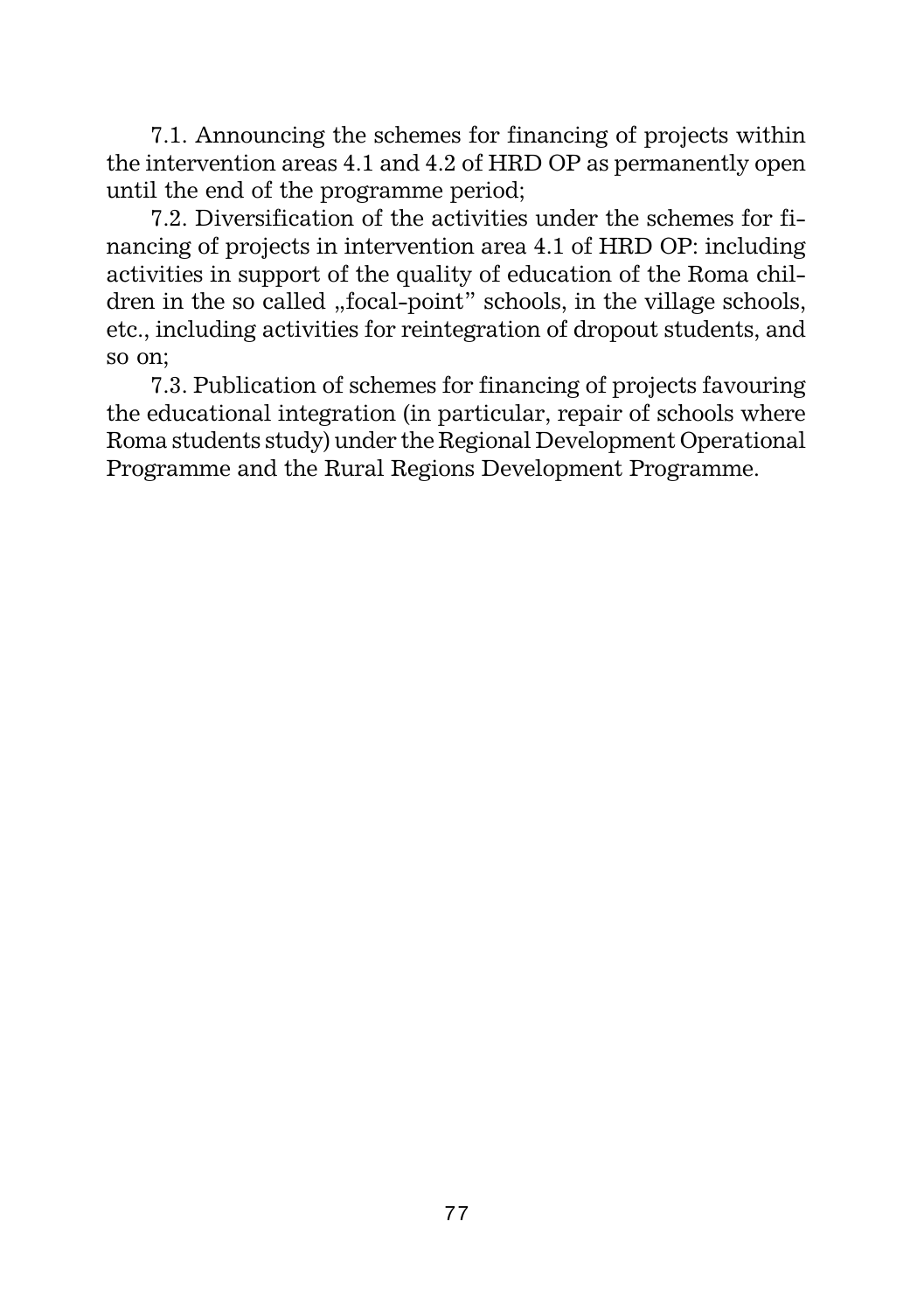7.1. Announcing the schemes for financing of projects within the intervention areas 4.1 and 4.2 of HRD OP as permanently open until the end of the programme period;

7.2. Diversification of the activities under the schemes for financing of projects in intervention area 4.1 of HRD OP: including activities in support of the quality of education of the Roma children in the so called „focal-point" schools, in the village schools, etc., including activities for reintegration of dropout students, and so on;

7.3. Publication of schemes for financing of projects favouring the educational integration (in particular, repair of schools where Roma students study) under the Regional Development Operational Programme and the Rural Regions Development Programme.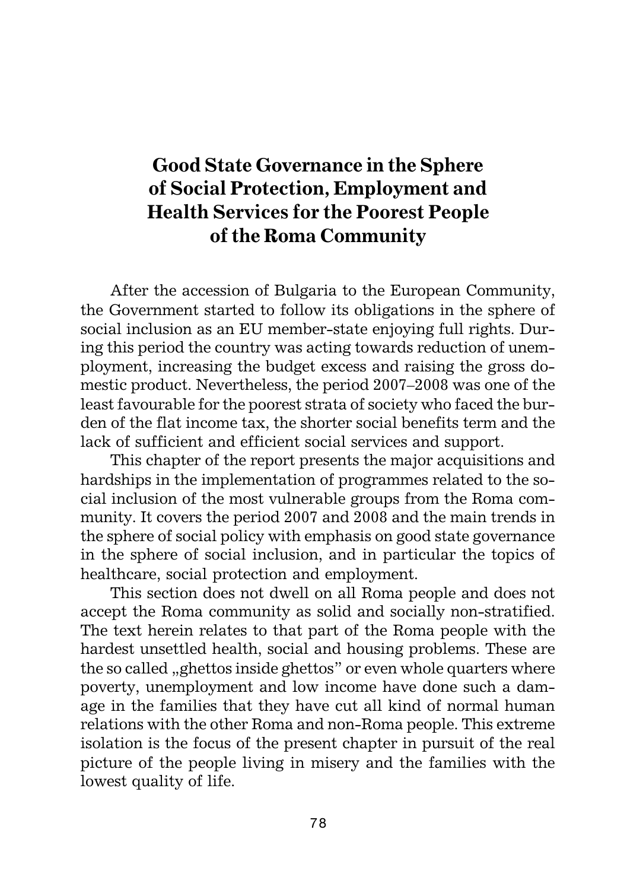# Good State Governance in the Sphere of Social Protection, Employment and Health Services for the Poorest People of the Roma Community

After the accession of Bulgaria to the European Community, the Government started to follow its obligations in the sphere of social inclusion as an EU member-state enjoying full rights. During this period the country was acting towards reduction of unemployment, increasing the budget excess and raising the gross domestic product. Nevertheless, the period 2007–2008 was one of the least favourable for the poorest strata of society who faced the burden of the flat income tax, the shorter social benefits term and the lack of sufficient and efficient social services and support.

This chapter of the report presents the major acquisitions and hardships in the implementation of programmes related to the social inclusion of the most vulnerable groups from the Roma community. It covers the period 2007 and 2008 and the main trends in the sphere of social policy with emphasis on good state governance in the sphere of social inclusion, and in particular the topics of healthcare, social protection and employment.

This section does not dwell on all Roma people and does not accept the Roma community as solid and socially non-stratified. The text herein relates to that part of the Roma people with the hardest unsettled health, social and housing problems. These are the so called „ghettos inside ghettos" or even whole quarters where poverty, unemployment and low income have done such a damage in the families that they have cut all kind of normal human relations with the other Roma and non-Roma people. This extreme isolation is the focus of the present chapter in pursuit of the real picture of the people living in misery and the families with the lowest quality of life.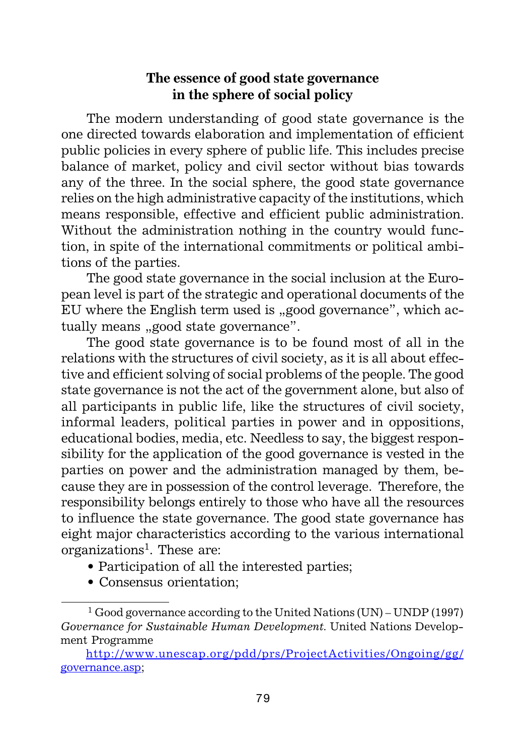## The essence of good state governance in the sphere of social policy

The modern understanding of good state governance is the one directed towards elaboration and implementation of efficient public policies in every sphere of public life. This includes precise balance of market, policy and civil sector without bias towards any of the three. In the social sphere, the good state governance relies on the high administrative capacity of the institutions, which means responsible, effective and efficient public administration. Without the administration nothing in the country would function, in spite of the international commitments or political ambitions of the parties.

The good state governance in the social inclusion at the European level is part of the strategic and operational documents of the EU where the English term used is „good governance", which actually means „good state governance".

The good state governance is to be found most of all in the relations with the structures of civil society, as it is all about effective and efficient solving of social problems of the people. The good state governance is not the act of the government alone, but also of all participants in public life, like the structures of civil society, informal leaders, political parties in power and in oppositions, educational bodies, media, etc. Needless to say, the biggest responsibility for the application of the good governance is vested in the parties on power and the administration managed by them, because they are in possession of the control leverage. Therefore, the responsibility belongs entirely to those who have all the resources to influence the state governance. The good state governance has eight major characteristics according to the various international organizations[1]. These are:

- Participation of all the interested parties;
- Consensus orientation;

---

[1] Good governance according to the United Nations (UN) – UNDP (1997) *Governance for Sustainable Human Development.* United Nations Development Programme

[http://www.unescap.org/pdd/prs/ProjectActivities/Ongoing/gg/governance.asp](http://www.unescap.org/pdd/prs/ProjectActivities/Ongoing/gg/governance.asp);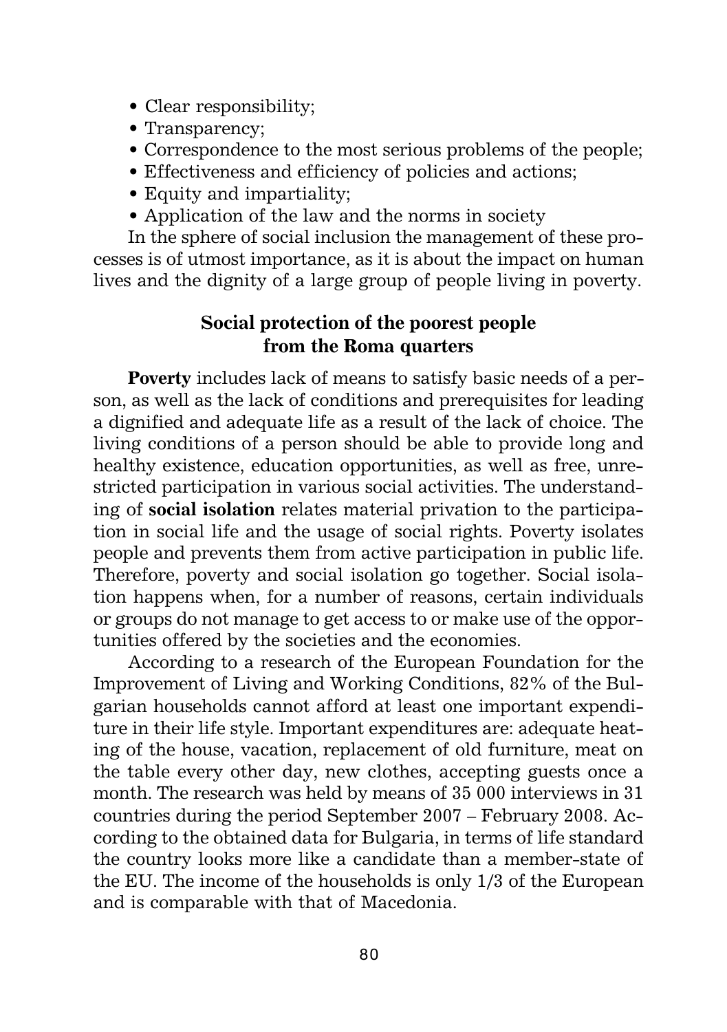- Clear responsibility;
- Transparency;
- Correspondence to the most serious problems of the people;
- Effectiveness and efficiency of policies and actions;
- Equity and impartiality;
- Application of the law and the norms in society

In the sphere of social inclusion the management of these processes is of utmost importance, as it is about the impact on human lives and the dignity of a large group of people living in poverty.

## Social protection of the poorest people from the Roma quarters

**Poverty** includes lack of means to satisfy basic needs of a person, as well as the lack of conditions and prerequisites for leading a dignified and adequate life as a result of the lack of choice. The living conditions of a person should be able to provide long and healthy existence, education opportunities, as well as free, unrestricted participation in various social activities. The understanding of **social isolation** relates material privation to the participation in social life and the usage of social rights. Poverty isolates people and prevents them from active participation in public life. Therefore, poverty and social isolation go together. Social isolation happens when, for a number of reasons, certain individuals or groups do not manage to get access to or make use of the opportunities offered by the societies and the economies.

According to a research of the European Foundation for the Improvement of Living and Working Conditions, 82% of the Bulgarian households cannot afford at least one important expenditure in their life style. Important expenditures are: adequate heating of the house, vacation, replacement of old furniture, meat on the table every other day, new clothes, accepting guests once a month. The research was held by means of 35 000 interviews in 31 countries during the period September 2007 – February 2008. According to the obtained data for Bulgaria, in terms of life standard the country looks more like a candidate than a member-state of the EU. The income of the households is only 1/3 of the European and is comparable with that of Macedonia.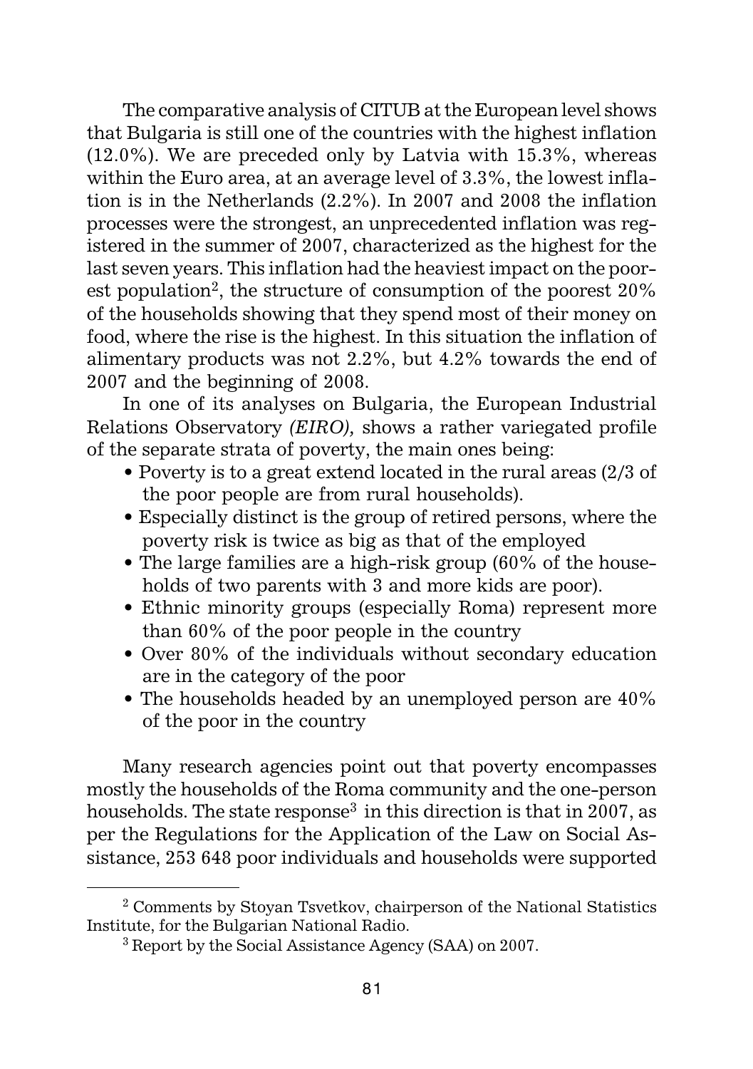The comparative analysis of CITUB at the European level shows that Bulgaria is still one of the countries with the highest inflation (12.0%). We are preceded only by Latvia with 15.3%, whereas within the Euro area, at an average level of 3.3%, the lowest inflation is in the Netherlands (2.2%). In 2007 and 2008 the inflation processes were the strongest, an unprecedented inflation was registered in the summer of 2007, characterized as the highest for the last seven years. This inflation had the heaviest impact on the poorest population[2], the structure of consumption of the poorest 20% of the households showing that they spend most of their money on food, where the rise is the highest. In this situation the inflation of alimentary products was not 2.2%, but 4.2% towards the end of 2007 and the beginning of 2008.

In one of its analyses on Bulgaria, the European Industrial Relations Observatory *(EIRO),* shows a rather variegated profile of the separate strata of poverty, the main ones being:

- Poverty is to a great extend located in the rural areas (2/3 of the poor people are from rural households).
- Especially distinct is the group of retired persons, where the poverty risk is twice as big as that of the employed
- The large families are a high-risk group (60% of the households of two parents with 3 and more kids are poor).
- Ethnic minority groups (especially Roma) represent more than 60% of the poor people in the country
- Over 80% of the individuals without secondary education are in the category of the poor
- The households headed by an unemployed person are 40% of the poor in the country

Many research agencies point out that poverty encompasses mostly the households of the Roma community and the one-person households. The state response[3] in this direction is that in 2007, as per the Regulations for the Application of the Law on Social Assistance, 253 648 poor individuals and households were supported

---

[2] Comments by Stoyan Tsvetkov, chairperson of the National Statistics Institute, for the Bulgarian National Radio.

[3] Report by the Social Assistance Agency (SAA) on 2007.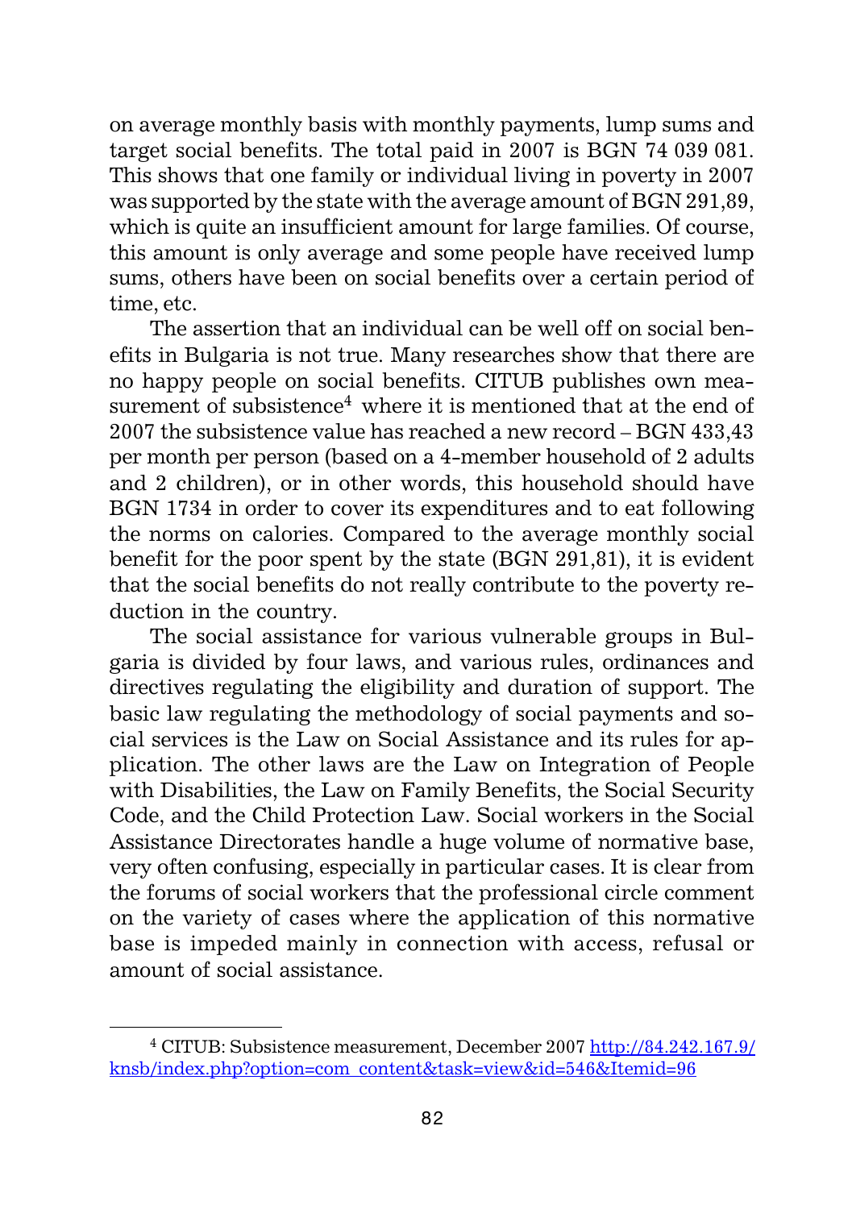on average monthly basis with monthly payments, lump sums and target social benefits. The total paid in 2007 is BGN 74 039 081. This shows that one family or individual living in poverty in 2007 was supported by the state with the average amount of BGN 291,89, which is quite an insufficient amount for large families. Of course, this amount is only average and some people have received lump sums, others have been on social benefits over a certain period of time, etc.

The assertion that an individual can be well off on social benefits in Bulgaria is not true. Many researches show that there are no happy people on social benefits. CITUB publishes own measurement of subsistence[4] where it is mentioned that at the end of 2007 the subsistence value has reached a new record – BGN 433,43 per month per person (based on a 4-member household of 2 adults and 2 children), or in other words, this household should have BGN 1734 in order to cover its expenditures and to eat following the norms on calories. Compared to the average monthly social benefit for the poor spent by the state (BGN 291,81), it is evident that the social benefits do not really contribute to the poverty reduction in the country.

The social assistance for various vulnerable groups in Bulgaria is divided by four laws, and various rules, ordinances and directives regulating the eligibility and duration of support. The basic law regulating the methodology of social payments and social services is the Law on Social Assistance and its rules for application. The other laws are the Law on Integration of People with Disabilities, the Law on Family Benefits, the Social Security Code, and the Child Protection Law. Social workers in the Social Assistance Directorates handle a huge volume of normative base, very often confusing, especially in particular cases. It is clear from the forums of social workers that the professional circle comment on the variety of cases where the application of this normative base is impeded mainly in connection with access, refusal or amount of social assistance.

---

[4] CITUB: Subsistence measurement, December 2007 http://84.242.167.9/knsb/index.php?option=com_content&task=view&id=546&Itemid=96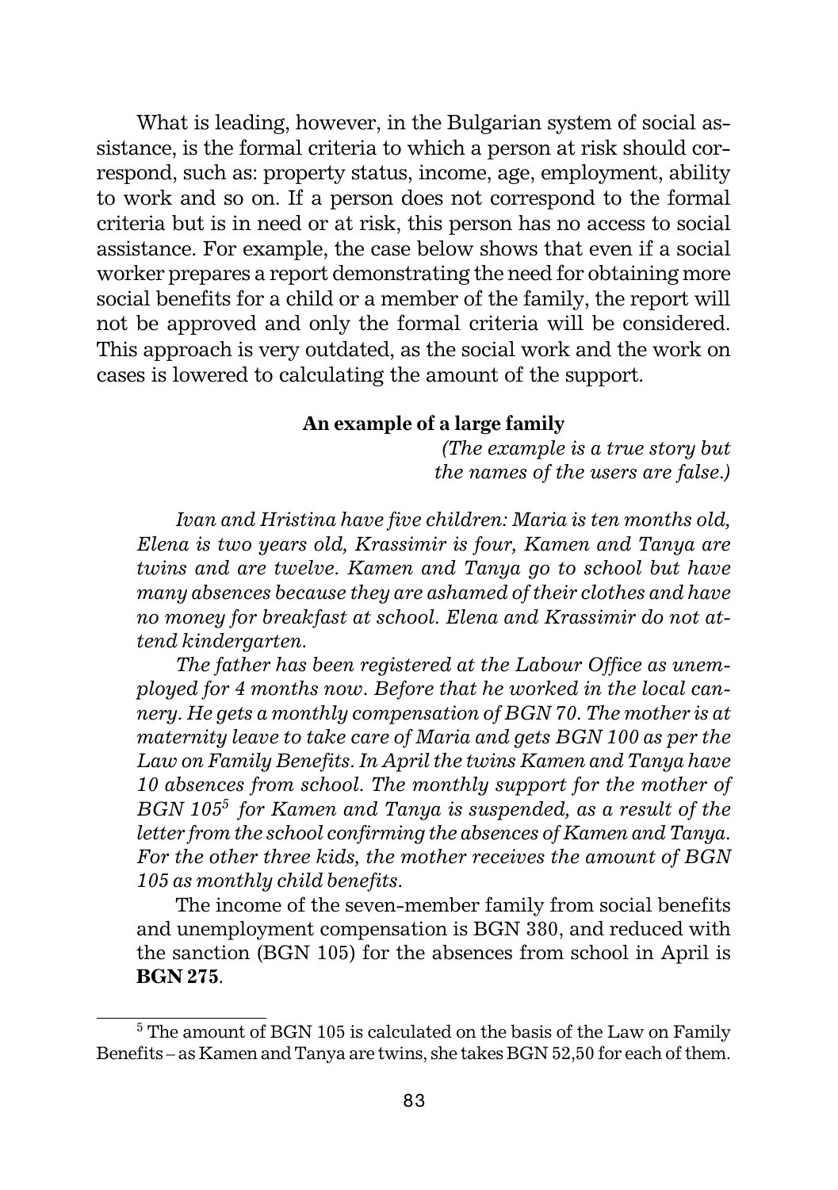What is leading, however, in the Bulgarian system of social assistance, is the formal criteria to which a person at risk should correspond, such as: property status, income, age, employment, ability to work and so on. If a person does not correspond to the formal criteria but is in need or at risk, this person has no access to social assistance. For example, the case below shows that even if a social worker prepares a report demonstrating the need for obtaining more social benefits for a child or a member of the family, the report will not be approved and only the formal criteria will be considered. This approach is very outdated, as the social work and the work on cases is lowered to calculating the amount of the support.

**An example of a large family**

*(The example is a true story but the names of the users are false.)*

*Ivan and Hristina have five children: Maria is ten months old, Elena is two years old, Krassimir is four, Kamen and Tanya are twins and are twelve. Kamen and Tanya go to school but have many absences because they are ashamed of their clothes and have no money for breakfast at school. Elena and Krassimir do not attend kindergarten.*

*The father has been registered at the Labour Office as unemployed for 4 months now. Before that he worked in the local cannery. He gets a monthly compensation of BGN 70. The mother is at maternity leave to take care of Maria and gets BGN 100 as per the Law on Family Benefits. In April the twins Kamen and Tanya have 10 absences from school. The monthly support for the mother of BGN 105*[5] *for Kamen and Tanya is suspended, as a result of the letter from the school confirming the absences of Kamen and Tanya. For the other three kids, the mother receives the amount of BGN 105 as monthly child benefits.*

The income of the seven-member family from social benefits and unemployment compensation is BGN 380, and reduced with the sanction (BGN 105) for the absences from school in April is **BGN 275**.

[5] The amount of BGN 105 is calculated on the basis of the Law on Family Benefits – as Kamen and Tanya are twins, she takes BGN 52,50 for each of them.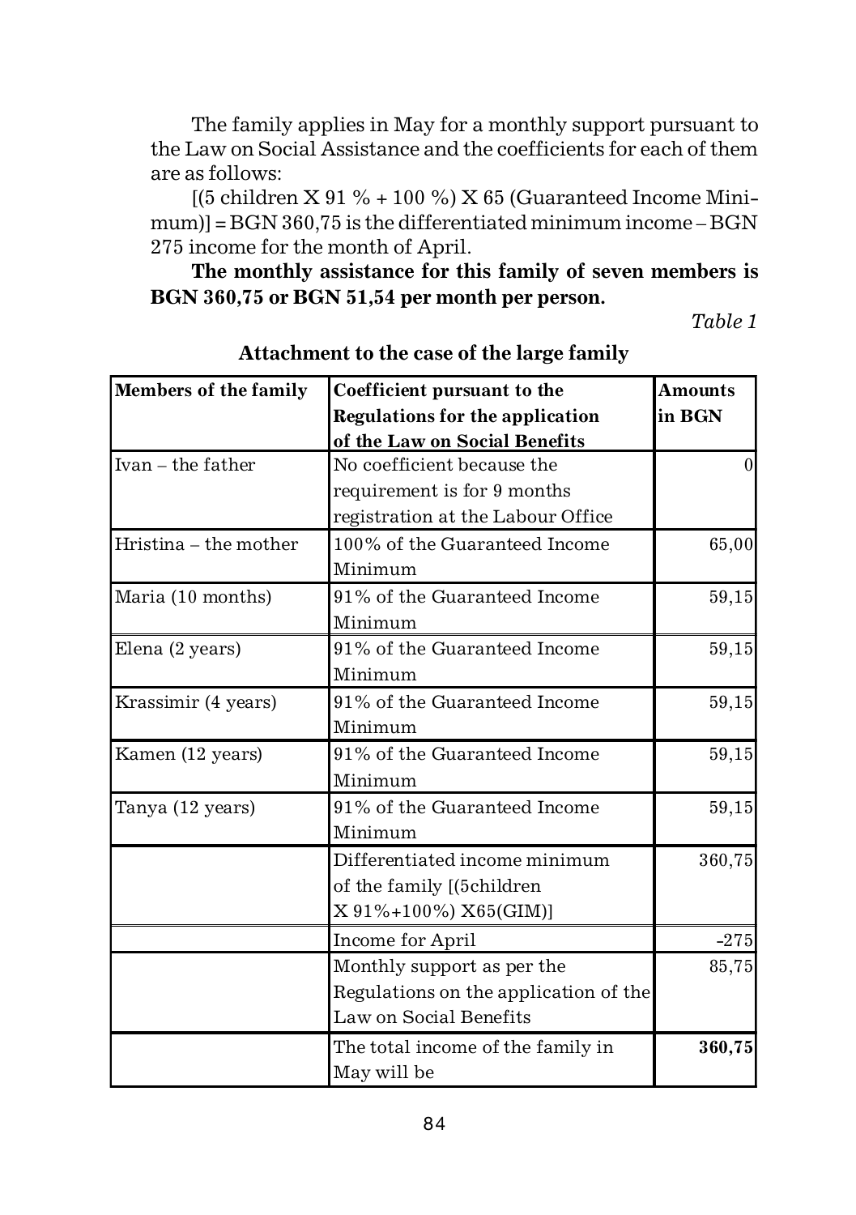The family applies in May for a monthly support pursuant to the Law on Social Assistance and the coefficients for each of them are as follows:

[(5 children X 91 % + 100 %) X 65 (Guaranteed Income Minimum)] = BGN 360,75 is the differentiated minimum income – BGN 275 income for the month of April.

**The monthly assistance for this family of seven members is BGN 360,75 or BGN 51,54 per month per person.**

*Table 1*

**Attachment to the case of the large family**

| **Members of the family** | **Coefficient pursuant to the Regulations for the application of the Law on Social Benefits** | **Amounts in BGN** |
|---|---|---|
| Ivan – the father | No coefficient because the requirement is for 9 months registration at the Labour Office | 0 |
| Hristina – the mother | 100% of the Guaranteed Income Minimum | 65,00 |
| Maria (10 months) | 91% of the Guaranteed Income Minimum | 59,15 |
| Elena (2 years) | 91% of the Guaranteed Income Minimum | 59,15 |
| Krassimir (4 years) | 91% of the Guaranteed Income Minimum | 59,15 |
| Kamen (12 years) | 91% of the Guaranteed Income Minimum | 59,15 |
| Tanya (12 years) | 91% of the Guaranteed Income Minimum | 59,15 |
| | Differentiated income minimum of the family [(5children X 91%+100%) X65(GIM)] | 360,75 |
| | Income for April | -275 |
| | Monthly support as per the Regulations on the application of the Law on Social Benefits | 85,75 |
| | The total income of the family in May will be | **360,75** |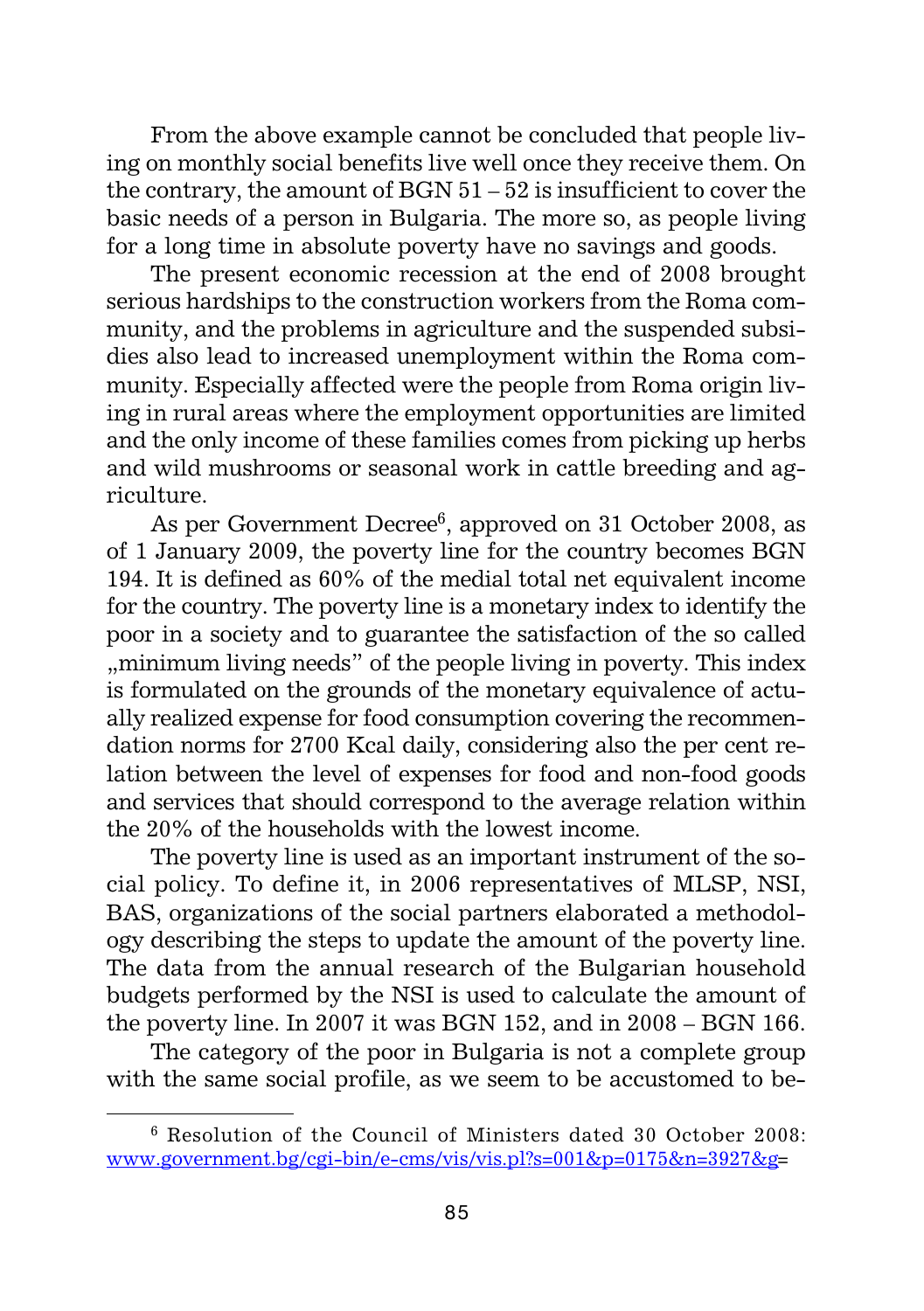From the above example cannot be concluded that people living on monthly social benefits live well once they receive them. On the contrary, the amount of BGN 51 – 52 is insufficient to cover the basic needs of a person in Bulgaria. The more so, as people living for a long time in absolute poverty have no savings and goods.

The present economic recession at the end of 2008 brought serious hardships to the construction workers from the Roma community, and the problems in agriculture and the suspended subsidies also lead to increased unemployment within the Roma community. Especially affected were the people from Roma origin living in rural areas where the employment opportunities are limited and the only income of these families comes from picking up herbs and wild mushrooms or seasonal work in cattle breeding and agriculture.

As per Government Decree[6], approved on 31 October 2008, as of 1 January 2009, the poverty line for the country becomes BGN 194. It is defined as 60% of the medial total net equivalent income for the country. The poverty line is a monetary index to identify the poor in a society and to guarantee the satisfaction of the so called „minimum living needs" of the people living in poverty. This index is formulated on the grounds of the monetary equivalence of actually realized expense for food consumption covering the recommendation norms for 2700 Kcal daily, considering also the per cent relation between the level of expenses for food and non-food goods and services that should correspond to the average relation within the 20% of the households with the lowest income.

The poverty line is used as an important instrument of the social policy. To define it, in 2006 representatives of MLSP, NSI, BAS, organizations of the social partners elaborated a methodology describing the steps to update the amount of the poverty line. The data from the annual research of the Bulgarian household budgets performed by the NSI is used to calculate the amount of the poverty line. In 2007 it was BGN 152, and in 2008 – BGN 166.

The category of the poor in Bulgaria is not a complete group with the same social profile, as we seem to be accustomed to be-

---

[6] Resolution of the Council of Ministers dated 30 October 2008: www.government.bg/cgi-bin/e-cms/vis/vis.pl?s=001&p=0175&n=3927&g=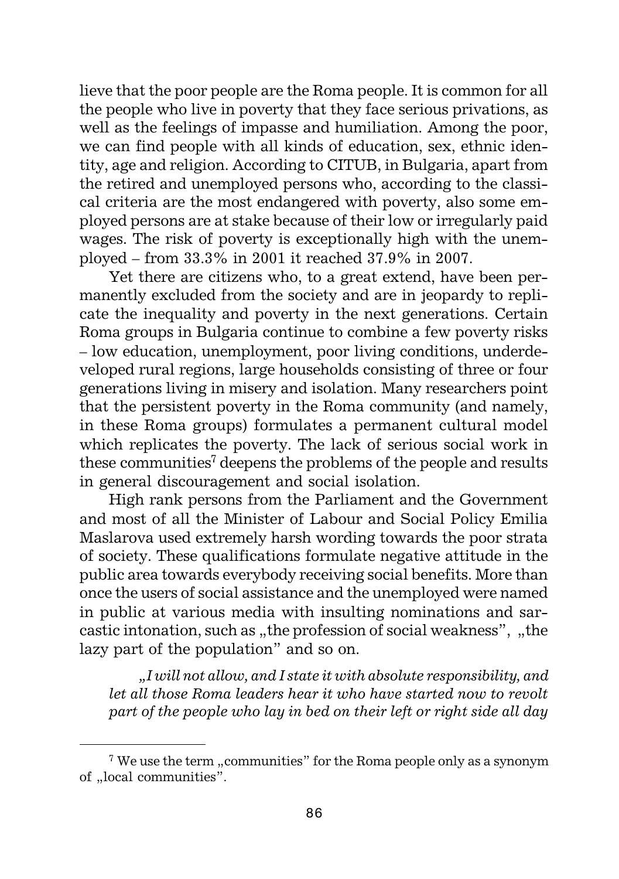lieve that the poor people are the Roma people. It is common for all the people who live in poverty that they face serious privations, as well as the feelings of impasse and humiliation. Among the poor, we can find people with all kinds of education, sex, ethnic identity, age and religion. According to CITUB, in Bulgaria, apart from the retired and unemployed persons who, according to the classical criteria are the most endangered with poverty, also some employed persons are at stake because of their low or irregularly paid wages. The risk of poverty is exceptionally high with the unemployed – from 33.3% in 2001 it reached 37.9% in 2007.

Yet there are citizens who, to a great extend, have been permanently excluded from the society and are in jeopardy to replicate the inequality and poverty in the next generations. Certain Roma groups in Bulgaria continue to combine a few poverty risks – low education, unemployment, poor living conditions, underdeveloped rural regions, large households consisting of three or four generations living in misery and isolation. Many researchers point that the persistent poverty in the Roma community (and namely, in these Roma groups) formulates a permanent cultural model which replicates the poverty. The lack of serious social work in these communities[7] deepens the problems of the people and results in general discouragement and social isolation.

High rank persons from the Parliament and the Government and most of all the Minister of Labour and Social Policy Emilia Maslarova used extremely harsh wording towards the poor strata of society. These qualifications formulate negative attitude in the public area towards everybody receiving social benefits. More than once the users of social assistance and the unemployed were named in public at various media with insulting nominations and sarcastic intonation, such as „the profession of social weakness", „the lazy part of the population" and so on.

*„I will not allow, and I state it with absolute responsibility, and let all those Roma leaders hear it who have started now to revolt part of the people who lay in bed on their left or right side all day*

---

[7] We use the term „communities" for the Roma people only as a synonym of „local communities".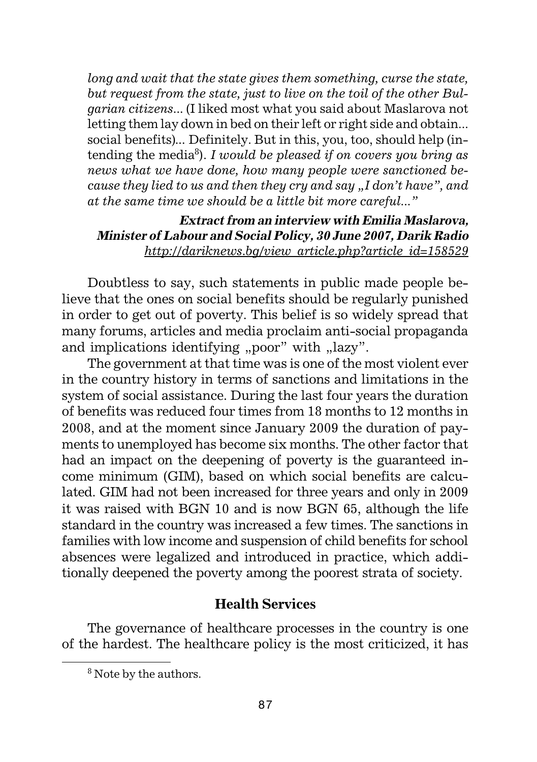*long and wait that the state gives them something, curse the state, but request from the state, just to live on the toil of the other Bulgarian citizens...* (I liked most what you said about Maslarova not letting them lay down in bed on their left or right side and obtain... social benefits)... Definitely. But in this, you, too, should help (intending the media[8]). *I would be pleased if on covers you bring as news what we have done, how many people were sanctioned because they lied to us and then they cry and say „I don't have", and at the same time we should be a little bit more careful..."*

***Extract from an interview with Emilia Maslarova, Minister of Labour and Social Policy, 30 June 2007, Darik Radio***
*http://dariknews.bg/view_article.php?article_id=158529*

Doubtless to say, such statements in public made people believe that the ones on social benefits should be regularly punished in order to get out of poverty. This belief is so widely spread that many forums, articles and media proclaim anti-social propaganda and implications identifying „poor" with „lazy".

The government at that time was is one of the most violent ever in the country history in terms of sanctions and limitations in the system of social assistance. During the last four years the duration of benefits was reduced four times from 18 months to 12 months in 2008, and at the moment since January 2009 the duration of payments to unemployed has become six months. The other factor that had an impact on the deepening of poverty is the guaranteed income minimum (GIM), based on which social benefits are calculated. GIM had not been increased for three years and only in 2009 it was raised with BGN 10 and is now BGN 65, although the life standard in the country was increased a few times. The sanctions in families with low income and suspension of child benefits for school absences were legalized and introduced in practice, which additionally deepened the poverty among the poorest strata of society.

### Health Services

The governance of healthcare processes in the country is one of the hardest. The healthcare policy is the most criticized, it has

[8] Note by the authors.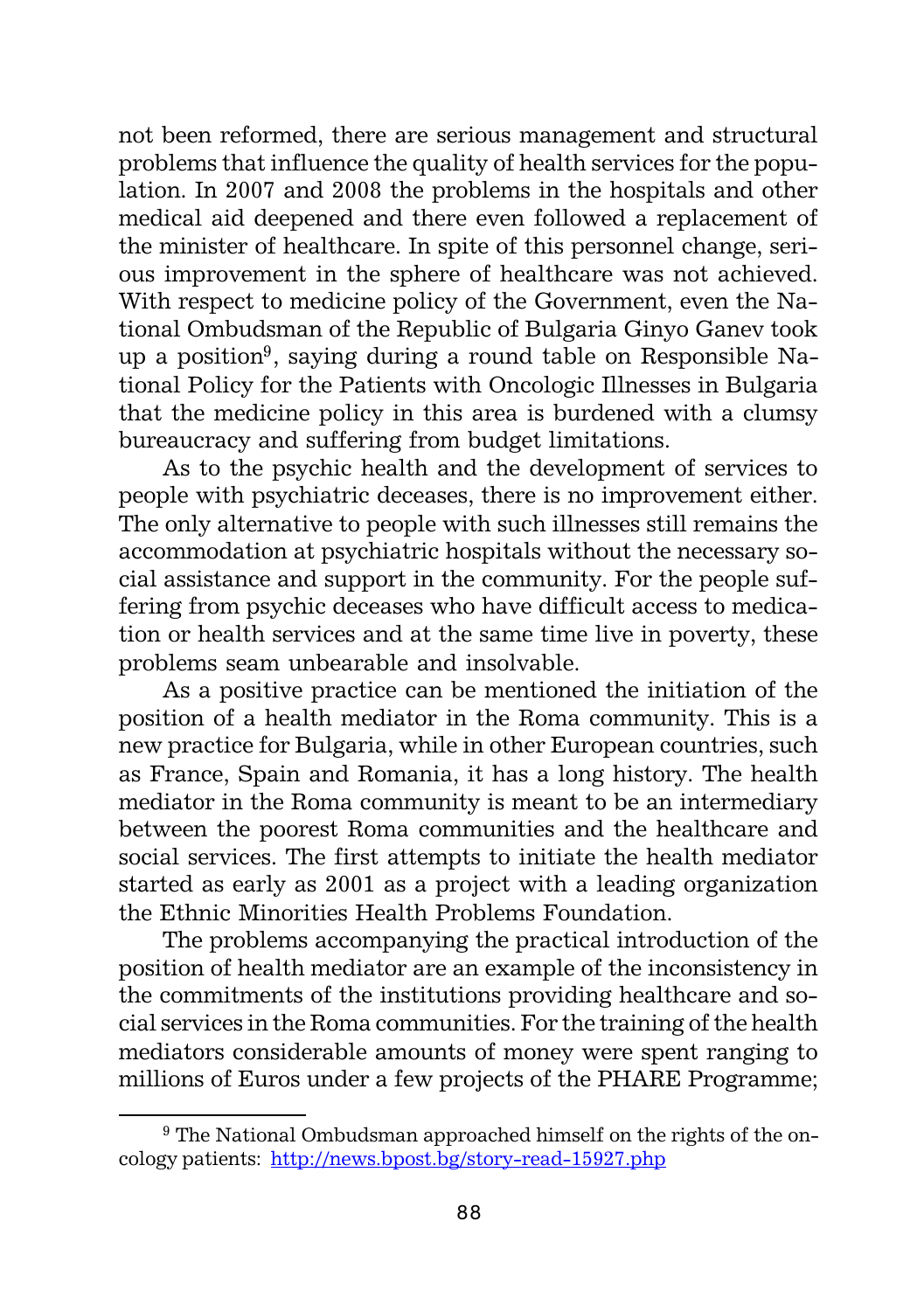not been reformed, there are serious management and structural problems that influence the quality of health services for the population. In 2007 and 2008 the problems in the hospitals and other medical aid deepened and there even followed a replacement of the minister of healthcare. In spite of this personnel change, serious improvement in the sphere of healthcare was not achieved. With respect to medicine policy of the Government, even the National Ombudsman of the Republic of Bulgaria Ginyo Ganev took up a position[9], saying during a round table on Responsible National Policy for the Patients with Oncologic Illnesses in Bulgaria that the medicine policy in this area is burdened with a clumsy bureaucracy and suffering from budget limitations.

As to the psychic health and the development of services to people with psychiatric deceases, there is no improvement either. The only alternative to people with such illnesses still remains the accommodation at psychiatric hospitals without the necessary social assistance and support in the community. For the people suffering from psychic deceases who have difficult access to medication or health services and at the same time live in poverty, these problems seam unbearable and insolvable.

As a positive practice can be mentioned the initiation of the position of a health mediator in the Roma community. This is a new practice for Bulgaria, while in other European countries, such as France, Spain and Romania, it has a long history. The health mediator in the Roma community is meant to be an intermediary between the poorest Roma communities and the healthcare and social services. The first attempts to initiate the health mediator started as early as 2001 as a project with a leading organization the Ethnic Minorities Health Problems Foundation.

The problems accompanying the practical introduction of the position of health mediator are an example of the inconsistency in the commitments of the institutions providing healthcare and social services in the Roma communities. For the training of the health mediators considerable amounts of money were spent ranging to millions of Euros under a few projects of the PHARE Programme;

---

[9] The National Ombudsman approached himself on the rights of the oncology patients: http://news.bpost.bg/story-read-15927.php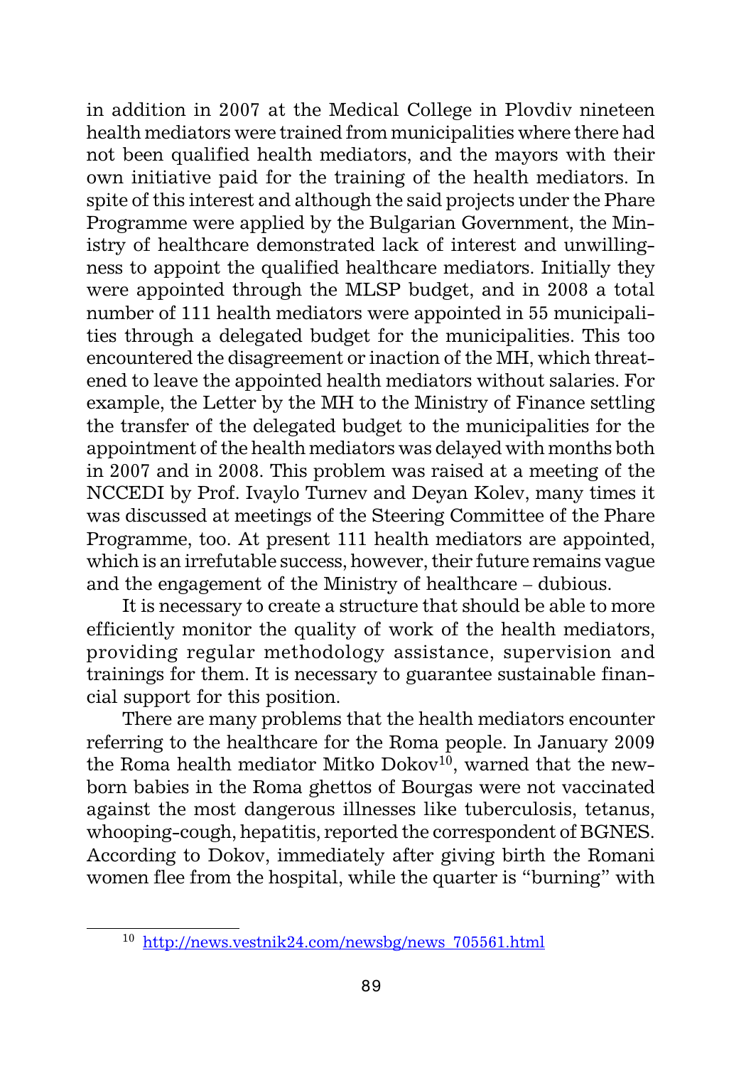in addition in 2007 at the Medical College in Plovdiv nineteen health mediators were trained from municipalities where there had not been qualified health mediators, and the mayors with their own initiative paid for the training of the health mediators. In spite of this interest and although the said projects under the Phare Programme were applied by the Bulgarian Government, the Ministry of healthcare demonstrated lack of interest and unwillingness to appoint the qualified healthcare mediators. Initially they were appointed through the MLSP budget, and in 2008 a total number of 111 health mediators were appointed in 55 municipalities through a delegated budget for the municipalities. This too encountered the disagreement or inaction of the MH, which threatened to leave the appointed health mediators without salaries. For example, the Letter by the MH to the Ministry of Finance settling the transfer of the delegated budget to the municipalities for the appointment of the health mediators was delayed with months both in 2007 and in 2008. This problem was raised at a meeting of the NCCEDI by Prof. Ivaylo Turnev and Deyan Kolev, many times it was discussed at meetings of the Steering Committee of the Phare Programme, too. At present 111 health mediators are appointed, which is an irrefutable success, however, their future remains vague and the engagement of the Ministry of healthcare – dubious.

It is necessary to create a structure that should be able to more efficiently monitor the quality of work of the health mediators, providing regular methodology assistance, supervision and trainings for them. It is necessary to guarantee sustainable financial support for this position.

There are many problems that the health mediators encounter referring to the healthcare for the Roma people. In January 2009 the Roma health mediator Mitko Dokov[10], warned that the newborn babies in the Roma ghettos of Bourgas were not vaccinated against the most dangerous illnesses like tuberculosis, tetanus, whooping-cough, hepatitis, reported the correspondent of BGNES. According to Dokov, immediately after giving birth the Romani women flee from the hospital, while the quarter is "burning" with

[10] http://news.vestnik24.com/newsbg/news_705561.html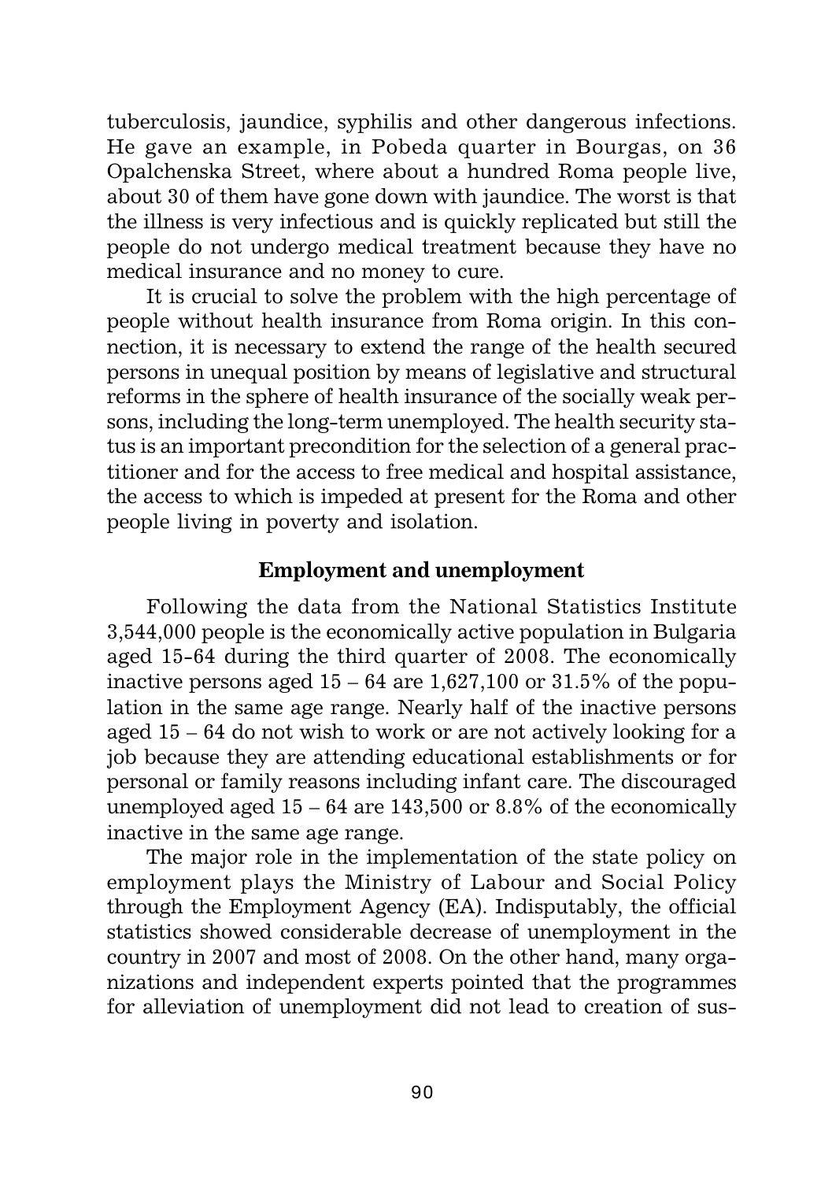tuberculosis, jaundice, syphilis and other dangerous infections. He gave an example, in Pobeda quarter in Bourgas, on 36 Opalchenska Street, where about a hundred Roma people live, about 30 of them have gone down with jaundice. The worst is that the illness is very infectious and is quickly replicated but still the people do not undergo medical treatment because they have no medical insurance and no money to cure.

It is crucial to solve the problem with the high percentage of people without health insurance from Roma origin. In this connection, it is necessary to extend the range of the health secured persons in unequal position by means of legislative and structural reforms in the sphere of health insurance of the socially weak persons, including the long-term unemployed. The health security status is an important precondition for the selection of a general practitioner and for the access to free medical and hospital assistance, the access to which is impeded at present for the Roma and other people living in poverty and isolation.

## Employment and unemployment

Following the data from the National Statistics Institute 3,544,000 people is the economically active population in Bulgaria aged 15-64 during the third quarter of 2008. The economically inactive persons aged 15 – 64 are 1,627,100 or 31.5% of the population in the same age range. Nearly half of the inactive persons aged 15 – 64 do not wish to work or are not actively looking for a job because they are attending educational establishments or for personal or family reasons including infant care. The discouraged unemployed aged 15 – 64 are 143,500 or 8.8% of the economically inactive in the same age range.

The major role in the implementation of the state policy on employment plays the Ministry of Labour and Social Policy through the Employment Agency (EA). Indisputably, the official statistics showed considerable decrease of unemployment in the country in 2007 and most of 2008. On the other hand, many organizations and independent experts pointed that the programmes for alleviation of unemployment did not lead to creation of sus-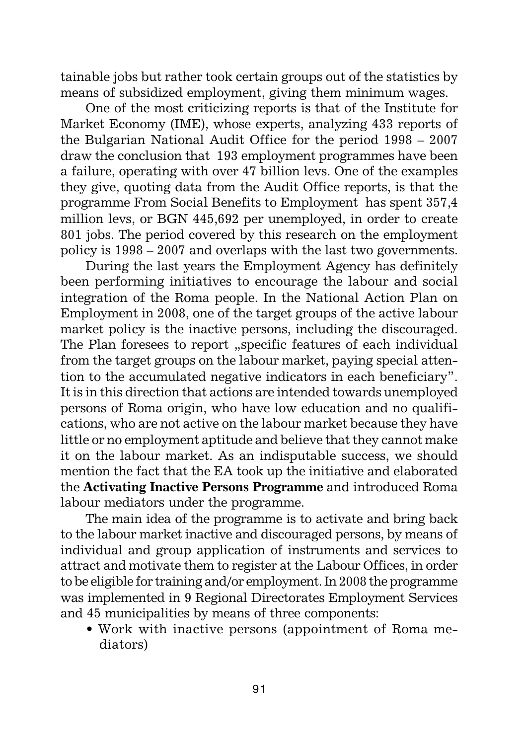tainable jobs but rather took certain groups out of the statistics by means of subsidized employment, giving them minimum wages.

One of the most criticizing reports is that of the Institute for Market Economy (IME), whose experts, analyzing 433 reports of the Bulgarian National Audit Office for the period 1998 – 2007 draw the conclusion that 193 employment programmes have been a failure, operating with over 47 billion levs. One of the examples they give, quoting data from the Audit Office reports, is that the programme From Social Benefits to Employment has spent 357,4 million levs, or BGN 445,692 per unemployed, in order to create 801 jobs. The period covered by this research on the employment policy is 1998 – 2007 and overlaps with the last two governments.

During the last years the Employment Agency has definitely been performing initiatives to encourage the labour and social integration of the Roma people. In the National Action Plan on Employment in 2008, one of the target groups of the active labour market policy is the inactive persons, including the discouraged. The Plan foresees to report „specific features of each individual from the target groups on the labour market, paying special attention to the accumulated negative indicators in each beneficiary". It is in this direction that actions are intended towards unemployed persons of Roma origin, who have low education and no qualifications, who are not active on the labour market because they have little or no employment aptitude and believe that they cannot make it on the labour market. As an indisputable success, we should mention the fact that the EA took up the initiative and elaborated the **Activating Inactive Persons Programme** and introduced Roma labour mediators under the programme.

The main idea of the programme is to activate and bring back to the labour market inactive and discouraged persons, by means of individual and group application of instruments and services to attract and motivate them to register at the Labour Offices, in order to be eligible for training and/or employment. In 2008 the programme was implemented in 9 Regional Directorates Employment Services and 45 municipalities by means of three components:

- Work with inactive persons (appointment of Roma mediators)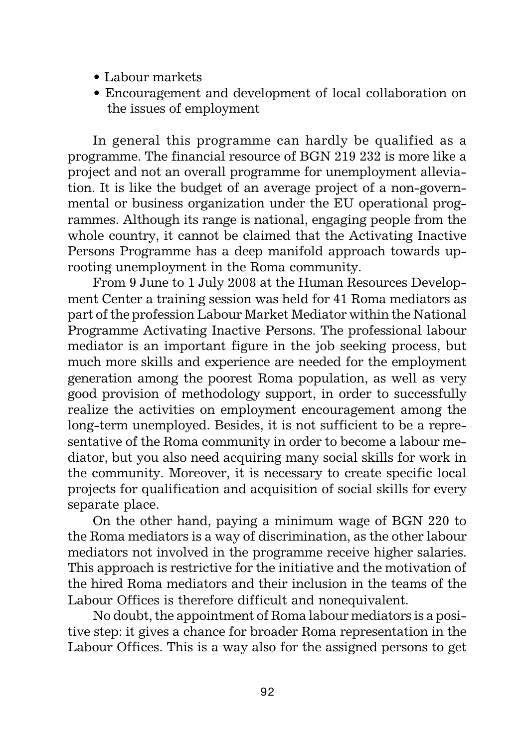- Labour markets
- Encouragement and development of local collaboration on the issues of employment

In general this programme can hardly be qualified as a programme. The financial resource of BGN 219 232 is more like a project and not an overall programme for unemployment alleviation. It is like the budget of an average project of a non-governmental or business organization under the EU operational programmes. Although its range is national, engaging people from the whole country, it cannot be claimed that the Activating Inactive Persons Programme has a deep manifold approach towards uprooting unemployment in the Roma community.

From 9 June to 1 July 2008 at the Human Resources Development Center a training session was held for 41 Roma mediators as part of the profession Labour Market Mediator within the National Programme Activating Inactive Persons. The professional labour mediator is an important figure in the job seeking process, but much more skills and experience are needed for the employment generation among the poorest Roma population, as well as very good provision of methodology support, in order to successfully realize the activities on employment encouragement among the long-term unemployed. Besides, it is not sufficient to be a representative of the Roma community in order to become a labour mediator, but you also need acquiring many social skills for work in the community. Moreover, it is necessary to create specific local projects for qualification and acquisition of social skills for every separate place.

On the other hand, paying a minimum wage of BGN 220 to the Roma mediators is a way of discrimination, as the other labour mediators not involved in the programme receive higher salaries. This approach is restrictive for the initiative and the motivation of the hired Roma mediators and their inclusion in the teams of the Labour Offices is therefore difficult and nonequivalent.

No doubt, the appointment of Roma labour mediators is a positive step: it gives a chance for broader Roma representation in the Labour Offices. This is a way also for the assigned persons to get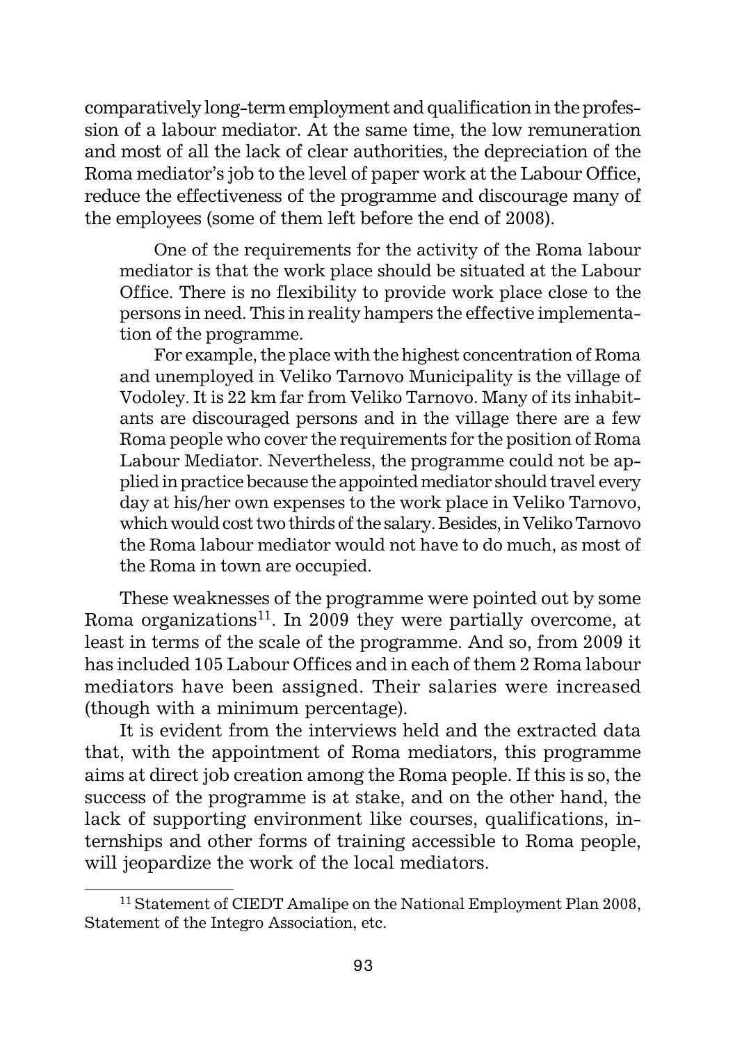comparatively long-term employment and qualification in the profession of a labour mediator. At the same time, the low remuneration and most of all the lack of clear authorities, the depreciation of the Roma mediator's job to the level of paper work at the Labour Office, reduce the effectiveness of the programme and discourage many of the employees (some of them left before the end of 2008).

> One of the requirements for the activity of the Roma labour mediator is that the work place should be situated at the Labour Office. There is no flexibility to provide work place close to the persons in need. This in reality hampers the effective implementation of the programme.
>
> For example, the place with the highest concentration of Roma and unemployed in Veliko Tarnovo Municipality is the village of Vodoley. It is 22 km far from Veliko Tarnovo. Many of its inhabitants are discouraged persons and in the village there are a few Roma people who cover the requirements for the position of Roma Labour Mediator. Nevertheless, the programme could not be applied in practice because the appointed mediator should travel every day at his/her own expenses to the work place in Veliko Tarnovo, which would cost two thirds of the salary. Besides, in Veliko Tarnovo the Roma labour mediator would not have to do much, as most of the Roma in town are occupied.

These weaknesses of the programme were pointed out by some Roma organizations[11]. In 2009 they were partially overcome, at least in terms of the scale of the programme. And so, from 2009 it has included 105 Labour Offices and in each of them 2 Roma labour mediators have been assigned. Their salaries were increased (though with a minimum percentage).

It is evident from the interviews held and the extracted data that, with the appointment of Roma mediators, this programme aims at direct job creation among the Roma people. If this is so, the success of the programme is at stake, and on the other hand, the lack of supporting environment like courses, qualifications, internships and other forms of training accessible to Roma people, will jeopardize the work of the local mediators.

---

[11] Statement of CIEDT Amalipe on the National Employment Plan 2008, Statement of the Integro Association, etc.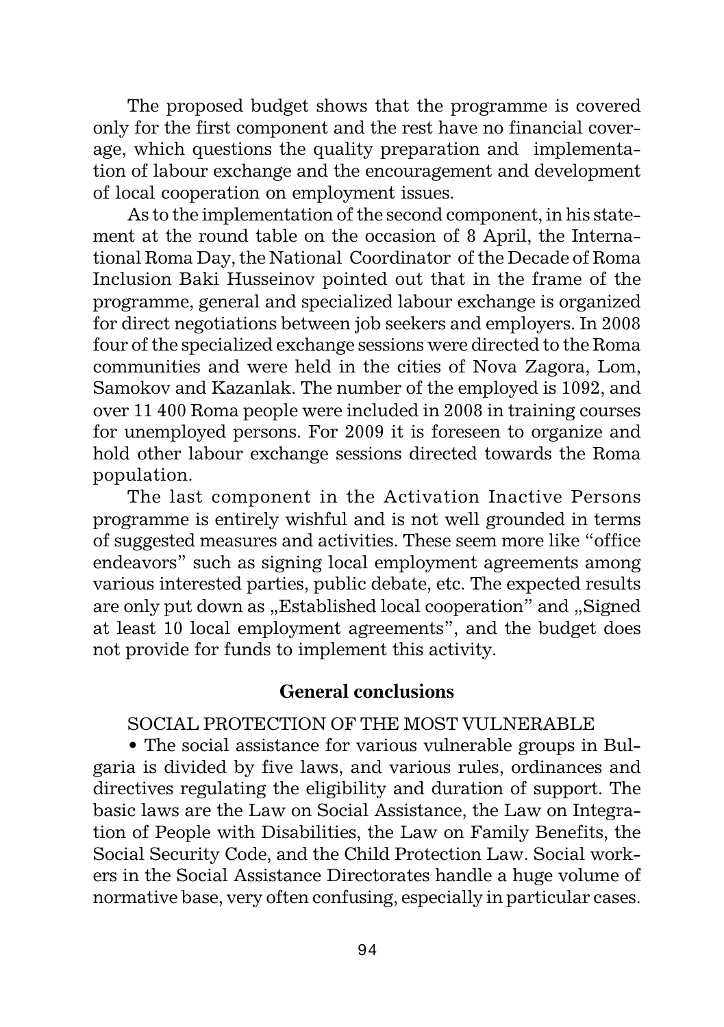The proposed budget shows that the programme is covered only for the first component and the rest have no financial coverage, which questions the quality preparation and implementation of labour exchange and the encouragement and development of local cooperation on employment issues.

As to the implementation of the second component, in his statement at the round table on the occasion of 8 April, the International Roma Day, the National Coordinator of the Decade of Roma Inclusion Baki Husseinov pointed out that in the frame of the programme, general and specialized labour exchange is organized for direct negotiations between job seekers and employers. In 2008 four of the specialized exchange sessions were directed to the Roma communities and were held in the cities of Nova Zagora, Lom, Samokov and Kazanlak. The number of the employed is 1092, and over 11 400 Roma people were included in 2008 in training courses for unemployed persons. For 2009 it is foreseen to organize and hold other labour exchange sessions directed towards the Roma population.

The last component in the Activation Inactive Persons programme is entirely wishful and is not well grounded in terms of suggested measures and activities. These seem more like "office endeavors" such as signing local employment agreements among various interested parties, public debate, etc. The expected results are only put down as „Established local cooperation" and „Signed at least 10 local employment agreements", and the budget does not provide for funds to implement this activity.

## General conclusions

SOCIAL PROTECTION OF THE MOST VULNERABLE

• The social assistance for various vulnerable groups in Bulgaria is divided by five laws, and various rules, ordinances and directives regulating the eligibility and duration of support. The basic laws are the Law on Social Assistance, the Law on Integration of People with Disabilities, the Law on Family Benefits, the Social Security Code, and the Child Protection Law. Social workers in the Social Assistance Directorates handle a huge volume of normative base, very often confusing, especially in particular cases.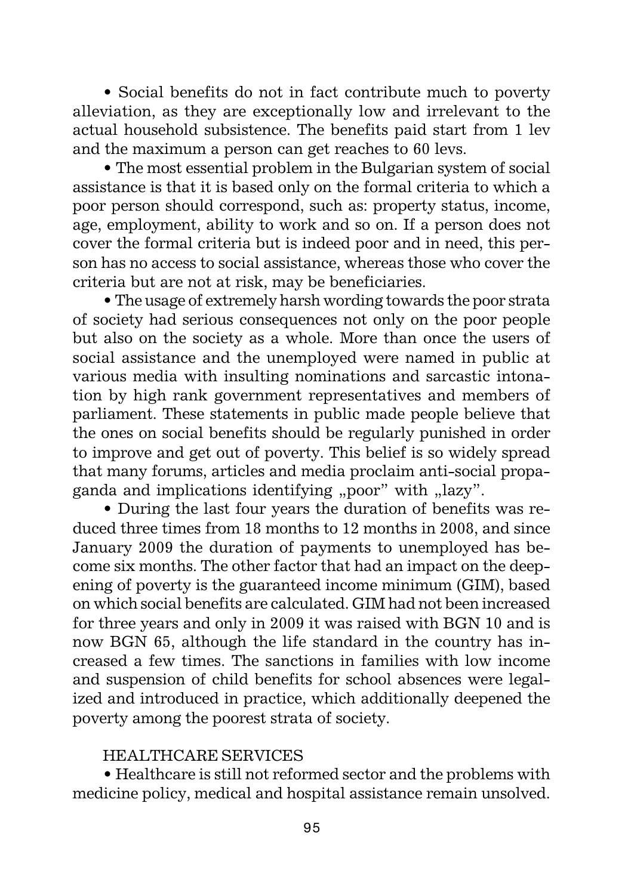- Social benefits do not in fact contribute much to poverty alleviation, as they are exceptionally low and irrelevant to the actual household subsistence. The benefits paid start from 1 lev and the maximum a person can get reaches to 60 levs.
- The most essential problem in the Bulgarian system of social assistance is that it is based only on the formal criteria to which a poor person should correspond, such as: property status, income, age, employment, ability to work and so on. If a person does not cover the formal criteria but is indeed poor and in need, this person has no access to social assistance, whereas those who cover the criteria but are not at risk, may be beneficiaries.
- The usage of extremely harsh wording towards the poor strata of society had serious consequences not only on the poor people but also on the society as a whole. More than once the users of social assistance and the unemployed were named in public at various media with insulting nominations and sarcastic intonation by high rank government representatives and members of parliament. These statements in public made people believe that the ones on social benefits should be regularly punished in order to improve and get out of poverty. This belief is so widely spread that many forums, articles and media proclaim anti-social propaganda and implications identifying „poor" with „lazy".
- During the last four years the duration of benefits was reduced three times from 18 months to 12 months in 2008, and since January 2009 the duration of payments to unemployed has become six months. The other factor that had an impact on the deepening of poverty is the guaranteed income minimum (GIM), based on which social benefits are calculated. GIM had not been increased for three years and only in 2009 it was raised with BGN 10 and is now BGN 65, although the life standard in the country has increased a few times. The sanctions in families with low income and suspension of child benefits for school absences were legalized and introduced in practice, which additionally deepened the poverty among the poorest strata of society.

HEALTHCARE SERVICES

- Healthcare is still not reformed sector and the problems with medicine policy, medical and hospital assistance remain unsolved.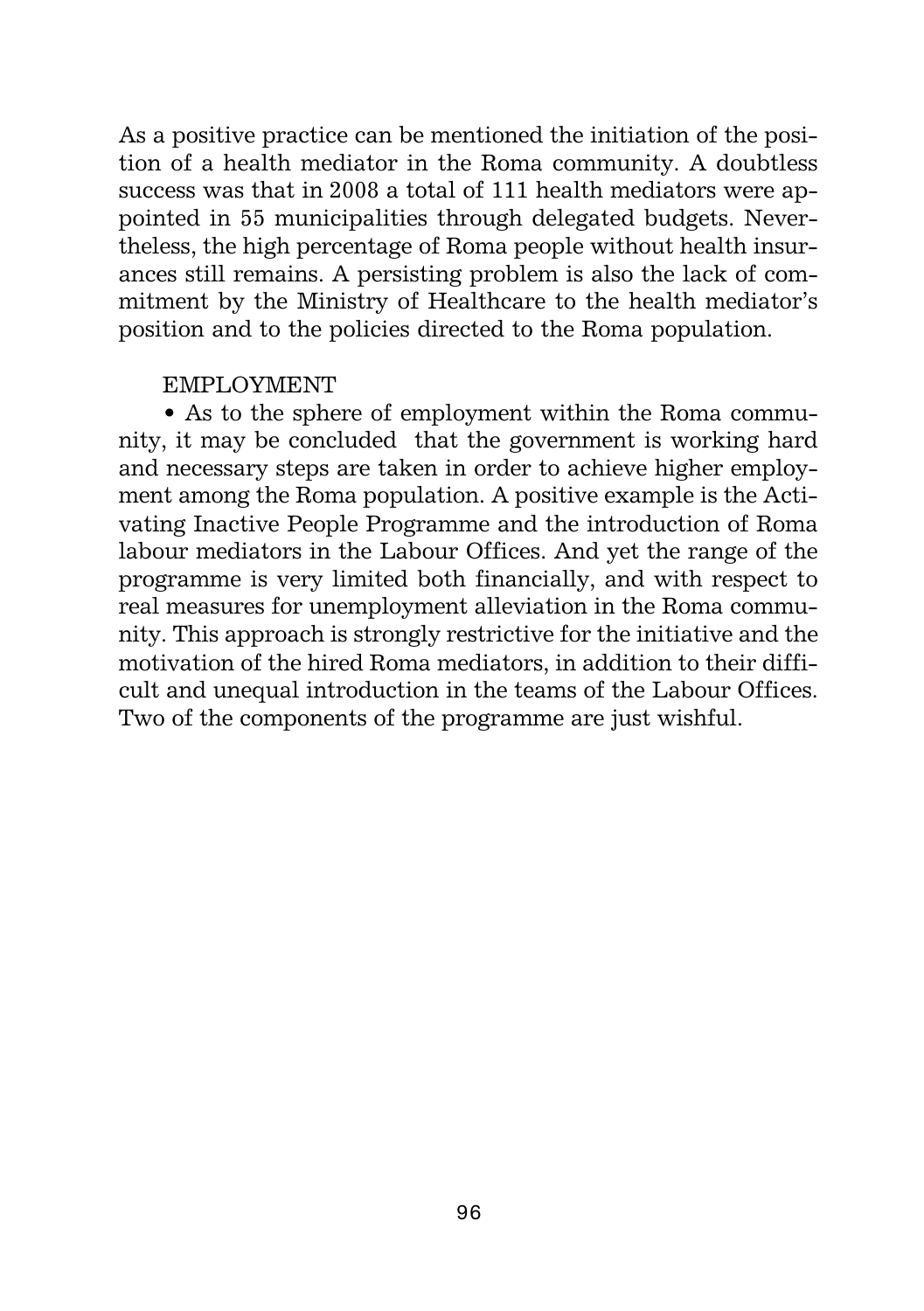As a positive practice can be mentioned the initiation of the position of a health mediator in the Roma community. A doubtless success was that in 2008 a total of 111 health mediators were appointed in 55 municipalities through delegated budgets. Nevertheless, the high percentage of Roma people without health insurances still remains. A persisting problem is also the lack of commitment by the Ministry of Healthcare to the health mediator's position and to the policies directed to the Roma population.

EMPLOYMENT

- As to the sphere of employment within the Roma community, it may be concluded that the government is working hard and necessary steps are taken in order to achieve higher employment among the Roma population. A positive example is the Activating Inactive People Programme and the introduction of Roma labour mediators in the Labour Offices. And yet the range of the programme is very limited both financially, and with respect to real measures for unemployment alleviation in the Roma community. This approach is strongly restrictive for the initiative and the motivation of the hired Roma mediators, in addition to their difficult and unequal introduction in the teams of the Labour Offices. Two of the components of the programme are just wishful.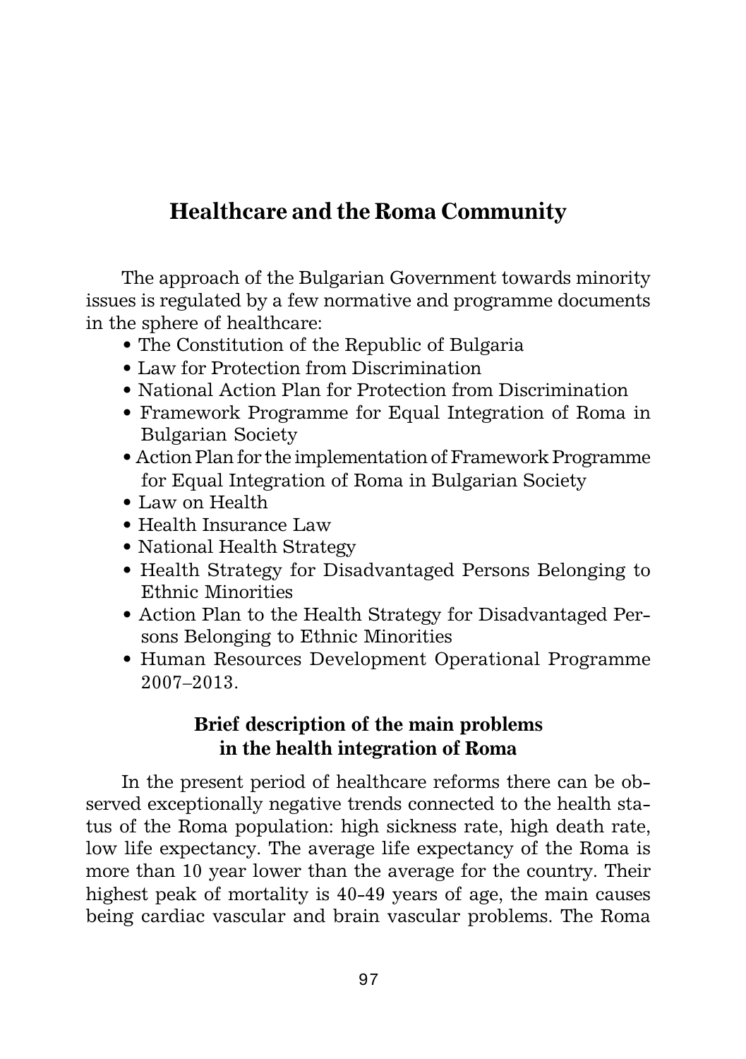## Healthcare and the Roma Community

The approach of the Bulgarian Government towards minority issues is regulated by a few normative and programme documents in the sphere of healthcare:

- The Constitution of the Republic of Bulgaria
- Law for Protection from Discrimination
- National Action Plan for Protection from Discrimination
- Framework Programme for Equal Integration of Roma in Bulgarian Society
- Action Plan for the implementation of Framework Programme for Equal Integration of Roma in Bulgarian Society
- Law on Health
- Health Insurance Law
- National Health Strategy
- Health Strategy for Disadvantaged Persons Belonging to Ethnic Minorities
- Action Plan to the Health Strategy for Disadvantaged Persons Belonging to Ethnic Minorities
- Human Resources Development Operational Programme 2007–2013.

### Brief description of the main problems in the health integration of Roma

In the present period of healthcare reforms there can be observed exceptionally negative trends connected to the health status of the Roma population: high sickness rate, high death rate, low life expectancy. The average life expectancy of the Roma is more than 10 year lower than the average for the country. Their highest peak of mortality is 40-49 years of age, the main causes being cardiac vascular and brain vascular problems. The Roma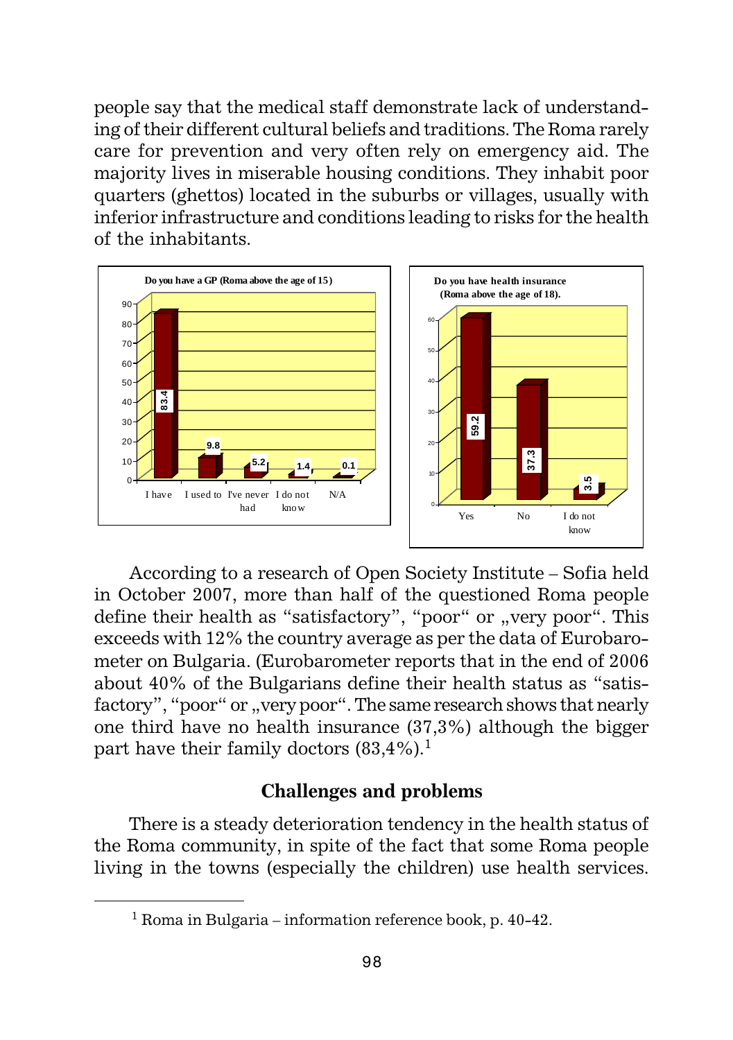people say that the medical staff demonstrate lack of understanding of their different cultural beliefs and traditions. The Roma rarely care for prevention and very often rely on emergency aid. The majority lives in miserable housing conditions. They inhabit poor quarters (ghettos) located in the suburbs or villages, usually with inferior infrastructure and conditions leading to risks for the health of the inhabitants.

**Do you have a GP (Roma above the age of 15)**

| I have | I used to | I've never had | I do not know | N/A |
|---|---|---|---|---|
| 83.4 | 9.8 | 5.2 | 1.4 | 0.1 |

**Do you have health insurance (Roma above the age of 18).**

| Yes | No | I do not know |
|---|---|---|
| 59.2 | 37.3 | 3.5 |

According to a research of Open Society Institute – Sofia held in October 2007, more than half of the questioned Roma people define their health as "satisfactory", "poor" or „very poor". This exceeds with 12% the country average as per the data of Eurobarometer on Bulgaria. (Eurobarometer reports that in the end of 2006 about 40% of the Bulgarians define their health status as "satisfactory", "poor" or „very poor". The same research shows that nearly one third have no health insurance (37,3%) although the bigger part have their family doctors (83,4%).[1]

### Challenges and problems

There is a steady deterioration tendency in the health status of the Roma community, in spite of the fact that some Roma people living in the towns (especially the children) use health services.

---

[1] Roma in Bulgaria – information reference book, p. 40-42.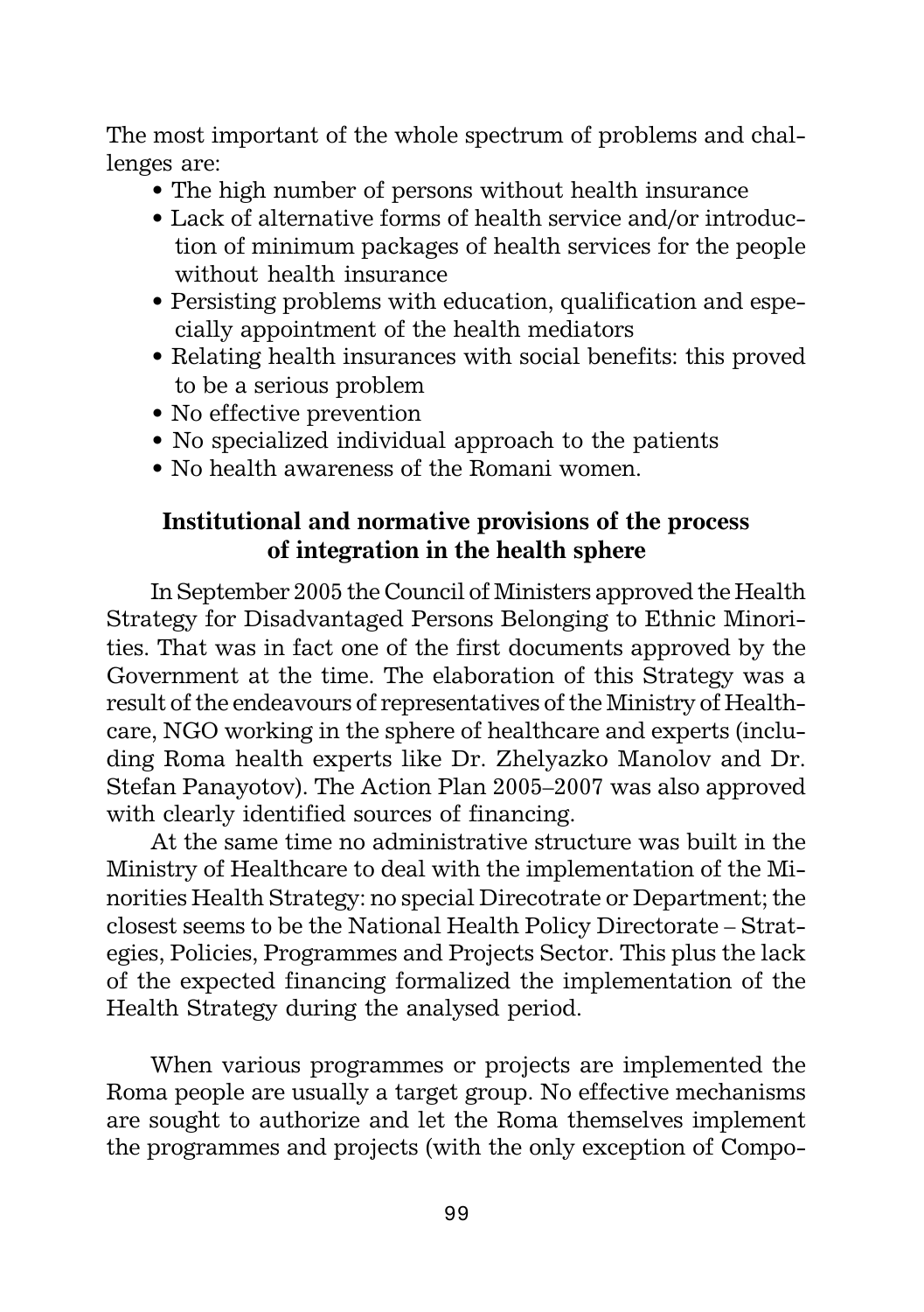The most important of the whole spectrum of problems and challenges are:

- The high number of persons without health insurance
- Lack of alternative forms of health service and/or introduction of minimum packages of health services for the people without health insurance
- Persisting problems with education, qualification and especially appointment of the health mediators
- Relating health insurances with social benefits: this proved to be a serious problem
- No effective prevention
- No specialized individual approach to the patients
- No health awareness of the Romani women.

## Institutional and normative provisions of the process of integration in the health sphere

In September 2005 the Council of Ministers approved the Health Strategy for Disadvantaged Persons Belonging to Ethnic Minorities. That was in fact one of the first documents approved by the Government at the time. The elaboration of this Strategy was a result of the endeavours of representatives of the Ministry of Healthcare, NGO working in the sphere of healthcare and experts (including Roma health experts like Dr. Zhelyazko Manolov and Dr. Stefan Panayotov). The Action Plan 2005–2007 was also approved with clearly identified sources of financing.

At the same time no administrative structure was built in the Ministry of Healthcare to deal with the implementation of the Minorities Health Strategy: no special Direcotrate or Department; the closest seems to be the National Health Policy Directorate – Strategies, Policies, Programmes and Projects Sector. This plus the lack of the expected financing formalized the implementation of the Health Strategy during the analysed period.

When various programmes or projects are implemented the Roma people are usually a target group. No effective mechanisms are sought to authorize and let the Roma themselves implement the programmes and projects (with the only exception of Compo-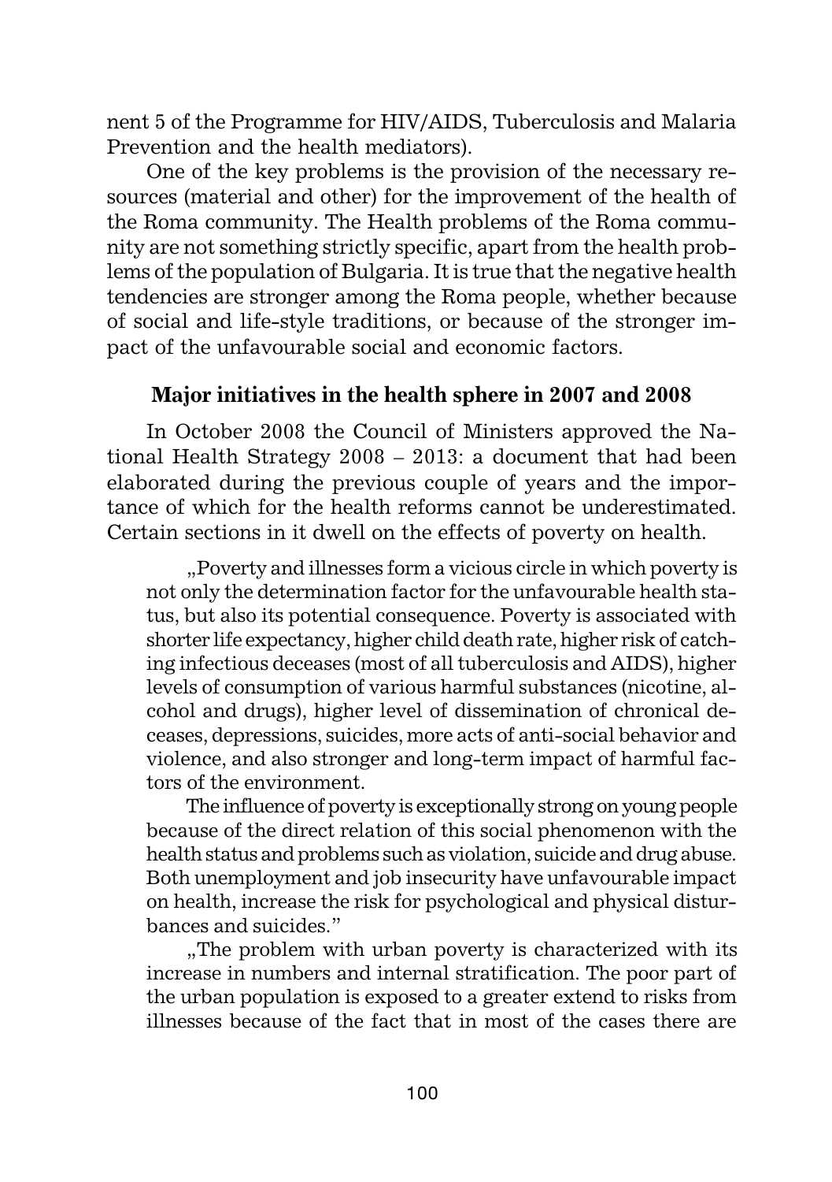nent 5 of the Programme for HIV/AIDS, Tuberculosis and Malaria Prevention and the health mediators).

One of the key problems is the provision of the necessary resources (material and other) for the improvement of the health of the Roma community. The Health problems of the Roma community are not something strictly specific, apart from the health problems of the population of Bulgaria. It is true that the negative health tendencies are stronger among the Roma people, whether because of social and life-style traditions, or because of the stronger impact of the unfavourable social and economic factors.

### Major initiatives in the health sphere in 2007 and 2008

In October 2008 the Council of Ministers approved the National Health Strategy 2008 – 2013: a document that had been elaborated during the previous couple of years and the importance of which for the health reforms cannot be underestimated. Certain sections in it dwell on the effects of poverty on health.

„Poverty and illnesses form a vicious circle in which poverty is not only the determination factor for the unfavourable health status, but also its potential consequence. Poverty is associated with shorter life expectancy, higher child death rate, higher risk of catching infectious deceases (most of all tuberculosis and AIDS), higher levels of consumption of various harmful substances (nicotine, alcohol and drugs), higher level of dissemination of chronical deceases, depressions, suicides, more acts of anti-social behavior and violence, and also stronger and long-term impact of harmful factors of the environment.

The influence of poverty is exceptionally strong on young people because of the direct relation of this social phenomenon with the health status and problems such as violation, suicide and drug abuse. Both unemployment and job insecurity have unfavourable impact on health, increase the risk for psychological and physical disturbances and suicides."

„The problem with urban poverty is characterized with its increase in numbers and internal stratification. The poor part of the urban population is exposed to a greater extend to risks from illnesses because of the fact that in most of the cases there are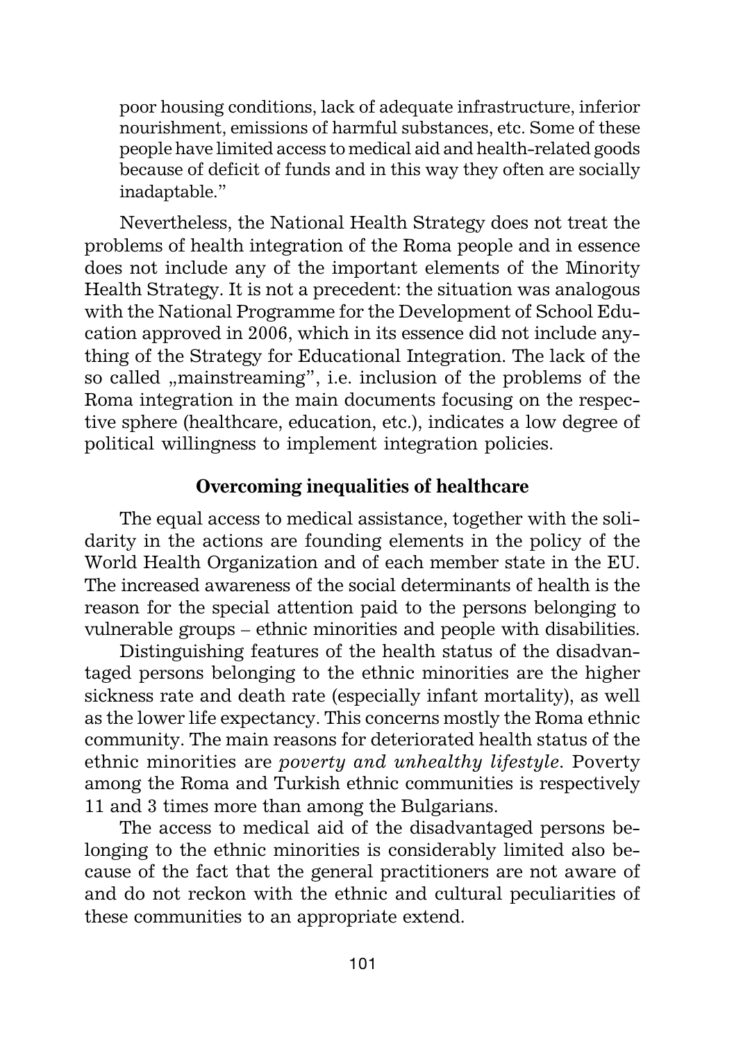poor housing conditions, lack of adequate infrastructure, inferior nourishment, emissions of harmful substances, etc. Some of these people have limited access to medical aid and health-related goods because of deficit of funds and in this way they often are socially inadaptable."

Nevertheless, the National Health Strategy does not treat the problems of health integration of the Roma people and in essence does not include any of the important elements of the Minority Health Strategy. It is not a precedent: the situation was analogous with the National Programme for the Development of School Education approved in 2006, which in its essence did not include anything of the Strategy for Educational Integration. The lack of the so called „mainstreaming", i.e. inclusion of the problems of the Roma integration in the main documents focusing on the respective sphere (healthcare, education, etc.), indicates a low degree of political willingness to implement integration policies.

## Overcoming inequalities of healthcare

The equal access to medical assistance, together with the solidarity in the actions are founding elements in the policy of the World Health Organization and of each member state in the EU. The increased awareness of the social determinants of health is the reason for the special attention paid to the persons belonging to vulnerable groups – ethnic minorities and people with disabilities.

Distinguishing features of the health status of the disadvantaged persons belonging to the ethnic minorities are the higher sickness rate and death rate (especially infant mortality), as well as the lower life expectancy. This concerns mostly the Roma ethnic community. The main reasons for deteriorated health status of the ethnic minorities are *poverty and unhealthy lifestyle*. Poverty among the Roma and Turkish ethnic communities is respectively 11 and 3 times more than among the Bulgarians.

The access to medical aid of the disadvantaged persons belonging to the ethnic minorities is considerably limited also because of the fact that the general practitioners are not aware of and do not reckon with the ethnic and cultural peculiarities of these communities to an appropriate extend.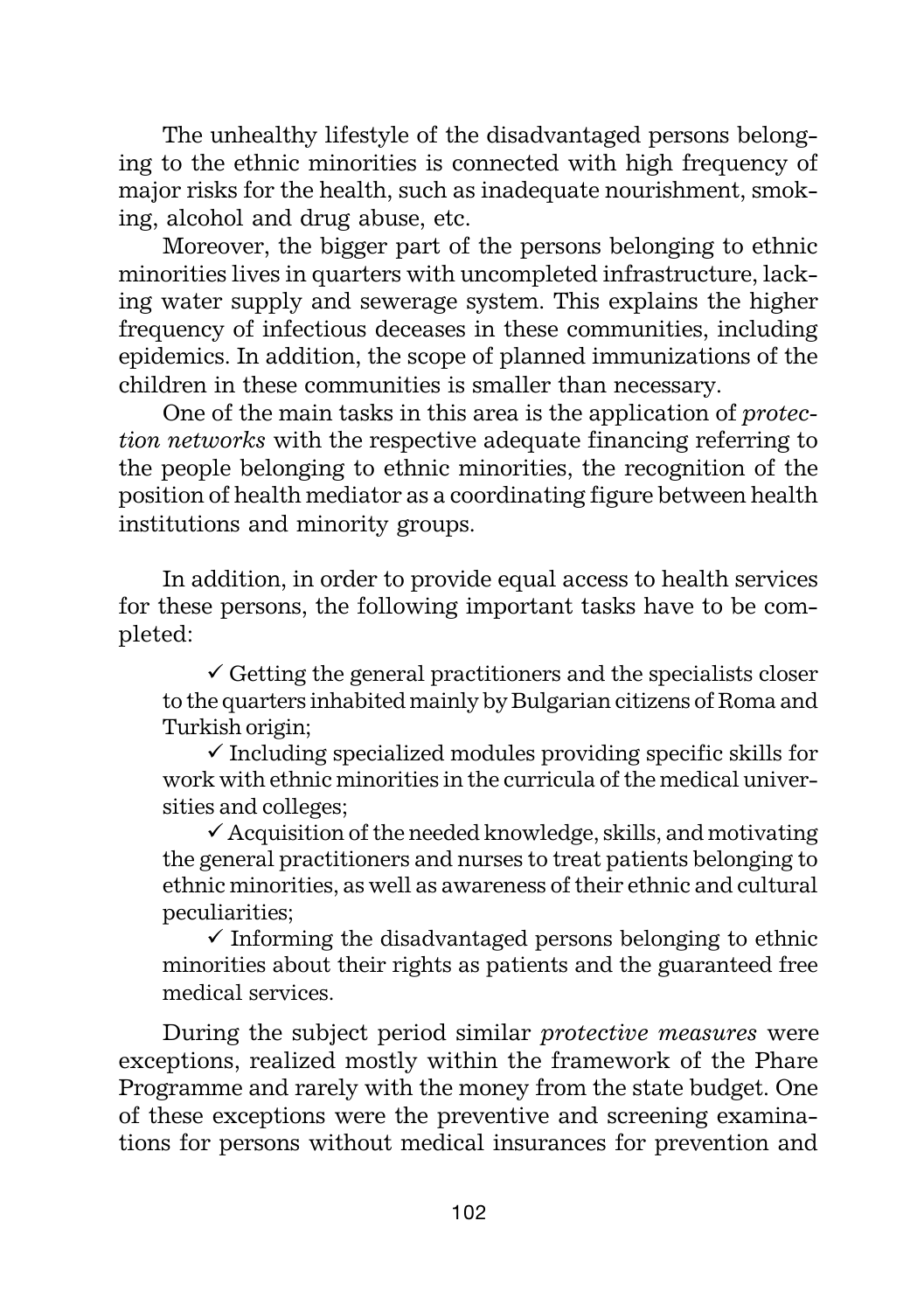The unhealthy lifestyle of the disadvantaged persons belonging to the ethnic minorities is connected with high frequency of major risks for the health, such as inadequate nourishment, smoking, alcohol and drug abuse, etc.

Moreover, the bigger part of the persons belonging to ethnic minorities lives in quarters with uncompleted infrastructure, lacking water supply and sewerage system. This explains the higher frequency of infectious deceases in these communities, including epidemics. In addition, the scope of planned immunizations of the children in these communities is smaller than necessary.

One of the main tasks in this area is the application of *protection networks* with the respective adequate financing referring to the people belonging to ethnic minorities, the recognition of the position of health mediator as a coordinating figure between health institutions and minority groups.

In addition, in order to provide equal access to health services for these persons, the following important tasks have to be completed:

- ✓ Getting the general practitioners and the specialists closer to the quarters inhabited mainly by Bulgarian citizens of Roma and Turkish origin;
- ✓ Including specialized modules providing specific skills for work with ethnic minorities in the curricula of the medical universities and colleges;
- ✓ Acquisition of the needed knowledge, skills, and motivating the general practitioners and nurses to treat patients belonging to ethnic minorities, as well as awareness of their ethnic and cultural peculiarities;
- ✓ Informing the disadvantaged persons belonging to ethnic minorities about their rights as patients and the guaranteed free medical services.

During the subject period similar *protective measures* were exceptions, realized mostly within the framework of the Phare Programme and rarely with the money from the state budget. One of these exceptions were the preventive and screening examinations for persons without medical insurances for prevention and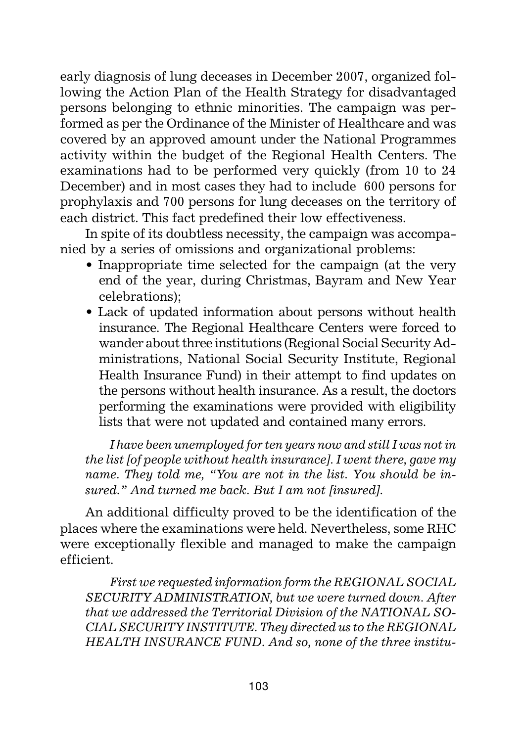early diagnosis of lung deceases in December 2007, organized following the Action Plan of the Health Strategy for disadvantaged persons belonging to ethnic minorities. The campaign was performed as per the Ordinance of the Minister of Healthcare and was covered by an approved amount under the National Programmes activity within the budget of the Regional Health Centers. The examinations had to be performed very quickly (from 10 to 24 December) and in most cases they had to include 600 persons for prophylaxis and 700 persons for lung deceases on the territory of each district. This fact predefined their low effectiveness.

In spite of its doubtless necessity, the campaign was accompanied by a series of omissions and organizational problems:

- Inappropriate time selected for the campaign (at the very end of the year, during Christmas, Bayram and New Year celebrations);
- Lack of updated information about persons without health insurance. The Regional Healthcare Centers were forced to wander about three institutions (Regional Social Security Administrations, National Social Security Institute, Regional Health Insurance Fund) in their attempt to find updates on the persons without health insurance. As a result, the doctors performing the examinations were provided with eligibility lists that were not updated and contained many errors.

*I have been unemployed for ten years now and still I was not in the list [of people without health insurance]. I went there, gave my name. They told me, "You are not in the list. You should be insured." And turned me back. But I am not [insured].*

An additional difficulty proved to be the identification of the places where the examinations were held. Nevertheless, some RHC were exceptionally flexible and managed to make the campaign efficient.

*First we requested information form the REGIONAL SOCIAL SECURITY ADMINISTRATION, but we were turned down. After that we addressed the Territorial Division of the NATIONAL SOCIAL SECURITY INSTITUTE. They directed us to the REGIONAL HEALTH INSURANCE FUND. And so, none of the three institu-*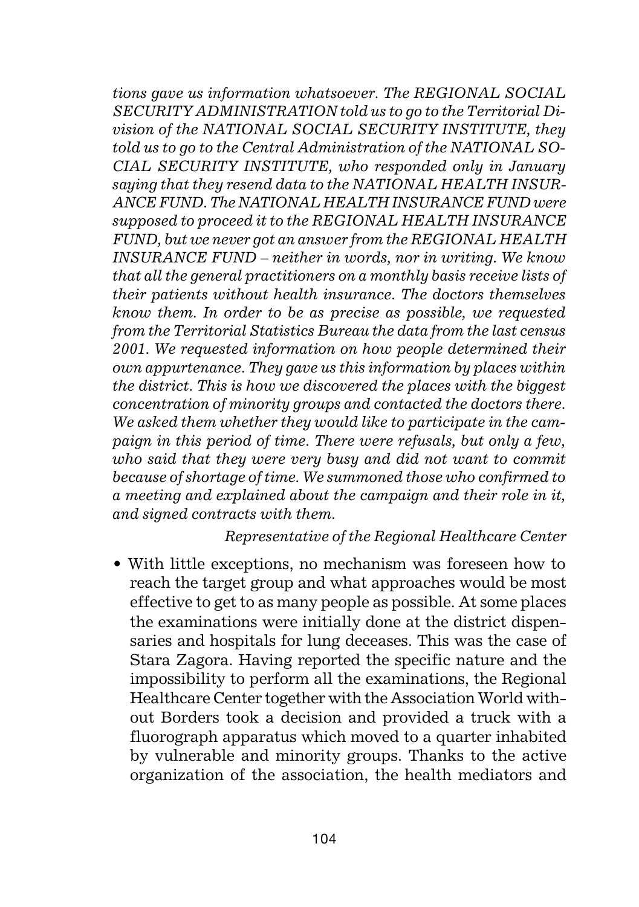*tions gave us information whatsoever. The REGIONAL SOCIAL SECURITY ADMINISTRATION told us to go to the Territorial Division of the NATIONAL SOCIAL SECURITY INSTITUTE, they told us to go to the Central Administration of the NATIONAL SOCIAL SECURITY INSTITUTE, who responded only in January saying that they resend data to the NATIONAL HEALTH INSURANCE FUND. The NATIONAL HEALTH INSURANCE FUND were supposed to proceed it to the REGIONAL HEALTH INSURANCE FUND, but we never got an answer from the REGIONAL HEALTH INSURANCE FUND – neither in words, nor in writing. We know that all the general practitioners on a monthly basis receive lists of their patients without health insurance. The doctors themselves know them. In order to be as precise as possible, we requested from the Territorial Statistics Bureau the data from the last census 2001. We requested information on how people determined their own appurtenance. They gave us this information by places within the district. This is how we discovered the places with the biggest concentration of minority groups and contacted the doctors there. We asked them whether they would like to participate in the campaign in this period of time. There were refusals, but only a few, who said that they were very busy and did not want to commit because of shortage of time. We summoned those who confirmed to a meeting and explained about the campaign and their role in it, and signed contracts with them.*

*Representative of the Regional Healthcare Center*

- With little exceptions, no mechanism was foreseen how to reach the target group and what approaches would be most effective to get to as many people as possible. At some places the examinations were initially done at the district dispensaries and hospitals for lung deceases. This was the case of Stara Zagora. Having reported the specific nature and the impossibility to perform all the examinations, the Regional Healthcare Center together with the Association World without Borders took a decision and provided a truck with a fluorograph apparatus which moved to a quarter inhabited by vulnerable and minority groups. Thanks to the active organization of the association, the health mediators and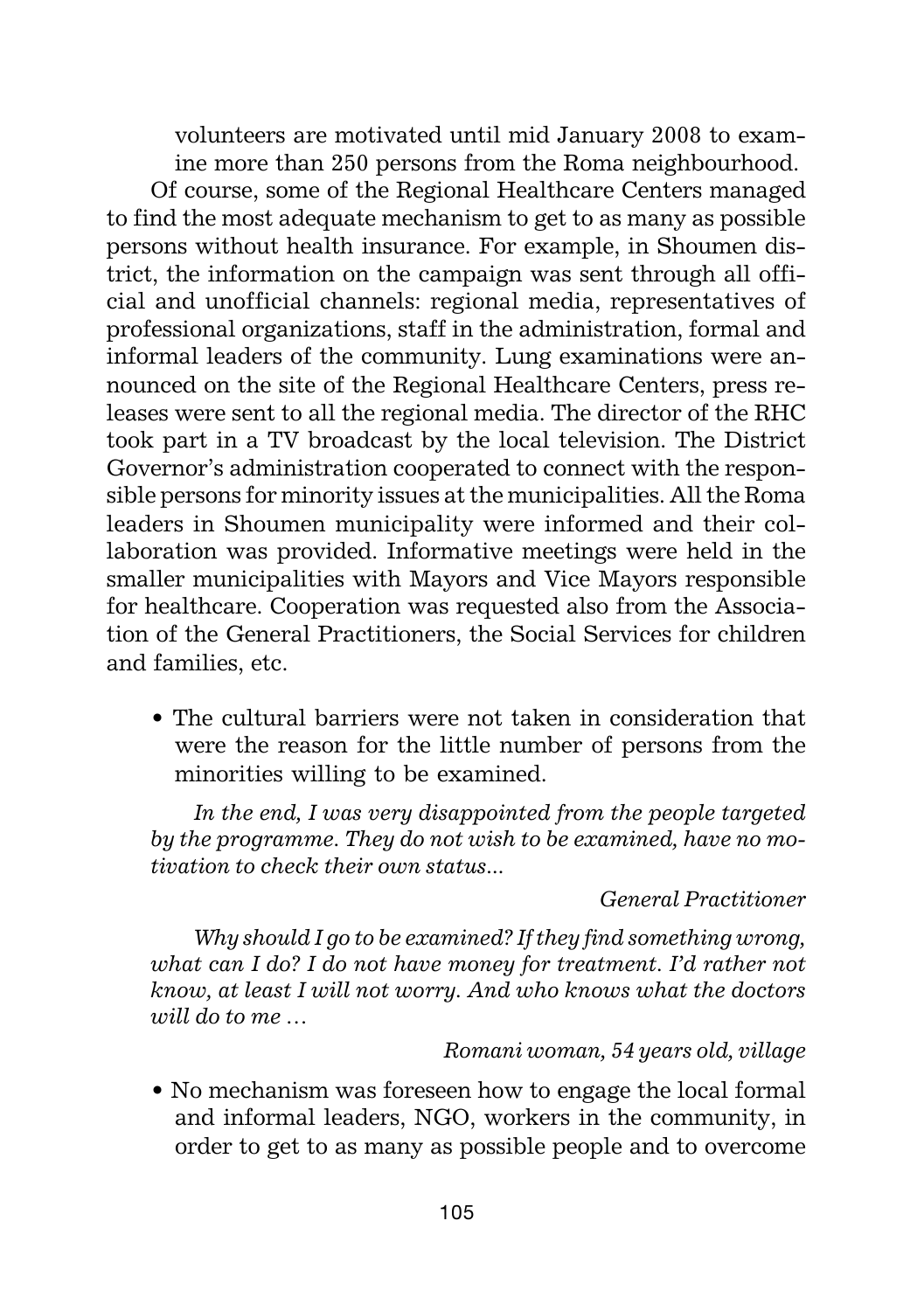volunteers are motivated until mid January 2008 to examine more than 250 persons from the Roma neighbourhood.

Of course, some of the Regional Healthcare Centers managed to find the most adequate mechanism to get to as many as possible persons without health insurance. For example, in Shoumen district, the information on the campaign was sent through all official and unofficial channels: regional media, representatives of professional organizations, staff in the administration, formal and informal leaders of the community. Lung examinations were announced on the site of the Regional Healthcare Centers, press releases were sent to all the regional media. The director of the RHC took part in a TV broadcast by the local television. The District Governor's administration cooperated to connect with the responsible persons for minority issues at the municipalities. All the Roma leaders in Shoumen municipality were informed and their collaboration was provided. Informative meetings were held in the smaller municipalities with Mayors and Vice Mayors responsible for healthcare. Cooperation was requested also from the Association of the General Practitioners, the Social Services for children and families, etc.

- The cultural barriers were not taken in consideration that were the reason for the little number of persons from the minorities willing to be examined.

*In the end, I was very disappointed from the people targeted by the programme. They do not wish to be examined, have no motivation to check their own status...*

*General Practitioner*

*Why should I go to be examined? If they find something wrong, what can I do? I do not have money for treatment. I'd rather not know, at least I will not worry. And who knows what the doctors will do to me …*

*Romani woman, 54 years old, village*

- No mechanism was foreseen how to engage the local formal and informal leaders, NGO, workers in the community, in order to get to as many as possible people and to overcome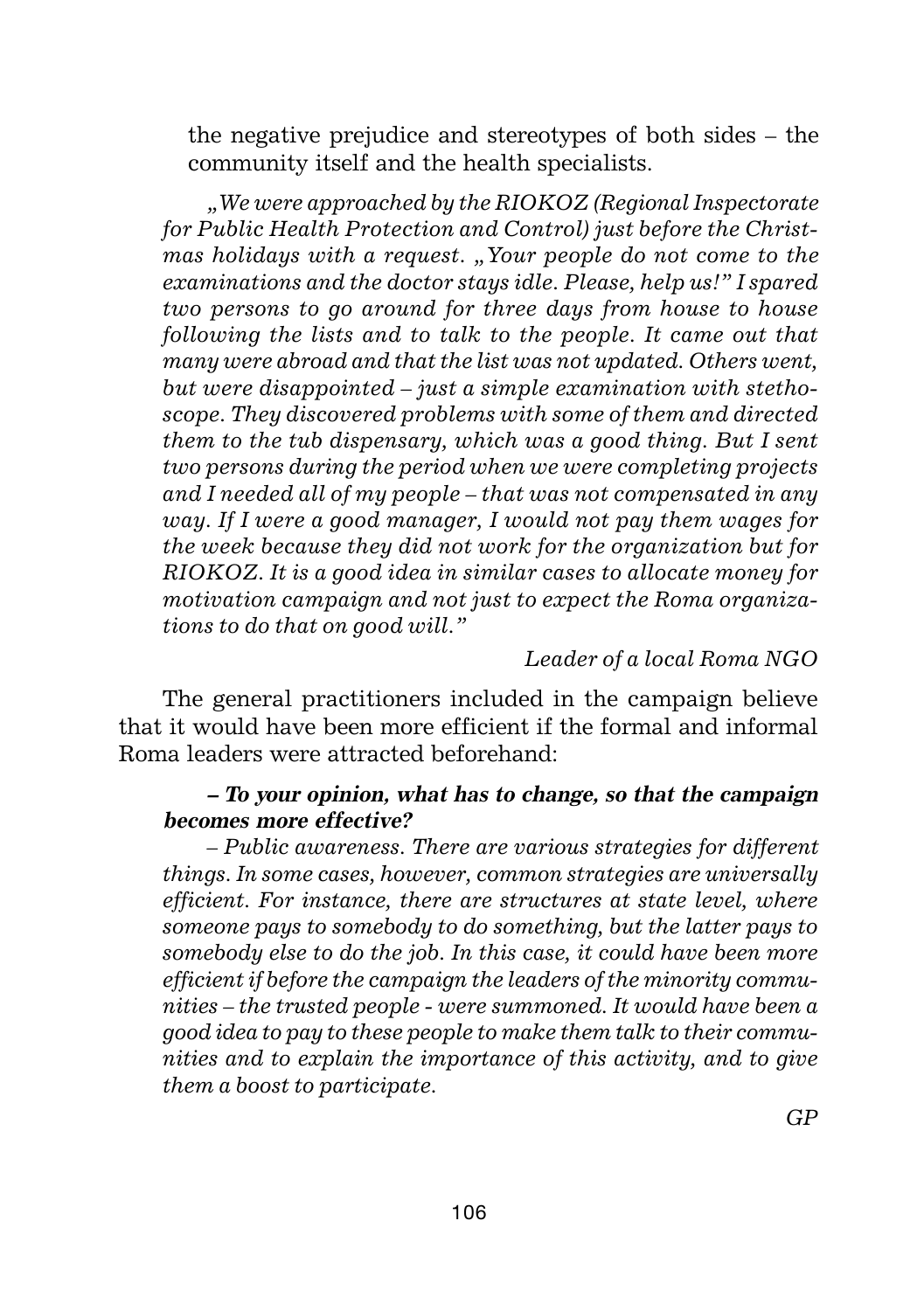the negative prejudice and stereotypes of both sides – the community itself and the health specialists.

*„We were approached by the RIOKOZ (Regional Inspectorate for Public Health Protection and Control) just before the Christmas holidays with a request. „Your people do not come to the examinations and the doctor stays idle. Please, help us!" I spared two persons to go around for three days from house to house following the lists and to talk to the people. It came out that many were abroad and that the list was not updated. Others went, but were disappointed – just a simple examination with stethoscope. They discovered problems with some of them and directed them to the tub dispensary, which was a good thing. But I sent two persons during the period when we were completing projects and I needed all of my people – that was not compensated in any way. If I were a good manager, I would not pay them wages for the week because they did not work for the organization but for RIOKOZ. It is a good idea in similar cases to allocate money for motivation campaign and not just to expect the Roma organizations to do that on good will."*

*Leader of a local Roma NGO*

The general practitioners included in the campaign believe that it would have been more efficient if the formal and informal Roma leaders were attracted beforehand:

***– To your opinion, what has to change, so that the campaign becomes more effective?***

*– Public awareness. There are various strategies for different things. In some cases, however, common strategies are universally efficient. For instance, there are structures at state level, where someone pays to somebody to do something, but the latter pays to somebody else to do the job. In this case, it could have been more efficient if before the campaign the leaders of the minority communities – the trusted people - were summoned. It would have been a good idea to pay to these people to make them talk to their communities and to explain the importance of this activity, and to give them a boost to participate.*

*GP*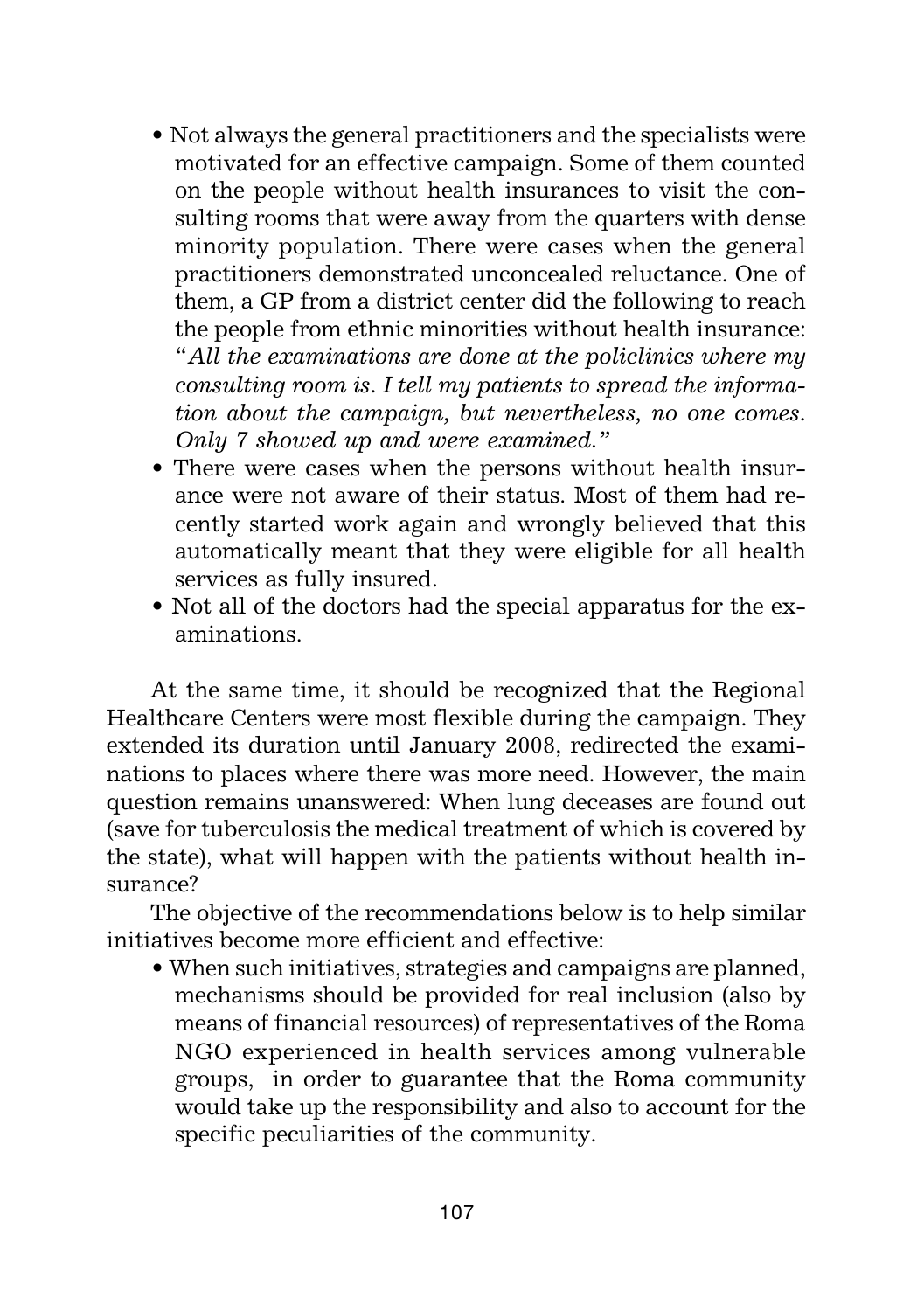- Not always the general practitioners and the specialists were motivated for an effective campaign. Some of them counted on the people without health insurances to visit the consulting rooms that were away from the quarters with dense minority population. There were cases when the general practitioners demonstrated unconcealed reluctance. One of them, a GP from a district center did the following to reach the people from ethnic minorities without health insurance: "*All the examinations are done at the policlinics where my consulting room is. I tell my patients to spread the information about the campaign, but nevertheless, no one comes. Only 7 showed up and were examined.*"
- There were cases when the persons without health insurance were not aware of their status. Most of them had recently started work again and wrongly believed that this automatically meant that they were eligible for all health services as fully insured.
- Not all of the doctors had the special apparatus for the examinations.

At the same time, it should be recognized that the Regional Healthcare Centers were most flexible during the campaign. They extended its duration until January 2008, redirected the examinations to places where there was more need. However, the main question remains unanswered: When lung deceases are found out (save for tuberculosis the medical treatment of which is covered by the state), what will happen with the patients without health insurance?

The objective of the recommendations below is to help similar initiatives become more efficient and effective:

- When such initiatives, strategies and campaigns are planned, mechanisms should be provided for real inclusion (also by means of financial resources) of representatives of the Roma NGO experienced in health services among vulnerable groups, in order to guarantee that the Roma community would take up the responsibility and also to account for the specific peculiarities of the community.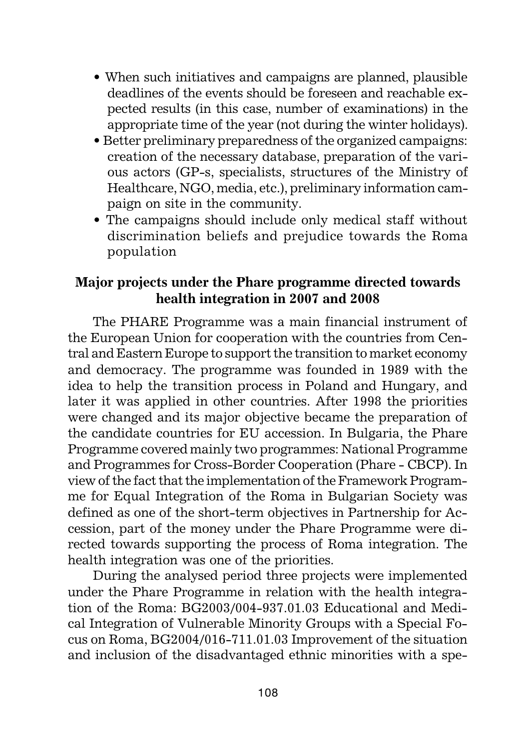- When such initiatives and campaigns are planned, plausible deadlines of the events should be foreseen and reachable expected results (in this case, number of examinations) in the appropriate time of the year (not during the winter holidays).
- Better preliminary preparedness of the organized campaigns: creation of the necessary database, preparation of the various actors (GP-s, specialists, structures of the Ministry of Healthcare, NGO, media, etc.), preliminary information campaign on site in the community.
- The campaigns should include only medical staff without discrimination beliefs and prejudice towards the Roma population

### Major projects under the Phare programme directed towards health integration in 2007 and 2008

The PHARE Programme was a main financial instrument of the European Union for cooperation with the countries from Central and Eastern Europe to support the transition to market economy and democracy. The programme was founded in 1989 with the idea to help the transition process in Poland and Hungary, and later it was applied in other countries. After 1998 the priorities were changed and its major objective became the preparation of the candidate countries for EU accession. In Bulgaria, the Phare Programme covered mainly two programmes: National Programme and Programmes for Cross-Border Cooperation (Phare - CBCP). In view of the fact that the implementation of the Framework Programme for Equal Integration of the Roma in Bulgarian Society was defined as one of the short-term objectives in Partnership for Accession, part of the money under the Phare Programme were directed towards supporting the process of Roma integration. The health integration was one of the priorities.

During the analysed period three projects were implemented under the Phare Programme in relation with the health integration of the Roma: BG2003/004-937.01.03 Educational and Medical Integration of Vulnerable Minority Groups with a Special Focus on Roma, BG2004/016-711.01.03 Improvement of the situation and inclusion of the disadvantaged ethnic minorities with a spe-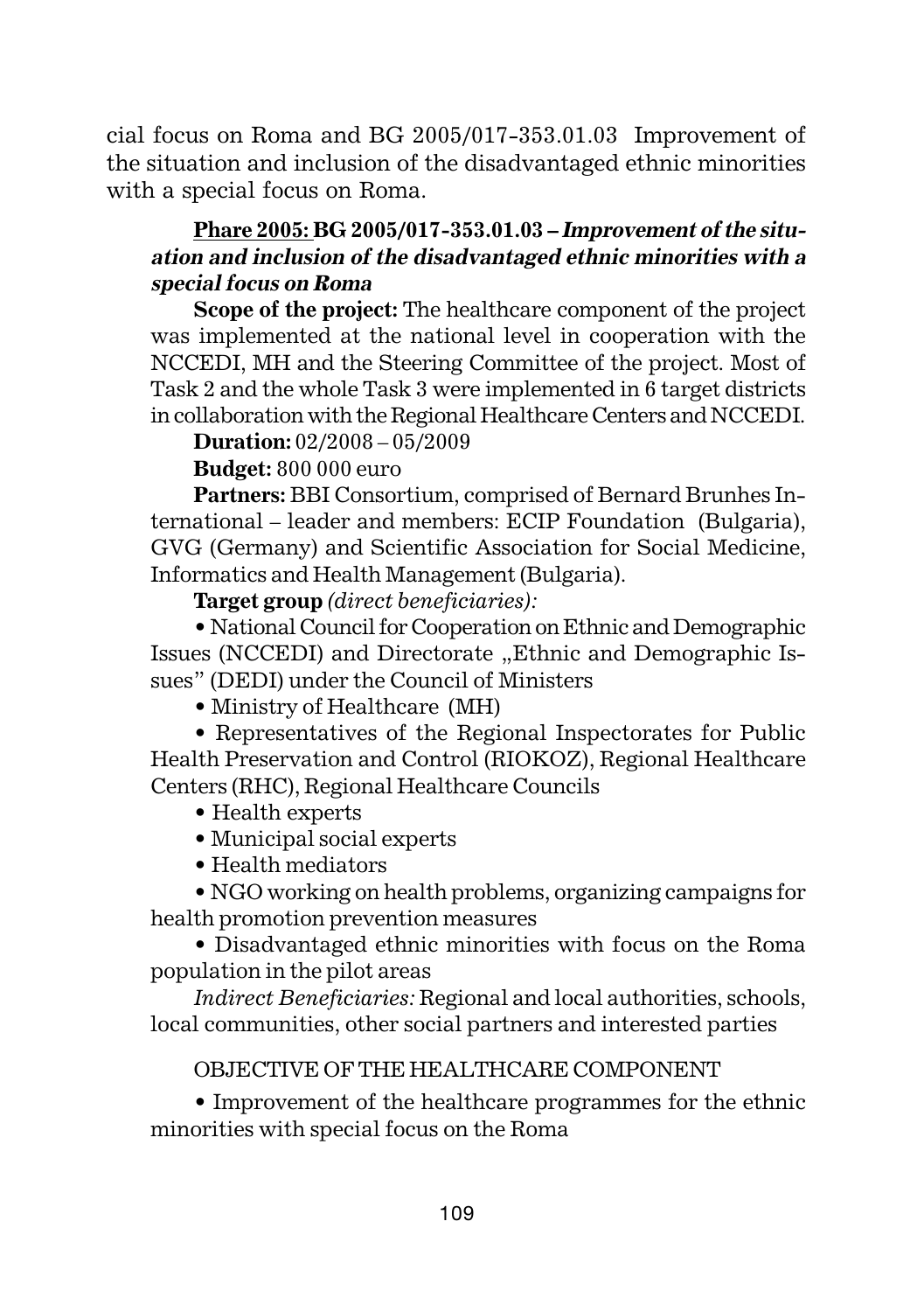cial focus on Roma and BG 2005/017-353.01.03 Improvement of the situation and inclusion of the disadvantaged ethnic minorities with a special focus on Roma.

**Phare 2005: BG 2005/017-353.01.03 – *Improvement of the situation and inclusion of the disadvantaged ethnic minorities with a special focus on Roma***

**Scope of the project:** The healthcare component of the project was implemented at the national level in cooperation with the NCCEDI, MH and the Steering Committee of the project. Most of Task 2 and the whole Task 3 were implemented in 6 target districts in collaboration with the Regional Healthcare Centers and NCCEDI.

**Duration:** 02/2008 – 05/2009

**Budget:** 800 000 euro

**Partners:** BBI Consortium, comprised of Bernard Brunhes International – leader and members: ECIP Foundation (Bulgaria), GVG (Germany) and Scientific Association for Social Medicine, Informatics and Health Management (Bulgaria).

**Target group** *(direct beneficiaries):*

- National Council for Cooperation on Ethnic and Demographic Issues (NCCEDI) and Directorate „Ethnic and Demographic Issues" (DEDI) under the Council of Ministers
- Ministry of Healthcare (MH)
- Representatives of the Regional Inspectorates for Public Health Preservation and Control (RIOKOZ), Regional Healthcare Centers (RHC), Regional Healthcare Councils
- Health experts
- Municipal social experts
- Health mediators
- NGO working on health problems, organizing campaigns for health promotion prevention measures
- Disadvantaged ethnic minorities with focus on the Roma population in the pilot areas

*Indirect Beneficiaries:* Regional and local authorities, schools, local communities, other social partners and interested parties

OBJECTIVE OF THE HEALTHCARE COMPONENT

- Improvement of the healthcare programmes for the ethnic minorities with special focus on the Roma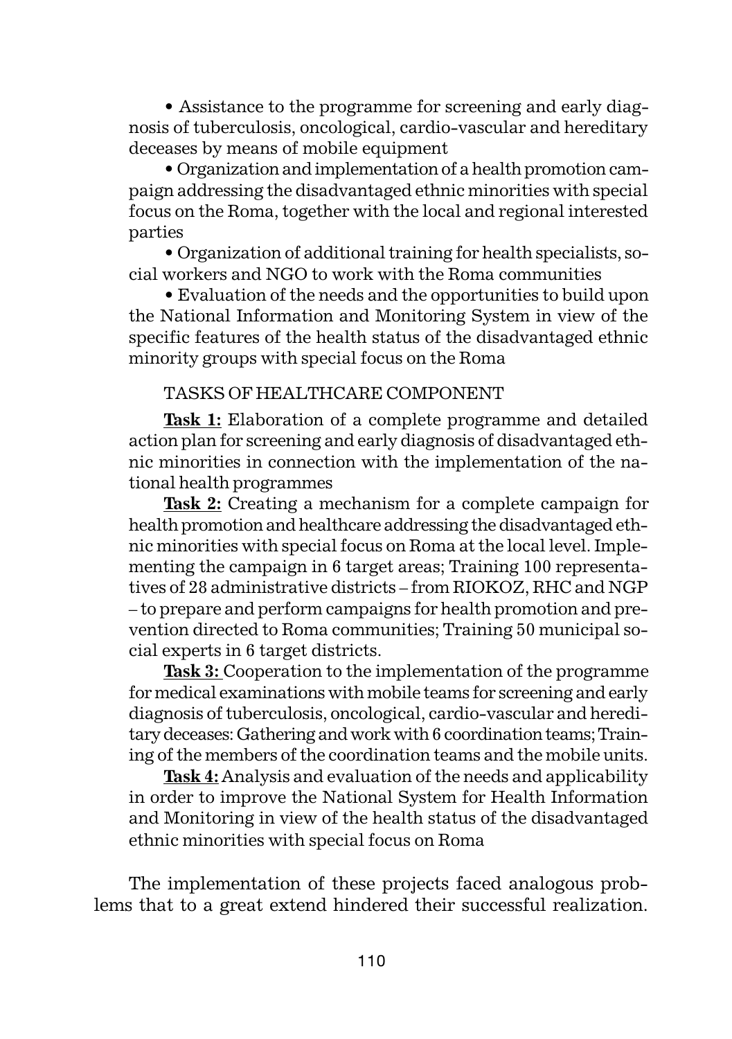• Assistance to the programme for screening and early diagnosis of tuberculosis, oncological, cardio-vascular and hereditary deceases by means of mobile equipment

• Organization and implementation of a health promotion campaign addressing the disadvantaged ethnic minorities with special focus on the Roma, together with the local and regional interested parties

• Organization of additional training for health specialists, social workers and NGO to work with the Roma communities

• Evaluation of the needs and the opportunities to build upon the National Information and Monitoring System in view of the specific features of the health status of the disadvantaged ethnic minority groups with special focus on the Roma

TASKS OF HEALTHCARE COMPONENT

**Task 1:** Elaboration of a complete programme and detailed action plan for screening and early diagnosis of disadvantaged ethnic minorities in connection with the implementation of the national health programmes

**Task 2:** Creating a mechanism for a complete campaign for health promotion and healthcare addressing the disadvantaged ethnic minorities with special focus on Roma at the local level. Implementing the campaign in 6 target areas; Training 100 representatives of 28 administrative districts – from RIOKOZ, RHC and NGP – to prepare and perform campaigns for health promotion and prevention directed to Roma communities; Training 50 municipal social experts in 6 target districts.

**Task 3:** Cooperation to the implementation of the programme for medical examinations with mobile teams for screening and early diagnosis of tuberculosis, oncological, cardio-vascular and hereditary deceases: Gathering and work with 6 coordination teams; Training of the members of the coordination teams and the mobile units.

**Task 4:** Analysis and evaluation of the needs and applicability in order to improve the National System for Health Information and Monitoring in view of the health status of the disadvantaged ethnic minorities with special focus on Roma

The implementation of these projects faced analogous problems that to a great extend hindered their successful realization.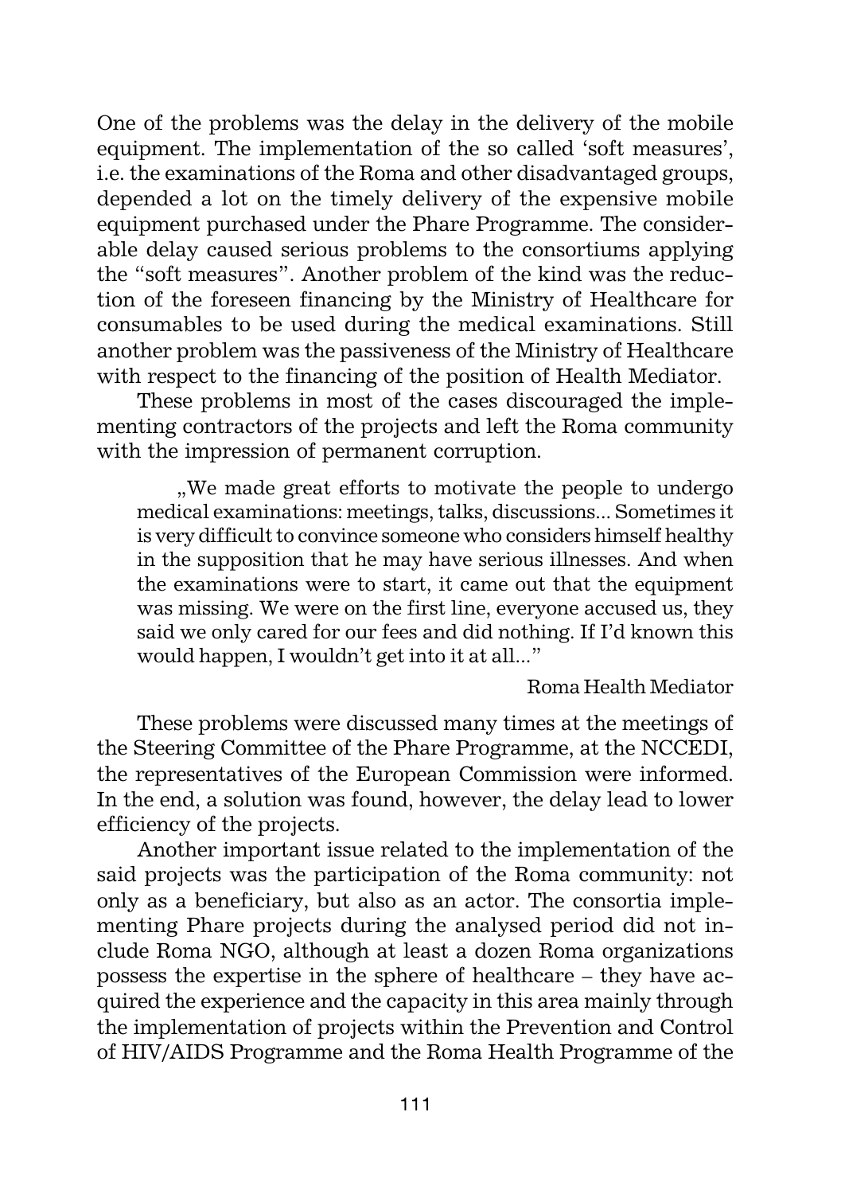One of the problems was the delay in the delivery of the mobile equipment. The implementation of the so called 'soft measures', i.e. the examinations of the Roma and other disadvantaged groups, depended a lot on the timely delivery of the expensive mobile equipment purchased under the Phare Programme. The considerable delay caused serious problems to the consortiums applying the "soft measures". Another problem of the kind was the reduction of the foreseen financing by the Ministry of Healthcare for consumables to be used during the medical examinations. Still another problem was the passiveness of the Ministry of Healthcare with respect to the financing of the position of Health Mediator.

These problems in most of the cases discouraged the implementing contractors of the projects and left the Roma community with the impression of permanent corruption.

> „We made great efforts to motivate the people to undergo medical examinations: meetings, talks, discussions... Sometimes it is very difficult to convince someone who considers himself healthy in the supposition that he may have serious illnesses. And when the examinations were to start, it came out that the equipment was missing. We were on the first line, everyone accused us, they said we only cared for our fees and did nothing. If I'd known this would happen, I wouldn't get into it at all..."
>
> Roma Health Mediator

These problems were discussed many times at the meetings of the Steering Committee of the Phare Programme, at the NCCEDI, the representatives of the European Commission were informed. In the end, a solution was found, however, the delay lead to lower efficiency of the projects.

Another important issue related to the implementation of the said projects was the participation of the Roma community: not only as a beneficiary, but also as an actor. The consortia implementing Phare projects during the analysed period did not include Roma NGO, although at least a dozen Roma organizations possess the expertise in the sphere of healthcare – they have acquired the experience and the capacity in this area mainly through the implementation of projects within the Prevention and Control of HIV/AIDS Programme and the Roma Health Programme of the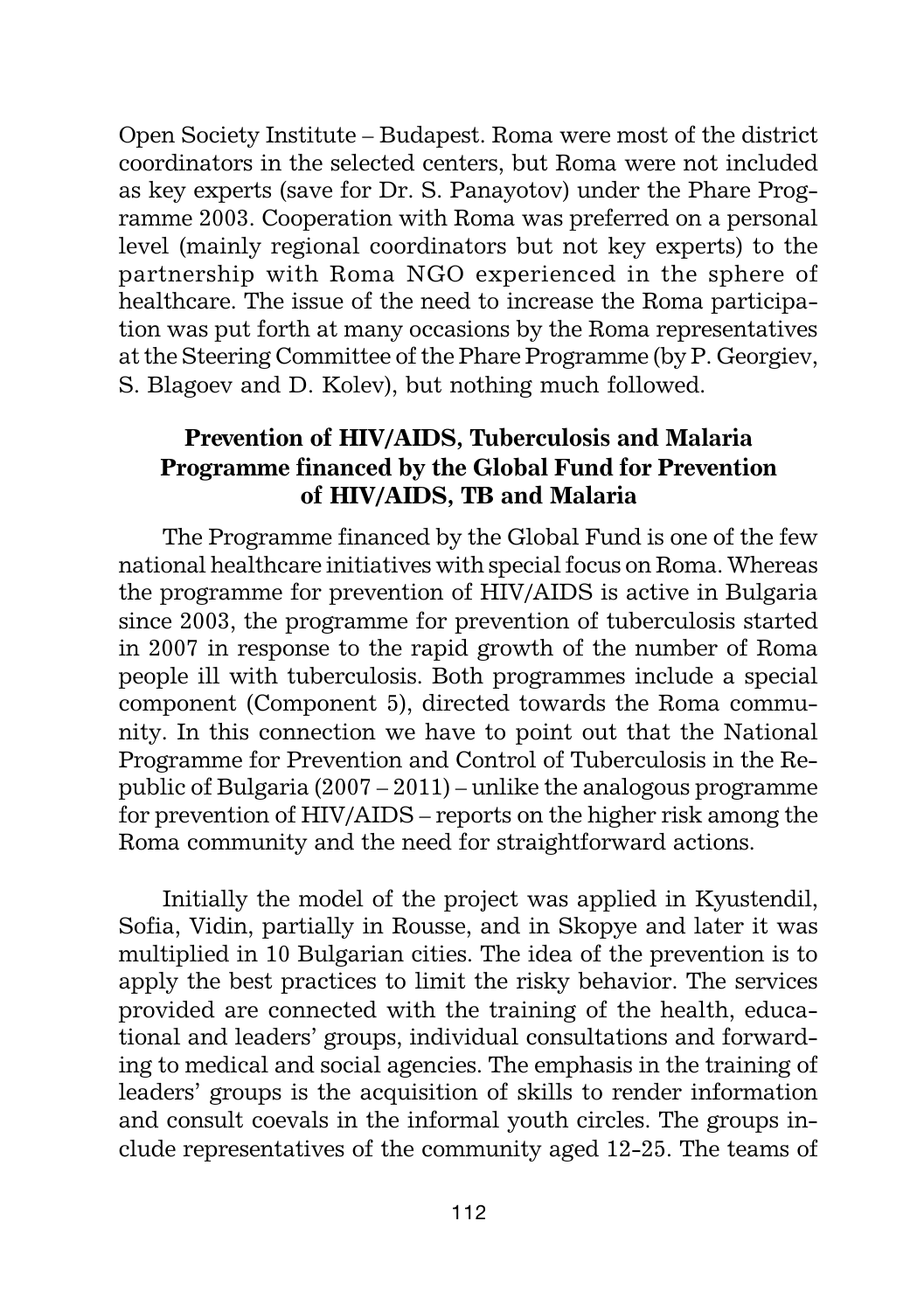Open Society Institute – Budapest. Roma were most of the district coordinators in the selected centers, but Roma were not included as key experts (save for Dr. S. Panayotov) under the Phare Programme 2003. Cooperation with Roma was preferred on a personal level (mainly regional coordinators but not key experts) to the partnership with Roma NGO experienced in the sphere of healthcare. The issue of the need to increase the Roma participation was put forth at many occasions by the Roma representatives at the Steering Committee of the Phare Programme (by P. Georgiev, S. Blagoev and D. Kolev), but nothing much followed.

### Prevention of HIV/AIDS, Tuberculosis and Malaria Programme financed by the Global Fund for Prevention of HIV/AIDS, TB and Malaria

The Programme financed by the Global Fund is one of the few national healthcare initiatives with special focus on Roma. Whereas the programme for prevention of HIV/AIDS is active in Bulgaria since 2003, the programme for prevention of tuberculosis started in 2007 in response to the rapid growth of the number of Roma people ill with tuberculosis. Both programmes include a special component (Component 5), directed towards the Roma community. In this connection we have to point out that the National Programme for Prevention and Control of Tuberculosis in the Republic of Bulgaria (2007 – 2011) – unlike the analogous programme for prevention of HIV/AIDS – reports on the higher risk among the Roma community and the need for straightforward actions.

Initially the model of the project was applied in Kyustendil, Sofia, Vidin, partially in Rousse, and in Skopye and later it was multiplied in 10 Bulgarian cities. The idea of the prevention is to apply the best practices to limit the risky behavior. The services provided are connected with the training of the health, educational and leaders' groups, individual consultations and forwarding to medical and social agencies. The emphasis in the training of leaders' groups is the acquisition of skills to render information and consult coevals in the informal youth circles. The groups include representatives of the community aged 12-25. The teams of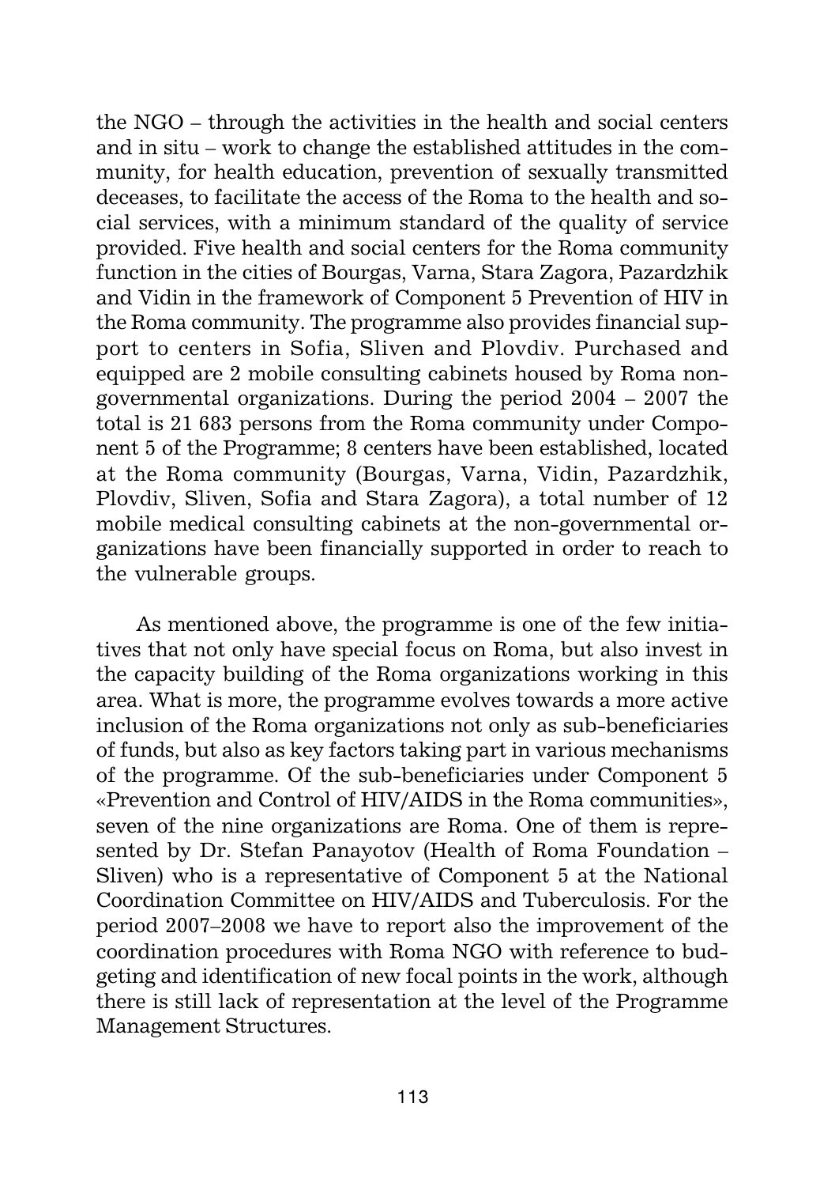the NGO – through the activities in the health and social centers and in situ – work to change the established attitudes in the community, for health education, prevention of sexually transmitted deceases, to facilitate the access of the Roma to the health and social services, with a minimum standard of the quality of service provided. Five health and social centers for the Roma community function in the cities of Bourgas, Varna, Stara Zagora, Pazardzhik and Vidin in the framework of Component 5 Prevention of HIV in the Roma community. The programme also provides financial support to centers in Sofia, Sliven and Plovdiv. Purchased and equipped are 2 mobile consulting cabinets housed by Roma non-governmental organizations. During the period 2004 – 2007 the total is 21 683 persons from the Roma community under Component 5 of the Programme; 8 centers have been established, located at the Roma community (Bourgas, Varna, Vidin, Pazardzhik, Plovdiv, Sliven, Sofia and Stara Zagora), a total number of 12 mobile medical consulting cabinets at the non-governmental organizations have been financially supported in order to reach to the vulnerable groups.

As mentioned above, the programme is one of the few initiatives that not only have special focus on Roma, but also invest in the capacity building of the Roma organizations working in this area. What is more, the programme evolves towards a more active inclusion of the Roma organizations not only as sub-beneficiaries of funds, but also as key factors taking part in various mechanisms of the programme. Of the sub-beneficiaries under Component 5 «Prevention and Control of HIV/AIDS in the Roma communities», seven of the nine organizations are Roma. One of them is represented by Dr. Stefan Panayotov (Health of Roma Foundation – Sliven) who is a representative of Component 5 at the National Coordination Committee on HIV/AIDS and Tuberculosis. For the period 2007–2008 we have to report also the improvement of the coordination procedures with Roma NGO with reference to budgeting and identification of new focal points in the work, although there is still lack of representation at the level of the Programme Management Structures.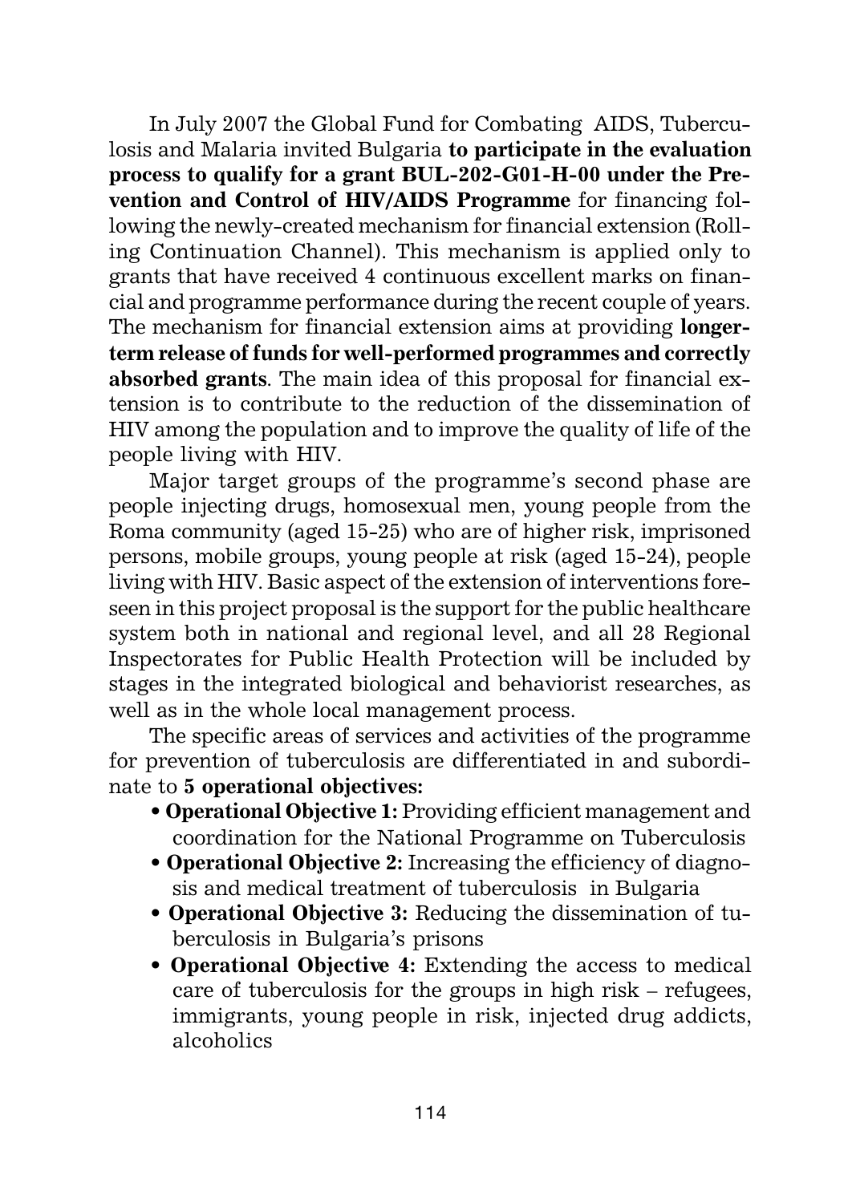In July 2007 the Global Fund for Combating AIDS, Tuberculosis and Malaria invited Bulgaria **to participate in the evaluation process to qualify for a grant BUL-202-G01-H-00 under the Prevention and Control of HIV/AIDS Programme** for financing following the newly-created mechanism for financial extension (Rolling Continuation Channel). This mechanism is applied only to grants that have received 4 continuous excellent marks on financial and programme performance during the recent couple of years. The mechanism for financial extension aims at providing **longer-term release of funds for well-performed programmes and correctly absorbed grants**. The main idea of this proposal for financial extension is to contribute to the reduction of the dissemination of HIV among the population and to improve the quality of life of the people living with HIV.

Major target groups of the programme's second phase are people injecting drugs, homosexual men, young people from the Roma community (aged 15-25) who are of higher risk, imprisoned persons, mobile groups, young people at risk (aged 15-24), people living with HIV. Basic aspect of the extension of interventions foreseen in this project proposal is the support for the public healthcare system both in national and regional level, and all 28 Regional Inspectorates for Public Health Protection will be included by stages in the integrated biological and behaviorist researches, as well as in the whole local management process.

The specific areas of services and activities of the programme for prevention of tuberculosis are differentiated in and subordinate to **5 operational objectives:**

- **Operational Objective 1:** Providing efficient management and coordination for the National Programme on Tuberculosis
- **Operational Objective 2:** Increasing the efficiency of diagnosis and medical treatment of tuberculosis in Bulgaria
- **Operational Objective 3:** Reducing the dissemination of tuberculosis in Bulgaria's prisons
- **Operational Objective 4:** Extending the access to medical care of tuberculosis for the groups in high risk – refugees, immigrants, young people in risk, injected drug addicts, alcoholics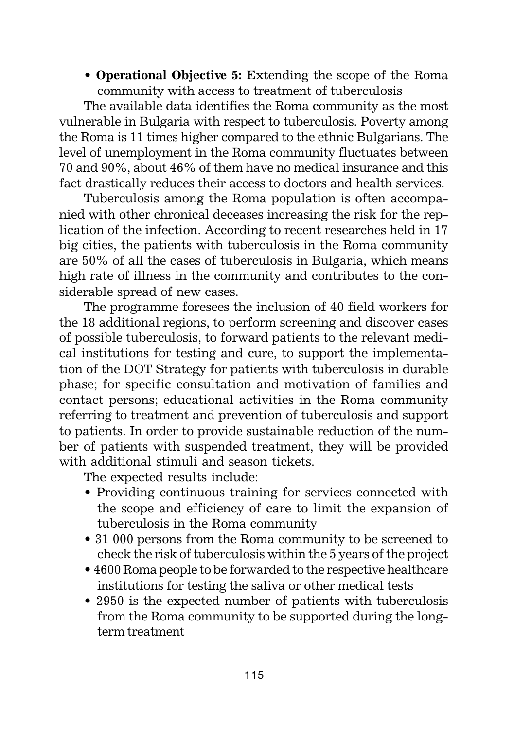- **Operational Objective 5:** Extending the scope of the Roma community with access to treatment of tuberculosis

The available data identifies the Roma community as the most vulnerable in Bulgaria with respect to tuberculosis. Poverty among the Roma is 11 times higher compared to the ethnic Bulgarians. The level of unemployment in the Roma community fluctuates between 70 and 90%, about 46% of them have no medical insurance and this fact drastically reduces their access to doctors and health services.

Tuberculosis among the Roma population is often accompanied with other chronical deceases increasing the risk for the replication of the infection. According to recent researches held in 17 big cities, the patients with tuberculosis in the Roma community are 50% of all the cases of tuberculosis in Bulgaria, which means high rate of illness in the community and contributes to the considerable spread of new cases.

The programme foresees the inclusion of 40 field workers for the 18 additional regions, to perform screening and discover cases of possible tuberculosis, to forward patients to the relevant medical institutions for testing and cure, to support the implementation of the DOT Strategy for patients with tuberculosis in durable phase; for specific consultation and motivation of families and contact persons; educational activities in the Roma community referring to treatment and prevention of tuberculosis and support to patients. In order to provide sustainable reduction of the number of patients with suspended treatment, they will be provided with additional stimuli and season tickets.

The expected results include:

- Providing continuous training for services connected with the scope and efficiency of care to limit the expansion of tuberculosis in the Roma community
- 31 000 persons from the Roma community to be screened to check the risk of tuberculosis within the 5 years of the project
- 4600 Roma people to be forwarded to the respective healthcare institutions for testing the saliva or other medical tests
- 2950 is the expected number of patients with tuberculosis from the Roma community to be supported during the long-term treatment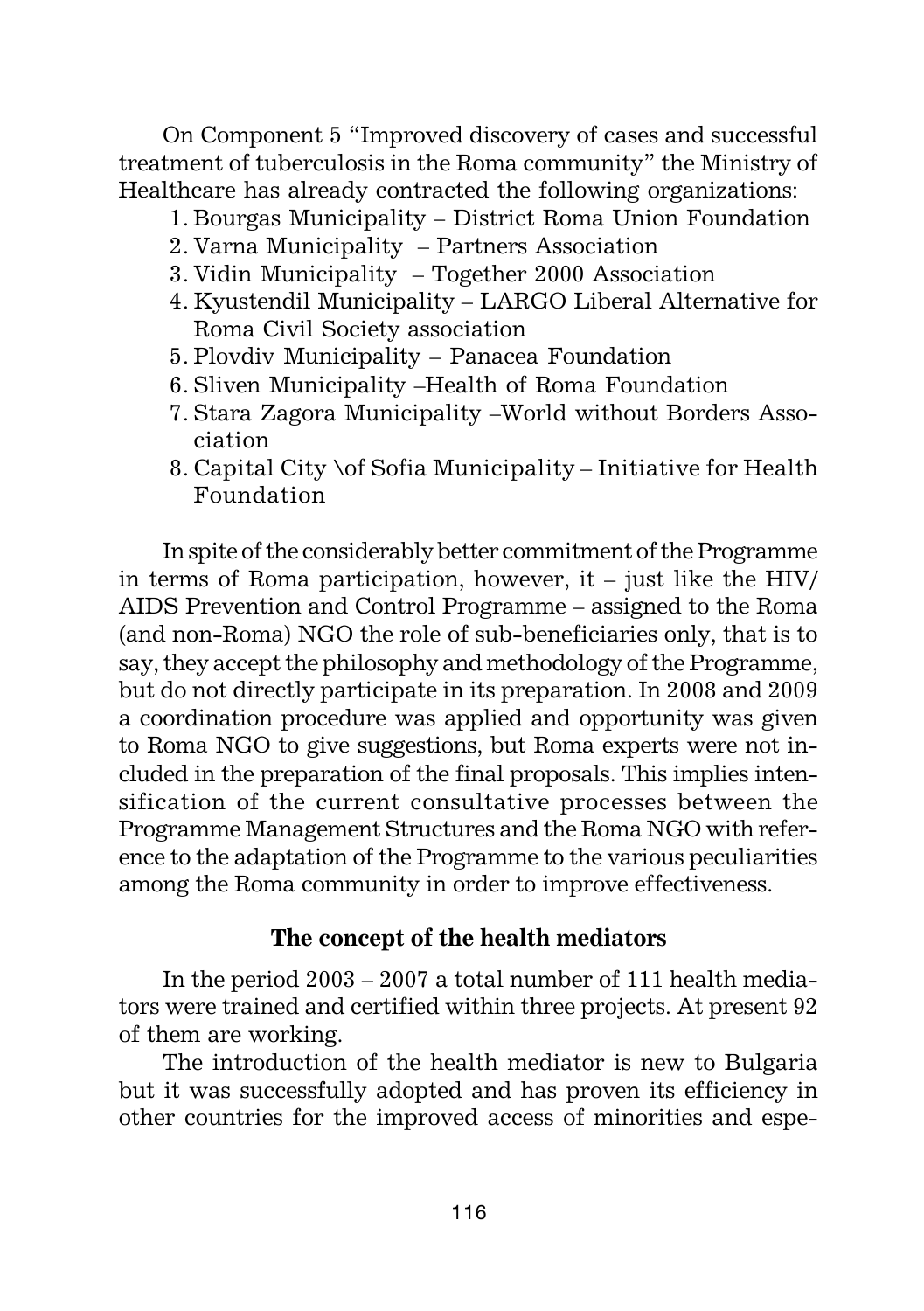On Component 5 "Improved discovery of cases and successful treatment of tuberculosis in the Roma community" the Ministry of Healthcare has already contracted the following organizations:

1. Bourgas Municipality – District Roma Union Foundation
2. Varna Municipality – Partners Association
3. Vidin Municipality – Together 2000 Association
4. Kyustendil Municipality – LARGO Liberal Alternative for Roma Civil Society association
5. Plovdiv Municipality – Panacea Foundation
6. Sliven Municipality –Health of Roma Foundation
7. Stara Zagora Municipality –World without Borders Association
8. Capital City \of Sofia Municipality – Initiative for Health Foundation

In spite of the considerably better commitment of the Programme in terms of Roma participation, however, it – just like the HIV/AIDS Prevention and Control Programme – assigned to the Roma (and non-Roma) NGO the role of sub-beneficiaries only, that is to say, they accept the philosophy and methodology of the Programme, but do not directly participate in its preparation. In 2008 and 2009 a coordination procedure was applied and opportunity was given to Roma NGO to give suggestions, but Roma experts were not included in the preparation of the final proposals. This implies intensification of the current consultative processes between the Programme Management Structures and the Roma NGO with reference to the adaptation of the Programme to the various peculiarities among the Roma community in order to improve effectiveness.

### The concept of the health mediators

In the period 2003 – 2007 a total number of 111 health mediators were trained and certified within three projects. At present 92 of them are working.

The introduction of the health mediator is new to Bulgaria but it was successfully adopted and has proven its efficiency in other countries for the improved access of minorities and espe-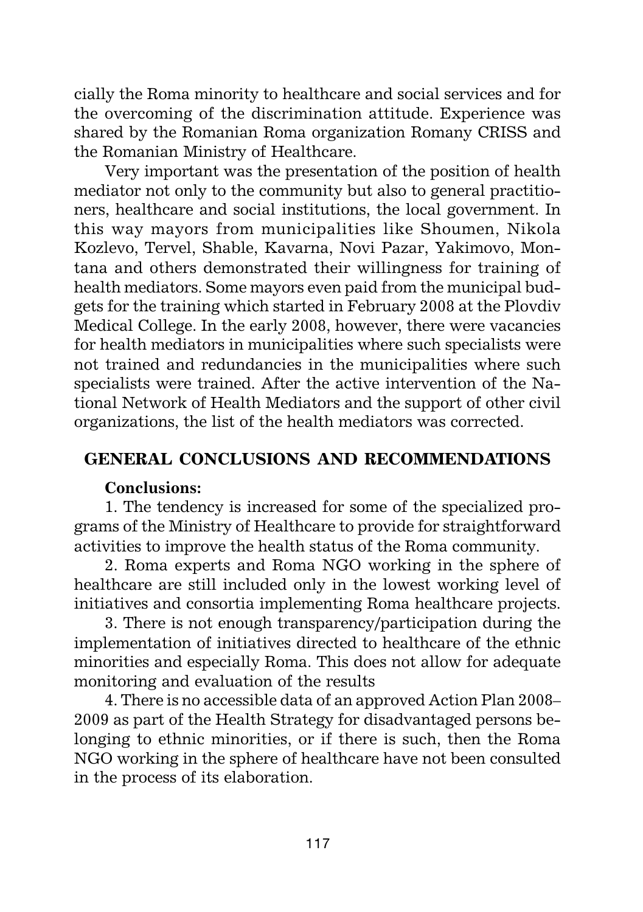cially the Roma minority to healthcare and social services and for the overcoming of the discrimination attitude. Experience was shared by the Romanian Roma organization Romany CRISS and the Romanian Ministry of Healthcare.

Very important was the presentation of the position of health mediator not only to the community but also to general practitioners, healthcare and social institutions, the local government. In this way mayors from municipalities like Shoumen, Nikola Kozlevo, Tervel, Shable, Kavarna, Novi Pazar, Yakimovo, Montana and others demonstrated their willingness for training of health mediators. Some mayors even paid from the municipal budgets for the training which started in February 2008 at the Plovdiv Medical College. In the early 2008, however, there were vacancies for health mediators in municipalities where such specialists were not trained and redundancies in the municipalities where such specialists were trained. After the active intervention of the National Network of Health Mediators and the support of other civil organizations, the list of the health mediators was corrected.

## GENERAL CONCLUSIONS AND RECOMMENDATIONS

**Conclusions:**

1. The tendency is increased for some of the specialized programs of the Ministry of Healthcare to provide for straightforward activities to improve the health status of the Roma community.

2. Roma experts and Roma NGO working in the sphere of healthcare are still included only in the lowest working level of initiatives and consortia implementing Roma healthcare projects.

3. There is not enough transparency/participation during the implementation of initiatives directed to healthcare of the ethnic minorities and especially Roma. This does not allow for adequate monitoring and evaluation of the results

4. There is no accessible data of an approved Action Plan 2008–2009 as part of the Health Strategy for disadvantaged persons belonging to ethnic minorities, or if there is such, then the Roma NGO working in the sphere of healthcare have not been consulted in the process of its elaboration.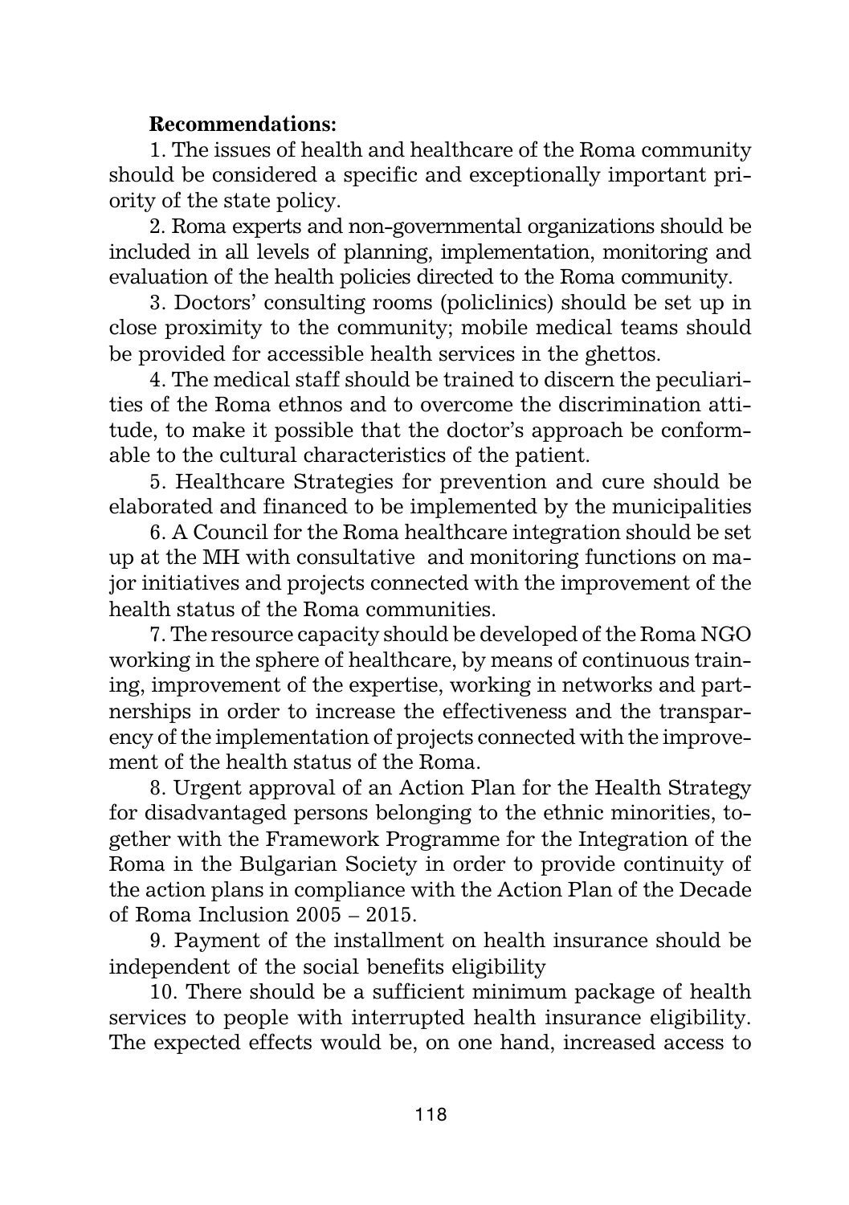**Recommendations:**

1. The issues of health and healthcare of the Roma community should be considered a specific and exceptionally important priority of the state policy.

2. Roma experts and non-governmental organizations should be included in all levels of planning, implementation, monitoring and evaluation of the health policies directed to the Roma community.

3. Doctors' consulting rooms (policlinics) should be set up in close proximity to the community; mobile medical teams should be provided for accessible health services in the ghettos.

4. The medical staff should be trained to discern the peculiarities of the Roma ethnos and to overcome the discrimination attitude, to make it possible that the doctor's approach be conformable to the cultural characteristics of the patient.

5. Healthcare Strategies for prevention and cure should be elaborated and financed to be implemented by the municipalities

6. A Council for the Roma healthcare integration should be set up at the MH with consultative and monitoring functions on major initiatives and projects connected with the improvement of the health status of the Roma communities.

7. The resource capacity should be developed of the Roma NGO working in the sphere of healthcare, by means of continuous training, improvement of the expertise, working in networks and partnerships in order to increase the effectiveness and the transparency of the implementation of projects connected with the improvement of the health status of the Roma.

8. Urgent approval of an Action Plan for the Health Strategy for disadvantaged persons belonging to the ethnic minorities, together with the Framework Programme for the Integration of the Roma in the Bulgarian Society in order to provide continuity of the action plans in compliance with the Action Plan of the Decade of Roma Inclusion 2005 – 2015.

9. Payment of the installment on health insurance should be independent of the social benefits eligibility

10. There should be a sufficient minimum package of health services to people with interrupted health insurance eligibility. The expected effects would be, on one hand, increased access to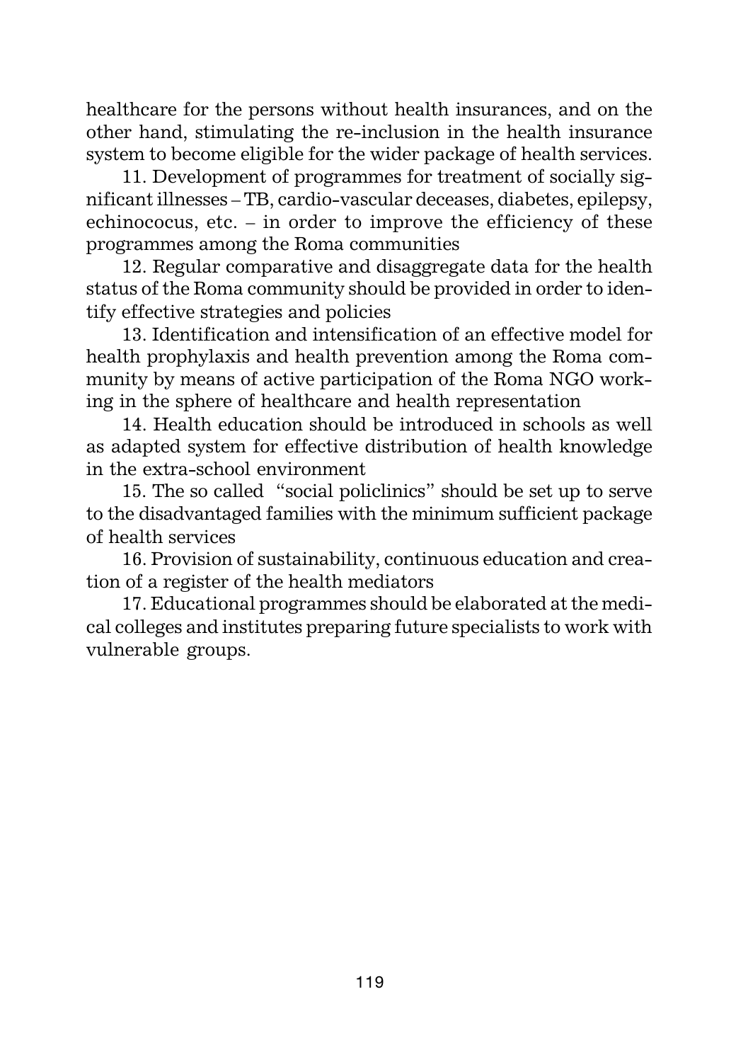healthcare for the persons without health insurances, and on the other hand, stimulating the re-inclusion in the health insurance system to become eligible for the wider package of health services.

11. Development of programmes for treatment of socially significant illnesses – TB, cardio-vascular deceases, diabetes, epilepsy, echinococus, etc. – in order to improve the efficiency of these programmes among the Roma communities

12. Regular comparative and disaggregate data for the health status of the Roma community should be provided in order to identify effective strategies and policies

13. Identification and intensification of an effective model for health prophylaxis and health prevention among the Roma community by means of active participation of the Roma NGO working in the sphere of healthcare and health representation

14. Health education should be introduced in schools as well as adapted system for effective distribution of health knowledge in the extra-school environment

15. The so called "social policlinics" should be set up to serve to the disadvantaged families with the minimum sufficient package of health services

16. Provision of sustainability, continuous education and creation of a register of the health mediators

17. Educational programmes should be elaborated at the medical colleges and institutes preparing future specialists to work with vulnerable groups.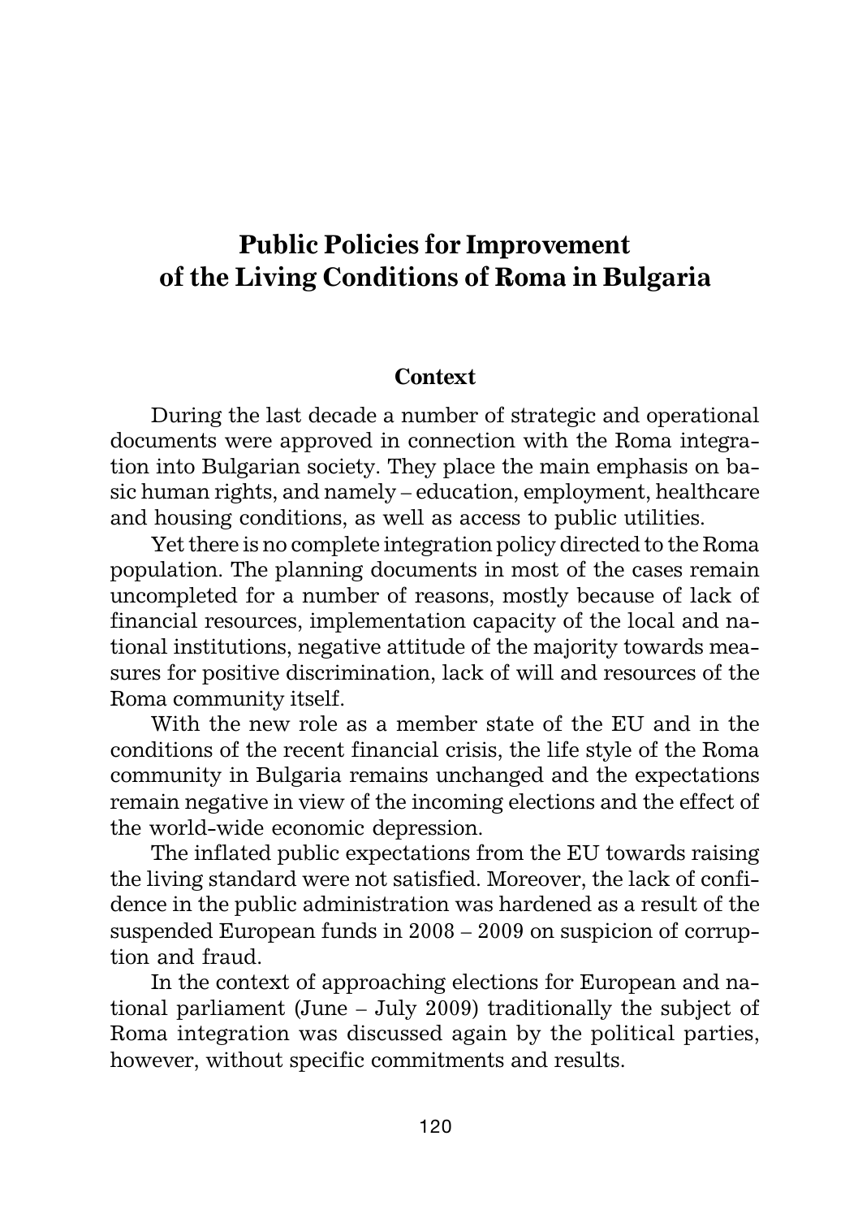# Public Policies for Improvement of the Living Conditions of Roma in Bulgaria

## Context

During the last decade a number of strategic and operational documents were approved in connection with the Roma integration into Bulgarian society. They place the main emphasis on basic human rights, and namely – education, employment, healthcare and housing conditions, as well as access to public utilities.

Yet there is no complete integration policy directed to the Roma population. The planning documents in most of the cases remain uncompleted for a number of reasons, mostly because of lack of financial resources, implementation capacity of the local and national institutions, negative attitude of the majority towards measures for positive discrimination, lack of will and resources of the Roma community itself.

With the new role as a member state of the EU and in the conditions of the recent financial crisis, the life style of the Roma community in Bulgaria remains unchanged and the expectations remain negative in view of the incoming elections and the effect of the world-wide economic depression.

The inflated public expectations from the EU towards raising the living standard were not satisfied. Moreover, the lack of confidence in the public administration was hardened as a result of the suspended European funds in 2008 – 2009 on suspicion of corruption and fraud.

In the context of approaching elections for European and national parliament (June – July 2009) traditionally the subject of Roma integration was discussed again by the political parties, however, without specific commitments and results.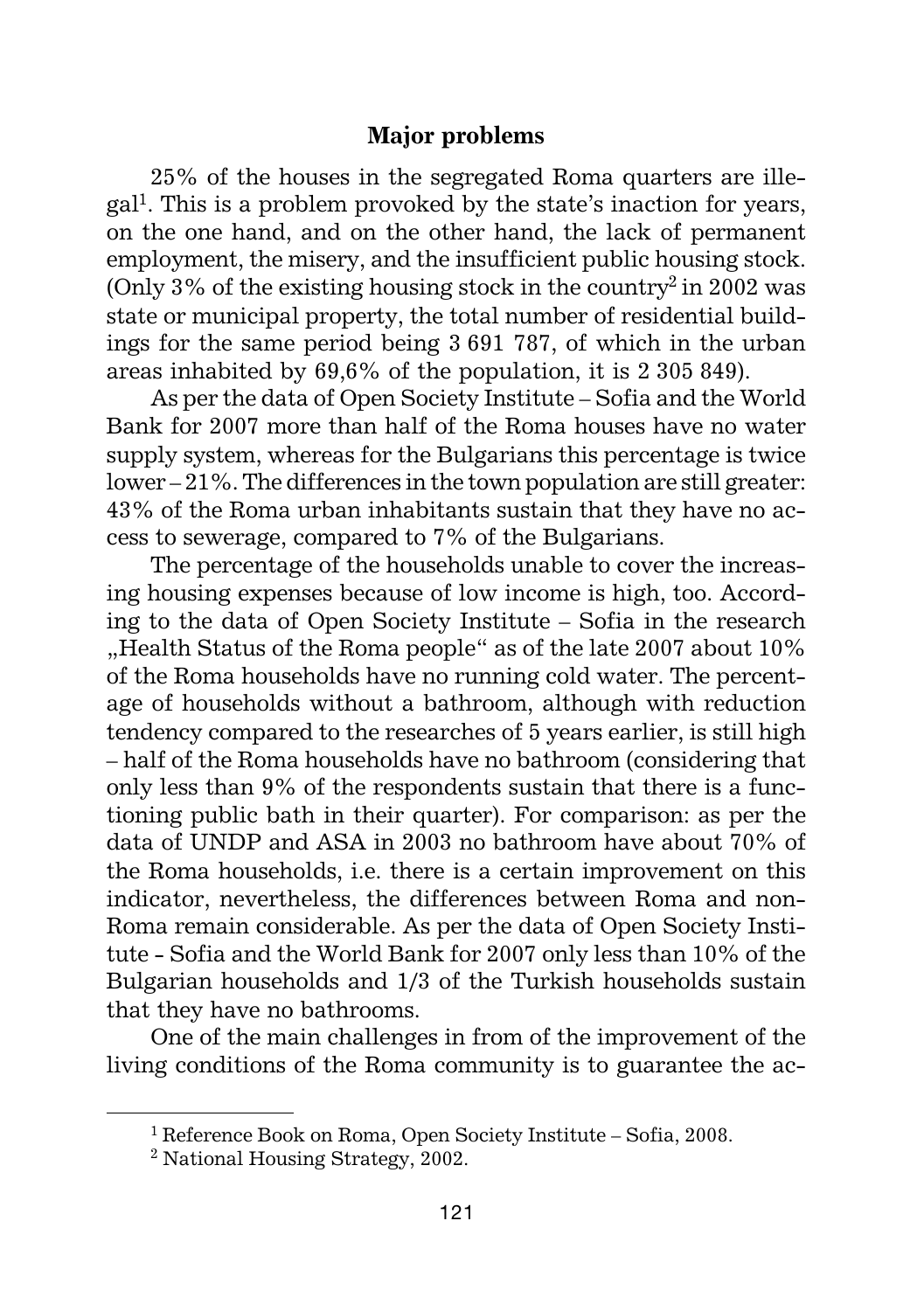## Major problems

25% of the houses in the segregated Roma quarters are illegal[1]. This is a problem provoked by the state's inaction for years, on the one hand, and on the other hand, the lack of permanent employment, the misery, and the insufficient public housing stock. (Only 3% of the existing housing stock in the country[2] in 2002 was state or municipal property, the total number of residential buildings for the same period being 3 691 787, of which in the urban areas inhabited by 69,6% of the population, it is 2 305 849).

As per the data of Open Society Institute – Sofia and the World Bank for 2007 more than half of the Roma houses have no water supply system, whereas for the Bulgarians this percentage is twice lower – 21%. The differences in the town population are still greater: 43% of the Roma urban inhabitants sustain that they have no access to sewerage, compared to 7% of the Bulgarians.

The percentage of the households unable to cover the increasing housing expenses because of low income is high, too. According to the data of Open Society Institute – Sofia in the research „Health Status of the Roma people" as of the late 2007 about 10% of the Roma households have no running cold water. The percentage of households without a bathroom, although with reduction tendency compared to the researches of 5 years earlier, is still high – half of the Roma households have no bathroom (considering that only less than 9% of the respondents sustain that there is a functioning public bath in their quarter). For comparison: as per the data of UNDP and ASA in 2003 no bathroom have about 70% of the Roma households, i.e. there is a certain improvement on this indicator, nevertheless, the differences between Roma and non-Roma remain considerable. As per the data of Open Society Institute - Sofia and the World Bank for 2007 only less than 10% of the Bulgarian households and 1/3 of the Turkish households sustain that they have no bathrooms.

One of the main challenges in from of the improvement of the living conditions of the Roma community is to guarantee the ac-

---

[1] Reference Book on Roma, Open Society Institute – Sofia, 2008.

[2] National Housing Strategy, 2002.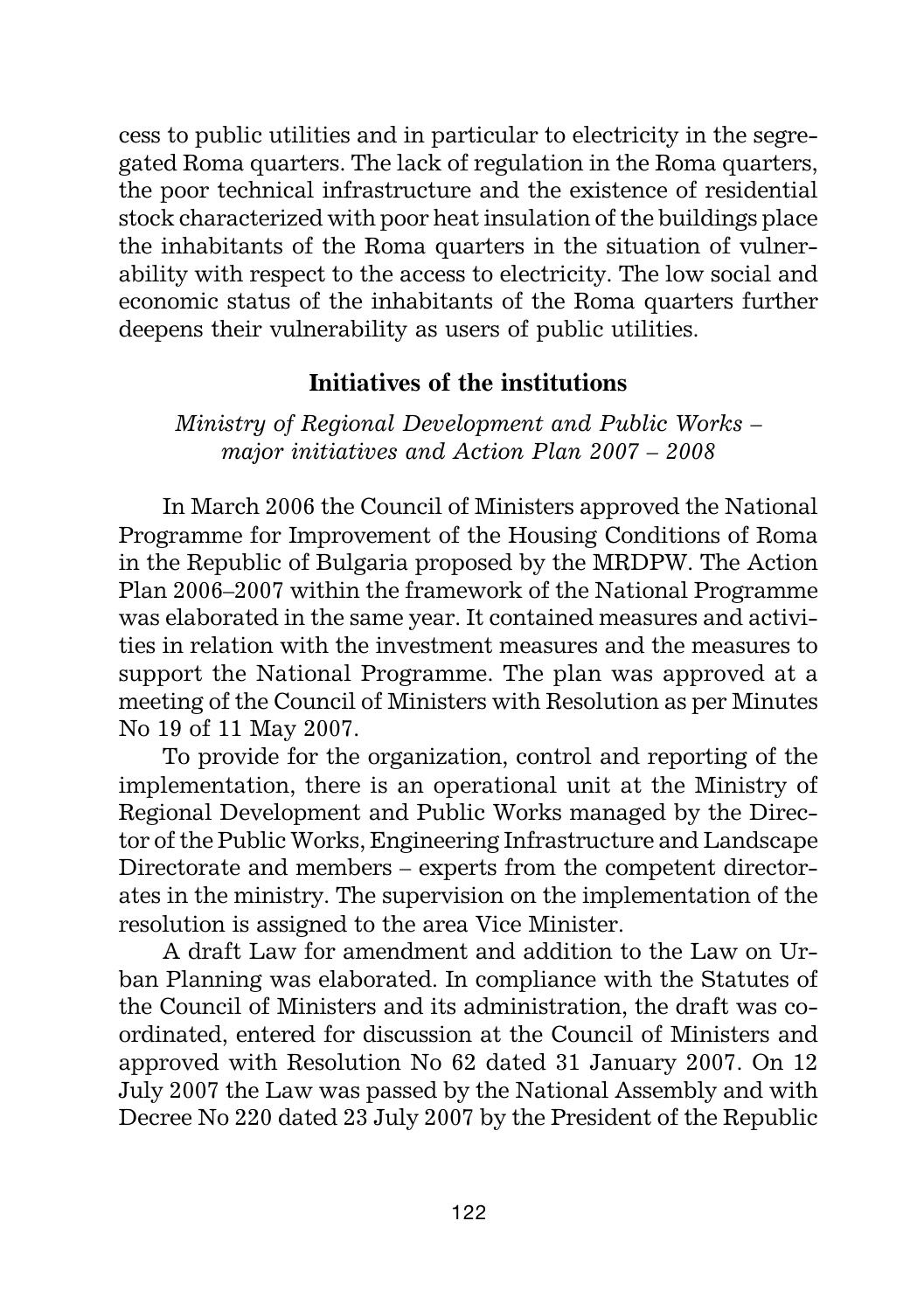cess to public utilities and in particular to electricity in the segregated Roma quarters. The lack of regulation in the Roma quarters, the poor technical infrastructure and the existence of residential stock characterized with poor heat insulation of the buildings place the inhabitants of the Roma quarters in the situation of vulnerability with respect to the access to electricity. The low social and economic status of the inhabitants of the Roma quarters further deepens their vulnerability as users of public utilities.

## Initiatives of the institutions

*Ministry of Regional Development and Public Works – major initiatives and Action Plan 2007 – 2008*

In March 2006 the Council of Ministers approved the National Programme for Improvement of the Housing Conditions of Roma in the Republic of Bulgaria proposed by the MRDPW. The Action Plan 2006–2007 within the framework of the National Programme was elaborated in the same year. It contained measures and activities in relation with the investment measures and the measures to support the National Programme. The plan was approved at a meeting of the Council of Ministers with Resolution as per Minutes No 19 of 11 May 2007.

To provide for the organization, control and reporting of the implementation, there is an operational unit at the Ministry of Regional Development and Public Works managed by the Director of the Public Works, Engineering Infrastructure and Landscape Directorate and members – experts from the competent directorates in the ministry. The supervision on the implementation of the resolution is assigned to the area Vice Minister.

A draft Law for amendment and addition to the Law on Urban Planning was elaborated. In compliance with the Statutes of the Council of Ministers and its administration, the draft was coordinated, entered for discussion at the Council of Ministers and approved with Resolution No 62 dated 31 January 2007. On 12 July 2007 the Law was passed by the National Assembly and with Decree No 220 dated 23 July 2007 by the President of the Republic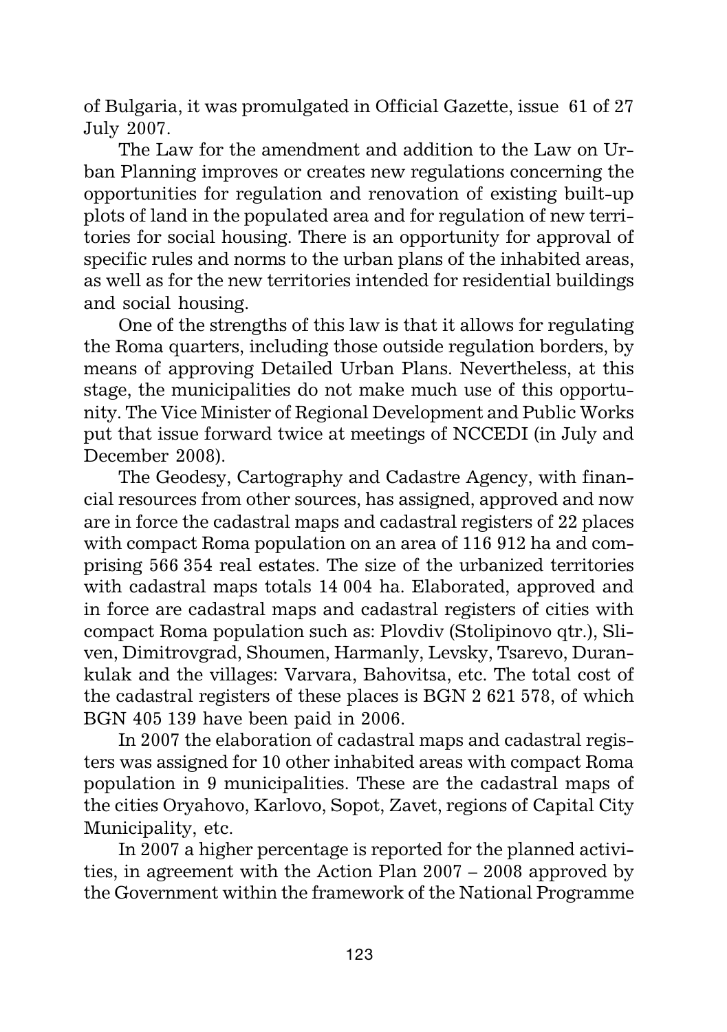of Bulgaria, it was promulgated in Official Gazette, issue 61 of 27 July 2007.

The Law for the amendment and addition to the Law on Urban Planning improves or creates new regulations concerning the opportunities for regulation and renovation of existing built-up plots of land in the populated area and for regulation of new territories for social housing. There is an opportunity for approval of specific rules and norms to the urban plans of the inhabited areas, as well as for the new territories intended for residential buildings and social housing.

One of the strengths of this law is that it allows for regulating the Roma quarters, including those outside regulation borders, by means of approving Detailed Urban Plans. Nevertheless, at this stage, the municipalities do not make much use of this opportunity. The Vice Minister of Regional Development and Public Works put that issue forward twice at meetings of NCCEDI (in July and December 2008).

The Geodesy, Cartography and Cadastre Agency, with financial resources from other sources, has assigned, approved and now are in force the cadastral maps and cadastral registers of 22 places with compact Roma population on an area of 116 912 ha and comprising 566 354 real estates. The size of the urbanized territories with cadastral maps totals 14 004 ha. Elaborated, approved and in force are cadastral maps and cadastral registers of cities with compact Roma population such as: Plovdiv (Stolipinovo qtr.), Sliven, Dimitrovgrad, Shoumen, Harmanly, Levsky, Tsarevo, Durankulak and the villages: Varvara, Bahovitsa, etc. The total cost of the cadastral registers of these places is BGN 2 621 578, of which BGN 405 139 have been paid in 2006.

In 2007 the elaboration of cadastral maps and cadastral registers was assigned for 10 other inhabited areas with compact Roma population in 9 municipalities. These are the cadastral maps of the cities Oryahovo, Karlovo, Sopot, Zavet, regions of Capital City Municipality, etc.

In 2007 a higher percentage is reported for the planned activities, in agreement with the Action Plan 2007 – 2008 approved by the Government within the framework of the National Programme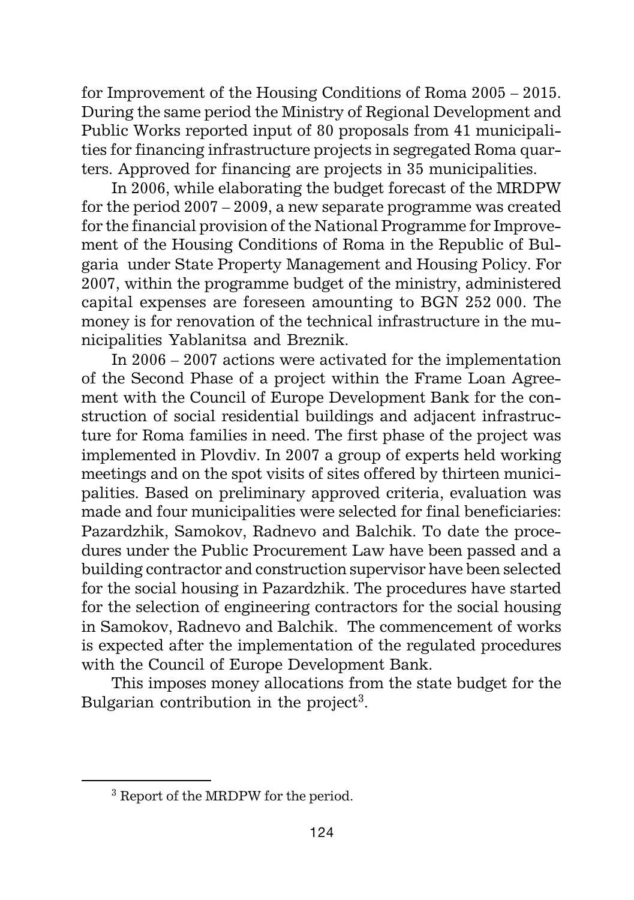for Improvement of the Housing Conditions of Roma 2005 – 2015. During the same period the Ministry of Regional Development and Public Works reported input of 80 proposals from 41 municipalities for financing infrastructure projects in segregated Roma quarters. Approved for financing are projects in 35 municipalities.

In 2006, while elaborating the budget forecast of the MRDPW for the period 2007 – 2009, a new separate programme was created for the financial provision of the National Programme for Improvement of the Housing Conditions of Roma in the Republic of Bulgaria under State Property Management and Housing Policy. For 2007, within the programme budget of the ministry, administered capital expenses are foreseen amounting to BGN 252 000. The money is for renovation of the technical infrastructure in the municipalities Yablanitsa and Breznik.

In 2006 – 2007 actions were activated for the implementation of the Second Phase of a project within the Frame Loan Agreement with the Council of Europe Development Bank for the construction of social residential buildings and adjacent infrastructure for Roma families in need. The first phase of the project was implemented in Plovdiv. In 2007 a group of experts held working meetings and on the spot visits of sites offered by thirteen municipalities. Based on preliminary approved criteria, evaluation was made and four municipalities were selected for final beneficiaries: Pazardzhik, Samokov, Radnevo and Balchik. To date the procedures under the Public Procurement Law have been passed and a building contractor and construction supervisor have been selected for the social housing in Pazardzhik. The procedures have started for the selection of engineering contractors for the social housing in Samokov, Radnevo and Balchik. The commencement of works is expected after the implementation of the regulated procedures with the Council of Europe Development Bank.

This imposes money allocations from the state budget for the Bulgarian contribution in the project[3].

---

[3] Report of the MRDPW for the period.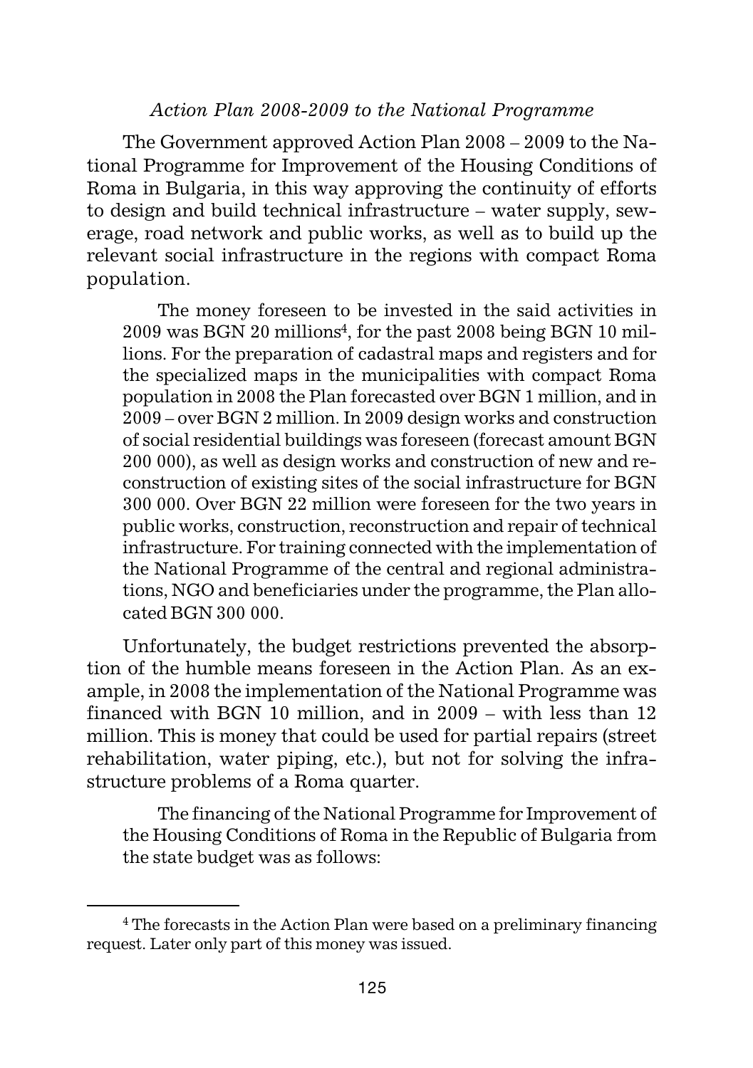*Action Plan 2008-2009 to the National Programme*

The Government approved Action Plan 2008 – 2009 to the National Programme for Improvement of the Housing Conditions of Roma in Bulgaria, in this way approving the continuity of efforts to design and build technical infrastructure – water supply, sewerage, road network and public works, as well as to build up the relevant social infrastructure in the regions with compact Roma population.

The money foreseen to be invested in the said activities in 2009 was BGN 20 millions[4], for the past 2008 being BGN 10 millions. For the preparation of cadastral maps and registers and for the specialized maps in the municipalities with compact Roma population in 2008 the Plan forecasted over BGN 1 million, and in 2009 – over BGN 2 million. In 2009 design works and construction of social residential buildings was foreseen (forecast amount BGN 200 000), as well as design works and construction of new and reconstruction of existing sites of the social infrastructure for BGN 300 000. Over BGN 22 million were foreseen for the two years in public works, construction, reconstruction and repair of technical infrastructure. For training connected with the implementation of the National Programme of the central and regional administrations, NGO and beneficiaries under the programme, the Plan allocated BGN 300 000.

Unfortunately, the budget restrictions prevented the absorption of the humble means foreseen in the Action Plan. As an example, in 2008 the implementation of the National Programme was financed with BGN 10 million, and in 2009 – with less than 12 million. This is money that could be used for partial repairs (street rehabilitation, water piping, etc.), but not for solving the infrastructure problems of a Roma quarter.

The financing of the National Programme for Improvement of the Housing Conditions of Roma in the Republic of Bulgaria from the state budget was as follows:

---

[4] The forecasts in the Action Plan were based on a preliminary financing request. Later only part of this money was issued.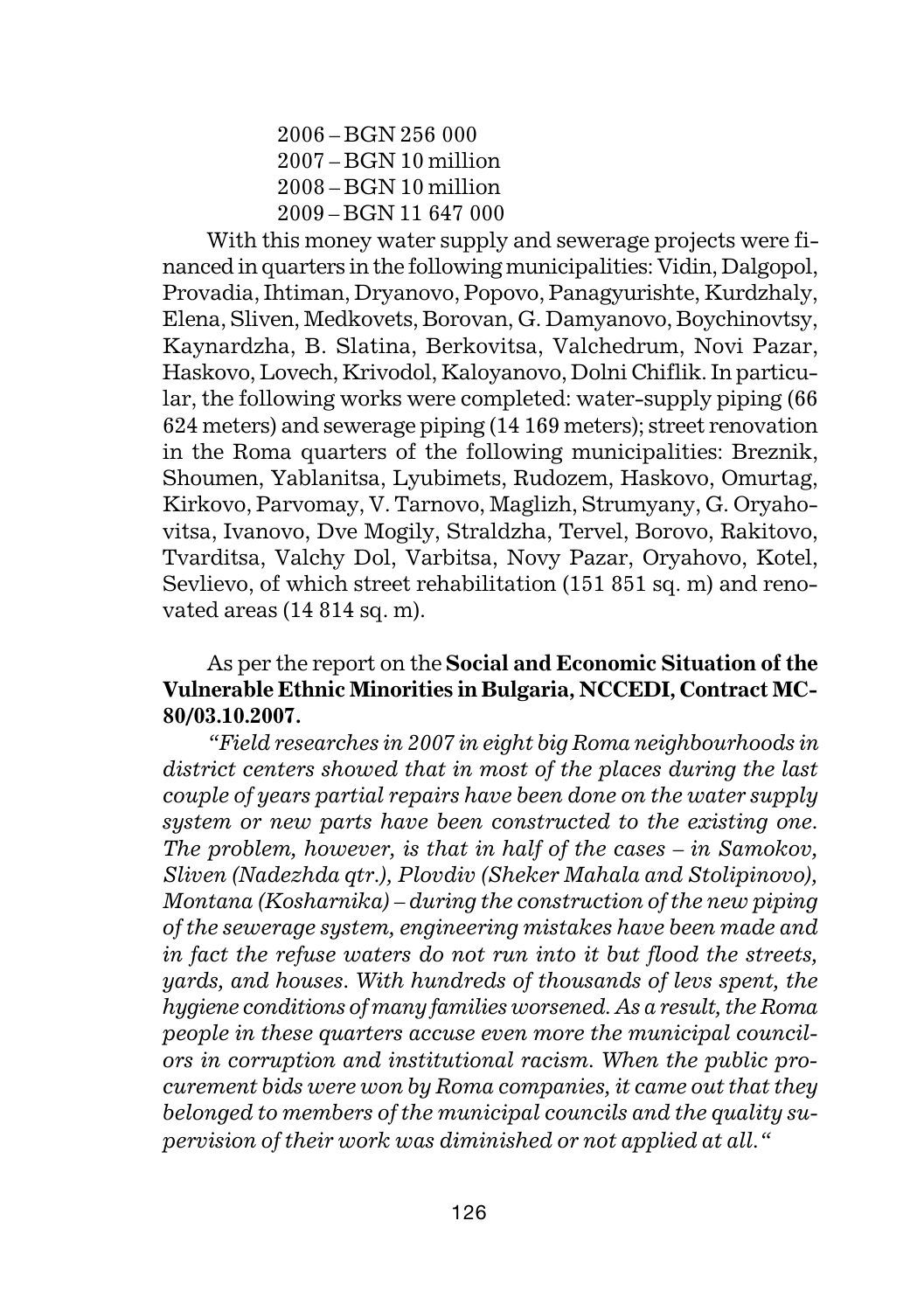2006 – BGN 256 000
2007 – BGN 10 million
2008 – BGN 10 million
2009 – BGN 11 647 000

With this money water supply and sewerage projects were financed in quarters in the following municipalities: Vidin, Dalgopol, Provadia, Ihtiman, Dryanovo, Popovo, Panagyurishte, Kurdzhaly, Elena, Sliven, Medkovets, Borovan, G. Damyanovo, Boychinovtsy, Kaynardzha, B. Slatina, Berkovitsa, Valchedrum, Novi Pazar, Haskovo, Lovech, Krivodol, Kaloyanovo, Dolni Chiflik. In particular, the following works were completed: water-supply piping (66 624 meters) and sewerage piping (14 169 meters); street renovation in the Roma quarters of the following municipalities: Breznik, Shoumen, Yablanitsa, Lyubimets, Rudozem, Haskovo, Omurtag, Kirkovo, Parvomay, V. Tarnovo, Maglizh, Strumyany, G. Oryahovitsa, Ivanovo, Dve Mogily, Straldzha, Tervel, Borovo, Rakitovo, Tvarditsa, Valchy Dol, Varbitsa, Novy Pazar, Oryahovo, Kotel, Sevlievo, of which street rehabilitation (151 851 sq. m) and renovated areas (14 814 sq. m).

As per the report on the **Social and Economic Situation of the Vulnerable Ethnic Minorities in Bulgaria, NCCEDI, Contract MC-80/03.10.2007.**

*"Field researches in 2007 in eight big Roma neighbourhoods in district centers showed that in most of the places during the last couple of years partial repairs have been done on the water supply system or new parts have been constructed to the existing one. The problem, however, is that in half of the cases – in Samokov, Sliven (Nadezhda qtr.), Plovdiv (Sheker Mahala and Stolipinovo), Montana (Kosharnika) – during the construction of the new piping of the sewerage system, engineering mistakes have been made and in fact the refuse waters do not run into it but flood the streets, yards, and houses. With hundreds of thousands of levs spent, the hygiene conditions of many families worsened. As a result, the Roma people in these quarters accuse even more the municipal councilors in corruption and institutional racism. When the public procurement bids were won by Roma companies, it came out that they belonged to members of the municipal councils and the quality supervision of their work was diminished or not applied at all."*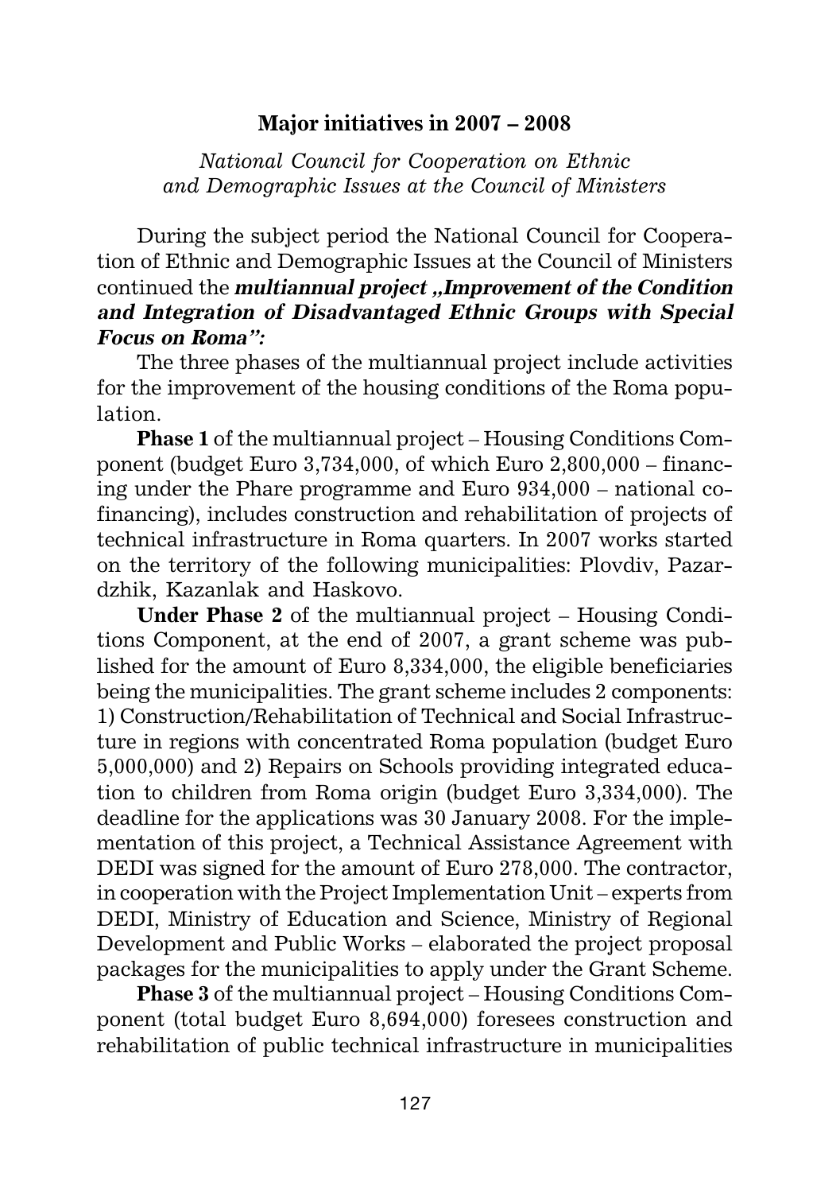## Major initiatives in 2007 – 2008

*National Council for Cooperation on Ethnic and Demographic Issues at the Council of Ministers*

During the subject period the National Council for Cooperation of Ethnic and Demographic Issues at the Council of Ministers continued the ***multiannual project „Improvement of the Condition and Integration of Disadvantaged Ethnic Groups with Special Focus on Roma":***

The three phases of the multiannual project include activities for the improvement of the housing conditions of the Roma population.

**Phase 1** of the multiannual project – Housing Conditions Component (budget Euro 3,734,000, of which Euro 2,800,000 – financing under the Phare programme and Euro 934,000 – national co-financing), includes construction and rehabilitation of projects of technical infrastructure in Roma quarters. In 2007 works started on the territory of the following municipalities: Plovdiv, Pazardzhik, Kazanlak and Haskovo.

**Under Phase 2** of the multiannual project – Housing Conditions Component, at the end of 2007, a grant scheme was published for the amount of Euro 8,334,000, the eligible beneficiaries being the municipalities. The grant scheme includes 2 components: 1) Construction/Rehabilitation of Technical and Social Infrastructure in regions with concentrated Roma population (budget Euro 5,000,000) and 2) Repairs on Schools providing integrated education to children from Roma origin (budget Euro 3,334,000). The deadline for the applications was 30 January 2008. For the implementation of this project, a Technical Assistance Agreement with DEDI was signed for the amount of Euro 278,000. The contractor, in cooperation with the Project Implementation Unit – experts from DEDI, Ministry of Education and Science, Ministry of Regional Development and Public Works – elaborated the project proposal packages for the municipalities to apply under the Grant Scheme.

**Phase 3** of the multiannual project – Housing Conditions Component (total budget Euro 8,694,000) foresees construction and rehabilitation of public technical infrastructure in municipalities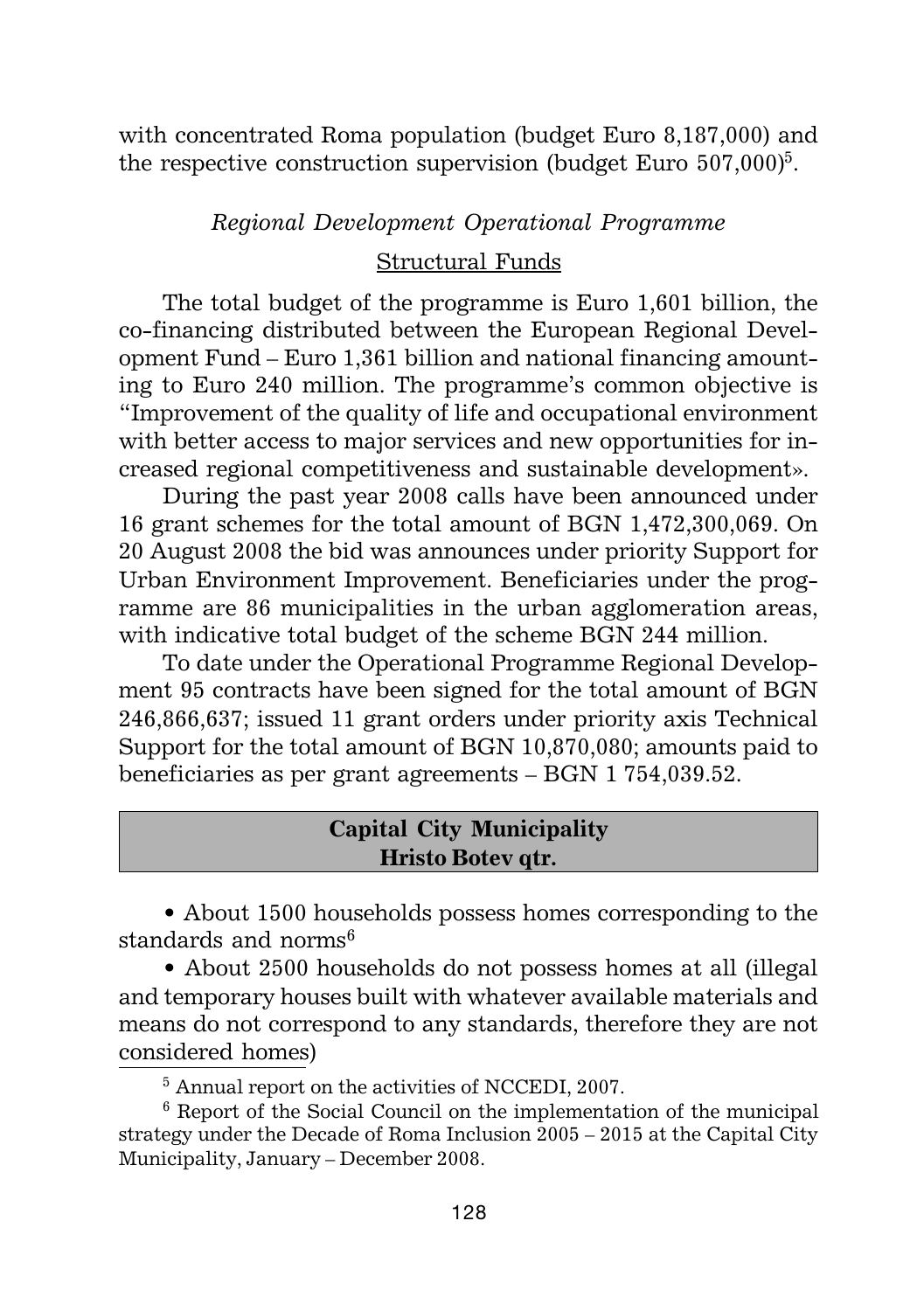with concentrated Roma population (budget Euro 8,187,000) and the respective construction supervision (budget Euro 507,000)[5].

*Regional Development Operational Programme*

Structural Funds

The total budget of the programme is Euro 1,601 billion, the co-financing distributed between the European Regional Development Fund – Euro 1,361 billion and national financing amounting to Euro 240 million. The programme's common objective is "Improvement of the quality of life and occupational environment with better access to major services and new opportunities for increased regional competitiveness and sustainable development».

During the past year 2008 calls have been announced under 16 grant schemes for the total amount of BGN 1,472,300,069. On 20 August 2008 the bid was announces under priority Support for Urban Environment Improvement. Beneficiaries under the programme are 86 municipalities in the urban agglomeration areas, with indicative total budget of the scheme BGN 244 million.

To date under the Operational Programme Regional Development 95 contracts have been signed for the total amount of BGN 246,866,637; issued 11 grant orders under priority axis Technical Support for the total amount of BGN 10,870,080; amounts paid to beneficiaries as per grant agreements – BGN 1 754,039.52.

| **Capital City Municipality Hristo Botev qtr.** |
| --- |

- About 1500 households possess homes corresponding to the standards and norms[6]
- About 2500 households do not possess homes at all (illegal and temporary houses built with whatever available materials and means do not correspond to any standards, therefore they are not considered homes)

[5] Annual report on the activities of NCCEDI, 2007.

[6] Report of the Social Council on the implementation of the municipal strategy under the Decade of Roma Inclusion 2005 – 2015 at the Capital City Municipality, January – December 2008.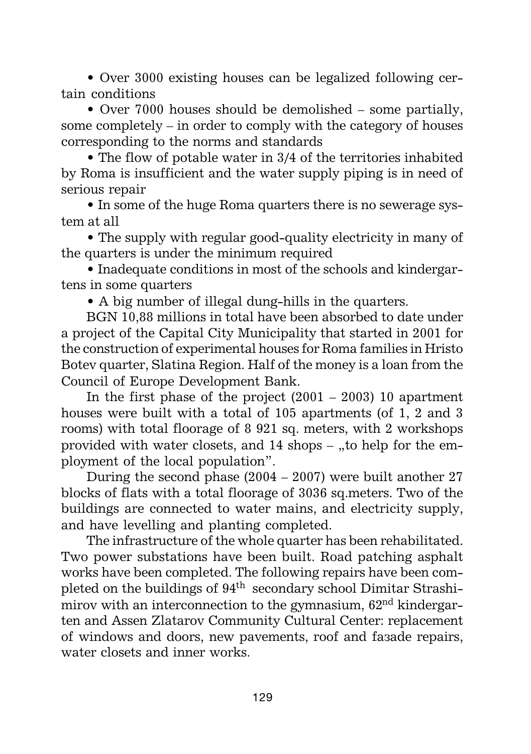- Over 3000 existing houses can be legalized following certain conditions
- Over 7000 houses should be demolished – some partially, some completely – in order to comply with the category of houses corresponding to the norms and standards
- The flow of potable water in 3/4 of the territories inhabited by Roma is insufficient and the water supply piping is in need of serious repair
- In some of the huge Roma quarters there is no sewerage system at all
- The supply with regular good-quality electricity in many of the quarters is under the minimum required
- Inadequate conditions in most of the schools and kindergartens in some quarters
- A big number of illegal dung-hills in the quarters.

BGN 10,88 millions in total have been absorbed to date under a project of the Capital City Municipality that started in 2001 for the construction of experimental houses for Roma families in Hristo Botev quarter, Slatina Region. Half of the money is a loan from the Council of Europe Development Bank.

In the first phase of the project (2001 – 2003) 10 apartment houses were built with a total of 105 apartments (of 1, 2 and 3 rooms) with total floorage of 8 921 sq. meters, with 2 workshops provided with water closets, and 14 shops – „to help for the employment of the local population".

During the second phase (2004 – 2007) were built another 27 blocks of flats with a total floorage of 3036 sq.meters. Two of the buildings are connected to water mains, and electricity supply, and have levelling and planting completed.

The infrastructure of the whole quarter has been rehabilitated. Two power substations have been built. Road patching asphalt works have been completed. The following repairs have been completed on the buildings of 94th secondary school Dimitar Strashimirov with an interconnection to the gymnasium, 62nd kindergarten and Assen Zlatarov Community Cultural Center: replacement of windows and doors, new pavements, roof and faзade repairs, water closets and inner works.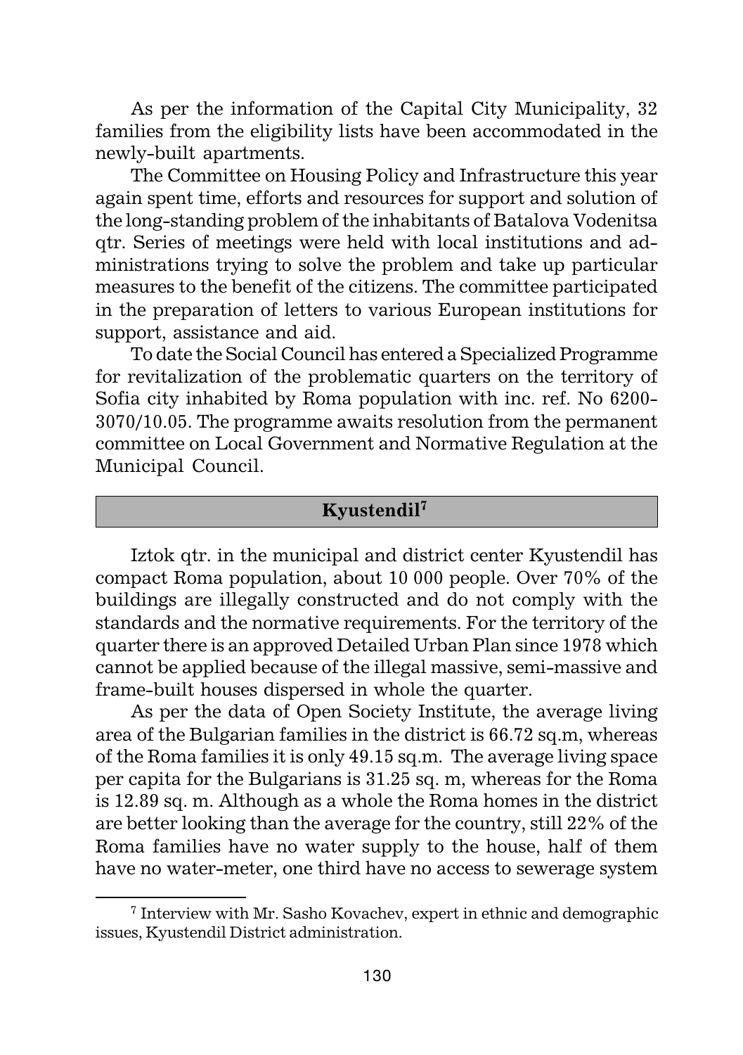As per the information of the Capital City Municipality, 32 families from the eligibility lists have been accommodated in the newly-built apartments.

The Committee on Housing Policy and Infrastructure this year again spent time, efforts and resources for support and solution of the long-standing problem of the inhabitants of Batalova Vodenitsa qtr. Series of meetings were held with local institutions and administrations trying to solve the problem and take up particular measures to the benefit of the citizens. The committee participated in the preparation of letters to various European institutions for support, assistance and aid.

To date the Social Council has entered a Specialized Programme for revitalization of the problematic quarters on the territory of Sofia city inhabited by Roma population with inc. ref. No 6200-3070/10.05. The programme awaits resolution from the permanent committee on Local Government and Normative Regulation at the Municipal Council.

## Kyustendil[7]

Iztok qtr. in the municipal and district center Kyustendil has compact Roma population, about 10 000 people. Over 70% of the buildings are illegally constructed and do not comply with the standards and the normative requirements. For the territory of the quarter there is an approved Detailed Urban Plan since 1978 which cannot be applied because of the illegal massive, semi-massive and frame-built houses dispersed in whole the quarter.

As per the data of Open Society Institute, the average living area of the Bulgarian families in the district is 66.72 sq.m, whereas of the Roma families it is only 49.15 sq.m. The average living space per capita for the Bulgarians is 31.25 sq. m, whereas for the Roma is 12.89 sq. m. Although as a whole the Roma homes in the district are better looking than the average for the country, still 22% of the Roma families have no water supply to the house, half of them have no water-meter, one third have no access to sewerage system

[7] Interview with Mr. Sasho Kovachev, expert in ethnic and demographic issues, Kyustendil District administration.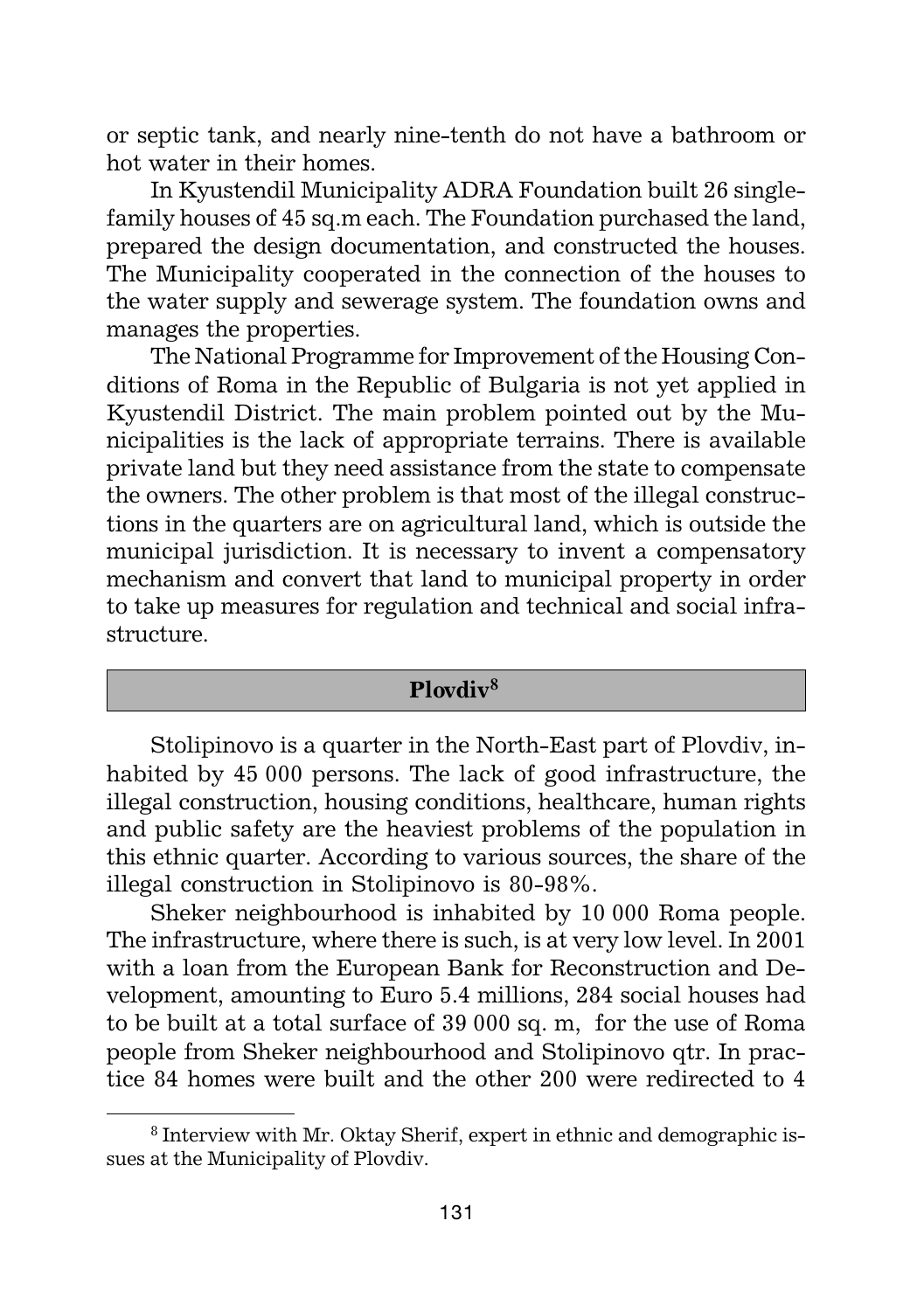or septic tank, and nearly nine-tenth do not have a bathroom or hot water in their homes.

In Kyustendil Municipality ADRA Foundation built 26 single-family houses of 45 sq.m each. The Foundation purchased the land, prepared the design documentation, and constructed the houses. The Municipality cooperated in the connection of the houses to the water supply and sewerage system. The foundation owns and manages the properties.

The National Programme for Improvement of the Housing Conditions of Roma in the Republic of Bulgaria is not yet applied in Kyustendil District. The main problem pointed out by the Municipalities is the lack of appropriate terrains. There is available private land but they need assistance from the state to compensate the owners. The other problem is that most of the illegal constructions in the quarters are on agricultural land, which is outside the municipal jurisdiction. It is necessary to invent a compensatory mechanism and convert that land to municipal property in order to take up measures for regulation and technical and social infrastructure.

## Plovdiv[8]

Stolipinovo is a quarter in the North-East part of Plovdiv, inhabited by 45 000 persons. The lack of good infrastructure, the illegal construction, housing conditions, healthcare, human rights and public safety are the heaviest problems of the population in this ethnic quarter. According to various sources, the share of the illegal construction in Stolipinovo is 80-98%.

Sheker neighbourhood is inhabited by 10 000 Roma people. The infrastructure, where there is such, is at very low level. In 2001 with a loan from the European Bank for Reconstruction and Development, amounting to Euro 5.4 millions, 284 social houses had to be built at a total surface of 39 000 sq. m, for the use of Roma people from Sheker neighbourhood and Stolipinovo qtr. In practice 84 homes were built and the other 200 were redirected to 4

[8] Interview with Mr. Oktay Sherif, expert in ethnic and demographic issues at the Municipality of Plovdiv.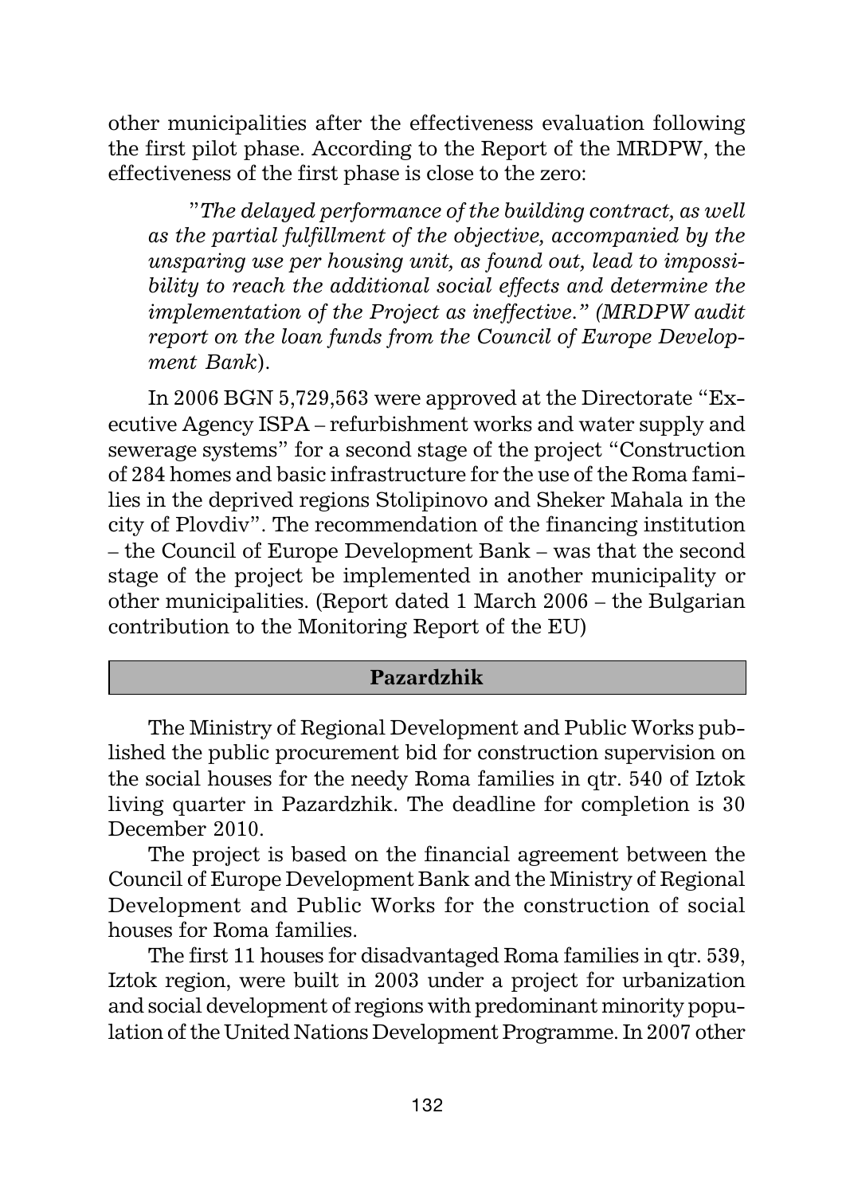other municipalities after the effectiveness evaluation following the first pilot phase. According to the Report of the MRDPW, the effectiveness of the first phase is close to the zero:

> "*The delayed performance of the building contract, as well as the partial fulfillment of the objective, accompanied by the unsparing use per housing unit, as found out, lead to impossibility to reach the additional social effects and determine the implementation of the Project as ineffective." (MRDPW audit report on the loan funds from the Council of Europe Development Bank*).

In 2006 BGN 5,729,563 were approved at the Directorate "Executive Agency ISPA – refurbishment works and water supply and sewerage systems" for a second stage of the project "Construction of 284 homes and basic infrastructure for the use of the Roma families in the deprived regions Stolipinovo and Sheker Mahala in the city of Plovdiv". The recommendation of the financing institution – the Council of Europe Development Bank – was that the second stage of the project be implemented in another municipality or other municipalities. (Report dated 1 March 2006 – the Bulgarian contribution to the Monitoring Report of the EU)

## Pazardzhik

The Ministry of Regional Development and Public Works published the public procurement bid for construction supervision on the social houses for the needy Roma families in qtr. 540 of Iztok living quarter in Pazardzhik. The deadline for completion is 30 December 2010.

The project is based on the financial agreement between the Council of Europe Development Bank and the Ministry of Regional Development and Public Works for the construction of social houses for Roma families.

The first 11 houses for disadvantaged Roma families in qtr. 539, Iztok region, were built in 2003 under a project for urbanization and social development of regions with predominant minority population of the United Nations Development Programme. In 2007 other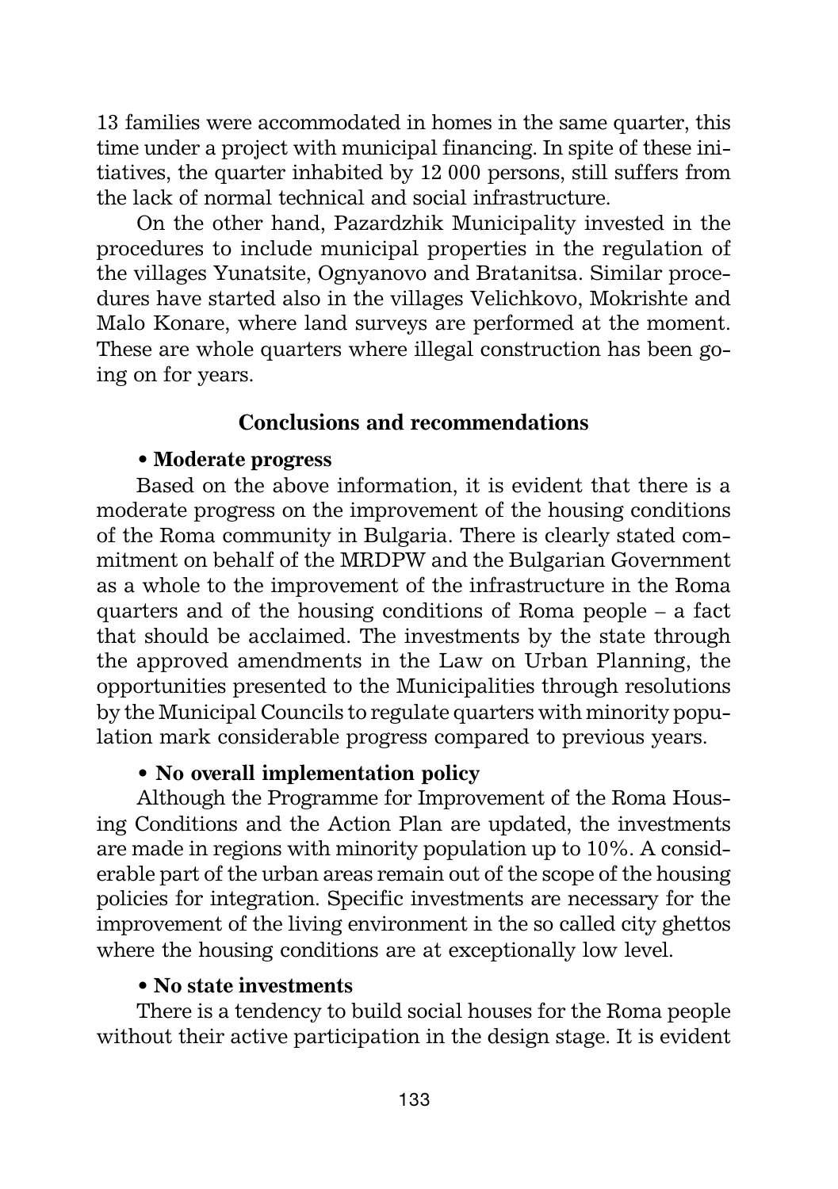13 families were accommodated in homes in the same quarter, this time under a project with municipal financing. In spite of these initiatives, the quarter inhabited by 12 000 persons, still suffers from the lack of normal technical and social infrastructure.

On the other hand, Pazardzhik Municipality invested in the procedures to include municipal properties in the regulation of the villages Yunatsite, Ognyanovo and Bratanitsa. Similar procedures have started also in the villages Velichkovo, Mokrishte and Malo Konare, where land surveys are performed at the moment. These are whole quarters where illegal construction has been going on for years.

## Conclusions and recommendations

**• Moderate progress**

Based on the above information, it is evident that there is a moderate progress on the improvement of the housing conditions of the Roma community in Bulgaria. There is clearly stated commitment on behalf of the MRDPW and the Bulgarian Government as a whole to the improvement of the infrastructure in the Roma quarters and of the housing conditions of Roma people – a fact that should be acclaimed. The investments by the state through the approved amendments in the Law on Urban Planning, the opportunities presented to the Municipalities through resolutions by the Municipal Councils to regulate quarters with minority population mark considerable progress compared to previous years.

**• No overall implementation policy**

Although the Programme for Improvement of the Roma Housing Conditions and the Action Plan are updated, the investments are made in regions with minority population up to 10%. A considerable part of the urban areas remain out of the scope of the housing policies for integration. Specific investments are necessary for the improvement of the living environment in the so called city ghettos where the housing conditions are at exceptionally low level.

**• No state investments**

There is a tendency to build social houses for the Roma people without their active participation in the design stage. It is evident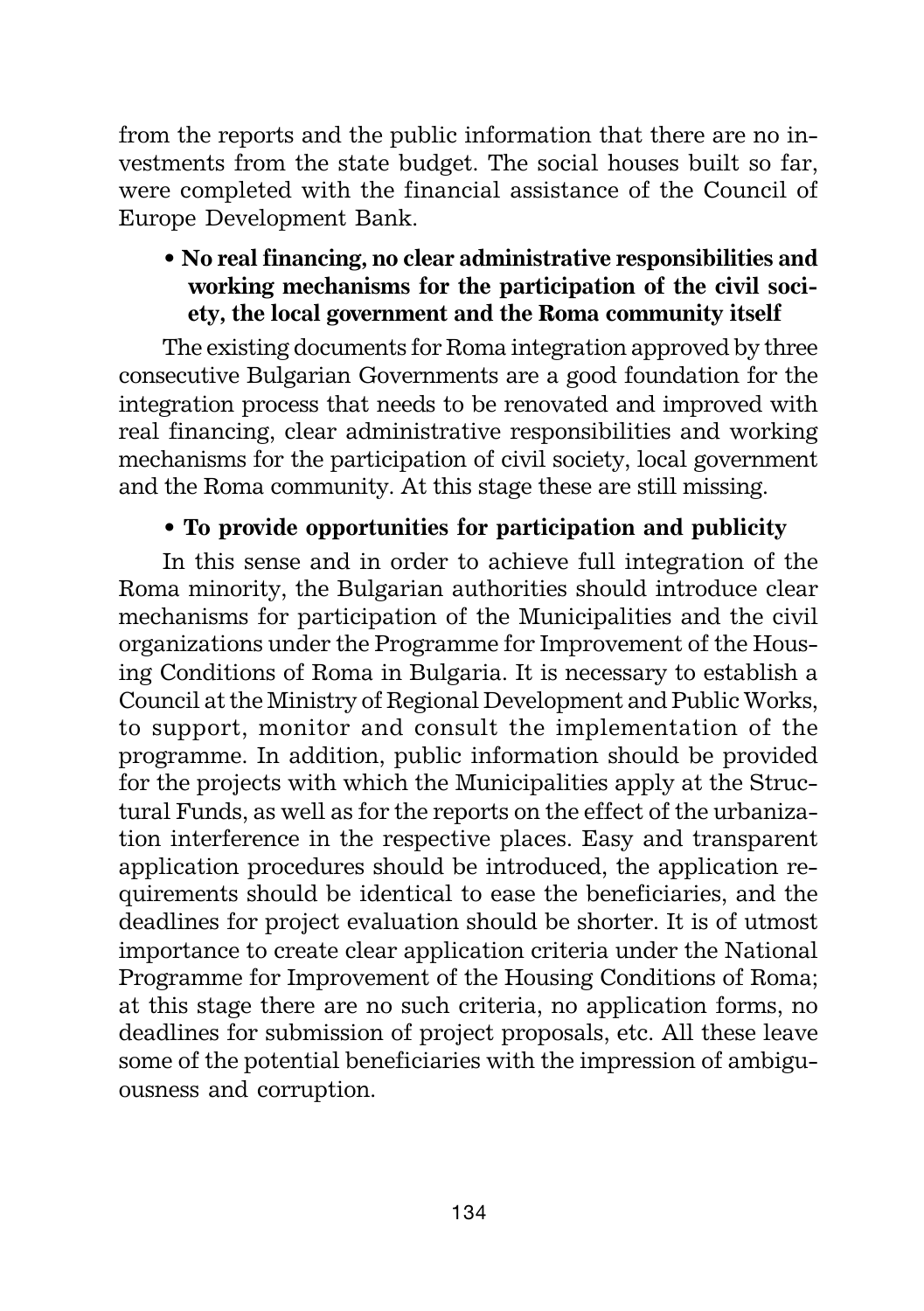from the reports and the public information that there are no investments from the state budget. The social houses built so far, were completed with the financial assistance of the Council of Europe Development Bank.

- **No real financing, no clear administrative responsibilities and working mechanisms for the participation of the civil society, the local government and the Roma community itself**

The existing documents for Roma integration approved by three consecutive Bulgarian Governments are a good foundation for the integration process that needs to be renovated and improved with real financing, clear administrative responsibilities and working mechanisms for the participation of civil society, local government and the Roma community. At this stage these are still missing.

- **To provide opportunities for participation and publicity**

In this sense and in order to achieve full integration of the Roma minority, the Bulgarian authorities should introduce clear mechanisms for participation of the Municipalities and the civil organizations under the Programme for Improvement of the Housing Conditions of Roma in Bulgaria. It is necessary to establish a Council at the Ministry of Regional Development and Public Works, to support, monitor and consult the implementation of the programme. In addition, public information should be provided for the projects with which the Municipalities apply at the Structural Funds, as well as for the reports on the effect of the urbanization interference in the respective places. Easy and transparent application procedures should be introduced, the application requirements should be identical to ease the beneficiaries, and the deadlines for project evaluation should be shorter. It is of utmost importance to create clear application criteria under the National Programme for Improvement of the Housing Conditions of Roma; at this stage there are no such criteria, no application forms, no deadlines for submission of project proposals, etc. All these leave some of the potential beneficiaries with the impression of ambiguousness and corruption.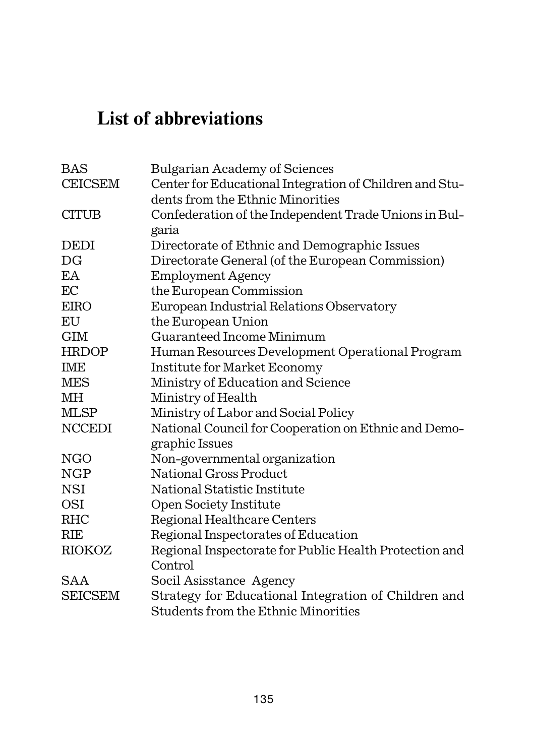# List of abbreviations

| | |
|---|---|
| BAS | Bulgarian Academy of Sciences |
| CEICSEM | Center for Educational Integration of Children and Students from the Ethnic Minorities |
| CITUB | Confederation of the Independent Trade Unions in Bulgaria |
| DEDI | Directorate of Ethnic and Demographic Issues |
| DG | Directorate General (of the European Commission) |
| EA | Employment Agency |
| EC | the European Commission |
| EIRO | European Industrial Relations Observatory |
| EU | the European Union |
| GIM | Guaranteed Income Minimum |
| HRDOP | Human Resources Development Operational Program |
| IME | Institute for Market Economy |
| MES | Ministry of Education and Science |
| MH | Ministry of Health |
| MLSP | Ministry of Labor and Social Policy |
| NCCEDI | National Council for Cooperation on Ethnic and Demographic Issues |
| NGO | Non-governmental organization |
| NGP | National Gross Product |
| NSI | National Statistic Institute |
| OSI | Open Society Institute |
| RHC | Regional Healthcare Centers |
| RIE | Regional Inspectorates of Education |
| RIOKOZ | Regional Inspectorate for Public Health Protection and Control |
| SAA | Socil Asisstance Agency |
| SEICSEM | Strategy for Educational Integration of Children and Students from the Ethnic Minorities |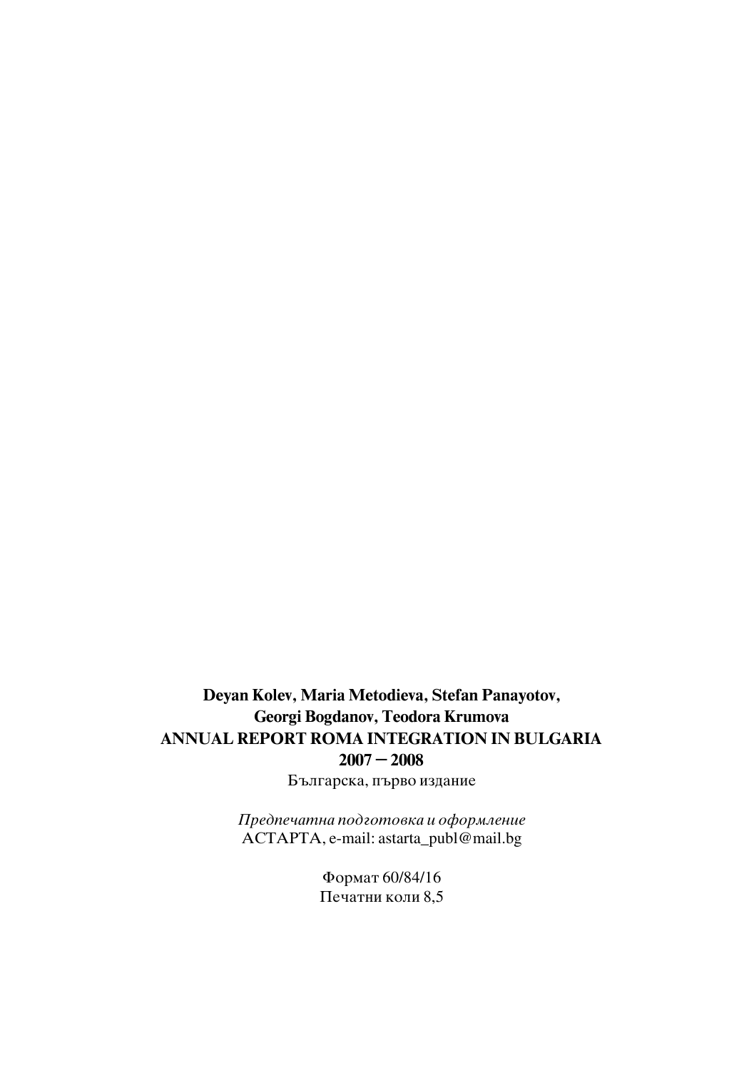**Deyan Kolev, Maria Metodieva, Stefan Panayotov,**
**Georgi Bogdanov, Teodora Krumova**
**ANNUAL REPORT ROMA INTEGRATION IN BULGARIA**
**2007 – 2008**

Българска, първо издание

*Предпечатна подготовка и оформление*
АСТАРТА, e-mail: astarta_publ@mail.bg

Формат 60/84/16
Печатни коли 8,5